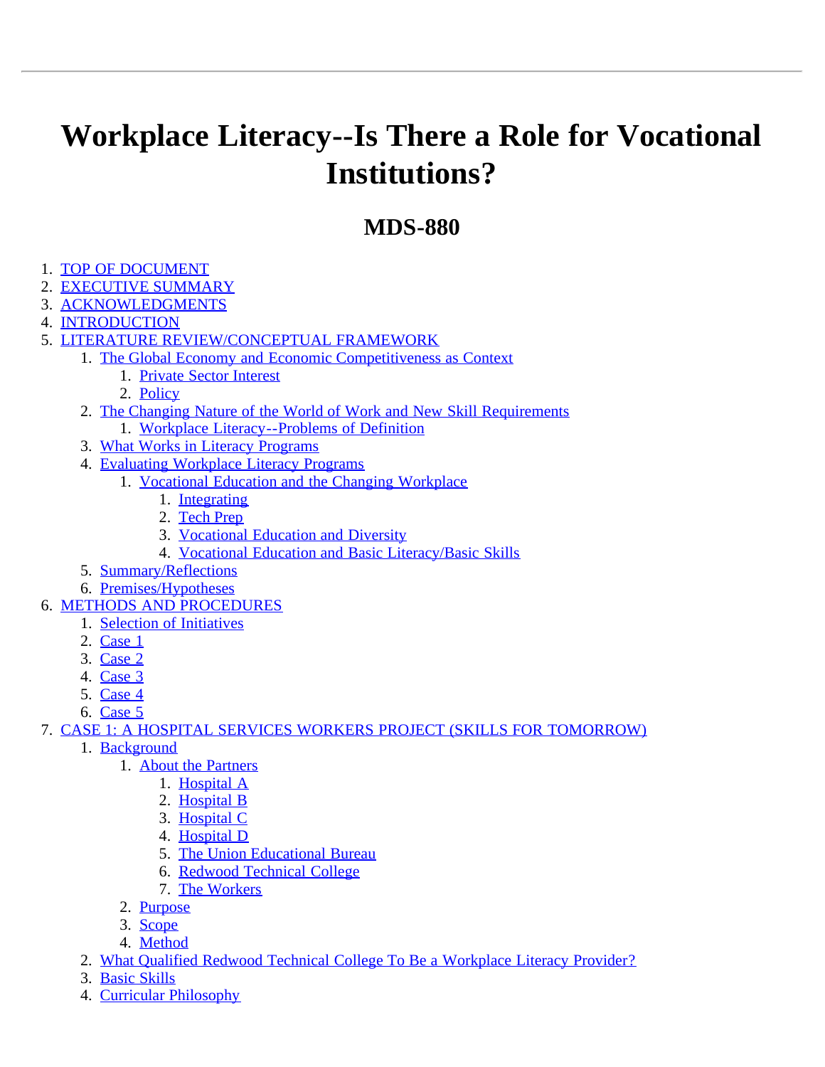# Workplace Literacy--Is There a Role for Vocational Institutions?

## MDS-880

1. TOP OF DOCUMENT
2. EXECUTIVE SUMMARY
3. ACKNOWLEDGMENTS
4. INTRODUCTION
5. LITERATURE REVIEW/CONCEPTUAL FRAMEWORK
    1. The Global Economy and Economic Competitiveness as Context
        1. Private Sector Interest
        2. Policy
    2. The Changing Nature of the World of Work and New Skill Requirements
        1. Workplace Literacy--Problems of Definition
    3. What Works in Literacy Programs
    4. Evaluating Workplace Literacy Programs
        1. Vocational Education and the Changing Workplace
            1. Integrating
            2. Tech Prep
            3. Vocational Education and Diversity
            4. Vocational Education and Basic Literacy/Basic Skills
    5. Summary/Reflections
    6. Premises/Hypotheses
6. METHODS AND PROCEDURES
    1. Selection of Initiatives
    2. Case 1
    3. Case 2
    4. Case 3
    5. Case 4
    6. Case 5
7. CASE 1: A HOSPITAL SERVICES WORKERS PROJECT (SKILLS FOR TOMORROW)
    1. Background
        1. About the Partners
            1. Hospital A
            2. Hospital B
            3. Hospital C
            4. Hospital D
            5. The Union Educational Bureau
            6. Redwood Technical College
            7. The Workers
        2. Purpose
        3. Scope
        4. Method
    2. What Qualified Redwood Technical College To Be a Workplace Literacy Provider?
    3. Basic Skills
    4. Curricular Philosophy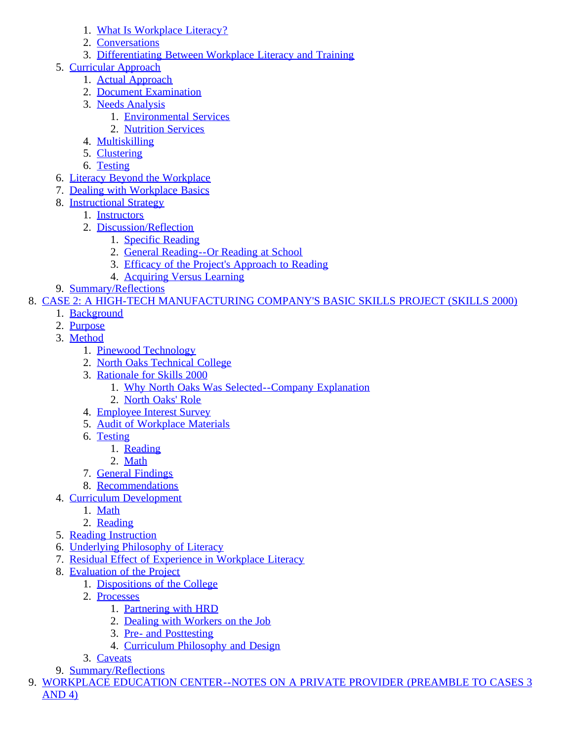1. What Is Workplace Literacy?
        2. Conversations
        3. Differentiating Between Workplace Literacy and Training
    5. Curricular Approach
        1. Actual Approach
        2. Document Examination
        3. Needs Analysis
            1. Environmental Services
            2. Nutrition Services
        4. Multiskilling
        5. Clustering
        6. Testing
    6. Literacy Beyond the Workplace
    7. Dealing with Workplace Basics
    8. Instructional Strategy
        1. Instructors
        2. Discussion/Reflection
            1. Specific Reading
            2. General Reading--Or Reading at School
            3. Efficacy of the Project's Approach to Reading
            4. Acquiring Versus Learning
    9. Summary/Reflections
8. CASE 2: A HIGH-TECH MANUFACTURING COMPANY'S BASIC SKILLS PROJECT (SKILLS 2000)
    1. Background
    2. Purpose
    3. Method
        1. Pinewood Technology
        2. North Oaks Technical College
        3. Rationale for Skills 2000
            1. Why North Oaks Was Selected--Company Explanation
            2. North Oaks' Role
        4. Employee Interest Survey
        5. Audit of Workplace Materials
        6. Testing
            1. Reading
            2. Math
        7. General Findings
        8. Recommendations
    4. Curriculum Development
        1. Math
        2. Reading
    5. Reading Instruction
    6. Underlying Philosophy of Literacy
    7. Residual Effect of Experience in Workplace Literacy
    8. Evaluation of the Project
        1. Dispositions of the College
        2. Processes
            1. Partnering with HRD
            2. Dealing with Workers on the Job
            3. Pre- and Posttesting
            4. Curriculum Philosophy and Design
        3. Caveats
    9. Summary/Reflections
9. WORKPLACE EDUCATION CENTER--NOTES ON A PRIVATE PROVIDER (PREAMBLE TO CASES 3 AND 4)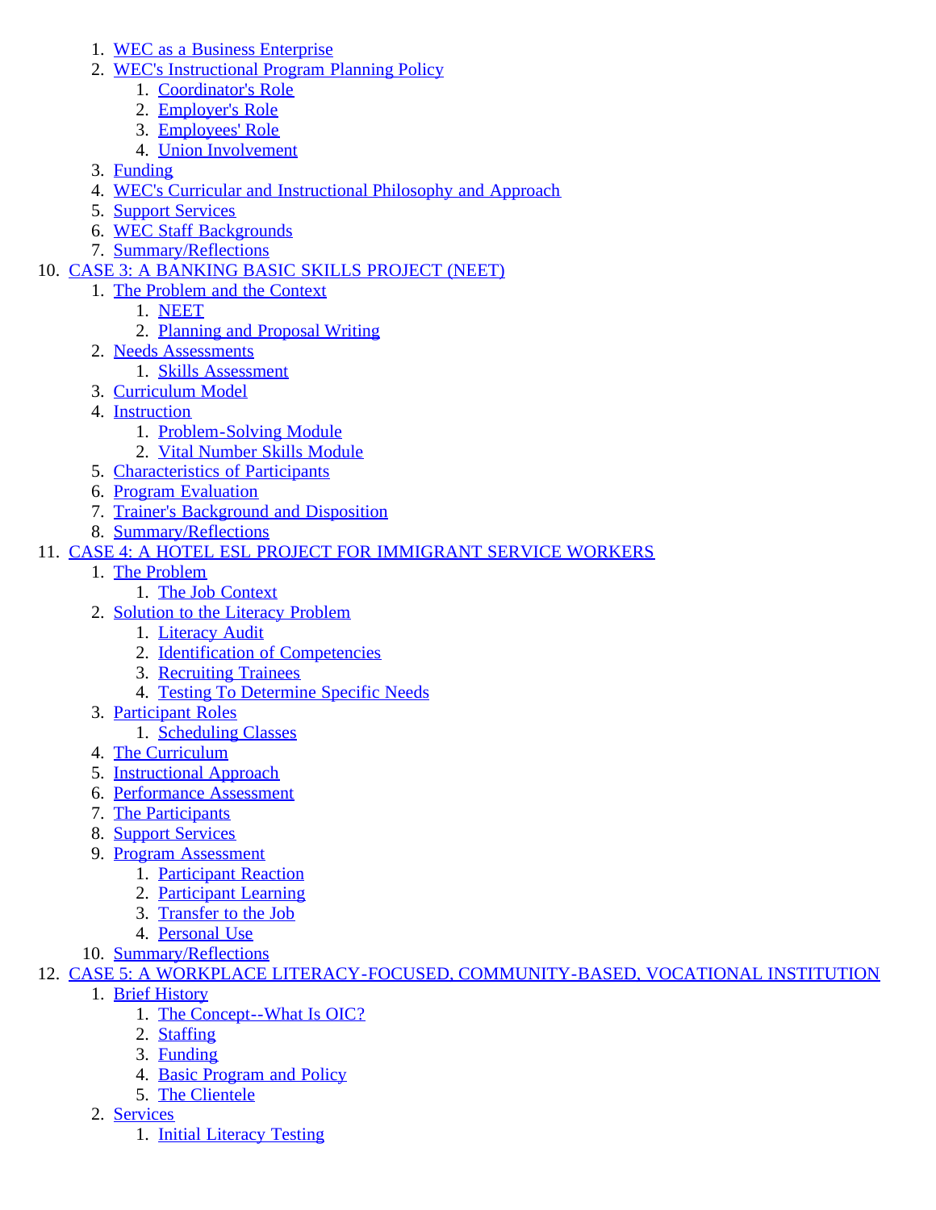1. WEC as a Business Enterprise
2. WEC's Instructional Program Planning Policy
    1. Coordinator's Role
    2. Employer's Role
    3. Employees' Role
    4. Union Involvement
3. Funding
4. WEC's Curricular and Instructional Philosophy and Approach
5. Support Services
6. WEC Staff Backgrounds
7. Summary/Reflections

10. CASE 3: A BANKING BASIC SKILLS PROJECT (NEET)
    1. The Problem and the Context
        1. NEET
        2. Planning and Proposal Writing
    2. Needs Assessments
        1. Skills Assessment
    3. Curriculum Model
    4. Instruction
        1. Problem-Solving Module
        2. Vital Number Skills Module
    5. Characteristics of Participants
    6. Program Evaluation
    7. Trainer's Background and Disposition
    8. Summary/Reflections
11. CASE 4: A HOTEL ESL PROJECT FOR IMMIGRANT SERVICE WORKERS
    1. The Problem
        1. The Job Context
    2. Solution to the Literacy Problem
        1. Literacy Audit
        2. Identification of Competencies
        3. Recruiting Trainees
        4. Testing To Determine Specific Needs
    3. Participant Roles
        1. Scheduling Classes
    4. The Curriculum
    5. Instructional Approach
    6. Performance Assessment
    7. The Participants
    8. Support Services
    9. Program Assessment
        1. Participant Reaction
        2. Participant Learning
        3. Transfer to the Job
        4. Personal Use
    10. Summary/Reflections
12. CASE 5: A WORKPLACE LITERACY-FOCUSED, COMMUNITY-BASED, VOCATIONAL INSTITUTION
    1. Brief History
        1. The Concept--What Is OIC?
        2. Staffing
        3. Funding
        4. Basic Program and Policy
        5. The Clientele
    2. Services
        1. Initial Literacy Testing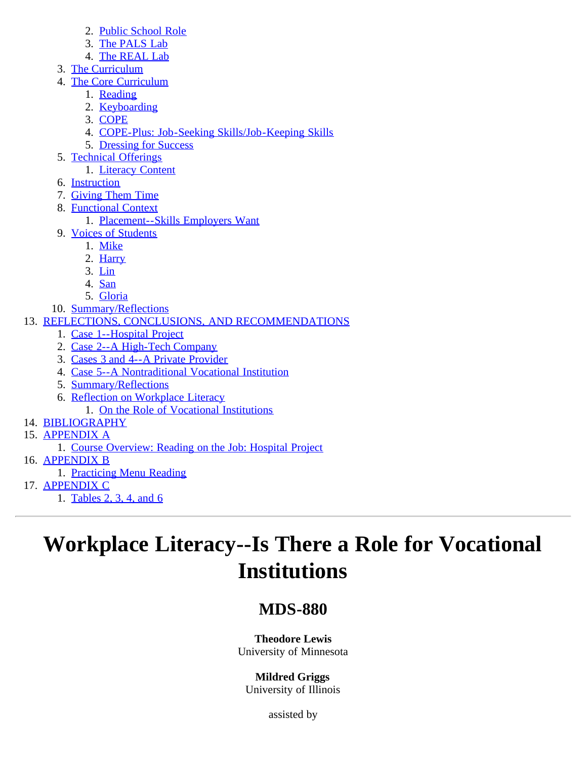2. Public School Role
      3. The PALS Lab
      4. The REAL Lab
   3. The Curriculum
   4. The Core Curriculum
      1. Reading
      2. Keyboarding
      3. COPE
      4. COPE-Plus: Job-Seeking Skills/Job-Keeping Skills
      5. Dressing for Success
   5. Technical Offerings
      1. Literacy Content
   6. Instruction
   7. Giving Them Time
   8. Functional Context
      1. Placement--Skills Employers Want
   9. Voices of Students
      1. Mike
      2. Harry
      3. Lin
      4. San
      5. Gloria
   10. Summary/Reflections
13. REFLECTIONS, CONCLUSIONS, AND RECOMMENDATIONS
   1. Case 1--Hospital Project
   2. Case 2--A High-Tech Company
   3. Cases 3 and 4--A Private Provider
   4. Case 5--A Nontraditional Vocational Institution
   5. Summary/Reflections
   6. Reflection on Workplace Literacy
      1. On the Role of Vocational Institutions
14. BIBLIOGRAPHY
15. APPENDIX A
   1. Course Overview: Reading on the Job: Hospital Project
16. APPENDIX B
   1. Practicing Menu Reading
17. APPENDIX C
   1. Tables 2, 3, 4, and 6

---

# Workplace Literacy--Is There a Role for Vocational Institutions

## MDS-880

**Theodore Lewis**
University of Minnesota

**Mildred Griggs**
University of Illinois

assisted by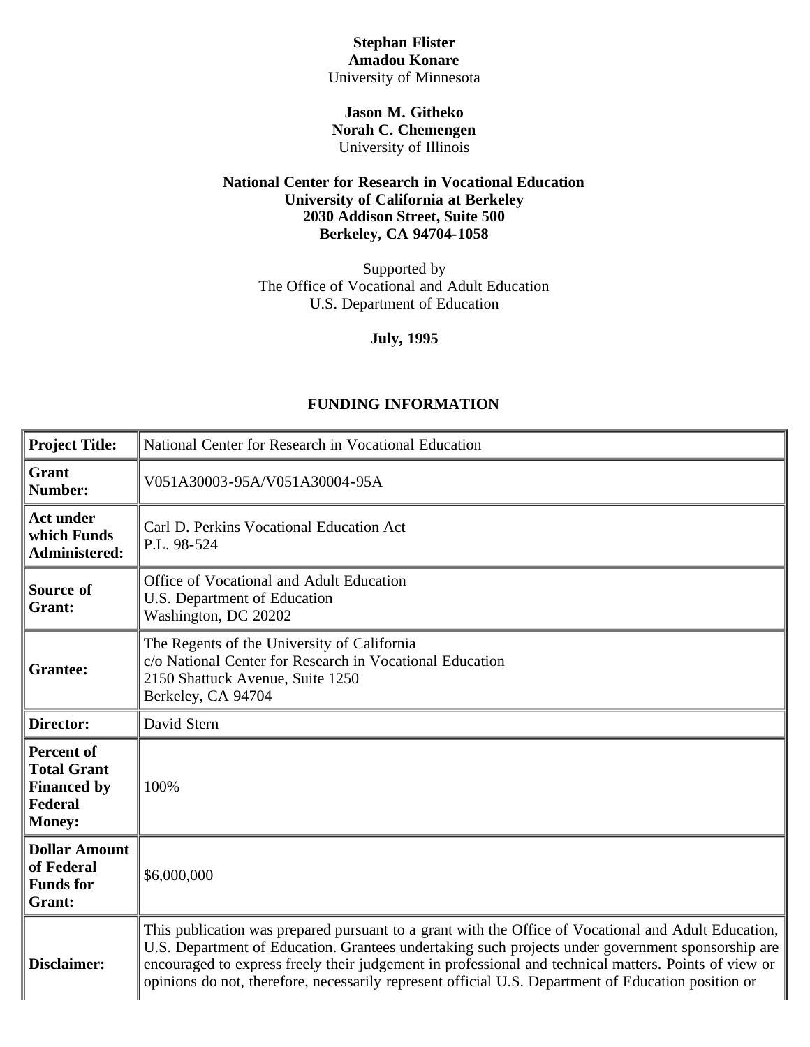**Stephan Flister**
**Amadou Konare**
University of Minnesota

**Jason M. Githeko**
**Norah C. Chemengen**
University of Illinois

**National Center for Research in Vocational Education**
**University of California at Berkeley**
**2030 Addison Street, Suite 500**
**Berkeley, CA 94704-1058**

Supported by
The Office of Vocational and Adult Education
U.S. Department of Education

**July, 1995**

## FUNDING INFORMATION

| | |
|---|---|
| **Project Title:** | National Center for Research in Vocational Education |
| **Grant Number:** | V051A30003-95A/V051A30004-95A |
| **Act under which Funds Administered:** | Carl D. Perkins Vocational Education Act<br>P.L. 98-524 |
| **Source of Grant:** | Office of Vocational and Adult Education<br>U.S. Department of Education<br>Washington, DC 20202 |
| **Grantee:** | The Regents of the University of California<br>c/o National Center for Research in Vocational Education<br>2150 Shattuck Avenue, Suite 1250<br>Berkeley, CA 94704 |
| **Director:** | David Stern |
| **Percent of Total Grant Financed by Federal Money:** | 100% |
| **Dollar Amount of Federal Funds for Grant:** | $6,000,000 |
| **Disclaimer:** | This publication was prepared pursuant to a grant with the Office of Vocational and Adult Education, U.S. Department of Education. Grantees undertaking such projects under government sponsorship are encouraged to express freely their judgement in professional and technical matters. Points of view or opinions do not, therefore, necessarily represent official U.S. Department of Education position or |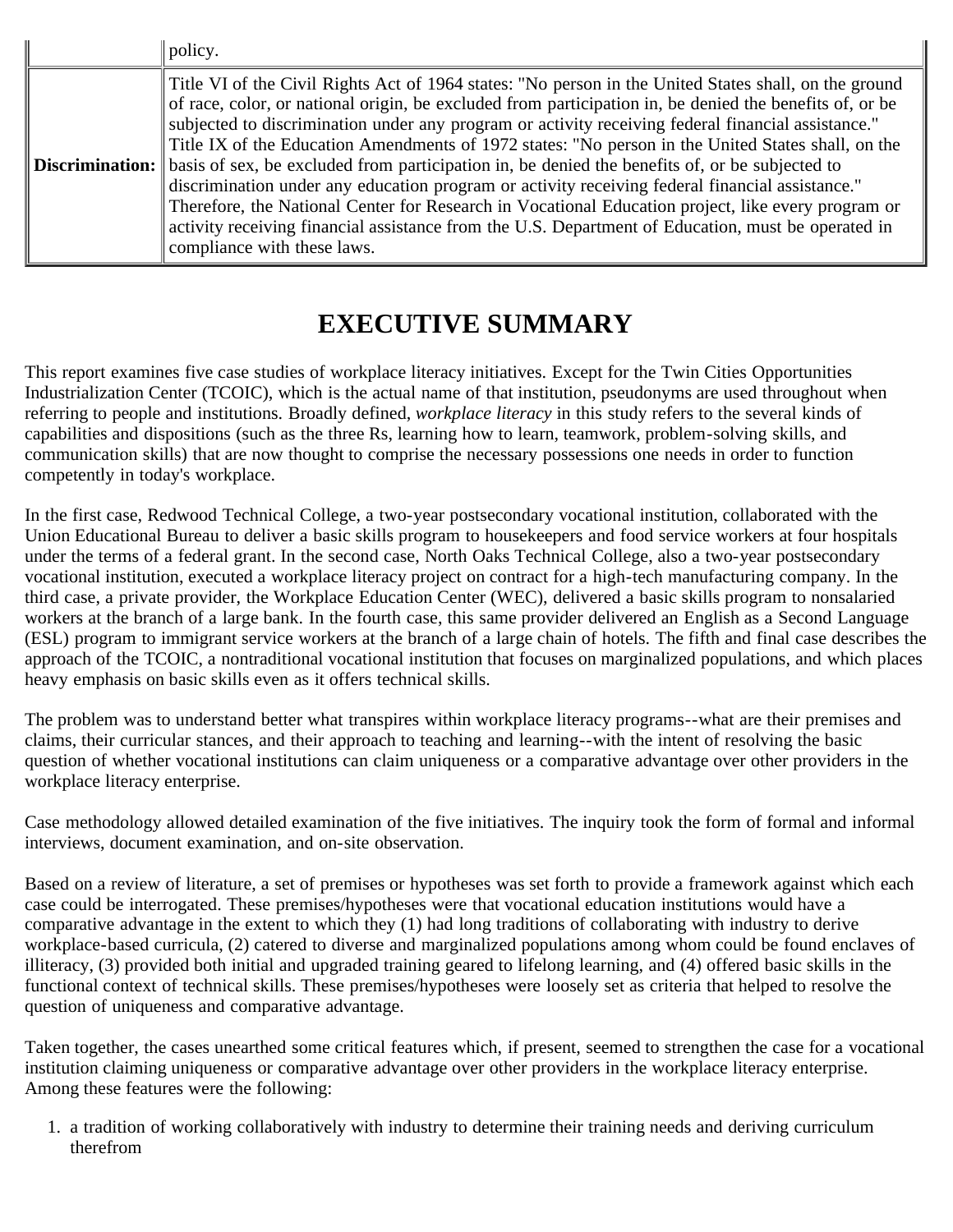| | |
|---|---|
| | policy. |
| **Discrimination:** | Title VI of the Civil Rights Act of 1964 states: "No person in the United States shall, on the ground of race, color, or national origin, be excluded from participation in, be denied the benefits of, or be subjected to discrimination under any program or activity receiving federal financial assistance." Title IX of the Education Amendments of 1972 states: "No person in the United States shall, on the basis of sex, be excluded from participation in, be denied the benefits of, or be subjected to discrimination under any education program or activity receiving federal financial assistance." Therefore, the National Center for Research in Vocational Education project, like every program or activity receiving financial assistance from the U.S. Department of Education, must be operated in compliance with these laws. |

# EXECUTIVE SUMMARY

This report examines five case studies of workplace literacy initiatives. Except for the Twin Cities Opportunities Industrialization Center (TCOIC), which is the actual name of that institution, pseudonyms are used throughout when referring to people and institutions. Broadly defined, *workplace literacy* in this study refers to the several kinds of capabilities and dispositions (such as the three Rs, learning how to learn, teamwork, problem-solving skills, and communication skills) that are now thought to comprise the necessary possessions one needs in order to function competently in today's workplace.

In the first case, Redwood Technical College, a two-year postsecondary vocational institution, collaborated with the Union Educational Bureau to deliver a basic skills program to housekeepers and food service workers at four hospitals under the terms of a federal grant. In the second case, North Oaks Technical College, also a two-year postsecondary vocational institution, executed a workplace literacy project on contract for a high-tech manufacturing company. In the third case, a private provider, the Workplace Education Center (WEC), delivered a basic skills program to nonsalaried workers at the branch of a large bank. In the fourth case, this same provider delivered an English as a Second Language (ESL) program to immigrant service workers at the branch of a large chain of hotels. The fifth and final case describes the approach of the TCOIC, a nontraditional vocational institution that focuses on marginalized populations, and which places heavy emphasis on basic skills even as it offers technical skills.

The problem was to understand better what transpires within workplace literacy programs--what are their premises and claims, their curricular stances, and their approach to teaching and learning--with the intent of resolving the basic question of whether vocational institutions can claim uniqueness or a comparative advantage over other providers in the workplace literacy enterprise.

Case methodology allowed detailed examination of the five initiatives. The inquiry took the form of formal and informal interviews, document examination, and on-site observation.

Based on a review of literature, a set of premises or hypotheses was set forth to provide a framework against which each case could be interrogated. These premises/hypotheses were that vocational education institutions would have a comparative advantage in the extent to which they (1) had long traditions of collaborating with industry to derive workplace-based curricula, (2) catered to diverse and marginalized populations among whom could be found enclaves of illiteracy, (3) provided both initial and upgraded training geared to lifelong learning, and (4) offered basic skills in the functional context of technical skills. These premises/hypotheses were loosely set as criteria that helped to resolve the question of uniqueness and comparative advantage.

Taken together, the cases unearthed some critical features which, if present, seemed to strengthen the case for a vocational institution claiming uniqueness or comparative advantage over other providers in the workplace literacy enterprise. Among these features were the following:

1. a tradition of working collaboratively with industry to determine their training needs and deriving curriculum therefrom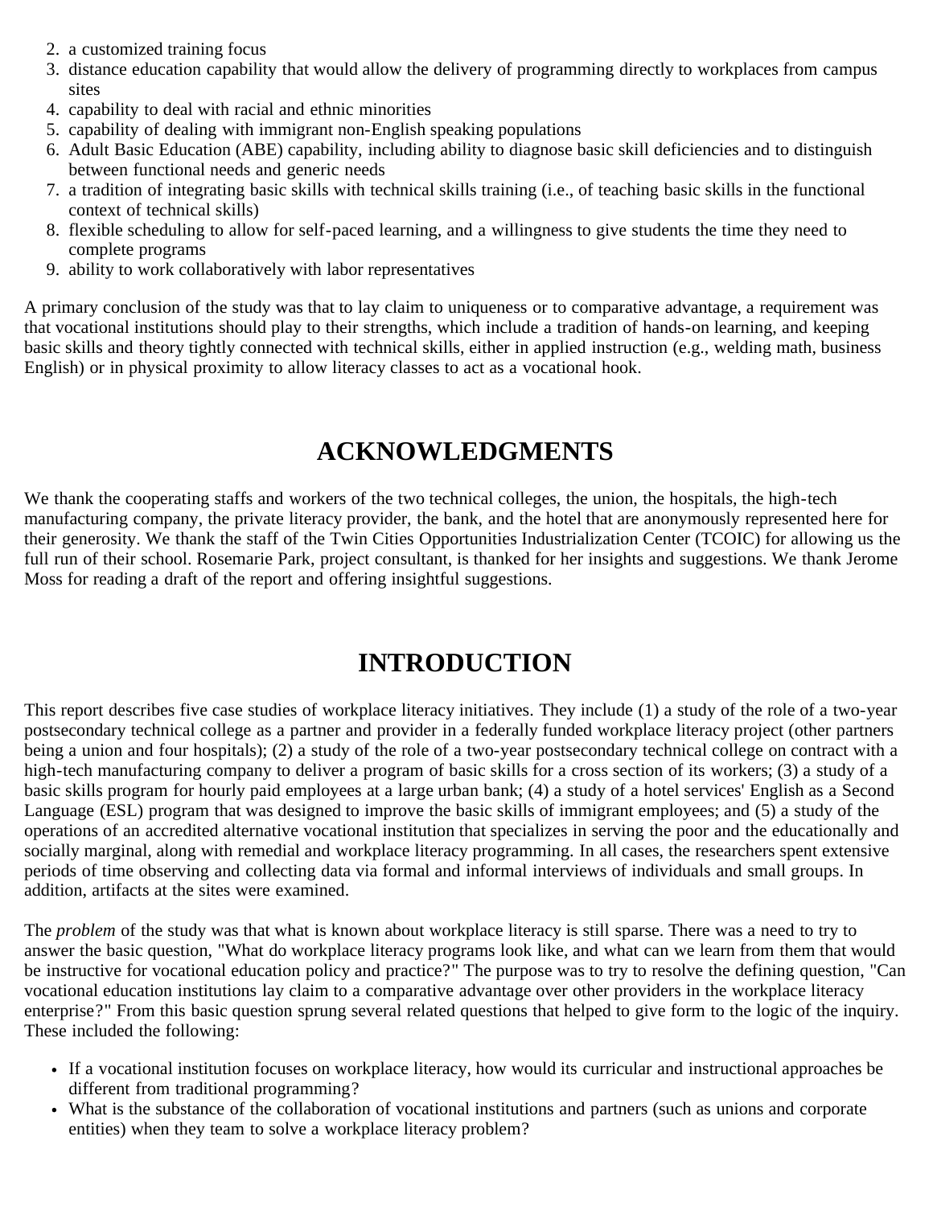2. a customized training focus
3. distance education capability that would allow the delivery of programming directly to workplaces from campus sites
4. capability to deal with racial and ethnic minorities
5. capability of dealing with immigrant non-English speaking populations
6. Adult Basic Education (ABE) capability, including ability to diagnose basic skill deficiencies and to distinguish between functional needs and generic needs
7. a tradition of integrating basic skills with technical skills training (i.e., of teaching basic skills in the functional context of technical skills)
8. flexible scheduling to allow for self-paced learning, and a willingness to give students the time they need to complete programs
9. ability to work collaboratively with labor representatives

A primary conclusion of the study was that to lay claim to uniqueness or to comparative advantage, a requirement was that vocational institutions should play to their strengths, which include a tradition of hands-on learning, and keeping basic skills and theory tightly connected with technical skills, either in applied instruction (e.g., welding math, business English) or in physical proximity to allow literacy classes to act as a vocational hook.

## ACKNOWLEDGMENTS

We thank the cooperating staffs and workers of the two technical colleges, the union, the hospitals, the high-tech manufacturing company, the private literacy provider, the bank, and the hotel that are anonymously represented here for their generosity. We thank the staff of the Twin Cities Opportunities Industrialization Center (TCOIC) for allowing us the full run of their school. Rosemarie Park, project consultant, is thanked for her insights and suggestions. We thank Jerome Moss for reading a draft of the report and offering insightful suggestions.

## INTRODUCTION

This report describes five case studies of workplace literacy initiatives. They include (1) a study of the role of a two-year postsecondary technical college as a partner and provider in a federally funded workplace literacy project (other partners being a union and four hospitals); (2) a study of the role of a two-year postsecondary technical college on contract with a high-tech manufacturing company to deliver a program of basic skills for a cross section of its workers; (3) a study of a basic skills program for hourly paid employees at a large urban bank; (4) a study of a hotel services' English as a Second Language (ESL) program that was designed to improve the basic skills of immigrant employees; and (5) a study of the operations of an accredited alternative vocational institution that specializes in serving the poor and the educationally and socially marginal, along with remedial and workplace literacy programming. In all cases, the researchers spent extensive periods of time observing and collecting data via formal and informal interviews of individuals and small groups. In addition, artifacts at the sites were examined.

The *problem* of the study was that what is known about workplace literacy is still sparse. There was a need to try to answer the basic question, "What do workplace literacy programs look like, and what can we learn from them that would be instructive for vocational education policy and practice?" The purpose was to try to resolve the defining question, "Can vocational education institutions lay claim to a comparative advantage over other providers in the workplace literacy enterprise?" From this basic question sprung several related questions that helped to give form to the logic of the inquiry. These included the following:

- If a vocational institution focuses on workplace literacy, how would its curricular and instructional approaches be different from traditional programming?
- What is the substance of the collaboration of vocational institutions and partners (such as unions and corporate entities) when they team to solve a workplace literacy problem?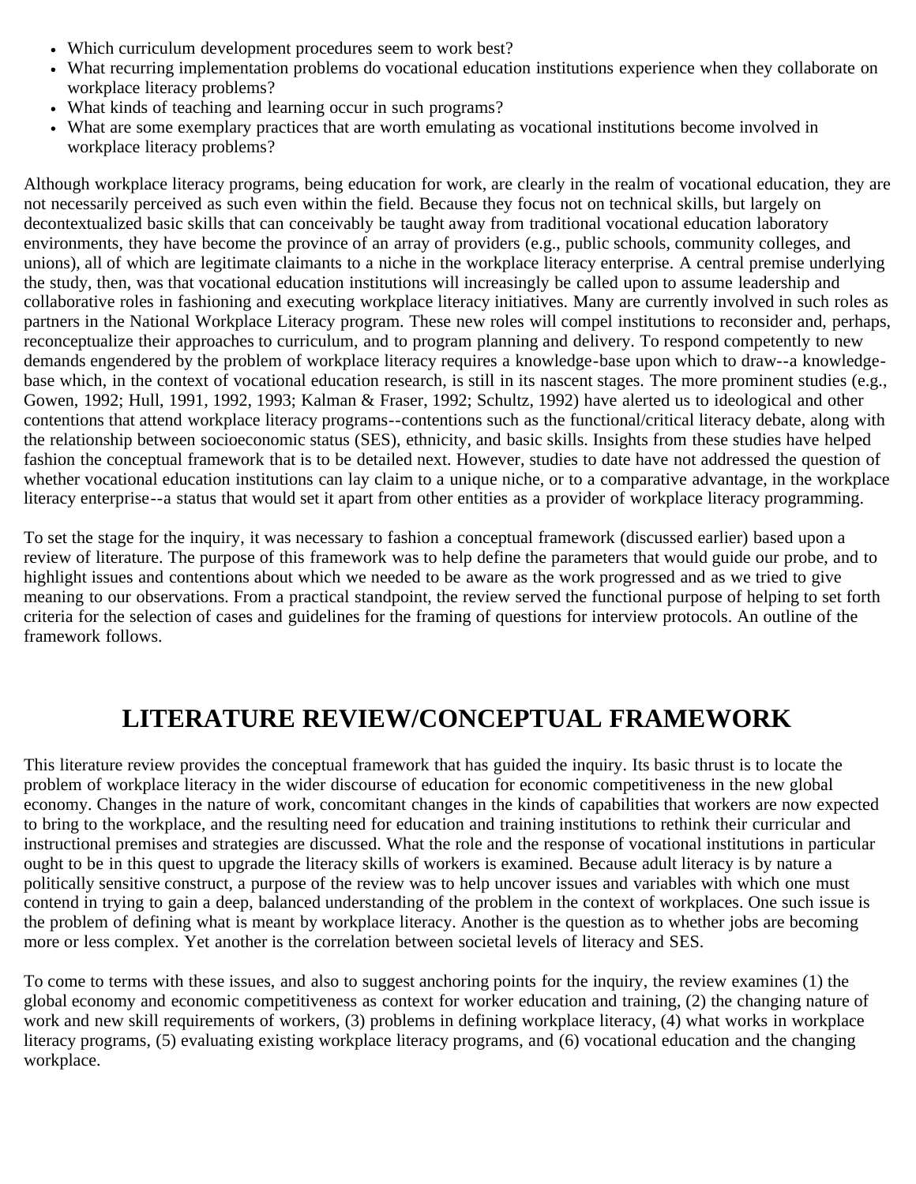- Which curriculum development procedures seem to work best?
- What recurring implementation problems do vocational education institutions experience when they collaborate on workplace literacy problems?
- What kinds of teaching and learning occur in such programs?
- What are some exemplary practices that are worth emulating as vocational institutions become involved in workplace literacy problems?

Although workplace literacy programs, being education for work, are clearly in the realm of vocational education, they are not necessarily perceived as such even within the field. Because they focus not on technical skills, but largely on decontextualized basic skills that can conceivably be taught away from traditional vocational education laboratory environments, they have become the province of an array of providers (e.g., public schools, community colleges, and unions), all of which are legitimate claimants to a niche in the workplace literacy enterprise. A central premise underlying the study, then, was that vocational education institutions will increasingly be called upon to assume leadership and collaborative roles in fashioning and executing workplace literacy initiatives. Many are currently involved in such roles as partners in the National Workplace Literacy program. These new roles will compel institutions to reconsider and, perhaps, reconceptualize their approaches to curriculum, and to program planning and delivery. To respond competently to new demands engendered by the problem of workplace literacy requires a knowledge-base upon which to draw--a knowledge-base which, in the context of vocational education research, is still in its nascent stages. The more prominent studies (e.g., Gowen, 1992; Hull, 1991, 1992, 1993; Kalman & Fraser, 1992; Schultz, 1992) have alerted us to ideological and other contentions that attend workplace literacy programs--contentions such as the functional/critical literacy debate, along with the relationship between socioeconomic status (SES), ethnicity, and basic skills. Insights from these studies have helped fashion the conceptual framework that is to be detailed next. However, studies to date have not addressed the question of whether vocational education institutions can lay claim to a unique niche, or to a comparative advantage, in the workplace literacy enterprise--a status that would set it apart from other entities as a provider of workplace literacy programming.

To set the stage for the inquiry, it was necessary to fashion a conceptual framework (discussed earlier) based upon a review of literature. The purpose of this framework was to help define the parameters that would guide our probe, and to highlight issues and contentions about which we needed to be aware as the work progressed and as we tried to give meaning to our observations. From a practical standpoint, the review served the functional purpose of helping to set forth criteria for the selection of cases and guidelines for the framing of questions for interview protocols. An outline of the framework follows.

# LITERATURE REVIEW/CONCEPTUAL FRAMEWORK

This literature review provides the conceptual framework that has guided the inquiry. Its basic thrust is to locate the problem of workplace literacy in the wider discourse of education for economic competitiveness in the new global economy. Changes in the nature of work, concomitant changes in the kinds of capabilities that workers are now expected to bring to the workplace, and the resulting need for education and training institutions to rethink their curricular and instructional premises and strategies are discussed. What the role and the response of vocational institutions in particular ought to be in this quest to upgrade the literacy skills of workers is examined. Because adult literacy is by nature a politically sensitive construct, a purpose of the review was to help uncover issues and variables with which one must contend in trying to gain a deep, balanced understanding of the problem in the context of workplaces. One such issue is the problem of defining what is meant by workplace literacy. Another is the question as to whether jobs are becoming more or less complex. Yet another is the correlation between societal levels of literacy and SES.

To come to terms with these issues, and also to suggest anchoring points for the inquiry, the review examines (1) the global economy and economic competitiveness as context for worker education and training, (2) the changing nature of work and new skill requirements of workers, (3) problems in defining workplace literacy, (4) what works in workplace literacy programs, (5) evaluating existing workplace literacy programs, and (6) vocational education and the changing workplace.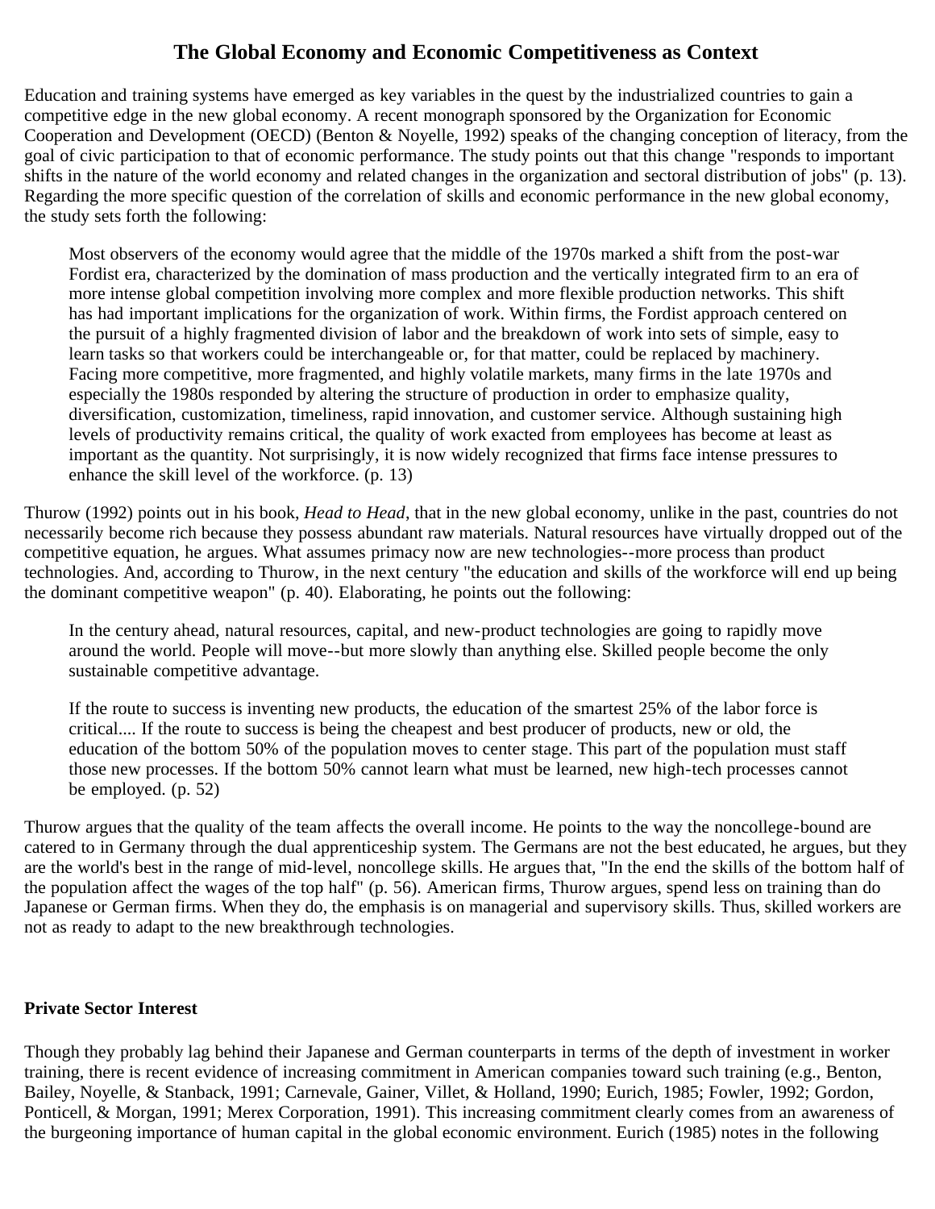## The Global Economy and Economic Competitiveness as Context

Education and training systems have emerged as key variables in the quest by the industrialized countries to gain a competitive edge in the new global economy. A recent monograph sponsored by the Organization for Economic Cooperation and Development (OECD) (Benton & Noyelle, 1992) speaks of the changing conception of literacy, from the goal of civic participation to that of economic performance. The study points out that this change "responds to important shifts in the nature of the world economy and related changes in the organization and sectoral distribution of jobs" (p. 13). Regarding the more specific question of the correlation of skills and economic performance in the new global economy, the study sets forth the following:

> Most observers of the economy would agree that the middle of the 1970s marked a shift from the post-war Fordist era, characterized by the domination of mass production and the vertically integrated firm to an era of more intense global competition involving more complex and more flexible production networks. This shift has had important implications for the organization of work. Within firms, the Fordist approach centered on the pursuit of a highly fragmented division of labor and the breakdown of work into sets of simple, easy to learn tasks so that workers could be interchangeable or, for that matter, could be replaced by machinery. Facing more competitive, more fragmented, and highly volatile markets, many firms in the late 1970s and especially the 1980s responded by altering the structure of production in order to emphasize quality, diversification, customization, timeliness, rapid innovation, and customer service. Although sustaining high levels of productivity remains critical, the quality of work exacted from employees has become at least as important as the quantity. Not surprisingly, it is now widely recognized that firms face intense pressures to enhance the skill level of the workforce. (p. 13)

Thurow (1992) points out in his book, *Head to Head*, that in the new global economy, unlike in the past, countries do not necessarily become rich because they possess abundant raw materials. Natural resources have virtually dropped out of the competitive equation, he argues. What assumes primacy now are new technologies--more process than product technologies. And, according to Thurow, in the next century "the education and skills of the workforce will end up being the dominant competitive weapon" (p. 40). Elaborating, he points out the following:

> In the century ahead, natural resources, capital, and new-product technologies are going to rapidly move around the world. People will move--but more slowly than anything else. Skilled people become the only sustainable competitive advantage.
>
> If the route to success is inventing new products, the education of the smartest 25% of the labor force is critical.... If the route to success is being the cheapest and best producer of products, new or old, the education of the bottom 50% of the population moves to center stage. This part of the population must staff those new processes. If the bottom 50% cannot learn what must be learned, new high-tech processes cannot be employed. (p. 52)

Thurow argues that the quality of the team affects the overall income. He points to the way the noncollege-bound are catered to in Germany through the dual apprenticeship system. The Germans are not the best educated, he argues, but they are the world's best in the range of mid-level, noncollege skills. He argues that, "In the end the skills of the bottom half of the population affect the wages of the top half" (p. 56). American firms, Thurow argues, spend less on training than do Japanese or German firms. When they do, the emphasis is on managerial and supervisory skills. Thus, skilled workers are not as ready to adapt to the new breakthrough technologies.

### Private Sector Interest

Though they probably lag behind their Japanese and German counterparts in terms of the depth of investment in worker training, there is recent evidence of increasing commitment in American companies toward such training (e.g., Benton, Bailey, Noyelle, & Stanback, 1991; Carnevale, Gainer, Villet, & Holland, 1990; Eurich, 1985; Fowler, 1992; Gordon, Ponticell, & Morgan, 1991; Merex Corporation, 1991). This increasing commitment clearly comes from an awareness of the burgeoning importance of human capital in the global economic environment. Eurich (1985) notes in the following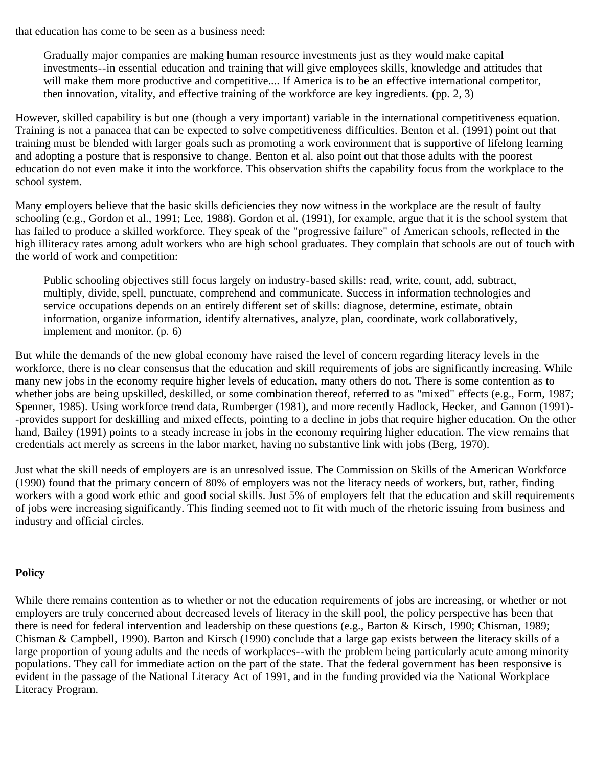that education has come to be seen as a business need:

> Gradually major companies are making human resource investments just as they would make capital investments--in essential education and training that will give employees skills, knowledge and attitudes that will make them more productive and competitive.... If America is to be an effective international competitor, then innovation, vitality, and effective training of the workforce are key ingredients. (pp. 2, 3)

However, skilled capability is but one (though a very important) variable in the international competitiveness equation. Training is not a panacea that can be expected to solve competitiveness difficulties. Benton et al. (1991) point out that training must be blended with larger goals such as promoting a work environment that is supportive of lifelong learning and adopting a posture that is responsive to change. Benton et al. also point out that those adults with the poorest education do not even make it into the workforce. This observation shifts the capability focus from the workplace to the school system.

Many employers believe that the basic skills deficiencies they now witness in the workplace are the result of faulty schooling (e.g., Gordon et al., 1991; Lee, 1988). Gordon et al. (1991), for example, argue that it is the school system that has failed to produce a skilled workforce. They speak of the "progressive failure" of American schools, reflected in the high illiteracy rates among adult workers who are high school graduates. They complain that schools are out of touch with the world of work and competition:

> Public schooling objectives still focus largely on industry-based skills: read, write, count, add, subtract, multiply, divide, spell, punctuate, comprehend and communicate. Success in information technologies and service occupations depends on an entirely different set of skills: diagnose, determine, estimate, obtain information, organize information, identify alternatives, analyze, plan, coordinate, work collaboratively, implement and monitor. (p. 6)

But while the demands of the new global economy have raised the level of concern regarding literacy levels in the workforce, there is no clear consensus that the education and skill requirements of jobs are significantly increasing. While many new jobs in the economy require higher levels of education, many others do not. There is some contention as to whether jobs are being upskilled, deskilled, or some combination thereof, referred to as "mixed" effects (e.g., Form, 1987; Spenner, 1985). Using workforce trend data, Rumberger (1981), and more recently Hadlock, Hecker, and Gannon (1991)--provides support for deskilling and mixed effects, pointing to a decline in jobs that require higher education. On the other hand, Bailey (1991) points to a steady increase in jobs in the economy requiring higher education. The view remains that credentials act merely as screens in the labor market, having no substantive link with jobs (Berg, 1970).

Just what the skill needs of employers are is an unresolved issue. The Commission on Skills of the American Workforce (1990) found that the primary concern of 80% of employers was not the literacy needs of workers, but, rather, finding workers with a good work ethic and good social skills. Just 5% of employers felt that the education and skill requirements of jobs were increasing significantly. This finding seemed not to fit with much of the rhetoric issuing from business and industry and official circles.

### Policy

While there remains contention as to whether or not the education requirements of jobs are increasing, or whether or not employers are truly concerned about decreased levels of literacy in the skill pool, the policy perspective has been that there is need for federal intervention and leadership on these questions (e.g., Barton & Kirsch, 1990; Chisman, 1989; Chisman & Campbell, 1990). Barton and Kirsch (1990) conclude that a large gap exists between the literacy skills of a large proportion of young adults and the needs of workplaces--with the problem being particularly acute among minority populations. They call for immediate action on the part of the state. That the federal government has been responsive is evident in the passage of the National Literacy Act of 1991, and in the funding provided via the National Workplace Literacy Program.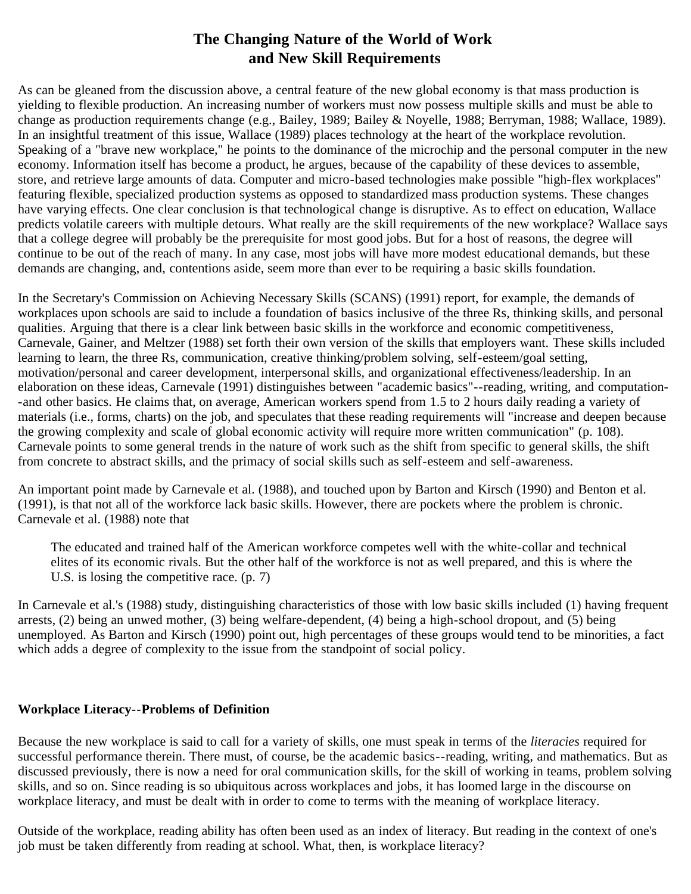# The Changing Nature of the World of Work and New Skill Requirements

As can be gleaned from the discussion above, a central feature of the new global economy is that mass production is yielding to flexible production. An increasing number of workers must now possess multiple skills and must be able to change as production requirements change (e.g., Bailey, 1989; Bailey & Noyelle, 1988; Berryman, 1988; Wallace, 1989). In an insightful treatment of this issue, Wallace (1989) places technology at the heart of the workplace revolution. Speaking of a "brave new workplace," he points to the dominance of the microchip and the personal computer in the new economy. Information itself has become a product, he argues, because of the capability of these devices to assemble, store, and retrieve large amounts of data. Computer and micro-based technologies make possible "high-flex workplaces" featuring flexible, specialized production systems as opposed to standardized mass production systems. These changes have varying effects. One clear conclusion is that technological change is disruptive. As to effect on education, Wallace predicts volatile careers with multiple detours. What really are the skill requirements of the new workplace? Wallace says that a college degree will probably be the prerequisite for most good jobs. But for a host of reasons, the degree will continue to be out of the reach of many. In any case, most jobs will have more modest educational demands, but these demands are changing, and, contentions aside, seem more than ever to be requiring a basic skills foundation.

In the Secretary's Commission on Achieving Necessary Skills (SCANS) (1991) report, for example, the demands of workplaces upon schools are said to include a foundation of basics inclusive of the three Rs, thinking skills, and personal qualities. Arguing that there is a clear link between basic skills in the workforce and economic competitiveness, Carnevale, Gainer, and Meltzer (1988) set forth their own version of the skills that employers want. These skills included learning to learn, the three Rs, communication, creative thinking/problem solving, self-esteem/goal setting, motivation/personal and career development, interpersonal skills, and organizational effectiveness/leadership. In an elaboration on these ideas, Carnevale (1991) distinguishes between "academic basics"--reading, writing, and computation--and other basics. He claims that, on average, American workers spend from 1.5 to 2 hours daily reading a variety of materials (i.e., forms, charts) on the job, and speculates that these reading requirements will "increase and deepen because the growing complexity and scale of global economic activity will require more written communication" (p. 108). Carnevale points to some general trends in the nature of work such as the shift from specific to general skills, the shift from concrete to abstract skills, and the primacy of social skills such as self-esteem and self-awareness.

An important point made by Carnevale et al. (1988), and touched upon by Barton and Kirsch (1990) and Benton et al. (1991), is that not all of the workforce lack basic skills. However, there are pockets where the problem is chronic. Carnevale et al. (1988) note that

> The educated and trained half of the American workforce competes well with the white-collar and technical elites of its economic rivals. But the other half of the workforce is not as well prepared, and this is where the U.S. is losing the competitive race. (p. 7)

In Carnevale et al.'s (1988) study, distinguishing characteristics of those with low basic skills included (1) having frequent arrests, (2) being an unwed mother, (3) being welfare-dependent, (4) being a high-school dropout, and (5) being unemployed. As Barton and Kirsch (1990) point out, high percentages of these groups would tend to be minorities, a fact which adds a degree of complexity to the issue from the standpoint of social policy.

### Workplace Literacy--Problems of Definition

Because the new workplace is said to call for a variety of skills, one must speak in terms of the *literacies* required for successful performance therein. There must, of course, be the academic basics--reading, writing, and mathematics. But as discussed previously, there is now a need for oral communication skills, for the skill of working in teams, problem solving skills, and so on. Since reading is so ubiquitous across workplaces and jobs, it has loomed large in the discourse on workplace literacy, and must be dealt with in order to come to terms with the meaning of workplace literacy.

Outside of the workplace, reading ability has often been used as an index of literacy. But reading in the context of one's job must be taken differently from reading at school. What, then, is workplace literacy?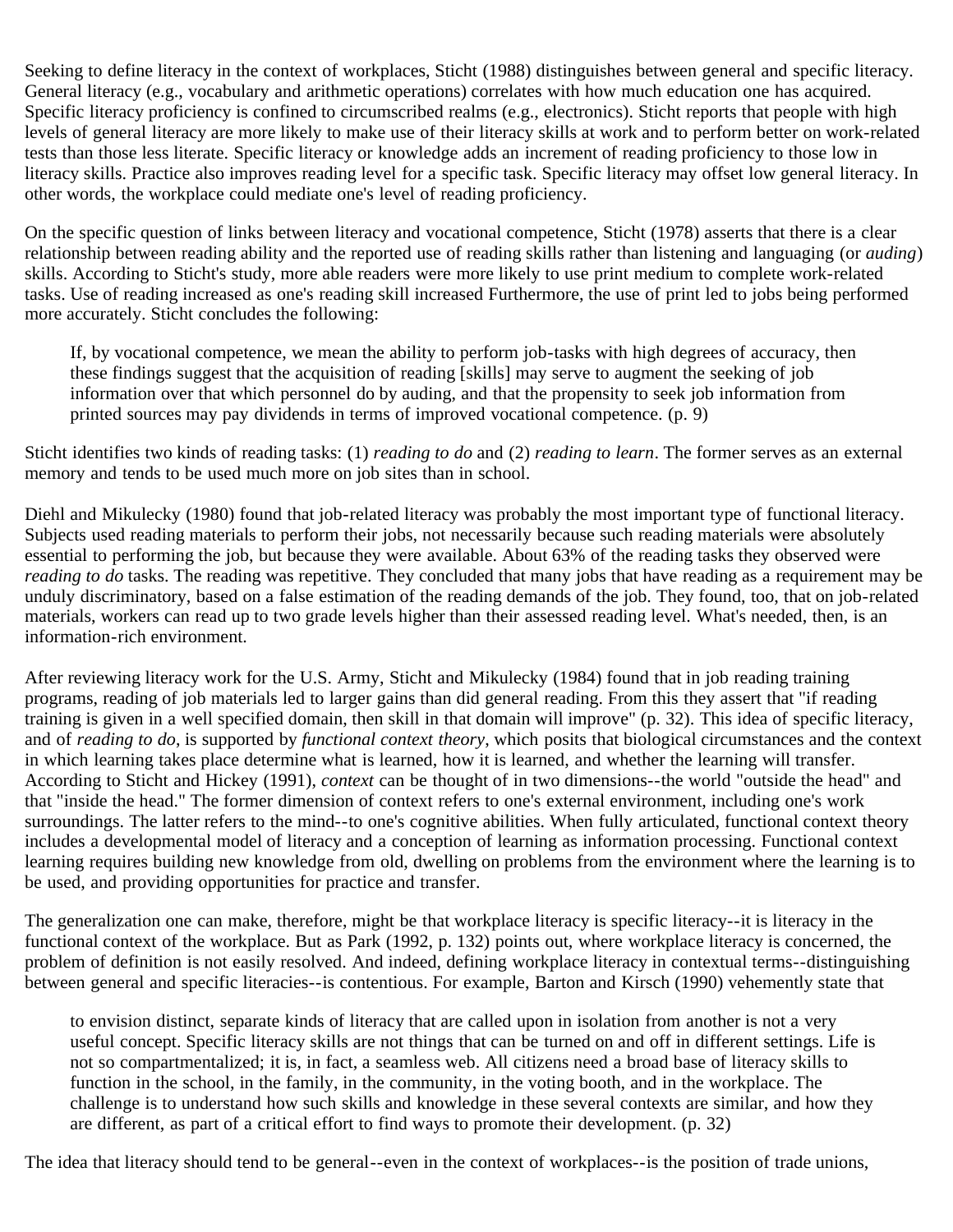Seeking to define literacy in the context of workplaces, Sticht (1988) distinguishes between general and specific literacy. General literacy (e.g., vocabulary and arithmetic operations) correlates with how much education one has acquired. Specific literacy proficiency is confined to circumscribed realms (e.g., electronics). Sticht reports that people with high levels of general literacy are more likely to make use of their literacy skills at work and to perform better on work-related tests than those less literate. Specific literacy or knowledge adds an increment of reading proficiency to those low in literacy skills. Practice also improves reading level for a specific task. Specific literacy may offset low general literacy. In other words, the workplace could mediate one's level of reading proficiency.

On the specific question of links between literacy and vocational competence, Sticht (1978) asserts that there is a clear relationship between reading ability and the reported use of reading skills rather than listening and languaging (or *auding*) skills. According to Sticht's study, more able readers were more likely to use print medium to complete work-related tasks. Use of reading increased as one's reading skill increased Furthermore, the use of print led to jobs being performed more accurately. Sticht concludes the following:

> If, by vocational competence, we mean the ability to perform job-tasks with high degrees of accuracy, then these findings suggest that the acquisition of reading [skills] may serve to augment the seeking of job information over that which personnel do by auding, and that the propensity to seek job information from printed sources may pay dividends in terms of improved vocational competence. (p. 9)

Sticht identifies two kinds of reading tasks: (1) *reading to do* and (2) *reading to learn*. The former serves as an external memory and tends to be used much more on job sites than in school.

Diehl and Mikulecky (1980) found that job-related literacy was probably the most important type of functional literacy. Subjects used reading materials to perform their jobs, not necessarily because such reading materials were absolutely essential to performing the job, but because they were available. About 63% of the reading tasks they observed were *reading to do* tasks. The reading was repetitive. They concluded that many jobs that have reading as a requirement may be unduly discriminatory, based on a false estimation of the reading demands of the job. They found, too, that on job-related materials, workers can read up to two grade levels higher than their assessed reading level. What's needed, then, is an information-rich environment.

After reviewing literacy work for the U.S. Army, Sticht and Mikulecky (1984) found that in job reading training programs, reading of job materials led to larger gains than did general reading. From this they assert that "if reading training is given in a well specified domain, then skill in that domain will improve" (p. 32). This idea of specific literacy, and of *reading to do*, is supported by *functional context theory*, which posits that biological circumstances and the context in which learning takes place determine what is learned, how it is learned, and whether the learning will transfer. According to Sticht and Hickey (1991), *context* can be thought of in two dimensions--the world "outside the head" and that "inside the head." The former dimension of context refers to one's external environment, including one's work surroundings. The latter refers to the mind--to one's cognitive abilities. When fully articulated, functional context theory includes a developmental model of literacy and a conception of learning as information processing. Functional context learning requires building new knowledge from old, dwelling on problems from the environment where the learning is to be used, and providing opportunities for practice and transfer.

The generalization one can make, therefore, might be that workplace literacy is specific literacy--it is literacy in the functional context of the workplace. But as Park (1992, p. 132) points out, where workplace literacy is concerned, the problem of definition is not easily resolved. And indeed, defining workplace literacy in contextual terms--distinguishing between general and specific literacies--is contentious. For example, Barton and Kirsch (1990) vehemently state that

> to envision distinct, separate kinds of literacy that are called upon in isolation from another is not a very useful concept. Specific literacy skills are not things that can be turned on and off in different settings. Life is not so compartmentalized; it is, in fact, a seamless web. All citizens need a broad base of literacy skills to function in the school, in the family, in the community, in the voting booth, and in the workplace. The challenge is to understand how such skills and knowledge in these several contexts are similar, and how they are different, as part of a critical effort to find ways to promote their development. (p. 32)

The idea that literacy should tend to be general--even in the context of workplaces--is the position of trade unions,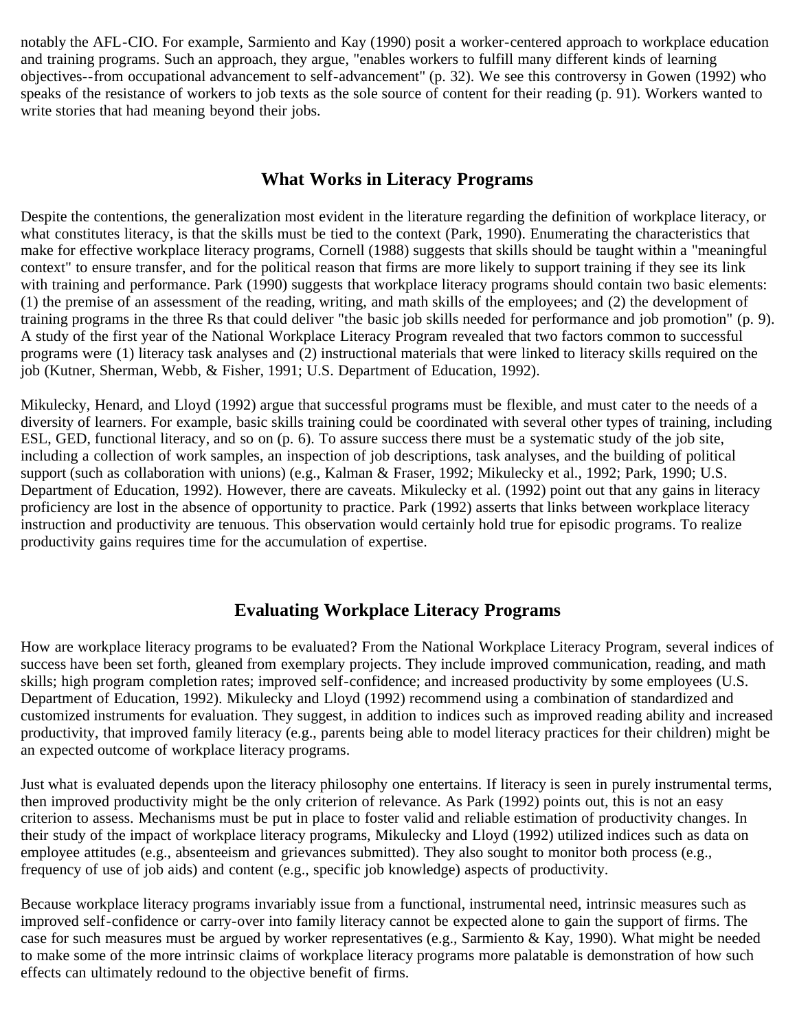notably the AFL-CIO. For example, Sarmiento and Kay (1990) posit a worker-centered approach to workplace education and training programs. Such an approach, they argue, "enables workers to fulfill many different kinds of learning objectives--from occupational advancement to self-advancement" (p. 32). We see this controversy in Gowen (1992) who speaks of the resistance of workers to job texts as the sole source of content for their reading (p. 91). Workers wanted to write stories that had meaning beyond their jobs.

## What Works in Literacy Programs

Despite the contentions, the generalization most evident in the literature regarding the definition of workplace literacy, or what constitutes literacy, is that the skills must be tied to the context (Park, 1990). Enumerating the characteristics that make for effective workplace literacy programs, Cornell (1988) suggests that skills should be taught within a "meaningful context" to ensure transfer, and for the political reason that firms are more likely to support training if they see its link with training and performance. Park (1990) suggests that workplace literacy programs should contain two basic elements: (1) the premise of an assessment of the reading, writing, and math skills of the employees; and (2) the development of training programs in the three Rs that could deliver "the basic job skills needed for performance and job promotion" (p. 9). A study of the first year of the National Workplace Literacy Program revealed that two factors common to successful programs were (1) literacy task analyses and (2) instructional materials that were linked to literacy skills required on the job (Kutner, Sherman, Webb, & Fisher, 1991; U.S. Department of Education, 1992).

Mikulecky, Henard, and Lloyd (1992) argue that successful programs must be flexible, and must cater to the needs of a diversity of learners. For example, basic skills training could be coordinated with several other types of training, including ESL, GED, functional literacy, and so on (p. 6). To assure success there must be a systematic study of the job site, including a collection of work samples, an inspection of job descriptions, task analyses, and the building of political support (such as collaboration with unions) (e.g., Kalman & Fraser, 1992; Mikulecky et al., 1992; Park, 1990; U.S. Department of Education, 1992). However, there are caveats. Mikulecky et al. (1992) point out that any gains in literacy proficiency are lost in the absence of opportunity to practice. Park (1992) asserts that links between workplace literacy instruction and productivity are tenuous. This observation would certainly hold true for episodic programs. To realize productivity gains requires time for the accumulation of expertise.

## Evaluating Workplace Literacy Programs

How are workplace literacy programs to be evaluated? From the National Workplace Literacy Program, several indices of success have been set forth, gleaned from exemplary projects. They include improved communication, reading, and math skills; high program completion rates; improved self-confidence; and increased productivity by some employees (U.S. Department of Education, 1992). Mikulecky and Lloyd (1992) recommend using a combination of standardized and customized instruments for evaluation. They suggest, in addition to indices such as improved reading ability and increased productivity, that improved family literacy (e.g., parents being able to model literacy practices for their children) might be an expected outcome of workplace literacy programs.

Just what is evaluated depends upon the literacy philosophy one entertains. If literacy is seen in purely instrumental terms, then improved productivity might be the only criterion of relevance. As Park (1992) points out, this is not an easy criterion to assess. Mechanisms must be put in place to foster valid and reliable estimation of productivity changes. In their study of the impact of workplace literacy programs, Mikulecky and Lloyd (1992) utilized indices such as data on employee attitudes (e.g., absenteeism and grievances submitted). They also sought to monitor both process (e.g., frequency of use of job aids) and content (e.g., specific job knowledge) aspects of productivity.

Because workplace literacy programs invariably issue from a functional, instrumental need, intrinsic measures such as improved self-confidence or carry-over into family literacy cannot be expected alone to gain the support of firms. The case for such measures must be argued by worker representatives (e.g., Sarmiento & Kay, 1990). What might be needed to make some of the more intrinsic claims of workplace literacy programs more palatable is demonstration of how such effects can ultimately redound to the objective benefit of firms.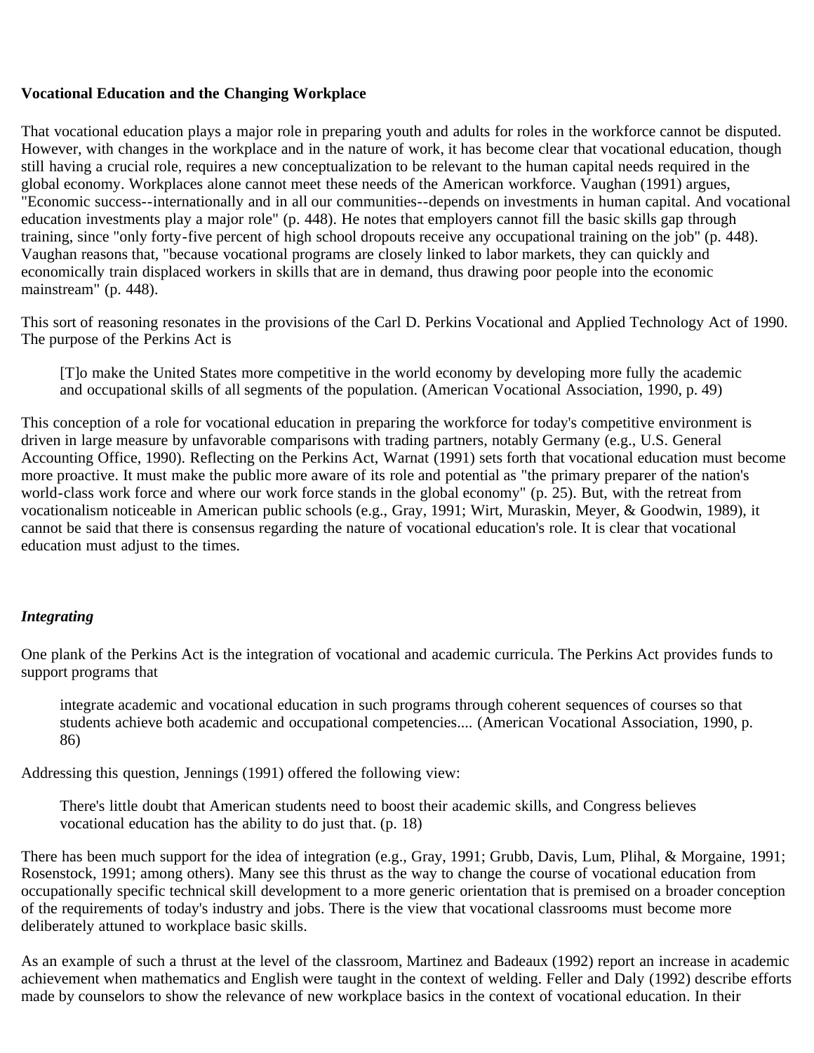**Vocational Education and the Changing Workplace**

That vocational education plays a major role in preparing youth and adults for roles in the workforce cannot be disputed. However, with changes in the workplace and in the nature of work, it has become clear that vocational education, though still having a crucial role, requires a new conceptualization to be relevant to the human capital needs required in the global economy. Workplaces alone cannot meet these needs of the American workforce. Vaughan (1991) argues, "Economic success--internationally and in all our communities--depends on investments in human capital. And vocational education investments play a major role" (p. 448). He notes that employers cannot fill the basic skills gap through training, since "only forty-five percent of high school dropouts receive any occupational training on the job" (p. 448). Vaughan reasons that, "because vocational programs are closely linked to labor markets, they can quickly and economically train displaced workers in skills that are in demand, thus drawing poor people into the economic mainstream" (p. 448).

This sort of reasoning resonates in the provisions of the Carl D. Perkins Vocational and Applied Technology Act of 1990. The purpose of the Perkins Act is

> [T]o make the United States more competitive in the world economy by developing more fully the academic and occupational skills of all segments of the population. (American Vocational Association, 1990, p. 49)

This conception of a role for vocational education in preparing the workforce for today's competitive environment is driven in large measure by unfavorable comparisons with trading partners, notably Germany (e.g., U.S. General Accounting Office, 1990). Reflecting on the Perkins Act, Warnat (1991) sets forth that vocational education must become more proactive. It must make the public more aware of its role and potential as "the primary preparer of the nation's world-class work force and where our work force stands in the global economy" (p. 25). But, with the retreat from vocationalism noticeable in American public schools (e.g., Gray, 1991; Wirt, Muraskin, Meyer, & Goodwin, 1989), it cannot be said that there is consensus regarding the nature of vocational education's role. It is clear that vocational education must adjust to the times.

***Integrating***

One plank of the Perkins Act is the integration of vocational and academic curricula. The Perkins Act provides funds to support programs that

> integrate academic and vocational education in such programs through coherent sequences of courses so that students achieve both academic and occupational competencies.... (American Vocational Association, 1990, p. 86)

Addressing this question, Jennings (1991) offered the following view:

> There's little doubt that American students need to boost their academic skills, and Congress believes vocational education has the ability to do just that. (p. 18)

There has been much support for the idea of integration (e.g., Gray, 1991; Grubb, Davis, Lum, Plihal, & Morgaine, 1991; Rosenstock, 1991; among others). Many see this thrust as the way to change the course of vocational education from occupationally specific technical skill development to a more generic orientation that is premised on a broader conception of the requirements of today's industry and jobs. There is the view that vocational classrooms must become more deliberately attuned to workplace basic skills.

As an example of such a thrust at the level of the classroom, Martinez and Badeaux (1992) report an increase in academic achievement when mathematics and English were taught in the context of welding. Feller and Daly (1992) describe efforts made by counselors to show the relevance of new workplace basics in the context of vocational education. In their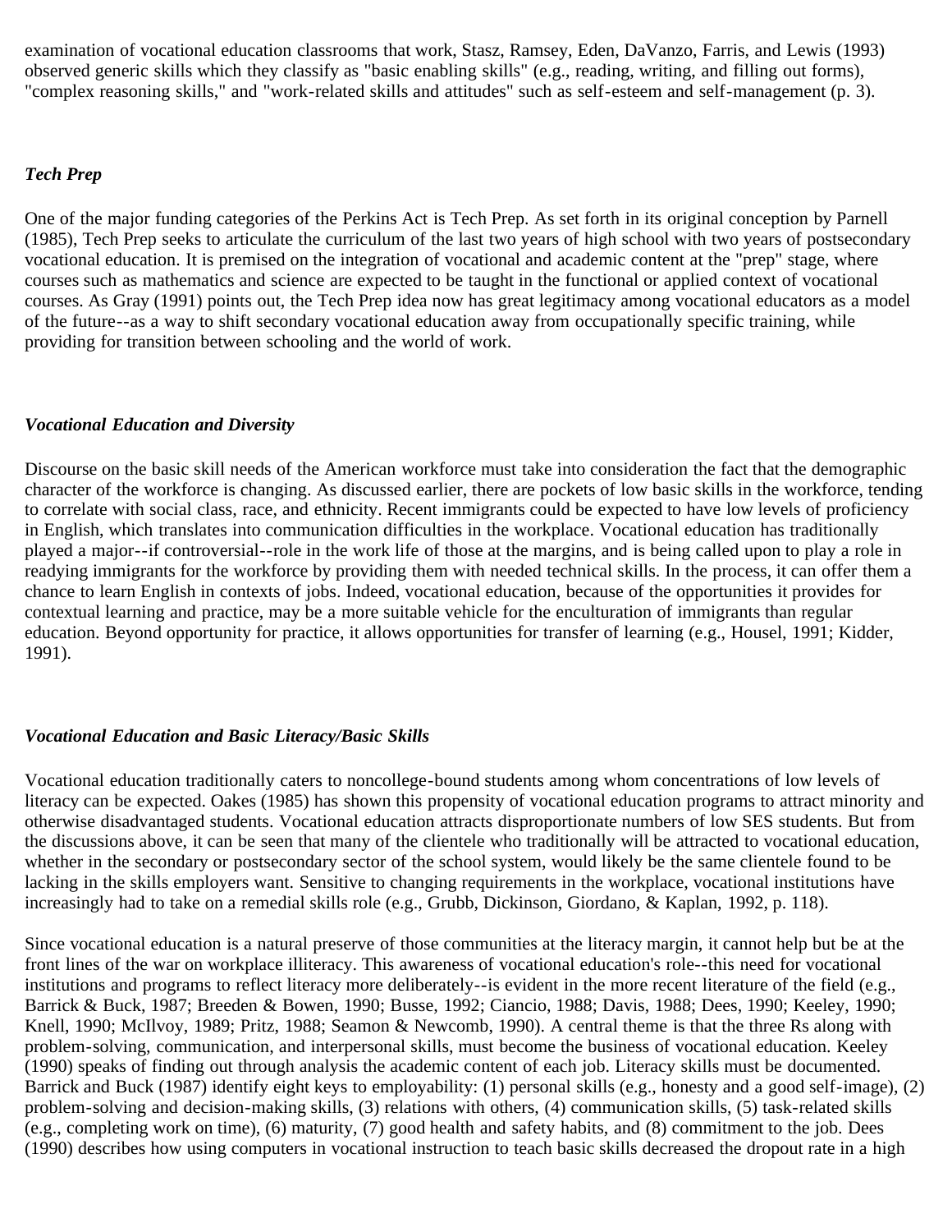examination of vocational education classrooms that work, Stasz, Ramsey, Eden, DaVanzo, Farris, and Lewis (1993) observed generic skills which they classify as "basic enabling skills" (e.g., reading, writing, and filling out forms), "complex reasoning skills," and "work-related skills and attitudes" such as self-esteem and self-management (p. 3).

### *Tech Prep*

One of the major funding categories of the Perkins Act is Tech Prep. As set forth in its original conception by Parnell (1985), Tech Prep seeks to articulate the curriculum of the last two years of high school with two years of postsecondary vocational education. It is premised on the integration of vocational and academic content at the "prep" stage, where courses such as mathematics and science are expected to be taught in the functional or applied context of vocational courses. As Gray (1991) points out, the Tech Prep idea now has great legitimacy among vocational educators as a model of the future--as a way to shift secondary vocational education away from occupationally specific training, while providing for transition between schooling and the world of work.

### *Vocational Education and Diversity*

Discourse on the basic skill needs of the American workforce must take into consideration the fact that the demographic character of the workforce is changing. As discussed earlier, there are pockets of low basic skills in the workforce, tending to correlate with social class, race, and ethnicity. Recent immigrants could be expected to have low levels of proficiency in English, which translates into communication difficulties in the workplace. Vocational education has traditionally played a major--if controversial--role in the work life of those at the margins, and is being called upon to play a role in readying immigrants for the workforce by providing them with needed technical skills. In the process, it can offer them a chance to learn English in contexts of jobs. Indeed, vocational education, because of the opportunities it provides for contextual learning and practice, may be a more suitable vehicle for the enculturation of immigrants than regular education. Beyond opportunity for practice, it allows opportunities for transfer of learning (e.g., Housel, 1991; Kidder, 1991).

### *Vocational Education and Basic Literacy/Basic Skills*

Vocational education traditionally caters to noncollege-bound students among whom concentrations of low levels of literacy can be expected. Oakes (1985) has shown this propensity of vocational education programs to attract minority and otherwise disadvantaged students. Vocational education attracts disproportionate numbers of low SES students. But from the discussions above, it can be seen that many of the clientele who traditionally will be attracted to vocational education, whether in the secondary or postsecondary sector of the school system, would likely be the same clientele found to be lacking in the skills employers want. Sensitive to changing requirements in the workplace, vocational institutions have increasingly had to take on a remedial skills role (e.g., Grubb, Dickinson, Giordano, & Kaplan, 1992, p. 118).

Since vocational education is a natural preserve of those communities at the literacy margin, it cannot help but be at the front lines of the war on workplace illiteracy. This awareness of vocational education's role--this need for vocational institutions and programs to reflect literacy more deliberately--is evident in the more recent literature of the field (e.g., Barrick & Buck, 1987; Breeden & Bowen, 1990; Busse, 1992; Ciancio, 1988; Davis, 1988; Dees, 1990; Keeley, 1990; Knell, 1990; McIlvoy, 1989; Pritz, 1988; Seamon & Newcomb, 1990). A central theme is that the three Rs along with problem-solving, communication, and interpersonal skills, must become the business of vocational education. Keeley (1990) speaks of finding out through analysis the academic content of each job. Literacy skills must be documented. Barrick and Buck (1987) identify eight keys to employability: (1) personal skills (e.g., honesty and a good self-image), (2) problem-solving and decision-making skills, (3) relations with others, (4) communication skills, (5) task-related skills (e.g., completing work on time), (6) maturity, (7) good health and safety habits, and (8) commitment to the job. Dees (1990) describes how using computers in vocational instruction to teach basic skills decreased the dropout rate in a high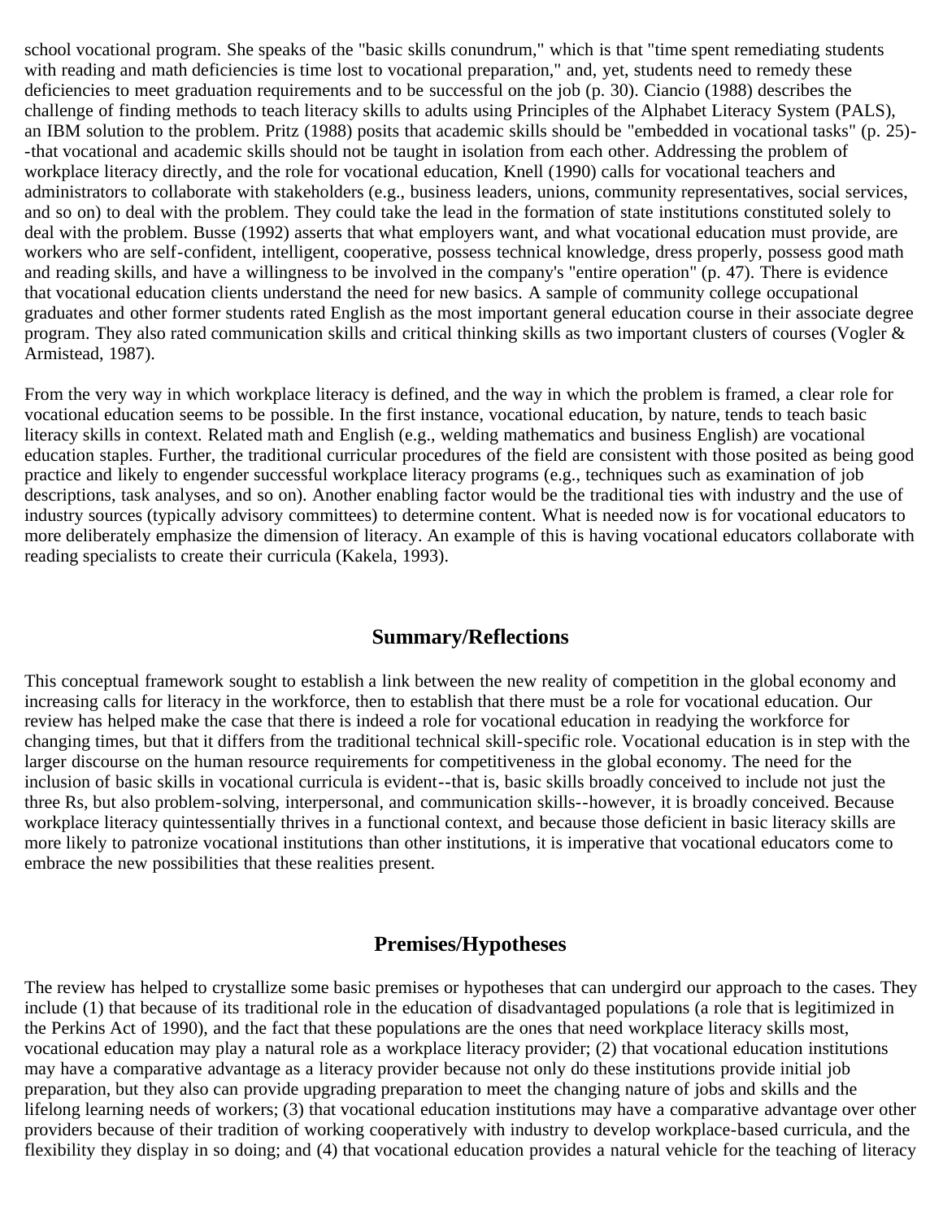school vocational program. She speaks of the "basic skills conundrum," which is that "time spent remediating students with reading and math deficiencies is time lost to vocational preparation," and, yet, students need to remedy these deficiencies to meet graduation requirements and to be successful on the job (p. 30). Ciancio (1988) describes the challenge of finding methods to teach literacy skills to adults using Principles of the Alphabet Literacy System (PALS), an IBM solution to the problem. Pritz (1988) posits that academic skills should be "embedded in vocational tasks" (p. 25)--that vocational and academic skills should not be taught in isolation from each other. Addressing the problem of workplace literacy directly, and the role for vocational education, Knell (1990) calls for vocational teachers and administrators to collaborate with stakeholders (e.g., business leaders, unions, community representatives, social services, and so on) to deal with the problem. They could take the lead in the formation of state institutions constituted solely to deal with the problem. Busse (1992) asserts that what employers want, and what vocational education must provide, are workers who are self-confident, intelligent, cooperative, possess technical knowledge, dress properly, possess good math and reading skills, and have a willingness to be involved in the company's "entire operation" (p. 47). There is evidence that vocational education clients understand the need for new basics. A sample of community college occupational graduates and other former students rated English as the most important general education course in their associate degree program. They also rated communication skills and critical thinking skills as two important clusters of courses (Vogler & Armistead, 1987).

From the very way in which workplace literacy is defined, and the way in which the problem is framed, a clear role for vocational education seems to be possible. In the first instance, vocational education, by nature, tends to teach basic literacy skills in context. Related math and English (e.g., welding mathematics and business English) are vocational education staples. Further, the traditional curricular procedures of the field are consistent with those posited as being good practice and likely to engender successful workplace literacy programs (e.g., techniques such as examination of job descriptions, task analyses, and so on). Another enabling factor would be the traditional ties with industry and the use of industry sources (typically advisory committees) to determine content. What is needed now is for vocational educators to more deliberately emphasize the dimension of literacy. An example of this is having vocational educators collaborate with reading specialists to create their curricula (Kakela, 1993).

## Summary/Reflections

This conceptual framework sought to establish a link between the new reality of competition in the global economy and increasing calls for literacy in the workforce, then to establish that there must be a role for vocational education. Our review has helped make the case that there is indeed a role for vocational education in readying the workforce for changing times, but that it differs from the traditional technical skill-specific role. Vocational education is in step with the larger discourse on the human resource requirements for competitiveness in the global economy. The need for the inclusion of basic skills in vocational curricula is evident--that is, basic skills broadly conceived to include not just the three Rs, but also problem-solving, interpersonal, and communication skills--however, it is broadly conceived. Because workplace literacy quintessentially thrives in a functional context, and because those deficient in basic literacy skills are more likely to patronize vocational institutions than other institutions, it is imperative that vocational educators come to embrace the new possibilities that these realities present.

## Premises/Hypotheses

The review has helped to crystallize some basic premises or hypotheses that can undergird our approach to the cases. They include (1) that because of its traditional role in the education of disadvantaged populations (a role that is legitimized in the Perkins Act of 1990), and the fact that these populations are the ones that need workplace literacy skills most, vocational education may play a natural role as a workplace literacy provider; (2) that vocational education institutions may have a comparative advantage as a literacy provider because not only do these institutions provide initial job preparation, but they also can provide upgrading preparation to meet the changing nature of jobs and skills and the lifelong learning needs of workers; (3) that vocational education institutions may have a comparative advantage over other providers because of their tradition of working cooperatively with industry to develop workplace-based curricula, and the flexibility they display in so doing; and (4) that vocational education provides a natural vehicle for the teaching of literacy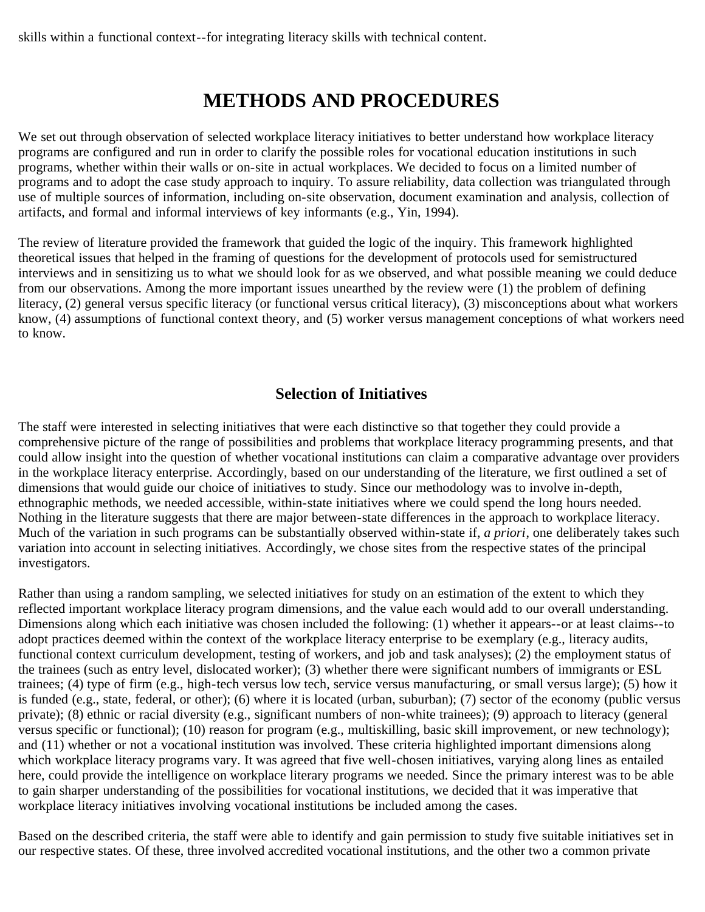skills within a functional context--for integrating literacy skills with technical content.

# METHODS AND PROCEDURES

We set out through observation of selected workplace literacy initiatives to better understand how workplace literacy programs are configured and run in order to clarify the possible roles for vocational education institutions in such programs, whether within their walls or on-site in actual workplaces. We decided to focus on a limited number of programs and to adopt the case study approach to inquiry. To assure reliability, data collection was triangulated through use of multiple sources of information, including on-site observation, document examination and analysis, collection of artifacts, and formal and informal interviews of key informants (e.g., Yin, 1994).

The review of literature provided the framework that guided the logic of the inquiry. This framework highlighted theoretical issues that helped in the framing of questions for the development of protocols used for semistructured interviews and in sensitizing us to what we should look for as we observed, and what possible meaning we could deduce from our observations. Among the more important issues unearthed by the review were (1) the problem of defining literacy, (2) general versus specific literacy (or functional versus critical literacy), (3) misconceptions about what workers know, (4) assumptions of functional context theory, and (5) worker versus management conceptions of what workers need to know.

## Selection of Initiatives

The staff were interested in selecting initiatives that were each distinctive so that together they could provide a comprehensive picture of the range of possibilities and problems that workplace literacy programming presents, and that could allow insight into the question of whether vocational institutions can claim a comparative advantage over providers in the workplace literacy enterprise. Accordingly, based on our understanding of the literature, we first outlined a set of dimensions that would guide our choice of initiatives to study. Since our methodology was to involve in-depth, ethnographic methods, we needed accessible, within-state initiatives where we could spend the long hours needed. Nothing in the literature suggests that there are major between-state differences in the approach to workplace literacy. Much of the variation in such programs can be substantially observed within-state if, *a priori*, one deliberately takes such variation into account in selecting initiatives. Accordingly, we chose sites from the respective states of the principal investigators.

Rather than using a random sampling, we selected initiatives for study on an estimation of the extent to which they reflected important workplace literacy program dimensions, and the value each would add to our overall understanding. Dimensions along which each initiative was chosen included the following: (1) whether it appears--or at least claims--to adopt practices deemed within the context of the workplace literacy enterprise to be exemplary (e.g., literacy audits, functional context curriculum development, testing of workers, and job and task analyses); (2) the employment status of the trainees (such as entry level, dislocated worker); (3) whether there were significant numbers of immigrants or ESL trainees; (4) type of firm (e.g., high-tech versus low tech, service versus manufacturing, or small versus large); (5) how it is funded (e.g., state, federal, or other); (6) where it is located (urban, suburban); (7) sector of the economy (public versus private); (8) ethnic or racial diversity (e.g., significant numbers of non-white trainees); (9) approach to literacy (general versus specific or functional); (10) reason for program (e.g., multiskilling, basic skill improvement, or new technology); and (11) whether or not a vocational institution was involved. These criteria highlighted important dimensions along which workplace literacy programs vary. It was agreed that five well-chosen initiatives, varying along lines as entailed here, could provide the intelligence on workplace literary programs we needed. Since the primary interest was to be able to gain sharper understanding of the possibilities for vocational institutions, we decided that it was imperative that workplace literacy initiatives involving vocational institutions be included among the cases.

Based on the described criteria, the staff were able to identify and gain permission to study five suitable initiatives set in our respective states. Of these, three involved accredited vocational institutions, and the other two a common private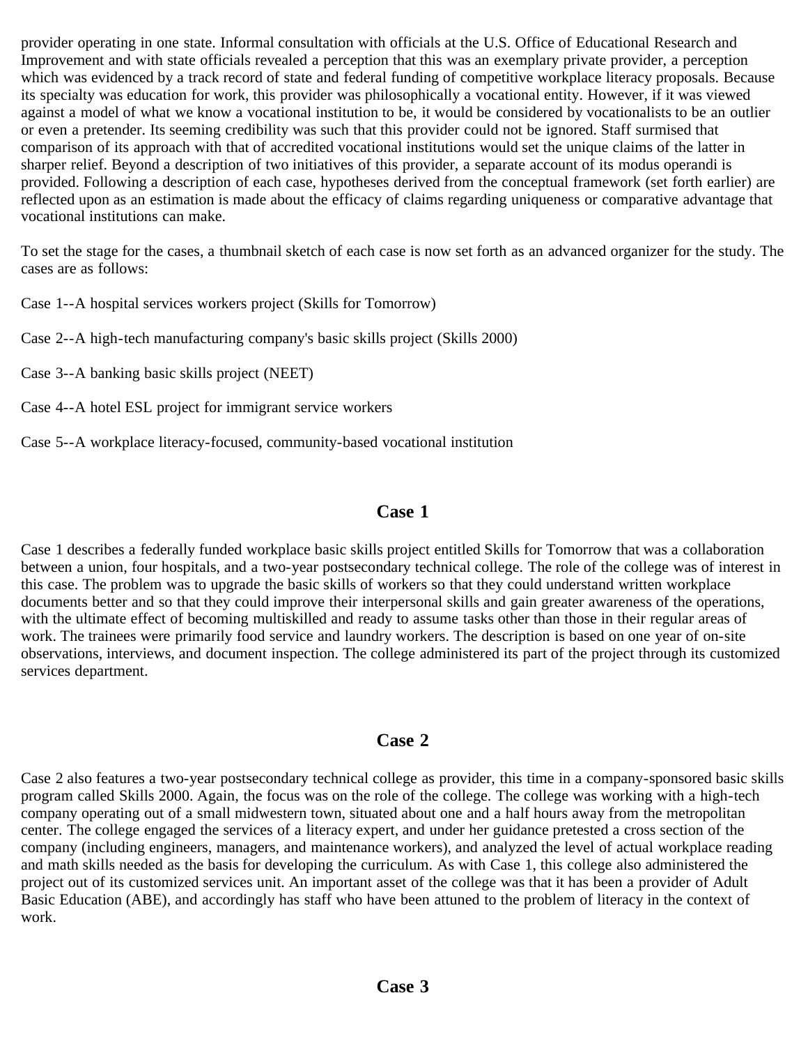provider operating in one state. Informal consultation with officials at the U.S. Office of Educational Research and Improvement and with state officials revealed a perception that this was an exemplary private provider, a perception which was evidenced by a track record of state and federal funding of competitive workplace literacy proposals. Because its specialty was education for work, this provider was philosophically a vocational entity. However, if it was viewed against a model of what we know a vocational institution to be, it would be considered by vocationalists to be an outlier or even a pretender. Its seeming credibility was such that this provider could not be ignored. Staff surmised that comparison of its approach with that of accredited vocational institutions would set the unique claims of the latter in sharper relief. Beyond a description of two initiatives of this provider, a separate account of its modus operandi is provided. Following a description of each case, hypotheses derived from the conceptual framework (set forth earlier) are reflected upon as an estimation is made about the efficacy of claims regarding uniqueness or comparative advantage that vocational institutions can make.

To set the stage for the cases, a thumbnail sketch of each case is now set forth as an advanced organizer for the study. The cases are as follows:

Case 1--A hospital services workers project (Skills for Tomorrow)

Case 2--A high-tech manufacturing company's basic skills project (Skills 2000)

Case 3--A banking basic skills project (NEET)

Case 4--A hotel ESL project for immigrant service workers

Case 5--A workplace literacy-focused, community-based vocational institution

## Case 1

Case 1 describes a federally funded workplace basic skills project entitled Skills for Tomorrow that was a collaboration between a union, four hospitals, and a two-year postsecondary technical college. The role of the college was of interest in this case. The problem was to upgrade the basic skills of workers so that they could understand written workplace documents better and so that they could improve their interpersonal skills and gain greater awareness of the operations, with the ultimate effect of becoming multiskilled and ready to assume tasks other than those in their regular areas of work. The trainees were primarily food service and laundry workers. The description is based on one year of on-site observations, interviews, and document inspection. The college administered its part of the project through its customized services department.

## Case 2

Case 2 also features a two-year postsecondary technical college as provider, this time in a company-sponsored basic skills program called Skills 2000. Again, the focus was on the role of the college. The college was working with a high-tech company operating out of a small midwestern town, situated about one and a half hours away from the metropolitan center. The college engaged the services of a literacy expert, and under her guidance pretested a cross section of the company (including engineers, managers, and maintenance workers), and analyzed the level of actual workplace reading and math skills needed as the basis for developing the curriculum. As with Case 1, this college also administered the project out of its customized services unit. An important asset of the college was that it has been a provider of Adult Basic Education (ABE), and accordingly has staff who have been attuned to the problem of literacy in the context of work.

## Case 3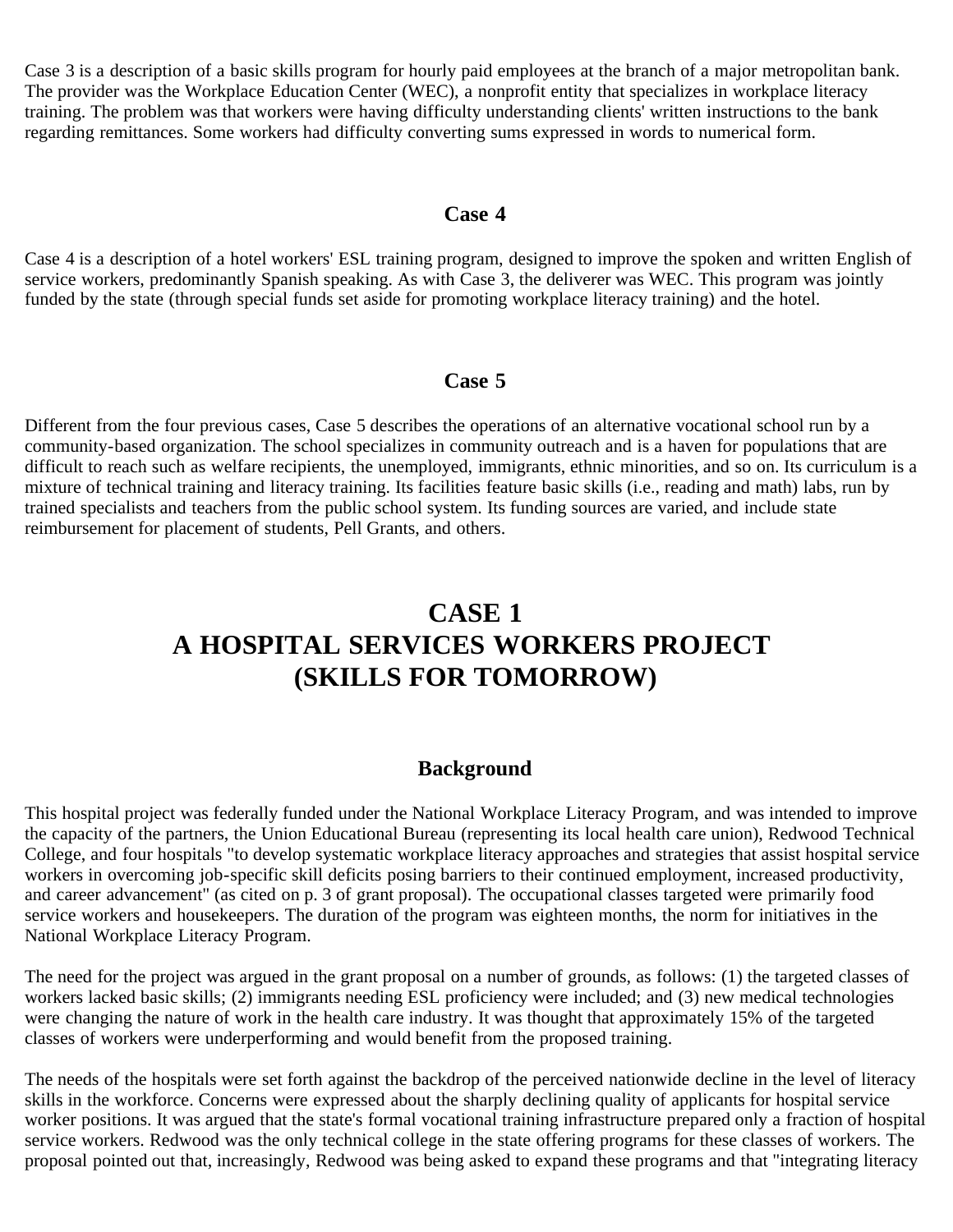Case 3 is a description of a basic skills program for hourly paid employees at the branch of a major metropolitan bank. The provider was the Workplace Education Center (WEC), a nonprofit entity that specializes in workplace literacy training. The problem was that workers were having difficulty understanding clients' written instructions to the bank regarding remittances. Some workers had difficulty converting sums expressed in words to numerical form.

### Case 4

Case 4 is a description of a hotel workers' ESL training program, designed to improve the spoken and written English of service workers, predominantly Spanish speaking. As with Case 3, the deliverer was WEC. This program was jointly funded by the state (through special funds set aside for promoting workplace literacy training) and the hotel.

### Case 5

Different from the four previous cases, Case 5 describes the operations of an alternative vocational school run by a community-based organization. The school specializes in community outreach and is a haven for populations that are difficult to reach such as welfare recipients, the unemployed, immigrants, ethnic minorities, and so on. Its curriculum is a mixture of technical training and literacy training. Its facilities feature basic skills (i.e., reading and math) labs, run by trained specialists and teachers from the public school system. Its funding sources are varied, and include state reimbursement for placement of students, Pell Grants, and others.

## CASE 1
## A HOSPITAL SERVICES WORKERS PROJECT (SKILLS FOR TOMORROW)

### Background

This hospital project was federally funded under the National Workplace Literacy Program, and was intended to improve the capacity of the partners, the Union Educational Bureau (representing its local health care union), Redwood Technical College, and four hospitals "to develop systematic workplace literacy approaches and strategies that assist hospital service workers in overcoming job-specific skill deficits posing barriers to their continued employment, increased productivity, and career advancement" (as cited on p. 3 of grant proposal). The occupational classes targeted were primarily food service workers and housekeepers. The duration of the program was eighteen months, the norm for initiatives in the National Workplace Literacy Program.

The need for the project was argued in the grant proposal on a number of grounds, as follows: (1) the targeted classes of workers lacked basic skills; (2) immigrants needing ESL proficiency were included; and (3) new medical technologies were changing the nature of work in the health care industry. It was thought that approximately 15% of the targeted classes of workers were underperforming and would benefit from the proposed training.

The needs of the hospitals were set forth against the backdrop of the perceived nationwide decline in the level of literacy skills in the workforce. Concerns were expressed about the sharply declining quality of applicants for hospital service worker positions. It was argued that the state's formal vocational training infrastructure prepared only a fraction of hospital service workers. Redwood was the only technical college in the state offering programs for these classes of workers. The proposal pointed out that, increasingly, Redwood was being asked to expand these programs and that "integrating literacy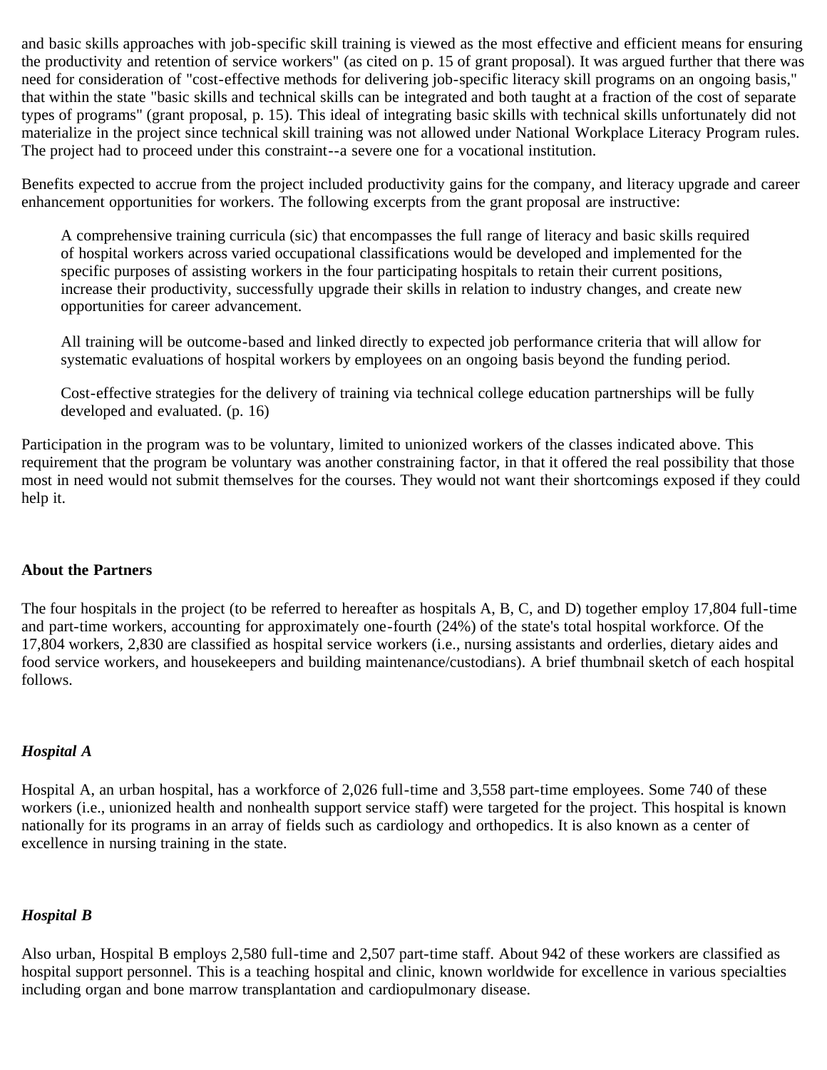and basic skills approaches with job-specific skill training is viewed as the most effective and efficient means for ensuring the productivity and retention of service workers" (as cited on p. 15 of grant proposal). It was argued further that there was need for consideration of "cost-effective methods for delivering job-specific literacy skill programs on an ongoing basis," that within the state "basic skills and technical skills can be integrated and both taught at a fraction of the cost of separate types of programs" (grant proposal, p. 15). This ideal of integrating basic skills with technical skills unfortunately did not materialize in the project since technical skill training was not allowed under National Workplace Literacy Program rules. The project had to proceed under this constraint--a severe one for a vocational institution.

Benefits expected to accrue from the project included productivity gains for the company, and literacy upgrade and career enhancement opportunities for workers. The following excerpts from the grant proposal are instructive:

> A comprehensive training curricula (sic) that encompasses the full range of literacy and basic skills required of hospital workers across varied occupational classifications would be developed and implemented for the specific purposes of assisting workers in the four participating hospitals to retain their current positions, increase their productivity, successfully upgrade their skills in relation to industry changes, and create new opportunities for career advancement.
>
> All training will be outcome-based and linked directly to expected job performance criteria that will allow for systematic evaluations of hospital workers by employees on an ongoing basis beyond the funding period.
>
> Cost-effective strategies for the delivery of training via technical college education partnerships will be fully developed and evaluated. (p. 16)

Participation in the program was to be voluntary, limited to unionized workers of the classes indicated above. This requirement that the program be voluntary was another constraining factor, in that it offered the real possibility that those most in need would not submit themselves for the courses. They would not want their shortcomings exposed if they could help it.

### About the Partners

The four hospitals in the project (to be referred to hereafter as hospitals A, B, C, and D) together employ 17,804 full-time and part-time workers, accounting for approximately one-fourth (24%) of the state's total hospital workforce. Of the 17,804 workers, 2,830 are classified as hospital service workers (i.e., nursing assistants and orderlies, dietary aides and food service workers, and housekeepers and building maintenance/custodians). A brief thumbnail sketch of each hospital follows.

#### *Hospital A*

Hospital A, an urban hospital, has a workforce of 2,026 full-time and 3,558 part-time employees. Some 740 of these workers (i.e., unionized health and nonhealth support service staff) were targeted for the project. This hospital is known nationally for its programs in an array of fields such as cardiology and orthopedics. It is also known as a center of excellence in nursing training in the state.

#### *Hospital B*

Also urban, Hospital B employs 2,580 full-time and 2,507 part-time staff. About 942 of these workers are classified as hospital support personnel. This is a teaching hospital and clinic, known worldwide for excellence in various specialties including organ and bone marrow transplantation and cardiopulmonary disease.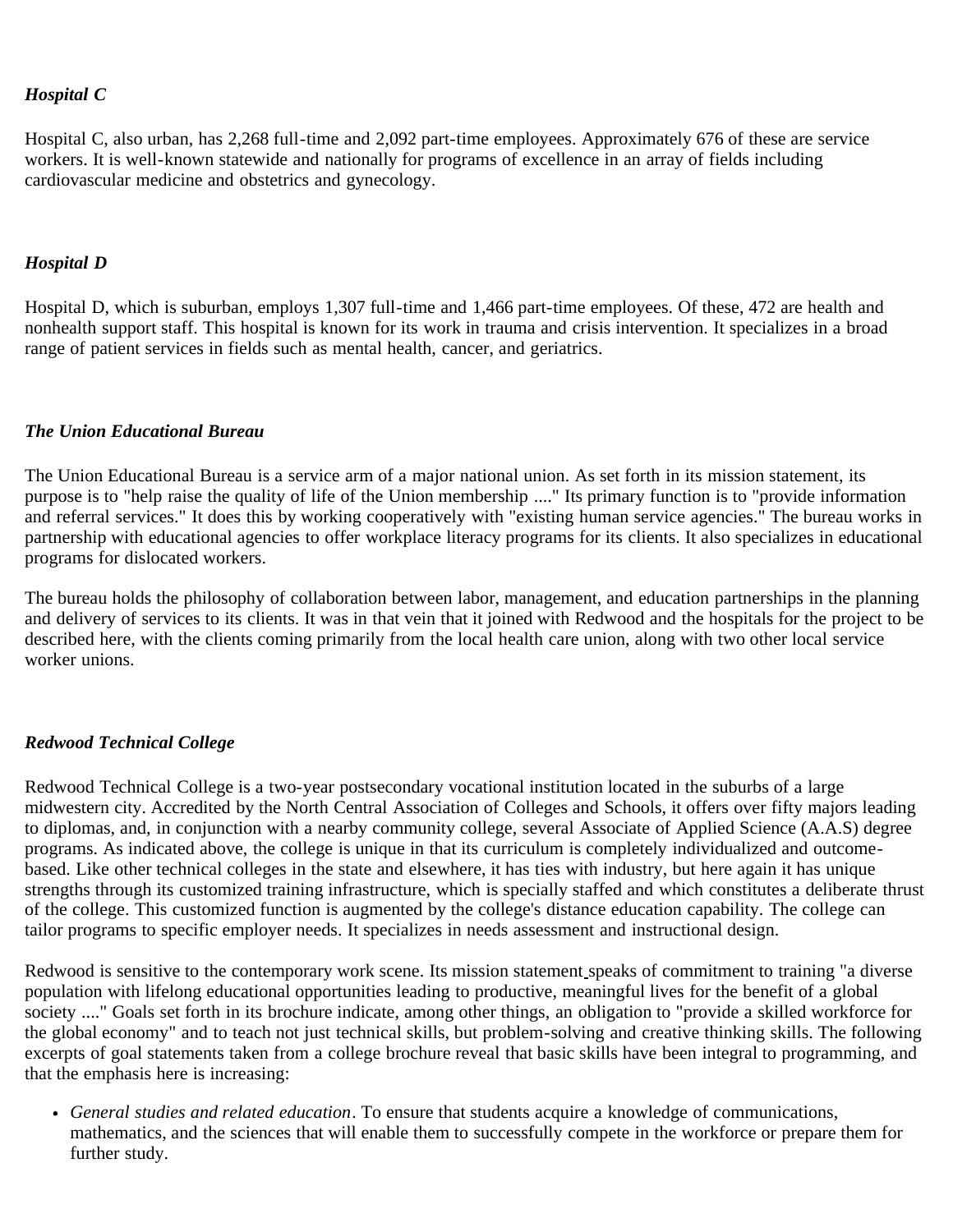### *Hospital C*

Hospital C, also urban, has 2,268 full-time and 2,092 part-time employees. Approximately 676 of these are service workers. It is well-known statewide and nationally for programs of excellence in an array of fields including cardiovascular medicine and obstetrics and gynecology.

### *Hospital D*

Hospital D, which is suburban, employs 1,307 full-time and 1,466 part-time employees. Of these, 472 are health and nonhealth support staff. This hospital is known for its work in trauma and crisis intervention. It specializes in a broad range of patient services in fields such as mental health, cancer, and geriatrics.

### *The Union Educational Bureau*

The Union Educational Bureau is a service arm of a major national union. As set forth in its mission statement, its purpose is to "help raise the quality of life of the Union membership ...." Its primary function is to "provide information and referral services." It does this by working cooperatively with "existing human service agencies." The bureau works in partnership with educational agencies to offer workplace literacy programs for its clients. It also specializes in educational programs for dislocated workers.

The bureau holds the philosophy of collaboration between labor, management, and education partnerships in the planning and delivery of services to its clients. It was in that vein that it joined with Redwood and the hospitals for the project to be described here, with the clients coming primarily from the local health care union, along with two other local service worker unions.

### *Redwood Technical College*

Redwood Technical College is a two-year postsecondary vocational institution located in the suburbs of a large midwestern city. Accredited by the North Central Association of Colleges and Schools, it offers over fifty majors leading to diplomas, and, in conjunction with a nearby community college, several Associate of Applied Science (A.A.S) degree programs. As indicated above, the college is unique in that its curriculum is completely individualized and outcome-based. Like other technical colleges in the state and elsewhere, it has ties with industry, but here again it has unique strengths through its customized training infrastructure, which is specially staffed and which constitutes a deliberate thrust of the college. This customized function is augmented by the college's distance education capability. The college can tailor programs to specific employer needs. It specializes in needs assessment and instructional design.

Redwood is sensitive to the contemporary work scene. Its mission statement speaks of commitment to training "a diverse population with lifelong educational opportunities leading to productive, meaningful lives for the benefit of a global society ...." Goals set forth in its brochure indicate, among other things, an obligation to "provide a skilled workforce for the global economy" and to teach not just technical skills, but problem-solving and creative thinking skills. The following excerpts of goal statements taken from a college brochure reveal that basic skills have been integral to programming, and that the emphasis here is increasing:

- *General studies and related education*. To ensure that students acquire a knowledge of communications, mathematics, and the sciences that will enable them to successfully compete in the workforce or prepare them for further study.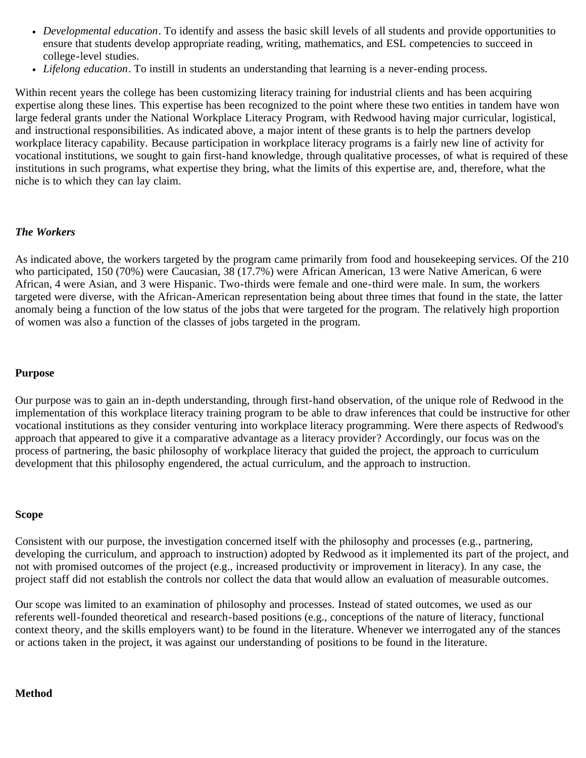- *Developmental education*. To identify and assess the basic skill levels of all students and provide opportunities to ensure that students develop appropriate reading, writing, mathematics, and ESL competencies to succeed in college-level studies.
- *Lifelong education*. To instill in students an understanding that learning is a never-ending process.

Within recent years the college has been customizing literacy training for industrial clients and has been acquiring expertise along these lines. This expertise has been recognized to the point where these two entities in tandem have won large federal grants under the National Workplace Literacy Program, with Redwood having major curricular, logistical, and instructional responsibilities. As indicated above, a major intent of these grants is to help the partners develop workplace literacy capability. Because participation in workplace literacy programs is a fairly new line of activity for vocational institutions, we sought to gain first-hand knowledge, through qualitative processes, of what is required of these institutions in such programs, what expertise they bring, what the limits of this expertise are, and, therefore, what the niche is to which they can lay claim.

### *The Workers*

As indicated above, the workers targeted by the program came primarily from food and housekeeping services. Of the 210 who participated, 150 (70%) were Caucasian, 38 (17.7%) were African American, 13 were Native American, 6 were African, 4 were Asian, and 3 were Hispanic. Two-thirds were female and one-third were male. In sum, the workers targeted were diverse, with the African-American representation being about three times that found in the state, the latter anomaly being a function of the low status of the jobs that were targeted for the program. The relatively high proportion of women was also a function of the classes of jobs targeted in the program.

### Purpose

Our purpose was to gain an in-depth understanding, through first-hand observation, of the unique role of Redwood in the implementation of this workplace literacy training program to be able to draw inferences that could be instructive for other vocational institutions as they consider venturing into workplace literacy programming. Were there aspects of Redwood's approach that appeared to give it a comparative advantage as a literacy provider? Accordingly, our focus was on the process of partnering, the basic philosophy of workplace literacy that guided the project, the approach to curriculum development that this philosophy engendered, the actual curriculum, and the approach to instruction.

### Scope

Consistent with our purpose, the investigation concerned itself with the philosophy and processes (e.g., partnering, developing the curriculum, and approach to instruction) adopted by Redwood as it implemented its part of the project, and not with promised outcomes of the project (e.g., increased productivity or improvement in literacy). In any case, the project staff did not establish the controls nor collect the data that would allow an evaluation of measurable outcomes.

Our scope was limited to an examination of philosophy and processes. Instead of stated outcomes, we used as our referents well-founded theoretical and research-based positions (e.g., conceptions of the nature of literacy, functional context theory, and the skills employers want) to be found in the literature. Whenever we interrogated any of the stances or actions taken in the project, it was against our understanding of positions to be found in the literature.

### Method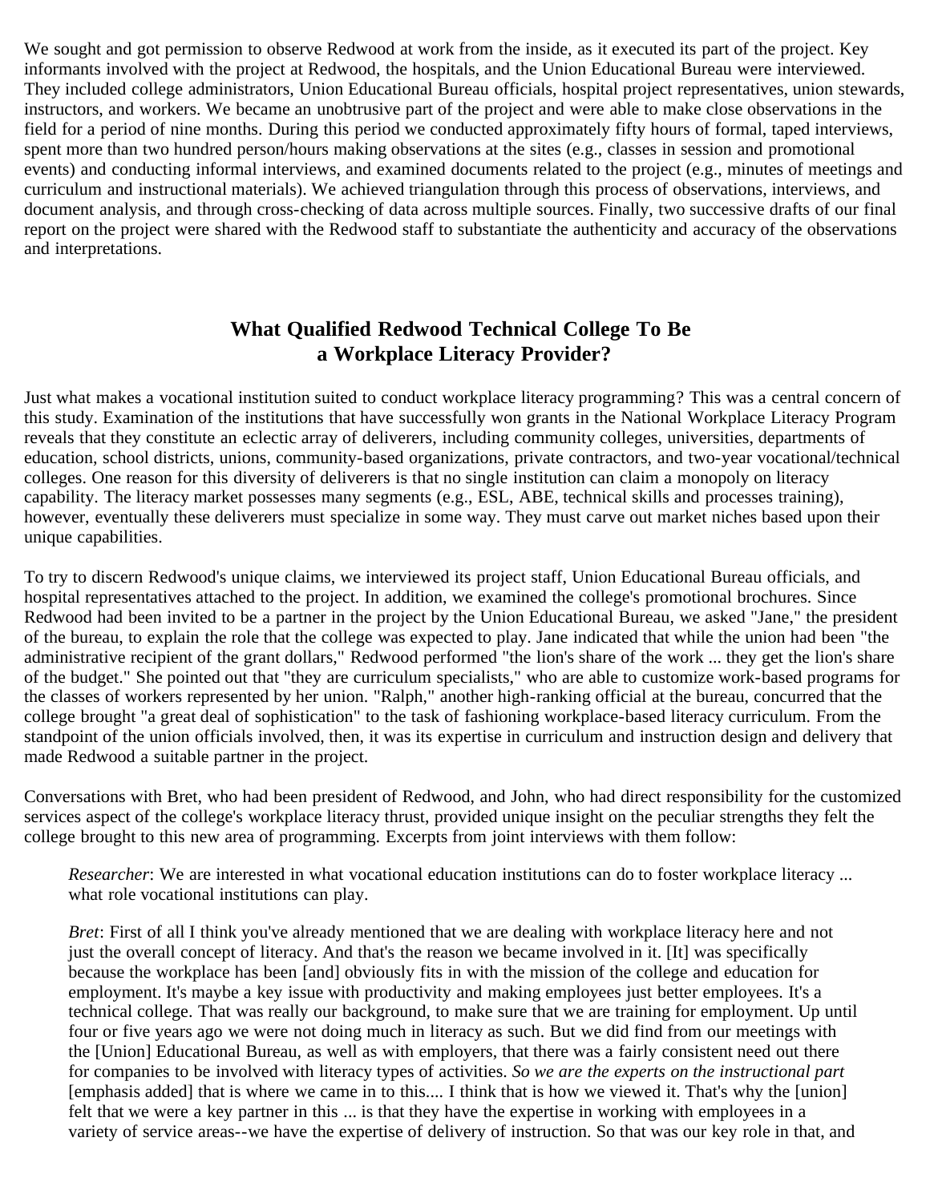We sought and got permission to observe Redwood at work from the inside, as it executed its part of the project. Key informants involved with the project at Redwood, the hospitals, and the Union Educational Bureau were interviewed. They included college administrators, Union Educational Bureau officials, hospital project representatives, union stewards, instructors, and workers. We became an unobtrusive part of the project and were able to make close observations in the field for a period of nine months. During this period we conducted approximately fifty hours of formal, taped interviews, spent more than two hundred person/hours making observations at the sites (e.g., classes in session and promotional events) and conducting informal interviews, and examined documents related to the project (e.g., minutes of meetings and curriculum and instructional materials). We achieved triangulation through this process of observations, interviews, and document analysis, and through cross-checking of data across multiple sources. Finally, two successive drafts of our final report on the project were shared with the Redwood staff to substantiate the authenticity and accuracy of the observations and interpretations.

## What Qualified Redwood Technical College To Be a Workplace Literacy Provider?

Just what makes a vocational institution suited to conduct workplace literacy programming? This was a central concern of this study. Examination of the institutions that have successfully won grants in the National Workplace Literacy Program reveals that they constitute an eclectic array of deliverers, including community colleges, universities, departments of education, school districts, unions, community-based organizations, private contractors, and two-year vocational/technical colleges. One reason for this diversity of deliverers is that no single institution can claim a monopoly on literacy capability. The literacy market possesses many segments (e.g., ESL, ABE, technical skills and processes training), however, eventually these deliverers must specialize in some way. They must carve out market niches based upon their unique capabilities.

To try to discern Redwood's unique claims, we interviewed its project staff, Union Educational Bureau officials, and hospital representatives attached to the project. In addition, we examined the college's promotional brochures. Since Redwood had been invited to be a partner in the project by the Union Educational Bureau, we asked "Jane," the president of the bureau, to explain the role that the college was expected to play. Jane indicated that while the union had been "the administrative recipient of the grant dollars," Redwood performed "the lion's share of the work ... they get the lion's share of the budget." She pointed out that "they are curriculum specialists," who are able to customize work-based programs for the classes of workers represented by her union. "Ralph," another high-ranking official at the bureau, concurred that the college brought "a great deal of sophistication" to the task of fashioning workplace-based literacy curriculum. From the standpoint of the union officials involved, then, it was its expertise in curriculum and instruction design and delivery that made Redwood a suitable partner in the project.

Conversations with Bret, who had been president of Redwood, and John, who had direct responsibility for the customized services aspect of the college's workplace literacy thrust, provided unique insight on the peculiar strengths they felt the college brought to this new area of programming. Excerpts from joint interviews with them follow:

> *Researcher*: We are interested in what vocational education institutions can do to foster workplace literacy ... what role vocational institutions can play.
>
> *Bret*: First of all I think you've already mentioned that we are dealing with workplace literacy here and not just the overall concept of literacy. And that's the reason we became involved in it. [It] was specifically because the workplace has been [and] obviously fits in with the mission of the college and education for employment. It's maybe a key issue with productivity and making employees just better employees. It's a technical college. That was really our background, to make sure that we are training for employment. Up until four or five years ago we were not doing much in literacy as such. But we did find from our meetings with the [Union] Educational Bureau, as well as with employers, that there was a fairly consistent need out there for companies to be involved with literacy types of activities. *So we are the experts on the instructional part* [emphasis added] that is where we came in to this.... I think that is how we viewed it. That's why the [union] felt that we were a key partner in this ... is that they have the expertise in working with employees in a variety of service areas--we have the expertise of delivery of instruction. So that was our key role in that, and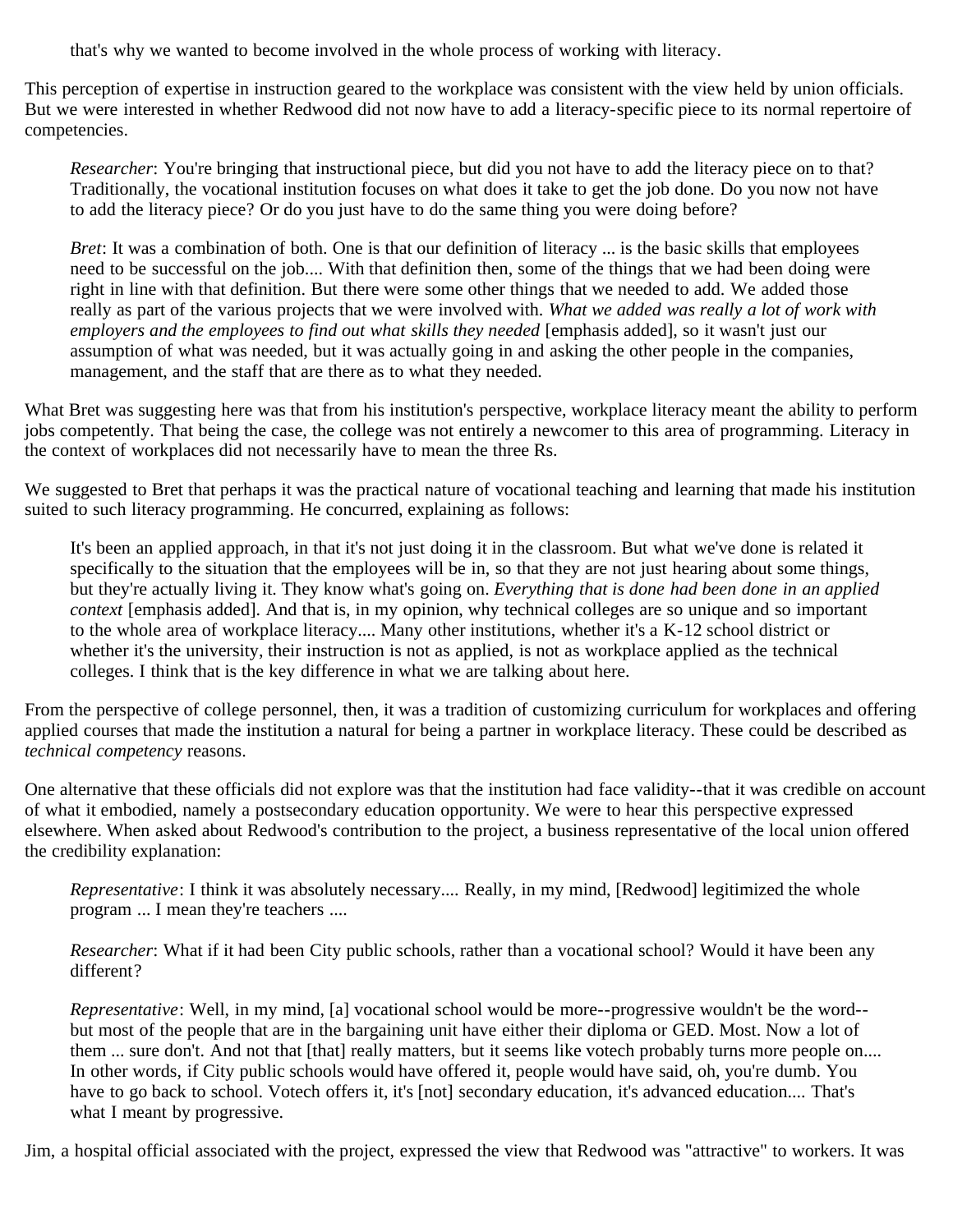that's why we wanted to become involved in the whole process of working with literacy.

This perception of expertise in instruction geared to the workplace was consistent with the view held by union officials. But we were interested in whether Redwood did not now have to add a literacy-specific piece to its normal repertoire of competencies.

> *Researcher*: You're bringing that instructional piece, but did you not have to add the literacy piece on to that? Traditionally, the vocational institution focuses on what does it take to get the job done. Do you now not have to add the literacy piece? Or do you just have to do the same thing you were doing before?

> *Bret*: It was a combination of both. One is that our definition of literacy ... is the basic skills that employees need to be successful on the job.... With that definition then, some of the things that we had been doing were right in line with that definition. But there were some other things that we needed to add. We added those really as part of the various projects that we were involved with. *What we added was really a lot of work with employers and the employees to find out what skills they needed* [emphasis added], so it wasn't just our assumption of what was needed, but it was actually going in and asking the other people in the companies, management, and the staff that are there as to what they needed.

What Bret was suggesting here was that from his institution's perspective, workplace literacy meant the ability to perform jobs competently. That being the case, the college was not entirely a newcomer to this area of programming. Literacy in the context of workplaces did not necessarily have to mean the three Rs.

We suggested to Bret that perhaps it was the practical nature of vocational teaching and learning that made his institution suited to such literacy programming. He concurred, explaining as follows:

> It's been an applied approach, in that it's not just doing it in the classroom. But what we've done is related it specifically to the situation that the employees will be in, so that they are not just hearing about some things, but they're actually living it. They know what's going on. *Everything that is done had been done in an applied context* [emphasis added]. And that is, in my opinion, why technical colleges are so unique and so important to the whole area of workplace literacy.... Many other institutions, whether it's a K-12 school district or whether it's the university, their instruction is not as applied, is not as workplace applied as the technical colleges. I think that is the key difference in what we are talking about here.

From the perspective of college personnel, then, it was a tradition of customizing curriculum for workplaces and offering applied courses that made the institution a natural for being a partner in workplace literacy. These could be described as *technical competency* reasons.

One alternative that these officials did not explore was that the institution had face validity--that it was credible on account of what it embodied, namely a postsecondary education opportunity. We were to hear this perspective expressed elsewhere. When asked about Redwood's contribution to the project, a business representative of the local union offered the credibility explanation:

> *Representative*: I think it was absolutely necessary.... Really, in my mind, [Redwood] legitimized the whole program ... I mean they're teachers ....

> *Researcher*: What if it had been City public schools, rather than a vocational school? Would it have been any different?

> *Representative*: Well, in my mind, [a] vocational school would be more--progressive wouldn't be the word--but most of the people that are in the bargaining unit have either their diploma or GED. Most. Now a lot of them ... sure don't. And not that [that] really matters, but it seems like votech probably turns more people on.... In other words, if City public schools would have offered it, people would have said, oh, you're dumb. You have to go back to school. Votech offers it, it's [not] secondary education, it's advanced education.... That's what I meant by progressive.

Jim, a hospital official associated with the project, expressed the view that Redwood was "attractive" to workers. It was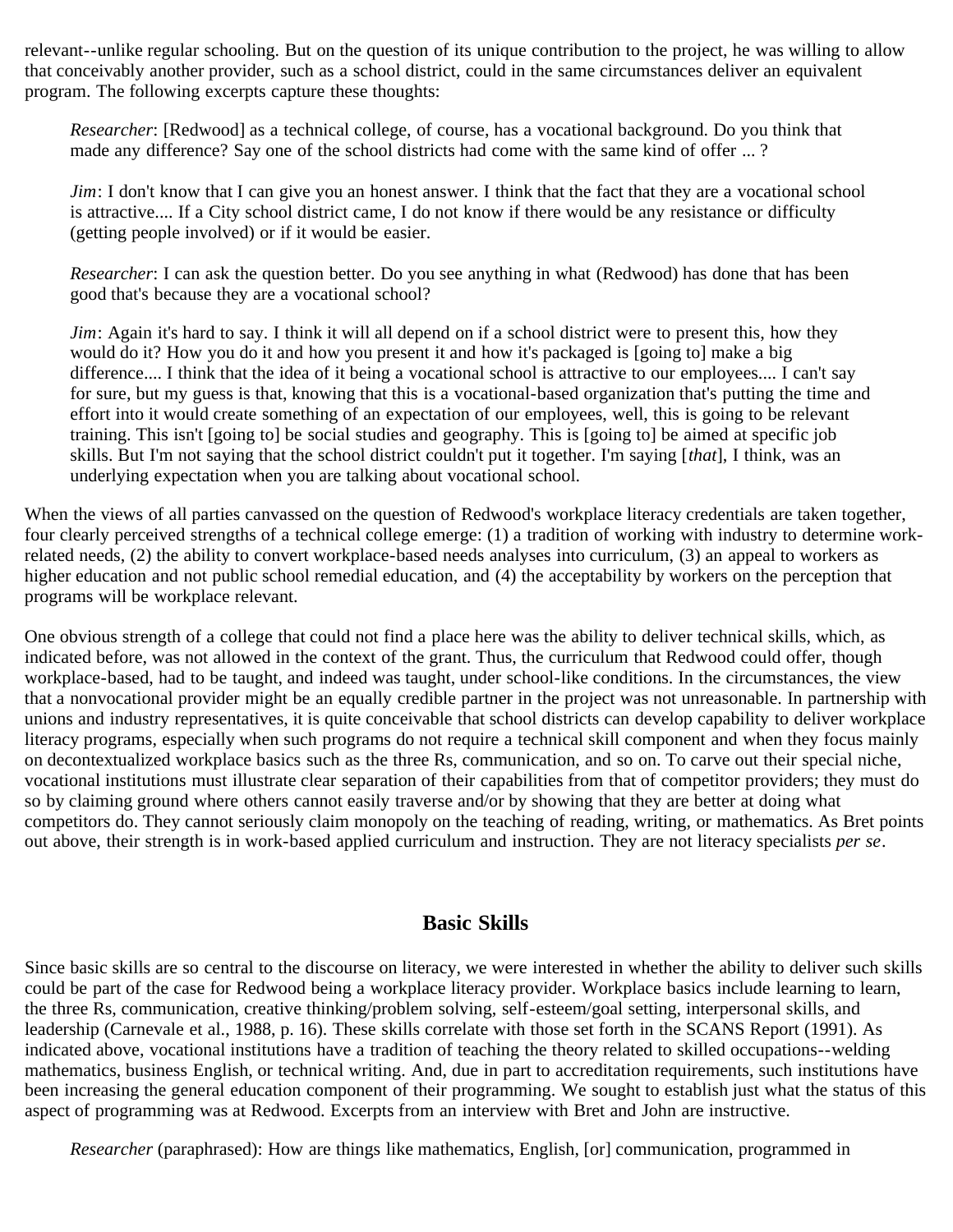relevant--unlike regular schooling. But on the question of its unique contribution to the project, he was willing to allow that conceivably another provider, such as a school district, could in the same circumstances deliver an equivalent program. The following excerpts capture these thoughts:

> *Researcher*: [Redwood] as a technical college, of course, has a vocational background. Do you think that made any difference? Say one of the school districts had come with the same kind of offer ... ?
>
> *Jim*: I don't know that I can give you an honest answer. I think that the fact that they are a vocational school is attractive.... If a City school district came, I do not know if there would be any resistance or difficulty (getting people involved) or if it would be easier.
>
> *Researcher*: I can ask the question better. Do you see anything in what (Redwood) has done that has been good that's because they are a vocational school?
>
> *Jim*: Again it's hard to say. I think it will all depend on if a school district were to present this, how they would do it? How you do it and how you present it and how it's packaged is [going to] make a big difference.... I think that the idea of it being a vocational school is attractive to our employees.... I can't say for sure, but my guess is that, knowing that this is a vocational-based organization that's putting the time and effort into it would create something of an expectation of our employees, well, this is going to be relevant training. This isn't [going to] be social studies and geography. This is [going to] be aimed at specific job skills. But I'm not saying that the school district couldn't put it together. I'm saying [*that*], I think, was an underlying expectation when you are talking about vocational school.

When the views of all parties canvassed on the question of Redwood's workplace literacy credentials are taken together, four clearly perceived strengths of a technical college emerge: (1) a tradition of working with industry to determine work-related needs, (2) the ability to convert workplace-based needs analyses into curriculum, (3) an appeal to workers as higher education and not public school remedial education, and (4) the acceptability by workers on the perception that programs will be workplace relevant.

One obvious strength of a college that could not find a place here was the ability to deliver technical skills, which, as indicated before, was not allowed in the context of the grant. Thus, the curriculum that Redwood could offer, though workplace-based, had to be taught, and indeed was taught, under school-like conditions. In the circumstances, the view that a nonvocational provider might be an equally credible partner in the project was not unreasonable. In partnership with unions and industry representatives, it is quite conceivable that school districts can develop capability to deliver workplace literacy programs, especially when such programs do not require a technical skill component and when they focus mainly on decontextualized workplace basics such as the three Rs, communication, and so on. To carve out their special niche, vocational institutions must illustrate clear separation of their capabilities from that of competitor providers; they must do so by claiming ground where others cannot easily traverse and/or by showing that they are better at doing what competitors do. They cannot seriously claim monopoly on the teaching of reading, writing, or mathematics. As Bret points out above, their strength is in work-based applied curriculum and instruction. They are not literacy specialists *per se*.

## Basic Skills

Since basic skills are so central to the discourse on literacy, we were interested in whether the ability to deliver such skills could be part of the case for Redwood being a workplace literacy provider. Workplace basics include learning to learn, the three Rs, communication, creative thinking/problem solving, self-esteem/goal setting, interpersonal skills, and leadership (Carnevale et al., 1988, p. 16). These skills correlate with those set forth in the SCANS Report (1991). As indicated above, vocational institutions have a tradition of teaching the theory related to skilled occupations--welding mathematics, business English, or technical writing. And, due in part to accreditation requirements, such institutions have been increasing the general education component of their programming. We sought to establish just what the status of this aspect of programming was at Redwood. Excerpts from an interview with Bret and John are instructive.

> *Researcher* (paraphrased): How are things like mathematics, English, [or] communication, programmed in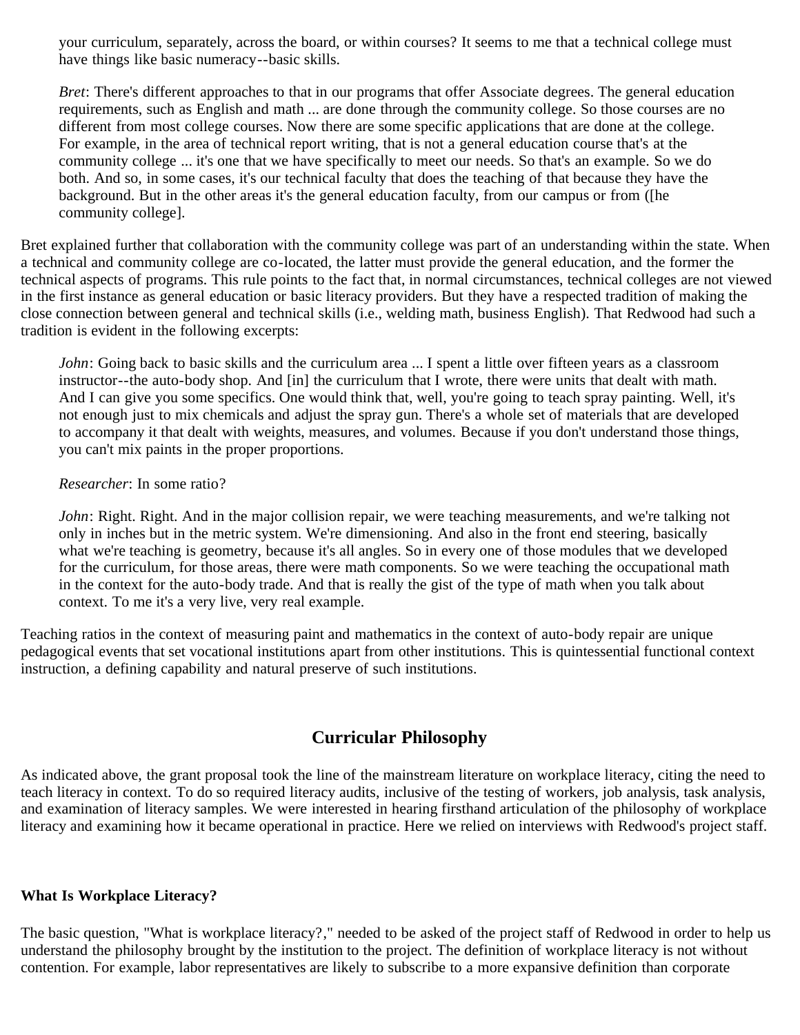your curriculum, separately, across the board, or within courses? It seems to me that a technical college must have things like basic numeracy--basic skills.

> *Bret*: There's different approaches to that in our programs that offer Associate degrees. The general education requirements, such as English and math ... are done through the community college. So those courses are no different from most college courses. Now there are some specific applications that are done at the college. For example, in the area of technical report writing, that is not a general education course that's at the community college ... it's one that we have specifically to meet our needs. So that's an example. So we do both. And so, in some cases, it's our technical faculty that does the teaching of that because they have the background. But in the other areas it's the general education faculty, from our campus or from ([he community college].

Bret explained further that collaboration with the community college was part of an understanding within the state. When a technical and community college are co-located, the latter must provide the general education, and the former the technical aspects of programs. This rule points to the fact that, in normal circumstances, technical colleges are not viewed in the first instance as general education or basic literacy providers. But they have a respected tradition of making the close connection between general and technical skills (i.e., welding math, business English). That Redwood had such a tradition is evident in the following excerpts:

> *John*: Going back to basic skills and the curriculum area ... I spent a little over fifteen years as a classroom instructor--the auto-body shop. And [in] the curriculum that I wrote, there were units that dealt with math. And I can give you some specifics. One would think that, well, you're going to teach spray painting. Well, it's not enough just to mix chemicals and adjust the spray gun. There's a whole set of materials that are developed to accompany it that dealt with weights, measures, and volumes. Because if you don't understand those things, you can't mix paints in the proper proportions.
>
> *Researcher*: In some ratio?
>
> *John*: Right. Right. And in the major collision repair, we were teaching measurements, and we're talking not only in inches but in the metric system. We're dimensioning. And also in the front end steering, basically what we're teaching is geometry, because it's all angles. So in every one of those modules that we developed for the curriculum, for those areas, there were math components. So we were teaching the occupational math in the context for the auto-body trade. And that is really the gist of the type of math when you talk about context. To me it's a very live, very real example.

Teaching ratios in the context of measuring paint and mathematics in the context of auto-body repair are unique pedagogical events that set vocational institutions apart from other institutions. This is quintessential functional context instruction, a defining capability and natural preserve of such institutions.

## Curricular Philosophy

As indicated above, the grant proposal took the line of the mainstream literature on workplace literacy, citing the need to teach literacy in context. To do so required literacy audits, inclusive of the testing of workers, job analysis, task analysis, and examination of literacy samples. We were interested in hearing firsthand articulation of the philosophy of workplace literacy and examining how it became operational in practice. Here we relied on interviews with Redwood's project staff.

### What Is Workplace Literacy?

The basic question, "What is workplace literacy?," needed to be asked of the project staff of Redwood in order to help us understand the philosophy brought by the institution to the project. The definition of workplace literacy is not without contention. For example, labor representatives are likely to subscribe to a more expansive definition than corporate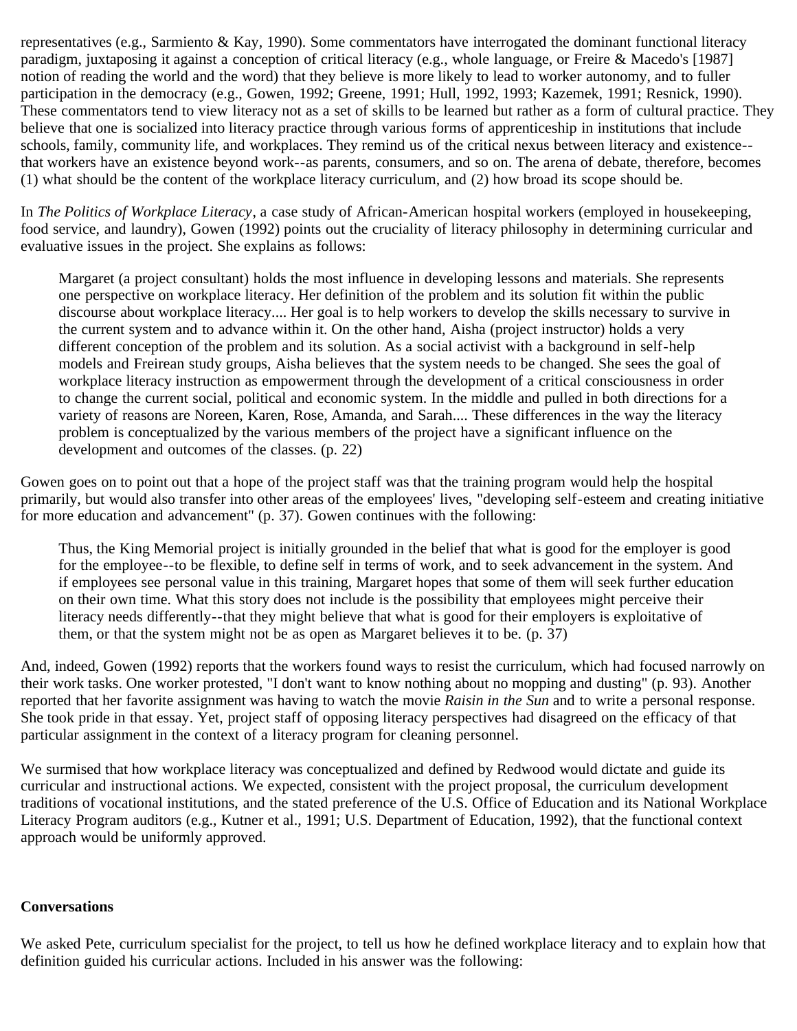representatives (e.g., Sarmiento & Kay, 1990). Some commentators have interrogated the dominant functional literacy paradigm, juxtaposing it against a conception of critical literacy (e.g., whole language, or Freire & Macedo's [1987] notion of reading the world and the word) that they believe is more likely to lead to worker autonomy, and to fuller participation in the democracy (e.g., Gowen, 1992; Greene, 1991; Hull, 1992, 1993; Kazemek, 1991; Resnick, 1990). These commentators tend to view literacy not as a set of skills to be learned but rather as a form of cultural practice. They believe that one is socialized into literacy practice through various forms of apprenticeship in institutions that include schools, family, community life, and workplaces. They remind us of the critical nexus between literacy and existence--that workers have an existence beyond work--as parents, consumers, and so on. The arena of debate, therefore, becomes (1) what should be the content of the workplace literacy curriculum, and (2) how broad its scope should be.

In *The Politics of Workplace Literacy*, a case study of African-American hospital workers (employed in housekeeping, food service, and laundry), Gowen (1992) points out the cruciality of literacy philosophy in determining curricular and evaluative issues in the project. She explains as follows:

> Margaret (a project consultant) holds the most influence in developing lessons and materials. She represents one perspective on workplace literacy. Her definition of the problem and its solution fit within the public discourse about workplace literacy.... Her goal is to help workers to develop the skills necessary to survive in the current system and to advance within it. On the other hand, Aisha (project instructor) holds a very different conception of the problem and its solution. As a social activist with a background in self-help models and Freirean study groups, Aisha believes that the system needs to be changed. She sees the goal of workplace literacy instruction as empowerment through the development of a critical consciousness in order to change the current social, political and economic system. In the middle and pulled in both directions for a variety of reasons are Noreen, Karen, Rose, Amanda, and Sarah.... These differences in the way the literacy problem is conceptualized by the various members of the project have a significant influence on the development and outcomes of the classes. (p. 22)

Gowen goes on to point out that a hope of the project staff was that the training program would help the hospital primarily, but would also transfer into other areas of the employees' lives, "developing self-esteem and creating initiative for more education and advancement" (p. 37). Gowen continues with the following:

> Thus, the King Memorial project is initially grounded in the belief that what is good for the employer is good for the employee--to be flexible, to define self in terms of work, and to seek advancement in the system. And if employees see personal value in this training, Margaret hopes that some of them will seek further education on their own time. What this story does not include is the possibility that employees might perceive their literacy needs differently--that they might believe that what is good for their employers is exploitative of them, or that the system might not be as open as Margaret believes it to be. (p. 37)

And, indeed, Gowen (1992) reports that the workers found ways to resist the curriculum, which had focused narrowly on their work tasks. One worker protested, "I don't want to know nothing about no mopping and dusting" (p. 93). Another reported that her favorite assignment was having to watch the movie *Raisin in the Sun* and to write a personal response. She took pride in that essay. Yet, project staff of opposing literacy perspectives had disagreed on the efficacy of that particular assignment in the context of a literacy program for cleaning personnel.

We surmised that how workplace literacy was conceptualized and defined by Redwood would dictate and guide its curricular and instructional actions. We expected, consistent with the project proposal, the curriculum development traditions of vocational institutions, and the stated preference of the U.S. Office of Education and its National Workplace Literacy Program auditors (e.g., Kutner et al., 1991; U.S. Department of Education, 1992), that the functional context approach would be uniformly approved.

**Conversations**

We asked Pete, curriculum specialist for the project, to tell us how he defined workplace literacy and to explain how that definition guided his curricular actions. Included in his answer was the following: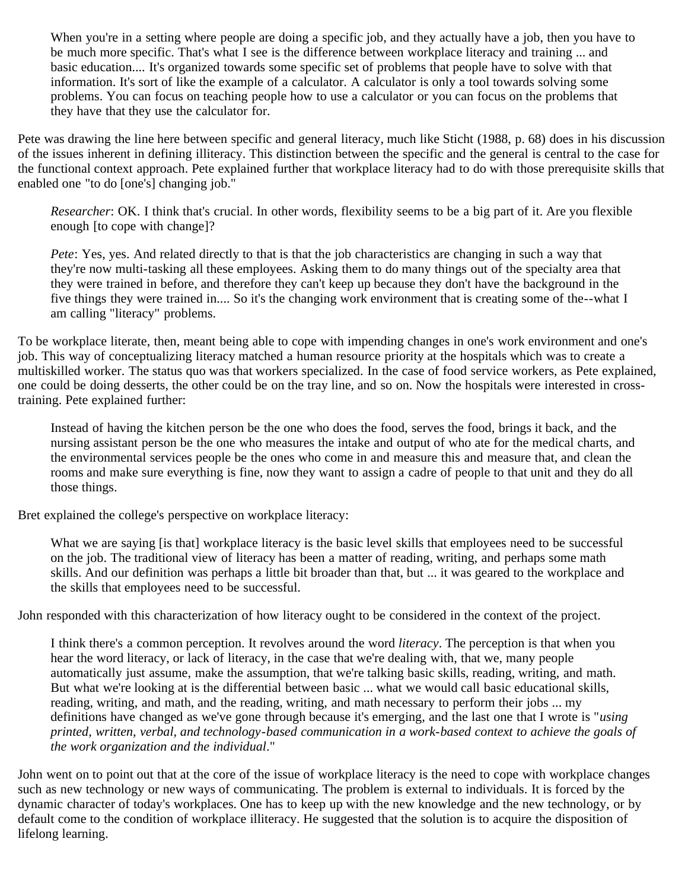> When you're in a setting where people are doing a specific job, and they actually have a job, then you have to be much more specific. That's what I see is the difference between workplace literacy and training ... and basic education.... It's organized towards some specific set of problems that people have to solve with that information. It's sort of like the example of a calculator. A calculator is only a tool towards solving some problems. You can focus on teaching people how to use a calculator or you can focus on the problems that they have that they use the calculator for.

Pete was drawing the line here between specific and general literacy, much like Sticht (1988, p. 68) does in his discussion of the issues inherent in defining illiteracy. This distinction between the specific and the general is central to the case for the functional context approach. Pete explained further that workplace literacy had to do with those prerequisite skills that enabled one "to do [one's] changing job."

> *Researcher*: OK. I think that's crucial. In other words, flexibility seems to be a big part of it. Are you flexible enough [to cope with change]?
>
> *Pete*: Yes, yes. And related directly to that is that the job characteristics are changing in such a way that they're now multi-tasking all these employees. Asking them to do many things out of the specialty area that they were trained in before, and therefore they can't keep up because they don't have the background in the five things they were trained in.... So it's the changing work environment that is creating some of the--what I am calling "literacy" problems.

To be workplace literate, then, meant being able to cope with impending changes in one's work environment and one's job. This way of conceptualizing literacy matched a human resource priority at the hospitals which was to create a multiskilled worker. The status quo was that workers specialized. In the case of food service workers, as Pete explained, one could be doing desserts, the other could be on the tray line, and so on. Now the hospitals were interested in cross-training. Pete explained further:

> Instead of having the kitchen person be the one who does the food, serves the food, brings it back, and the nursing assistant person be the one who measures the intake and output of who ate for the medical charts, and the environmental services people be the ones who come in and measure this and measure that, and clean the rooms and make sure everything is fine, now they want to assign a cadre of people to that unit and they do all those things.

Bret explained the college's perspective on workplace literacy:

> What we are saying [is that] workplace literacy is the basic level skills that employees need to be successful on the job. The traditional view of literacy has been a matter of reading, writing, and perhaps some math skills. And our definition was perhaps a little bit broader than that, but ... it was geared to the workplace and the skills that employees need to be successful.

John responded with this characterization of how literacy ought to be considered in the context of the project.

> I think there's a common perception. It revolves around the word *literacy*. The perception is that when you hear the word literacy, or lack of literacy, in the case that we're dealing with, that we, many people automatically just assume, make the assumption, that we're talking basic skills, reading, writing, and math. But what we're looking at is the differential between basic ... what we would call basic educational skills, reading, writing, and math, and the reading, writing, and math necessary to perform their jobs ... my definitions have changed as we've gone through because it's emerging, and the last one that I wrote is "*using printed, written, verbal, and technology-based communication in a work-based context to achieve the goals of the work organization and the individual*."

John went on to point out that at the core of the issue of workplace literacy is the need to cope with workplace changes such as new technology or new ways of communicating. The problem is external to individuals. It is forced by the dynamic character of today's workplaces. One has to keep up with the new knowledge and the new technology, or by default come to the condition of workplace illiteracy. He suggested that the solution is to acquire the disposition of lifelong learning.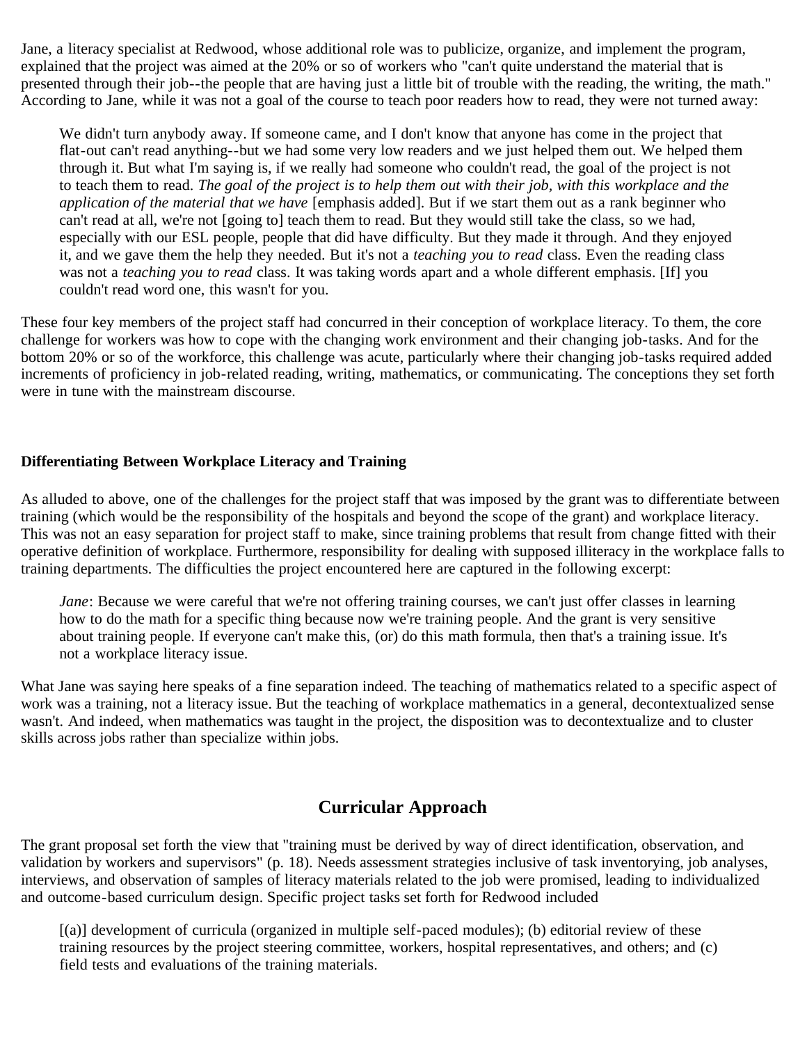Jane, a literacy specialist at Redwood, whose additional role was to publicize, organize, and implement the program, explained that the project was aimed at the 20% or so of workers who "can't quite understand the material that is presented through their job--the people that are having just a little bit of trouble with the reading, the writing, the math." According to Jane, while it was not a goal of the course to teach poor readers how to read, they were not turned away:

> We didn't turn anybody away. If someone came, and I don't know that anyone has come in the project that flat-out can't read anything--but we had some very low readers and we just helped them out. We helped them through it. But what I'm saying is, if we really had someone who couldn't read, the goal of the project is not to teach them to read. *The goal of the project is to help them out with their job, with this workplace and the application of the material that we have* [emphasis added]. But if we start them out as a rank beginner who can't read at all, we're not [going to] teach them to read. But they would still take the class, so we had, especially with our ESL people, people that did have difficulty. But they made it through. And they enjoyed it, and we gave them the help they needed. But it's not a *teaching you to read* class. Even the reading class was not a *teaching you to read* class. It was taking words apart and a whole different emphasis. [If] you couldn't read word one, this wasn't for you.

These four key members of the project staff had concurred in their conception of workplace literacy. To them, the core challenge for workers was how to cope with the changing work environment and their changing job-tasks. And for the bottom 20% or so of the workforce, this challenge was acute, particularly where their changing job-tasks required added increments of proficiency in job-related reading, writing, mathematics, or communicating. The conceptions they set forth were in tune with the mainstream discourse.

**Differentiating Between Workplace Literacy and Training**

As alluded to above, one of the challenges for the project staff that was imposed by the grant was to differentiate between training (which would be the responsibility of the hospitals and beyond the scope of the grant) and workplace literacy. This was not an easy separation for project staff to make, since training problems that result from change fitted with their operative definition of workplace. Furthermore, responsibility for dealing with supposed illiteracy in the workplace falls to training departments. The difficulties the project encountered here are captured in the following excerpt:

> *Jane*: Because we were careful that we're not offering training courses, we can't just offer classes in learning how to do the math for a specific thing because now we're training people. And the grant is very sensitive about training people. If everyone can't make this, (or) do this math formula, then that's a training issue. It's not a workplace literacy issue.

What Jane was saying here speaks of a fine separation indeed. The teaching of mathematics related to a specific aspect of work was a training, not a literacy issue. But the teaching of workplace mathematics in a general, decontextualized sense wasn't. And indeed, when mathematics was taught in the project, the disposition was to decontextualize and to cluster skills across jobs rather than specialize within jobs.

## Curricular Approach

The grant proposal set forth the view that "training must be derived by way of direct identification, observation, and validation by workers and supervisors" (p. 18). Needs assessment strategies inclusive of task inventorying, job analyses, interviews, and observation of samples of literacy materials related to the job were promised, leading to individualized and outcome-based curriculum design. Specific project tasks set forth for Redwood included

> [(a)] development of curricula (organized in multiple self-paced modules); (b) editorial review of these training resources by the project steering committee, workers, hospital representatives, and others; and (c) field tests and evaluations of the training materials.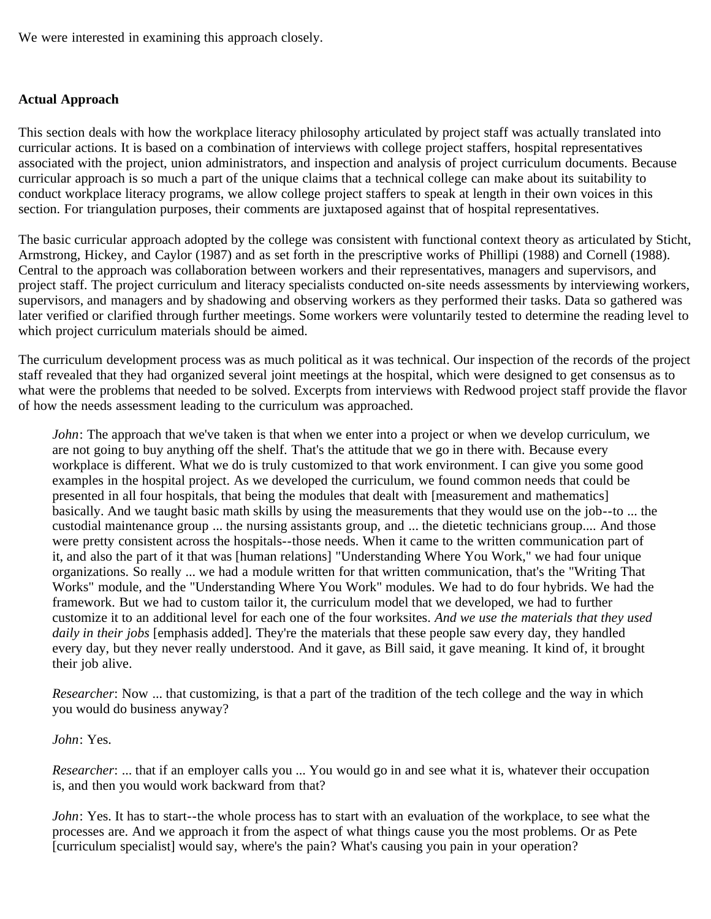We were interested in examining this approach closely.

### Actual Approach

This section deals with how the workplace literacy philosophy articulated by project staff was actually translated into curricular actions. It is based on a combination of interviews with college project staffers, hospital representatives associated with the project, union administrators, and inspection and analysis of project curriculum documents. Because curricular approach is so much a part of the unique claims that a technical college can make about its suitability to conduct workplace literacy programs, we allow college project staffers to speak at length in their own voices in this section. For triangulation purposes, their comments are juxtaposed against that of hospital representatives.

The basic curricular approach adopted by the college was consistent with functional context theory as articulated by Sticht, Armstrong, Hickey, and Caylor (1987) and as set forth in the prescriptive works of Phillipi (1988) and Cornell (1988). Central to the approach was collaboration between workers and their representatives, managers and supervisors, and project staff. The project curriculum and literacy specialists conducted on-site needs assessments by interviewing workers, supervisors, and managers and by shadowing and observing workers as they performed their tasks. Data so gathered was later verified or clarified through further meetings. Some workers were voluntarily tested to determine the reading level to which project curriculum materials should be aimed.

The curriculum development process was as much political as it was technical. Our inspection of the records of the project staff revealed that they had organized several joint meetings at the hospital, which were designed to get consensus as to what were the problems that needed to be solved. Excerpts from interviews with Redwood project staff provide the flavor of how the needs assessment leading to the curriculum was approached.

> *John*: The approach that we've taken is that when we enter into a project or when we develop curriculum, we are not going to buy anything off the shelf. That's the attitude that we go in there with. Because every workplace is different. What we do is truly customized to that work environment. I can give you some good examples in the hospital project. As we developed the curriculum, we found common needs that could be presented in all four hospitals, that being the modules that dealt with [measurement and mathematics] basically. And we taught basic math skills by using the measurements that they would use on the job--to ... the custodial maintenance group ... the nursing assistants group, and ... the dietetic technicians group.... And those were pretty consistent across the hospitals--those needs. When it came to the written communication part of it, and also the part of it that was [human relations] "Understanding Where You Work," we had four unique organizations. So really ... we had a module written for that written communication, that's the "Writing That Works" module, and the "Understanding Where You Work" modules. We had to do four hybrids. We had the framework. But we had to custom tailor it, the curriculum model that we developed, we had to further customize it to an additional level for each one of the four worksites. *And we use the materials that they used daily in their jobs* [emphasis added]. They're the materials that these people saw every day, they handled every day, but they never really understood. And it gave, as Bill said, it gave meaning. It kind of, it brought their job alive.
>
> *Researcher*: Now ... that customizing, is that a part of the tradition of the tech college and the way in which you would do business anyway?
>
> *John*: Yes.
>
> *Researcher*: ... that if an employer calls you ... You would go in and see what it is, whatever their occupation is, and then you would work backward from that?
>
> *John*: Yes. It has to start--the whole process has to start with an evaluation of the workplace, to see what the processes are. And we approach it from the aspect of what things cause you the most problems. Or as Pete [curriculum specialist] would say, where's the pain? What's causing you pain in your operation?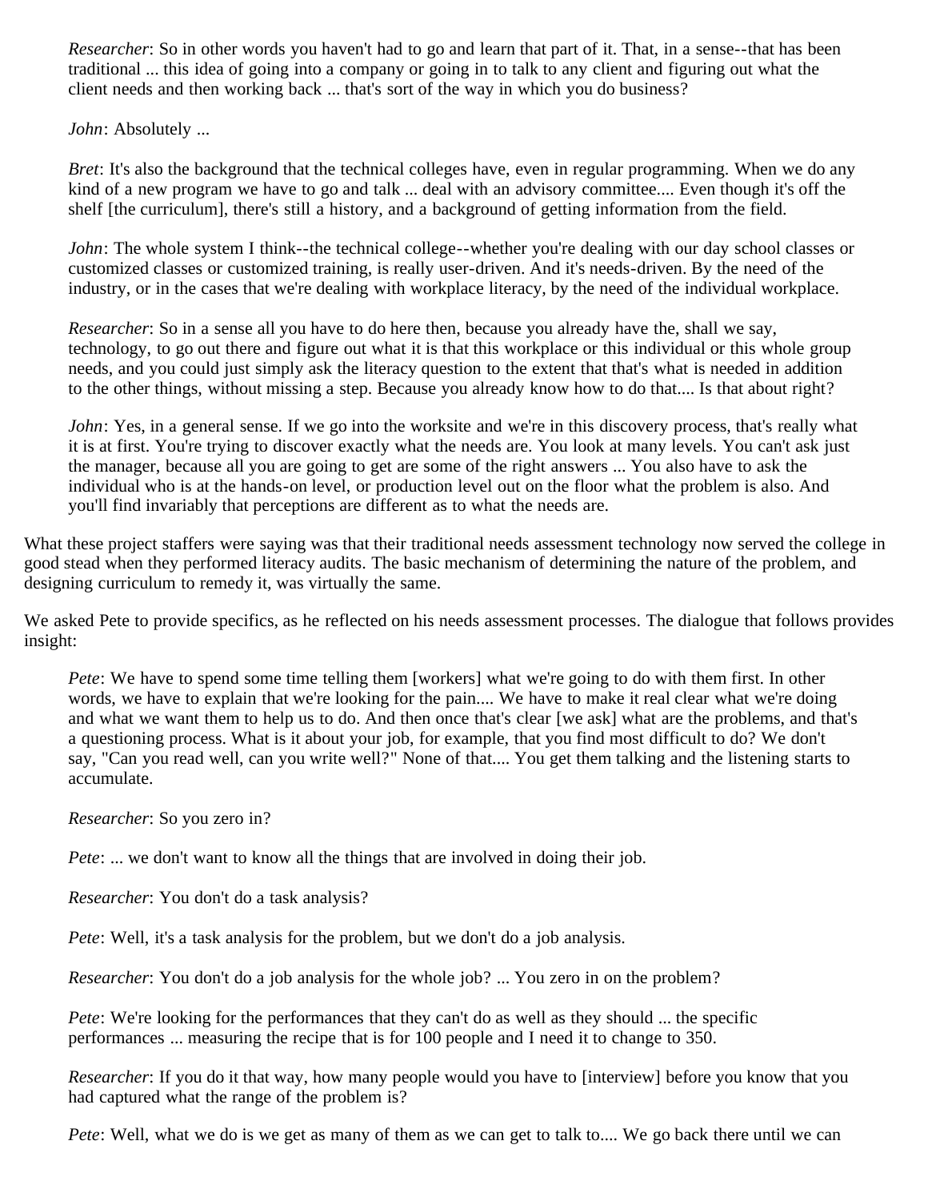> *Researcher*: So in other words you haven't had to go and learn that part of it. That, in a sense--that has been traditional ... this idea of going into a company or going in to talk to any client and figuring out what the client needs and then working back ... that's sort of the way in which you do business?
>
> *John*: Absolutely ...
>
> *Bret*: It's also the background that the technical colleges have, even in regular programming. When we do any kind of a new program we have to go and talk ... deal with an advisory committee.... Even though it's off the shelf [the curriculum], there's still a history, and a background of getting information from the field.
>
> *John*: The whole system I think--the technical college--whether you're dealing with our day school classes or customized classes or customized training, is really user-driven. And it's needs-driven. By the need of the industry, or in the cases that we're dealing with workplace literacy, by the need of the individual workplace.
>
> *Researcher*: So in a sense all you have to do here then, because you already have the, shall we say, technology, to go out there and figure out what it is that this workplace or this individual or this whole group needs, and you could just simply ask the literacy question to the extent that that's what is needed in addition to the other things, without missing a step. Because you already know how to do that.... Is that about right?
>
> *John*: Yes, in a general sense. If we go into the worksite and we're in this discovery process, that's really what it is at first. You're trying to discover exactly what the needs are. You look at many levels. You can't ask just the manager, because all you are going to get are some of the right answers ... You also have to ask the individual who is at the hands-on level, or production level out on the floor what the problem is also. And you'll find invariably that perceptions are different as to what the needs are.

What these project staffers were saying was that their traditional needs assessment technology now served the college in good stead when they performed literacy audits. The basic mechanism of determining the nature of the problem, and designing curriculum to remedy it, was virtually the same.

We asked Pete to provide specifics, as he reflected on his needs assessment processes. The dialogue that follows provides insight:

> *Pete*: We have to spend some time telling them [workers] what we're going to do with them first. In other words, we have to explain that we're looking for the pain.... We have to make it real clear what we're doing and what we want them to help us to do. And then once that's clear [we ask] what are the problems, and that's a questioning process. What is it about your job, for example, that you find most difficult to do? We don't say, "Can you read well, can you write well?" None of that.... You get them talking and the listening starts to accumulate.
>
> *Researcher*: So you zero in?
>
> *Pete*: ... we don't want to know all the things that are involved in doing their job.
>
> *Researcher*: You don't do a task analysis?
>
> *Pete*: Well, it's a task analysis for the problem, but we don't do a job analysis.
>
> *Researcher*: You don't do a job analysis for the whole job? ... You zero in on the problem?
>
> *Pete*: We're looking for the performances that they can't do as well as they should ... the specific performances ... measuring the recipe that is for 100 people and I need it to change to 350.
>
> *Researcher*: If you do it that way, how many people would you have to [interview] before you know that you had captured what the range of the problem is?
>
> *Pete*: Well, what we do is we get as many of them as we can get to talk to.... We go back there until we can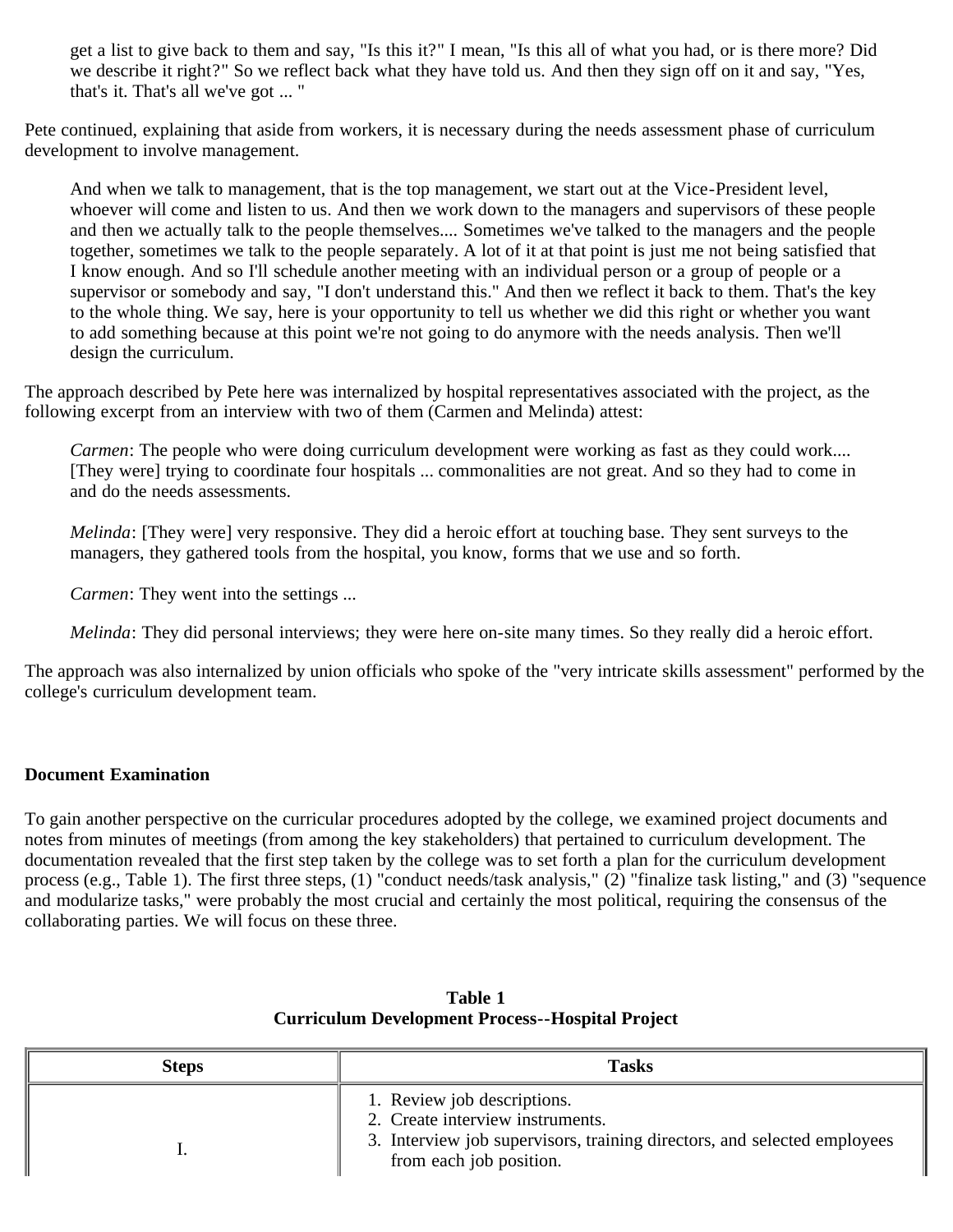> get a list to give back to them and say, "Is this it?" I mean, "Is this all of what you had, or is there more? Did we describe it right?" So we reflect back what they have told us. And then they sign off on it and say, "Yes, that's it. That's all we've got ... "

Pete continued, explaining that aside from workers, it is necessary during the needs assessment phase of curriculum development to involve management.

> And when we talk to management, that is the top management, we start out at the Vice-President level, whoever will come and listen to us. And then we work down to the managers and supervisors of these people and then we actually talk to the people themselves.... Sometimes we've talked to the managers and the people together, sometimes we talk to the people separately. A lot of it at that point is just me not being satisfied that I know enough. And so I'll schedule another meeting with an individual person or a group of people or a supervisor or somebody and say, "I don't understand this." And then we reflect it back to them. That's the key to the whole thing. We say, here is your opportunity to tell us whether we did this right or whether you want to add something because at this point we're not going to do anymore with the needs analysis. Then we'll design the curriculum.

The approach described by Pete here was internalized by hospital representatives associated with the project, as the following excerpt from an interview with two of them (Carmen and Melinda) attest:

> *Carmen*: The people who were doing curriculum development were working as fast as they could work.... [They were] trying to coordinate four hospitals ... commonalities are not great. And so they had to come in and do the needs assessments.
>
> *Melinda*: [They were] very responsive. They did a heroic effort at touching base. They sent surveys to the managers, they gathered tools from the hospital, you know, forms that we use and so forth.
>
> *Carmen*: They went into the settings ...
>
> *Melinda*: They did personal interviews; they were here on-site many times. So they really did a heroic effort.

The approach was also internalized by union officials who spoke of the "very intricate skills assessment" performed by the college's curriculum development team.

### Document Examination

To gain another perspective on the curricular procedures adopted by the college, we examined project documents and notes from minutes of meetings (from among the key stakeholders) that pertained to curriculum development. The documentation revealed that the first step taken by the college was to set forth a plan for the curriculum development process (e.g., Table 1). The first three steps, (1) "conduct needs/task analysis," (2) "finalize task listing," and (3) "sequence and modularize tasks," were probably the most crucial and certainly the most political, requiring the consensus of the collaborating parties. We will focus on these three.

**Table 1**
**Curriculum Development Process--Hospital Project**

| Steps | Tasks |
|---|---|
| I. | 1. Review job descriptions.<br>2. Create interview instruments.<br>3. Interview job supervisors, training directors, and selected employees from each job position. |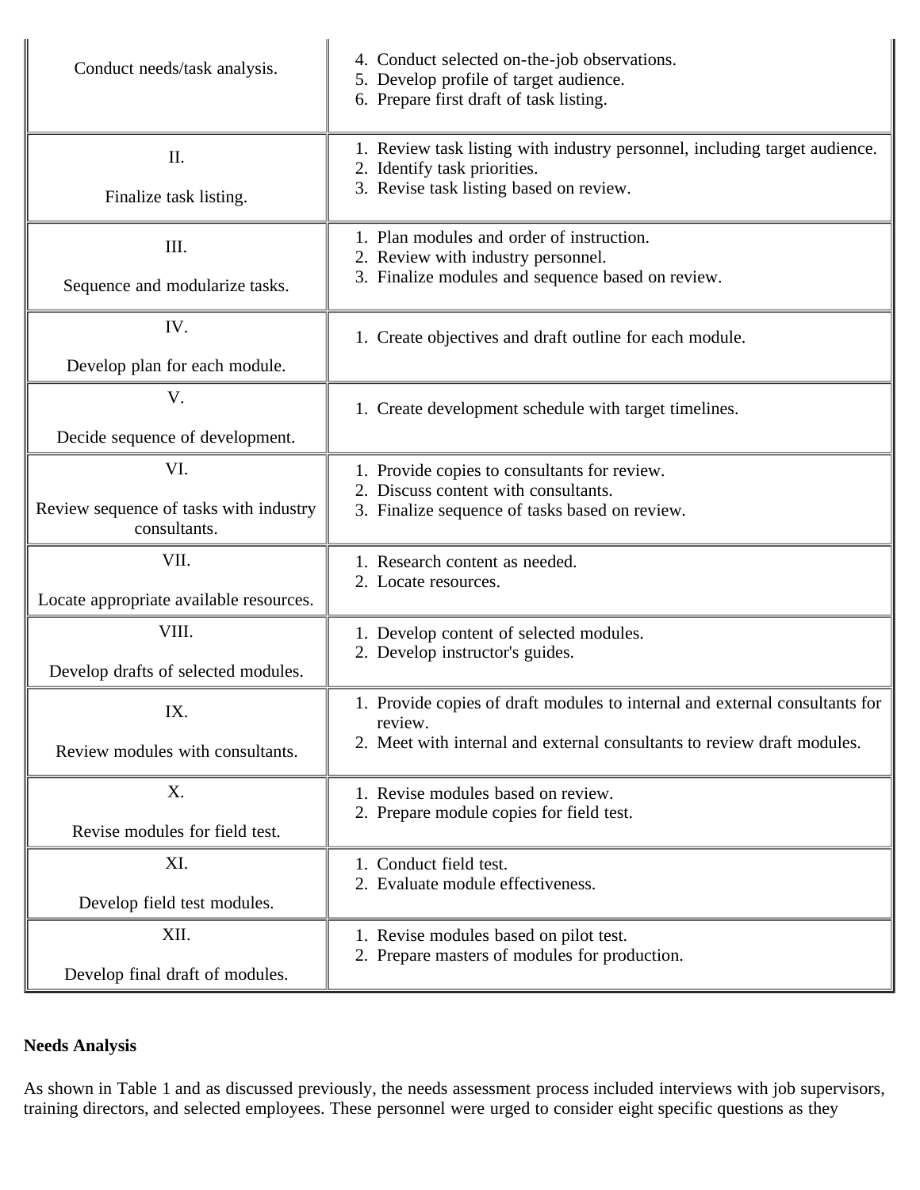| | |
|---|---|
| Conduct needs/task analysis. | 4. Conduct selected on-the-job observations.<br>5. Develop profile of target audience.<br>6. Prepare first draft of task listing. |
| II.<br><br>Finalize task listing. | 1. Review task listing with industry personnel, including target audience.<br>2. Identify task priorities.<br>3. Revise task listing based on review. |
| III.<br><br>Sequence and modularize tasks. | 1. Plan modules and order of instruction.<br>2. Review with industry personnel.<br>3. Finalize modules and sequence based on review. |
| IV.<br><br>Develop plan for each module. | 1. Create objectives and draft outline for each module. |
| V.<br><br>Decide sequence of development. | 1. Create development schedule with target timelines. |
| VI.<br><br>Review sequence of tasks with industry consultants. | 1. Provide copies to consultants for review.<br>2. Discuss content with consultants.<br>3. Finalize sequence of tasks based on review. |
| VII.<br><br>Locate appropriate available resources. | 1. Research content as needed.<br>2. Locate resources. |
| VIII.<br><br>Develop drafts of selected modules. | 1. Develop content of selected modules.<br>2. Develop instructor's guides. |
| IX.<br><br>Review modules with consultants. | 1. Provide copies of draft modules to internal and external consultants for review.<br>2. Meet with internal and external consultants to review draft modules. |
| X.<br><br>Revise modules for field test. | 1. Revise modules based on review.<br>2. Prepare module copies for field test. |
| XI.<br><br>Develop field test modules. | 1. Conduct field test.<br>2. Evaluate module effectiveness. |
| XII.<br><br>Develop final draft of modules. | 1. Revise modules based on pilot test.<br>2. Prepare masters of modules for production. |

**Needs Analysis**

As shown in Table 1 and as discussed previously, the needs assessment process included interviews with job supervisors, training directors, and selected employees. These personnel were urged to consider eight specific questions as they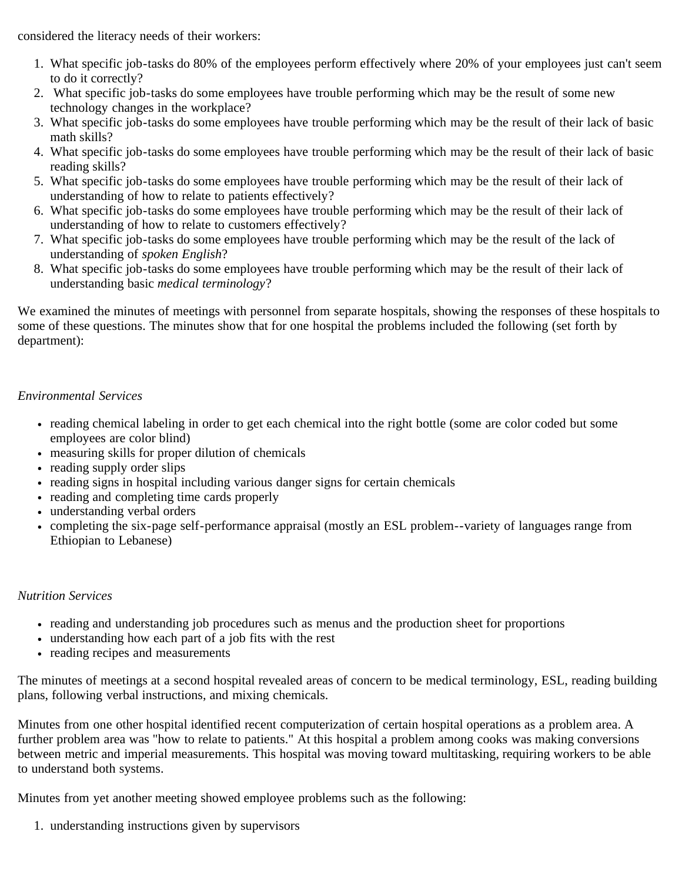considered the literacy needs of their workers:

1. What specific job-tasks do 80% of the employees perform effectively where 20% of your employees just can't seem to do it correctly?
2. What specific job-tasks do some employees have trouble performing which may be the result of some new technology changes in the workplace?
3. What specific job-tasks do some employees have trouble performing which may be the result of their lack of basic math skills?
4. What specific job-tasks do some employees have trouble performing which may be the result of their lack of basic reading skills?
5. What specific job-tasks do some employees have trouble performing which may be the result of their lack of understanding of how to relate to patients effectively?
6. What specific job-tasks do some employees have trouble performing which may be the result of their lack of understanding of how to relate to customers effectively?
7. What specific job-tasks do some employees have trouble performing which may be the result of the lack of understanding of *spoken English*?
8. What specific job-tasks do some employees have trouble performing which may be the result of their lack of understanding basic *medical terminology*?

We examined the minutes of meetings with personnel from separate hospitals, showing the responses of these hospitals to some of these questions. The minutes show that for one hospital the problems included the following (set forth by department):

*Environmental Services*

- reading chemical labeling in order to get each chemical into the right bottle (some are color coded but some employees are color blind)
- measuring skills for proper dilution of chemicals
- reading supply order slips
- reading signs in hospital including various danger signs for certain chemicals
- reading and completing time cards properly
- understanding verbal orders
- completing the six-page self-performance appraisal (mostly an ESL problem--variety of languages range from Ethiopian to Lebanese)

*Nutrition Services*

- reading and understanding job procedures such as menus and the production sheet for proportions
- understanding how each part of a job fits with the rest
- reading recipes and measurements

The minutes of meetings at a second hospital revealed areas of concern to be medical terminology, ESL, reading building plans, following verbal instructions, and mixing chemicals.

Minutes from one other hospital identified recent computerization of certain hospital operations as a problem area. A further problem area was "how to relate to patients." At this hospital a problem among cooks was making conversions between metric and imperial measurements. This hospital was moving toward multitasking, requiring workers to be able to understand both systems.

Minutes from yet another meeting showed employee problems such as the following:

1. understanding instructions given by supervisors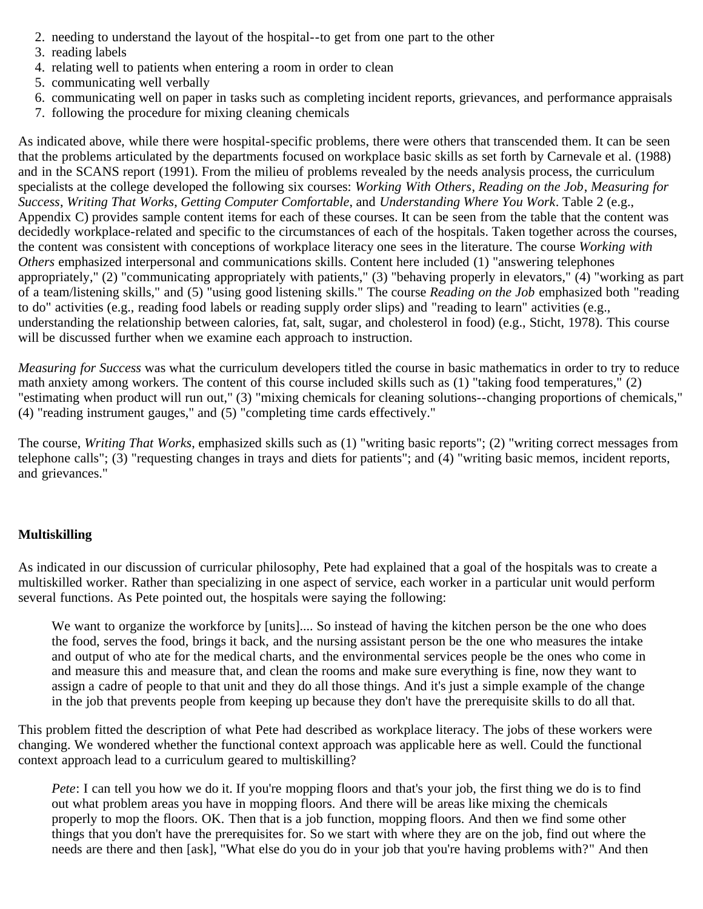2. needing to understand the layout of the hospital--to get from one part to the other
3. reading labels
4. relating well to patients when entering a room in order to clean
5. communicating well verbally
6. communicating well on paper in tasks such as completing incident reports, grievances, and performance appraisals
7. following the procedure for mixing cleaning chemicals

As indicated above, while there were hospital-specific problems, there were others that transcended them. It can be seen that the problems articulated by the departments focused on workplace basic skills as set forth by Carnevale et al. (1988) and in the SCANS report (1991). From the milieu of problems revealed by the needs analysis process, the curriculum specialists at the college developed the following six courses: *Working With Others*, *Reading on the Job*, *Measuring for Success*, *Writing That Works*, *Getting Computer Comfortable*, and *Understanding Where You Work*. Table 2 (e.g., Appendix C) provides sample content items for each of these courses. It can be seen from the table that the content was decidedly workplace-related and specific to the circumstances of each of the hospitals. Taken together across the courses, the content was consistent with conceptions of workplace literacy one sees in the literature. The course *Working with Others* emphasized interpersonal and communications skills. Content here included (1) "answering telephones appropriately," (2) "communicating appropriately with patients," (3) "behaving properly in elevators," (4) "working as part of a team/listening skills," and (5) "using good listening skills." The course *Reading on the Job* emphasized both "reading to do" activities (e.g., reading food labels or reading supply order slips) and "reading to learn" activities (e.g., understanding the relationship between calories, fat, salt, sugar, and cholesterol in food) (e.g., Sticht, 1978). This course will be discussed further when we examine each approach to instruction.

*Measuring for Success* was what the curriculum developers titled the course in basic mathematics in order to try to reduce math anxiety among workers. The content of this course included skills such as (1) "taking food temperatures," (2) "estimating when product will run out," (3) "mixing chemicals for cleaning solutions--changing proportions of chemicals," (4) "reading instrument gauges," and (5) "completing time cards effectively."

The course, *Writing That Works*, emphasized skills such as (1) "writing basic reports"; (2) "writing correct messages from telephone calls"; (3) "requesting changes in trays and diets for patients"; and (4) "writing basic memos, incident reports, and grievances."

**Multiskilling**

As indicated in our discussion of curricular philosophy, Pete had explained that a goal of the hospitals was to create a multiskilled worker. Rather than specializing in one aspect of service, each worker in a particular unit would perform several functions. As Pete pointed out, the hospitals were saying the following:

> We want to organize the workforce by [units].... So instead of having the kitchen person be the one who does the food, serves the food, brings it back, and the nursing assistant person be the one who measures the intake and output of who ate for the medical charts, and the environmental services people be the ones who come in and measure this and measure that, and clean the rooms and make sure everything is fine, now they want to assign a cadre of people to that unit and they do all those things. And it's just a simple example of the change in the job that prevents people from keeping up because they don't have the prerequisite skills to do all that.

This problem fitted the description of what Pete had described as workplace literacy. The jobs of these workers were changing. We wondered whether the functional context approach was applicable here as well. Could the functional context approach lead to a curriculum geared to multiskilling?

> *Pete*: I can tell you how we do it. If you're mopping floors and that's your job, the first thing we do is to find out what problem areas you have in mopping floors. And there will be areas like mixing the chemicals properly to mop the floors. OK. Then that is a job function, mopping floors. And then we find some other things that you don't have the prerequisites for. So we start with where they are on the job, find out where the needs are there and then [ask], "What else do you do in your job that you're having problems with?" And then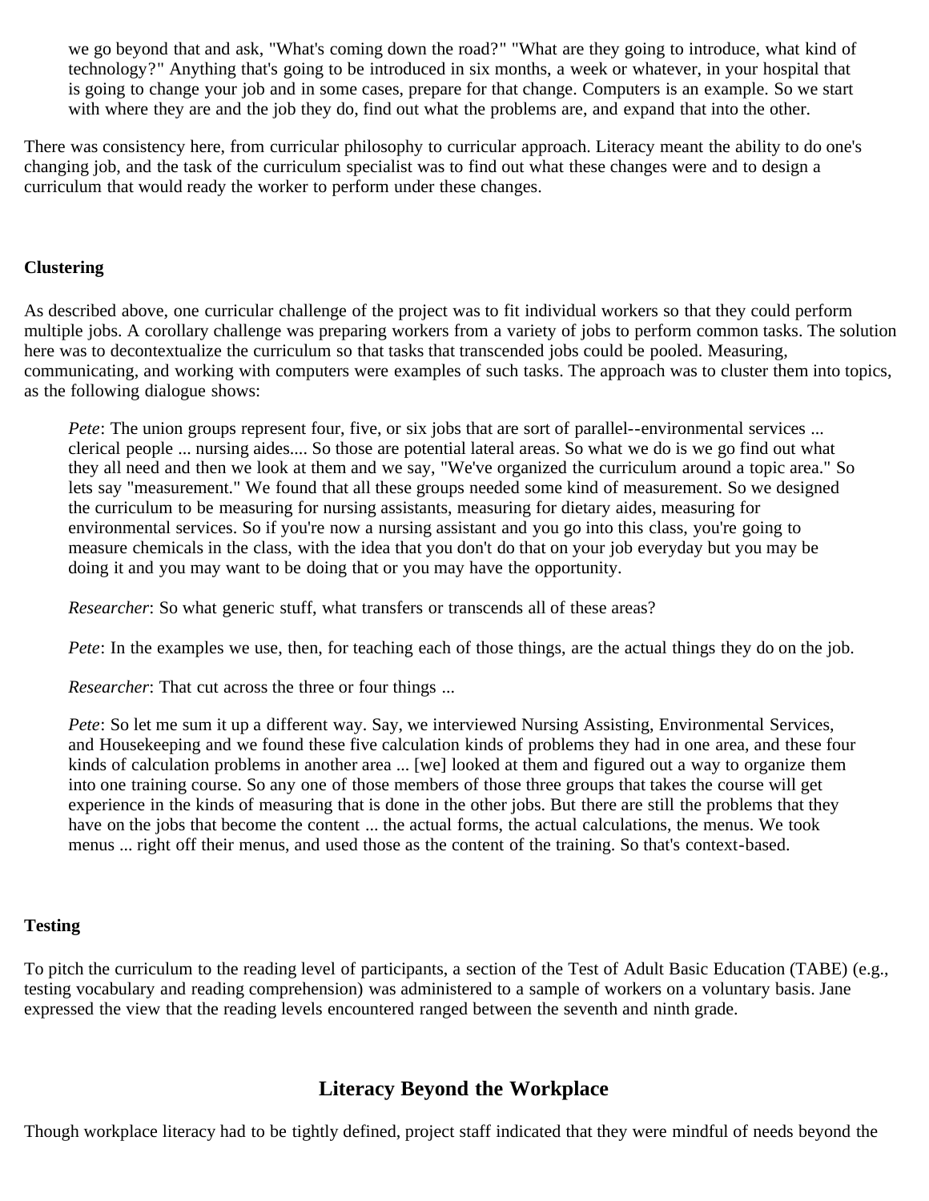> we go beyond that and ask, "What's coming down the road?" "What are they going to introduce, what kind of technology?" Anything that's going to be introduced in six months, a week or whatever, in your hospital that is going to change your job and in some cases, prepare for that change. Computers is an example. So we start with where they are and the job they do, find out what the problems are, and expand that into the other.

There was consistency here, from curricular philosophy to curricular approach. Literacy meant the ability to do one's changing job, and the task of the curriculum specialist was to find out what these changes were and to design a curriculum that would ready the worker to perform under these changes.

**Clustering**

As described above, one curricular challenge of the project was to fit individual workers so that they could perform multiple jobs. A corollary challenge was preparing workers from a variety of jobs to perform common tasks. The solution here was to decontextualize the curriculum so that tasks that transcended jobs could be pooled. Measuring, communicating, and working with computers were examples of such tasks. The approach was to cluster them into topics, as the following dialogue shows:

> *Pete*: The union groups represent four, five, or six jobs that are sort of parallel--environmental services ... clerical people ... nursing aides.... So those are potential lateral areas. So what we do is we go find out what they all need and then we look at them and we say, "We've organized the curriculum around a topic area." So lets say "measurement." We found that all these groups needed some kind of measurement. So we designed the curriculum to be measuring for nursing assistants, measuring for dietary aides, measuring for environmental services. So if you're now a nursing assistant and you go into this class, you're going to measure chemicals in the class, with the idea that you don't do that on your job everyday but you may be doing it and you may want to be doing that or you may have the opportunity.
>
> *Researcher*: So what generic stuff, what transfers or transcends all of these areas?
>
> *Pete*: In the examples we use, then, for teaching each of those things, are the actual things they do on the job.
>
> *Researcher*: That cut across the three or four things ...
>
> *Pete*: So let me sum it up a different way. Say, we interviewed Nursing Assisting, Environmental Services, and Housekeeping and we found these five calculation kinds of problems they had in one area, and these four kinds of calculation problems in another area ... [we] looked at them and figured out a way to organize them into one training course. So any one of those members of those three groups that takes the course will get experience in the kinds of measuring that is done in the other jobs. But there are still the problems that they have on the jobs that become the content ... the actual forms, the actual calculations, the menus. We took menus ... right off their menus, and used those as the content of the training. So that's context-based.

**Testing**

To pitch the curriculum to the reading level of participants, a section of the Test of Adult Basic Education (TABE) (e.g., testing vocabulary and reading comprehension) was administered to a sample of workers on a voluntary basis. Jane expressed the view that the reading levels encountered ranged between the seventh and ninth grade.

## Literacy Beyond the Workplace

Though workplace literacy had to be tightly defined, project staff indicated that they were mindful of needs beyond the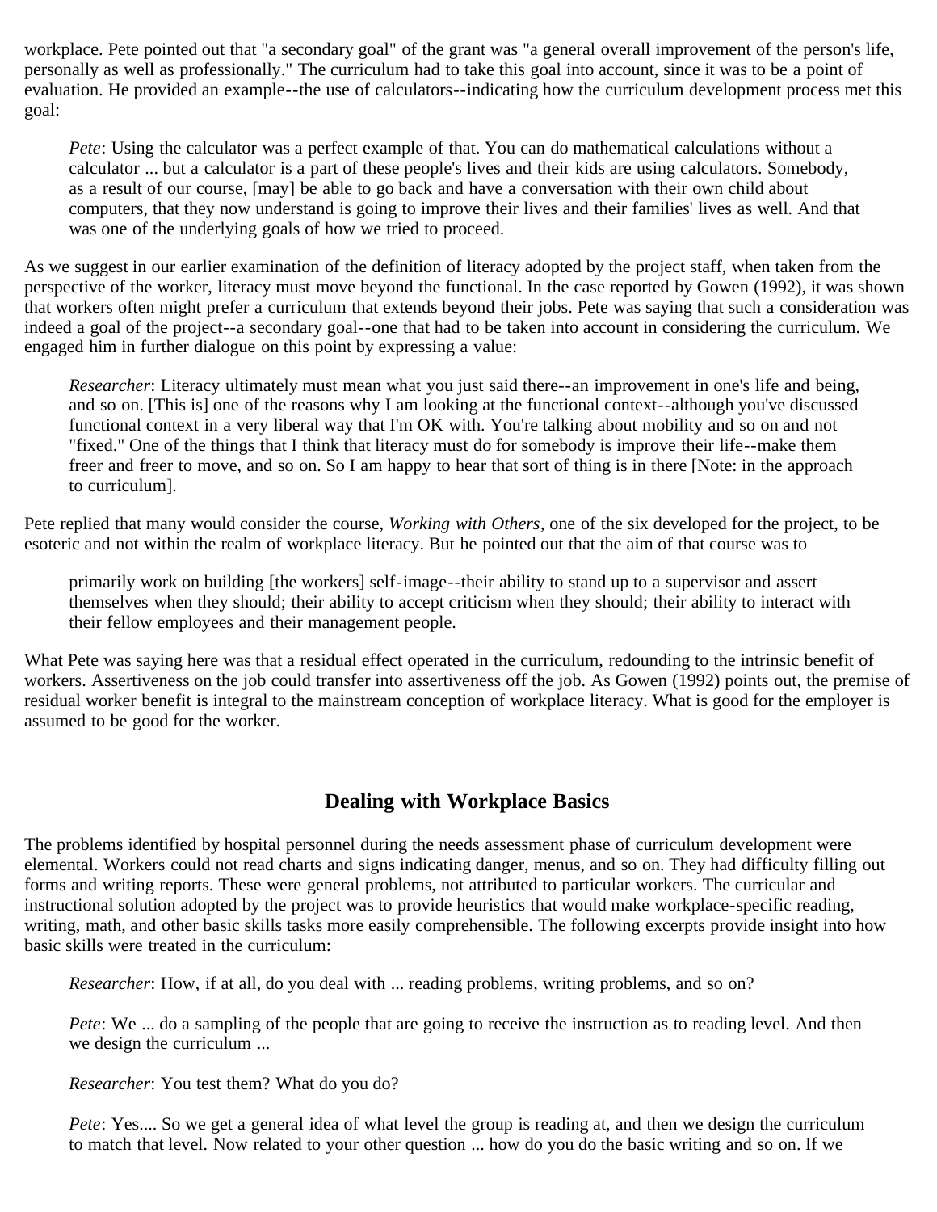workplace. Pete pointed out that "a secondary goal" of the grant was "a general overall improvement of the person's life, personally as well as professionally." The curriculum had to take this goal into account, since it was to be a point of evaluation. He provided an example--the use of calculators--indicating how the curriculum development process met this goal:

> *Pete*: Using the calculator was a perfect example of that. You can do mathematical calculations without a calculator ... but a calculator is a part of these people's lives and their kids are using calculators. Somebody, as a result of our course, [may] be able to go back and have a conversation with their own child about computers, that they now understand is going to improve their lives and their families' lives as well. And that was one of the underlying goals of how we tried to proceed.

As we suggest in our earlier examination of the definition of literacy adopted by the project staff, when taken from the perspective of the worker, literacy must move beyond the functional. In the case reported by Gowen (1992), it was shown that workers often might prefer a curriculum that extends beyond their jobs. Pete was saying that such a consideration was indeed a goal of the project--a secondary goal--one that had to be taken into account in considering the curriculum. We engaged him in further dialogue on this point by expressing a value:

> *Researcher*: Literacy ultimately must mean what you just said there--an improvement in one's life and being, and so on. [This is] one of the reasons why I am looking at the functional context--although you've discussed functional context in a very liberal way that I'm OK with. You're talking about mobility and so on and not "fixed." One of the things that I think that literacy must do for somebody is improve their life--make them freer and freer to move, and so on. So I am happy to hear that sort of thing is in there [Note: in the approach to curriculum].

Pete replied that many would consider the course, *Working with Others*, one of the six developed for the project, to be esoteric and not within the realm of workplace literacy. But he pointed out that the aim of that course was to

> primarily work on building [the workers] self-image--their ability to stand up to a supervisor and assert themselves when they should; their ability to accept criticism when they should; their ability to interact with their fellow employees and their management people.

What Pete was saying here was that a residual effect operated in the curriculum, redounding to the intrinsic benefit of workers. Assertiveness on the job could transfer into assertiveness off the job. As Gowen (1992) points out, the premise of residual worker benefit is integral to the mainstream conception of workplace literacy. What is good for the employer is assumed to be good for the worker.

## Dealing with Workplace Basics

The problems identified by hospital personnel during the needs assessment phase of curriculum development were elemental. Workers could not read charts and signs indicating danger, menus, and so on. They had difficulty filling out forms and writing reports. These were general problems, not attributed to particular workers. The curricular and instructional solution adopted by the project was to provide heuristics that would make workplace-specific reading, writing, math, and other basic skills tasks more easily comprehensible. The following excerpts provide insight into how basic skills were treated in the curriculum:

> *Researcher*: How, if at all, do you deal with ... reading problems, writing problems, and so on?
>
> *Pete*: We ... do a sampling of the people that are going to receive the instruction as to reading level. And then we design the curriculum ...
>
> *Researcher*: You test them? What do you do?
>
> *Pete*: Yes.... So we get a general idea of what level the group is reading at, and then we design the curriculum to match that level. Now related to your other question ... how do you do the basic writing and so on. If we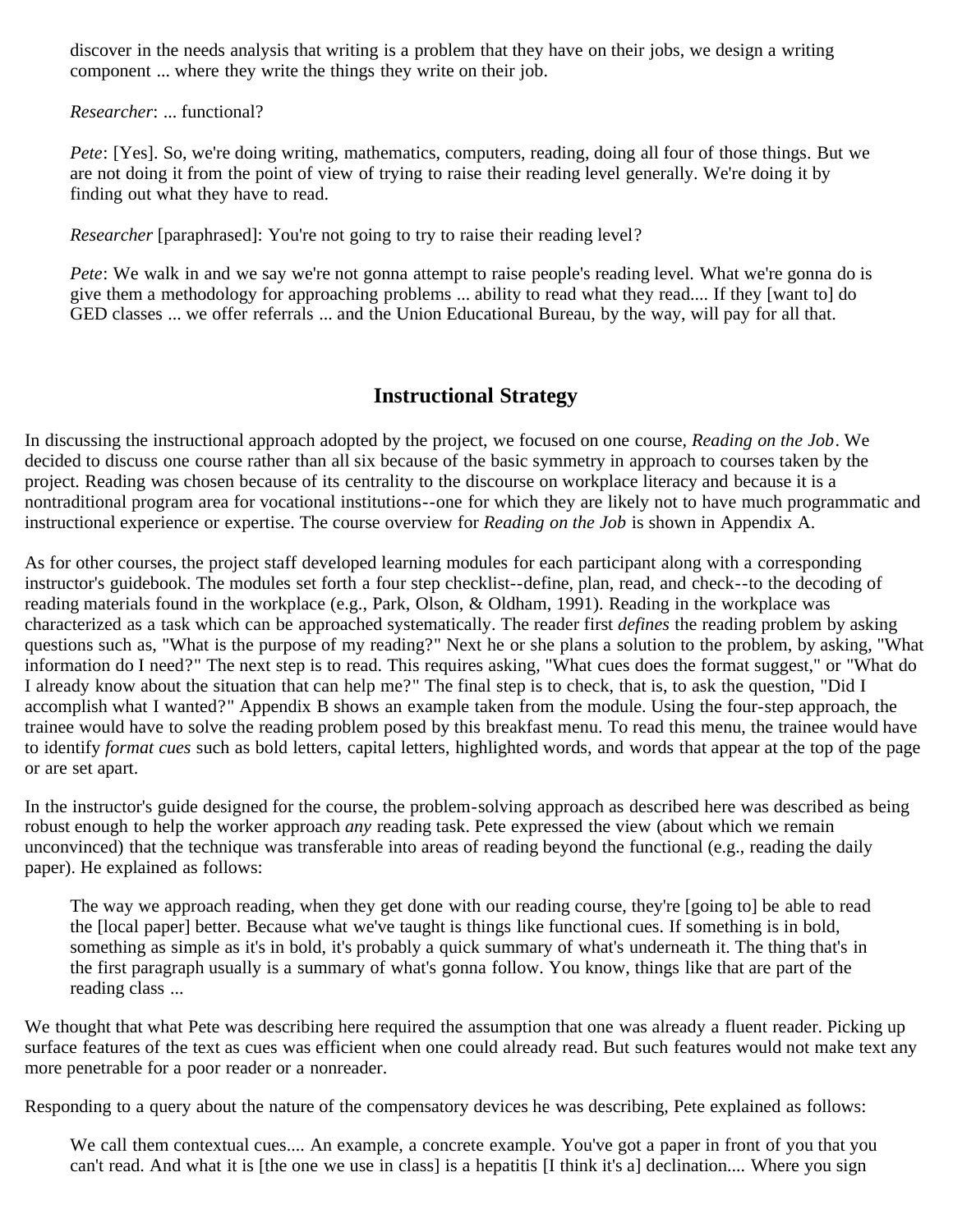> discover in the needs analysis that writing is a problem that they have on their jobs, we design a writing component ... where they write the things they write on their job.
>
> *Researcher*: ... functional?
>
> *Pete*: [Yes]. So, we're doing writing, mathematics, computers, reading, doing all four of those things. But we are not doing it from the point of view of trying to raise their reading level generally. We're doing it by finding out what they have to read.
>
> *Researcher* [paraphrased]: You're not going to try to raise their reading level?
>
> *Pete*: We walk in and we say we're not gonna attempt to raise people's reading level. What we're gonna do is give them a methodology for approaching problems ... ability to read what they read.... If they [want to] do GED classes ... we offer referrals ... and the Union Educational Bureau, by the way, will pay for all that.

## Instructional Strategy

In discussing the instructional approach adopted by the project, we focused on one course, *Reading on the Job*. We decided to discuss one course rather than all six because of the basic symmetry in approach to courses taken by the project. Reading was chosen because of its centrality to the discourse on workplace literacy and because it is a nontraditional program area for vocational institutions--one for which they are likely not to have much programmatic and instructional experience or expertise. The course overview for *Reading on the Job* is shown in Appendix A.

As for other courses, the project staff developed learning modules for each participant along with a corresponding instructor's guidebook. The modules set forth a four step checklist--define, plan, read, and check--to the decoding of reading materials found in the workplace (e.g., Park, Olson, & Oldham, 1991). Reading in the workplace was characterized as a task which can be approached systematically. The reader first *defines* the reading problem by asking questions such as, "What is the purpose of my reading?" Next he or she plans a solution to the problem, by asking, "What information do I need?" The next step is to read. This requires asking, "What cues does the format suggest," or "What do I already know about the situation that can help me?" The final step is to check, that is, to ask the question, "Did I accomplish what I wanted?" Appendix B shows an example taken from the module. Using the four-step approach, the trainee would have to solve the reading problem posed by this breakfast menu. To read this menu, the trainee would have to identify *format cues* such as bold letters, capital letters, highlighted words, and words that appear at the top of the page or are set apart.

In the instructor's guide designed for the course, the problem-solving approach as described here was described as being robust enough to help the worker approach *any* reading task. Pete expressed the view (about which we remain unconvinced) that the technique was transferable into areas of reading beyond the functional (e.g., reading the daily paper). He explained as follows:

> The way we approach reading, when they get done with our reading course, they're [going to] be able to read the [local paper] better. Because what we've taught is things like functional cues. If something is in bold, something as simple as it's in bold, it's probably a quick summary of what's underneath it. The thing that's in the first paragraph usually is a summary of what's gonna follow. You know, things like that are part of the reading class ...

We thought that what Pete was describing here required the assumption that one was already a fluent reader. Picking up surface features of the text as cues was efficient when one could already read. But such features would not make text any more penetrable for a poor reader or a nonreader.

Responding to a query about the nature of the compensatory devices he was describing, Pete explained as follows:

> We call them contextual cues.... An example, a concrete example. You've got a paper in front of you that you can't read. And what it is [the one we use in class] is a hepatitis [I think it's a] declination.... Where you sign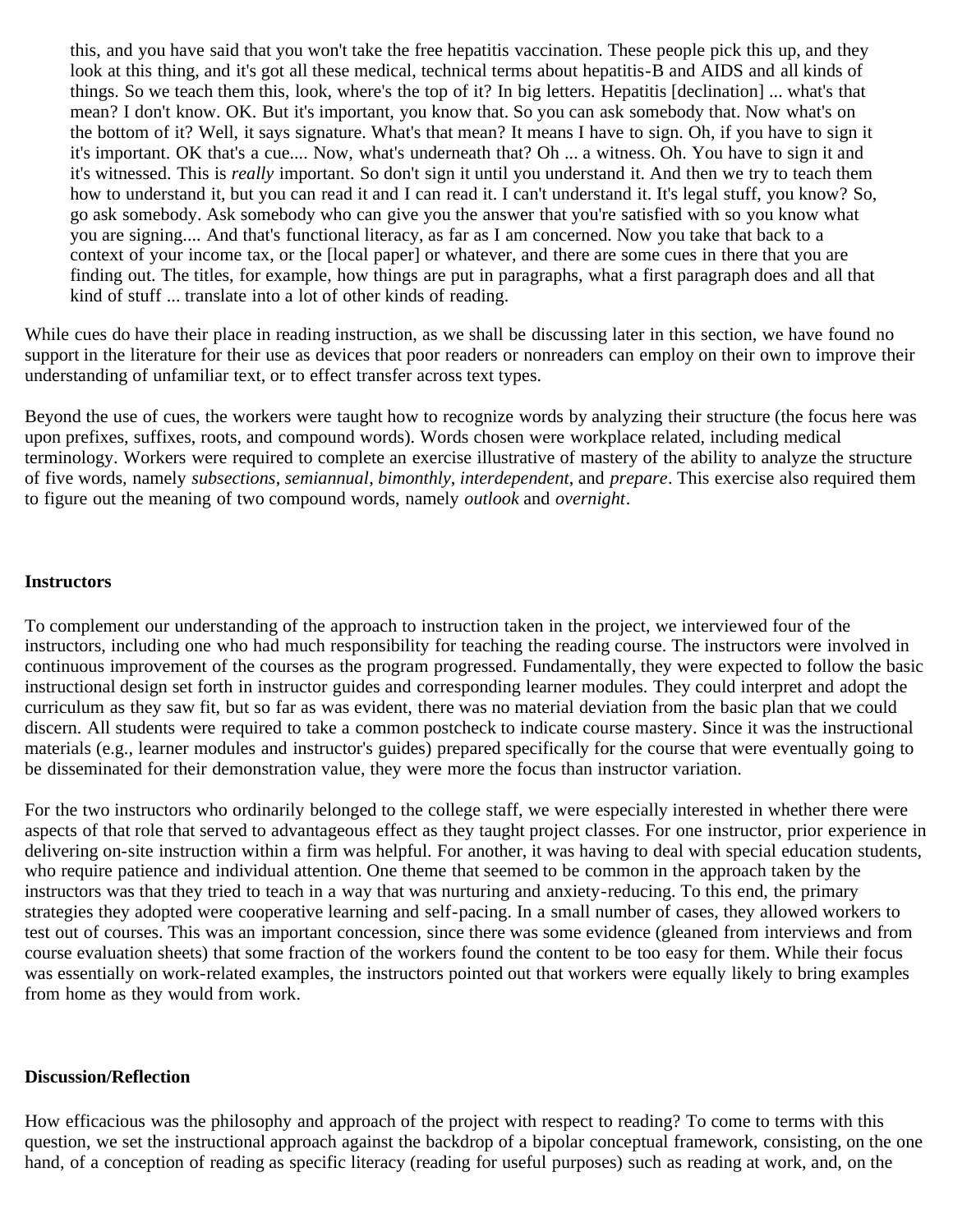> this, and you have said that you won't take the free hepatitis vaccination. These people pick this up, and they look at this thing, and it's got all these medical, technical terms about hepatitis-B and AIDS and all kinds of things. So we teach them this, look, where's the top of it? In big letters. Hepatitis [declination] ... what's that mean? I don't know. OK. But it's important, you know that. So you can ask somebody that. Now what's on the bottom of it? Well, it says signature. What's that mean? It means I have to sign. Oh, if you have to sign it it's important. OK that's a cue.... Now, what's underneath that? Oh ... a witness. Oh. You have to sign it and it's witnessed. This is *really* important. So don't sign it until you understand it. And then we try to teach them how to understand it, but you can read it and I can read it. I can't understand it. It's legal stuff, you know? So, go ask somebody. Ask somebody who can give you the answer that you're satisfied with so you know what you are signing.... And that's functional literacy, as far as I am concerned. Now you take that back to a context of your income tax, or the [local paper] or whatever, and there are some cues in there that you are finding out. The titles, for example, how things are put in paragraphs, what a first paragraph does and all that kind of stuff ... translate into a lot of other kinds of reading.

While cues do have their place in reading instruction, as we shall be discussing later in this section, we have found no support in the literature for their use as devices that poor readers or nonreaders can employ on their own to improve their understanding of unfamiliar text, or to effect transfer across text types.

Beyond the use of cues, the workers were taught how to recognize words by analyzing their structure (the focus here was upon prefixes, suffixes, roots, and compound words). Words chosen were workplace related, including medical terminology. Workers were required to complete an exercise illustrative of mastery of the ability to analyze the structure of five words, namely *subsections*, *semiannual*, *bimonthly*, *interdependent*, and *prepare*. This exercise also required them to figure out the meaning of two compound words, namely *outlook* and *overnight*.

**Instructors**

To complement our understanding of the approach to instruction taken in the project, we interviewed four of the instructors, including one who had much responsibility for teaching the reading course. The instructors were involved in continuous improvement of the courses as the program progressed. Fundamentally, they were expected to follow the basic instructional design set forth in instructor guides and corresponding learner modules. They could interpret and adopt the curriculum as they saw fit, but so far as was evident, there was no material deviation from the basic plan that we could discern. All students were required to take a common postcheck to indicate course mastery. Since it was the instructional materials (e.g., learner modules and instructor's guides) prepared specifically for the course that were eventually going to be disseminated for their demonstration value, they were more the focus than instructor variation.

For the two instructors who ordinarily belonged to the college staff, we were especially interested in whether there were aspects of that role that served to advantageous effect as they taught project classes. For one instructor, prior experience in delivering on-site instruction within a firm was helpful. For another, it was having to deal with special education students, who require patience and individual attention. One theme that seemed to be common in the approach taken by the instructors was that they tried to teach in a way that was nurturing and anxiety-reducing. To this end, the primary strategies they adopted were cooperative learning and self-pacing. In a small number of cases, they allowed workers to test out of courses. This was an important concession, since there was some evidence (gleaned from interviews and from course evaluation sheets) that some fraction of the workers found the content to be too easy for them. While their focus was essentially on work-related examples, the instructors pointed out that workers were equally likely to bring examples from home as they would from work.

**Discussion/Reflection**

How efficacious was the philosophy and approach of the project with respect to reading? To come to terms with this question, we set the instructional approach against the backdrop of a bipolar conceptual framework, consisting, on the one hand, of a conception of reading as specific literacy (reading for useful purposes) such as reading at work, and, on the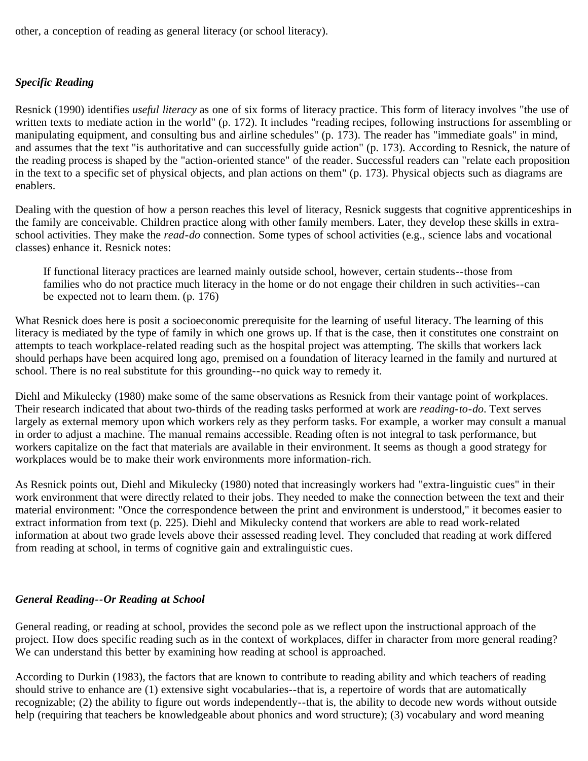other, a conception of reading as general literacy (or school literacy).

### *Specific Reading*

Resnick (1990) identifies *useful literacy* as one of six forms of literacy practice. This form of literacy involves "the use of written texts to mediate action in the world" (p. 172). It includes "reading recipes, following instructions for assembling or manipulating equipment, and consulting bus and airline schedules" (p. 173). The reader has "immediate goals" in mind, and assumes that the text "is authoritative and can successfully guide action" (p. 173). According to Resnick, the nature of the reading process is shaped by the "action-oriented stance" of the reader. Successful readers can "relate each proposition in the text to a specific set of physical objects, and plan actions on them" (p. 173). Physical objects such as diagrams are enablers.

Dealing with the question of how a person reaches this level of literacy, Resnick suggests that cognitive apprenticeships in the family are conceivable. Children practice along with other family members. Later, they develop these skills in extra-school activities. They make the *read-do* connection. Some types of school activities (e.g., science labs and vocational classes) enhance it. Resnick notes:

> If functional literacy practices are learned mainly outside school, however, certain students--those from families who do not practice much literacy in the home or do not engage their children in such activities--can be expected not to learn them. (p. 176)

What Resnick does here is posit a socioeconomic prerequisite for the learning of useful literacy. The learning of this literacy is mediated by the type of family in which one grows up. If that is the case, then it constitutes one constraint on attempts to teach workplace-related reading such as the hospital project was attempting. The skills that workers lack should perhaps have been acquired long ago, premised on a foundation of literacy learned in the family and nurtured at school. There is no real substitute for this grounding--no quick way to remedy it.

Diehl and Mikulecky (1980) make some of the same observations as Resnick from their vantage point of workplaces. Their research indicated that about two-thirds of the reading tasks performed at work are *reading-to-do*. Text serves largely as external memory upon which workers rely as they perform tasks. For example, a worker may consult a manual in order to adjust a machine. The manual remains accessible. Reading often is not integral to task performance, but workers capitalize on the fact that materials are available in their environment. It seems as though a good strategy for workplaces would be to make their work environments more information-rich.

As Resnick points out, Diehl and Mikulecky (1980) noted that increasingly workers had "extra-linguistic cues" in their work environment that were directly related to their jobs. They needed to make the connection between the text and their material environment: "Once the correspondence between the print and environment is understood," it becomes easier to extract information from text (p. 225). Diehl and Mikulecky contend that workers are able to read work-related information at about two grade levels above their assessed reading level. They concluded that reading at work differed from reading at school, in terms of cognitive gain and extralinguistic cues.

### *General Reading--Or Reading at School*

General reading, or reading at school, provides the second pole as we reflect upon the instructional approach of the project. How does specific reading such as in the context of workplaces, differ in character from more general reading? We can understand this better by examining how reading at school is approached.

According to Durkin (1983), the factors that are known to contribute to reading ability and which teachers of reading should strive to enhance are (1) extensive sight vocabularies--that is, a repertoire of words that are automatically recognizable; (2) the ability to figure out words independently--that is, the ability to decode new words without outside help (requiring that teachers be knowledgeable about phonics and word structure); (3) vocabulary and word meaning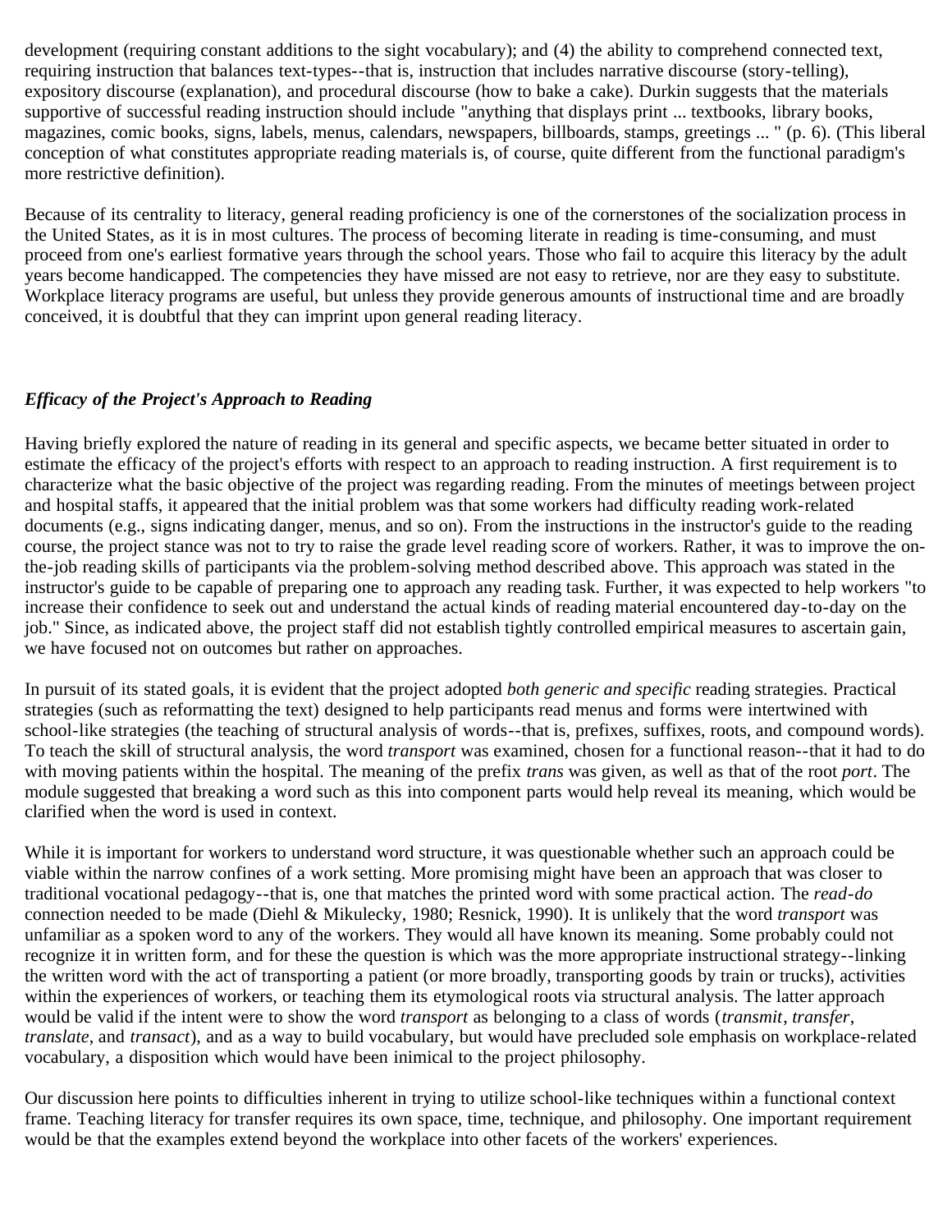development (requiring constant additions to the sight vocabulary); and (4) the ability to comprehend connected text, requiring instruction that balances text-types--that is, instruction that includes narrative discourse (story-telling), expository discourse (explanation), and procedural discourse (how to bake a cake). Durkin suggests that the materials supportive of successful reading instruction should include "anything that displays print ... textbooks, library books, magazines, comic books, signs, labels, menus, calendars, newspapers, billboards, stamps, greetings ... " (p. 6). (This liberal conception of what constitutes appropriate reading materials is, of course, quite different from the functional paradigm's more restrictive definition).

Because of its centrality to literacy, general reading proficiency is one of the cornerstones of the socialization process in the United States, as it is in most cultures. The process of becoming literate in reading is time-consuming, and must proceed from one's earliest formative years through the school years. Those who fail to acquire this literacy by the adult years become handicapped. The competencies they have missed are not easy to retrieve, nor are they easy to substitute. Workplace literacy programs are useful, but unless they provide generous amounts of instructional time and are broadly conceived, it is doubtful that they can imprint upon general reading literacy.

### *Efficacy of the Project's Approach to Reading*

Having briefly explored the nature of reading in its general and specific aspects, we became better situated in order to estimate the efficacy of the project's efforts with respect to an approach to reading instruction. A first requirement is to characterize what the basic objective of the project was regarding reading. From the minutes of meetings between project and hospital staffs, it appeared that the initial problem was that some workers had difficulty reading work-related documents (e.g., signs indicating danger, menus, and so on). From the instructions in the instructor's guide to the reading course, the project stance was not to try to raise the grade level reading score of workers. Rather, it was to improve the on-the-job reading skills of participants via the problem-solving method described above. This approach was stated in the instructor's guide to be capable of preparing one to approach any reading task. Further, it was expected to help workers "to increase their confidence to seek out and understand the actual kinds of reading material encountered day-to-day on the job." Since, as indicated above, the project staff did not establish tightly controlled empirical measures to ascertain gain, we have focused not on outcomes but rather on approaches.

In pursuit of its stated goals, it is evident that the project adopted *both generic and specific* reading strategies. Practical strategies (such as reformatting the text) designed to help participants read menus and forms were intertwined with school-like strategies (the teaching of structural analysis of words--that is, prefixes, suffixes, roots, and compound words). To teach the skill of structural analysis, the word *transport* was examined, chosen for a functional reason--that it had to do with moving patients within the hospital. The meaning of the prefix *trans* was given, as well as that of the root *port*. The module suggested that breaking a word such as this into component parts would help reveal its meaning, which would be clarified when the word is used in context.

While it is important for workers to understand word structure, it was questionable whether such an approach could be viable within the narrow confines of a work setting. More promising might have been an approach that was closer to traditional vocational pedagogy--that is, one that matches the printed word with some practical action. The *read-do* connection needed to be made (Diehl & Mikulecky, 1980; Resnick, 1990). It is unlikely that the word *transport* was unfamiliar as a spoken word to any of the workers. They would all have known its meaning. Some probably could not recognize it in written form, and for these the question is which was the more appropriate instructional strategy--linking the written word with the act of transporting a patient (or more broadly, transporting goods by train or trucks), activities within the experiences of workers, or teaching them its etymological roots via structural analysis. The latter approach would be valid if the intent were to show the word *transport* as belonging to a class of words (*transmit*, *transfer*, *translate*, and *transact*), and as a way to build vocabulary, but would have precluded sole emphasis on workplace-related vocabulary, a disposition which would have been inimical to the project philosophy.

Our discussion here points to difficulties inherent in trying to utilize school-like techniques within a functional context frame. Teaching literacy for transfer requires its own space, time, technique, and philosophy. One important requirement would be that the examples extend beyond the workplace into other facets of the workers' experiences.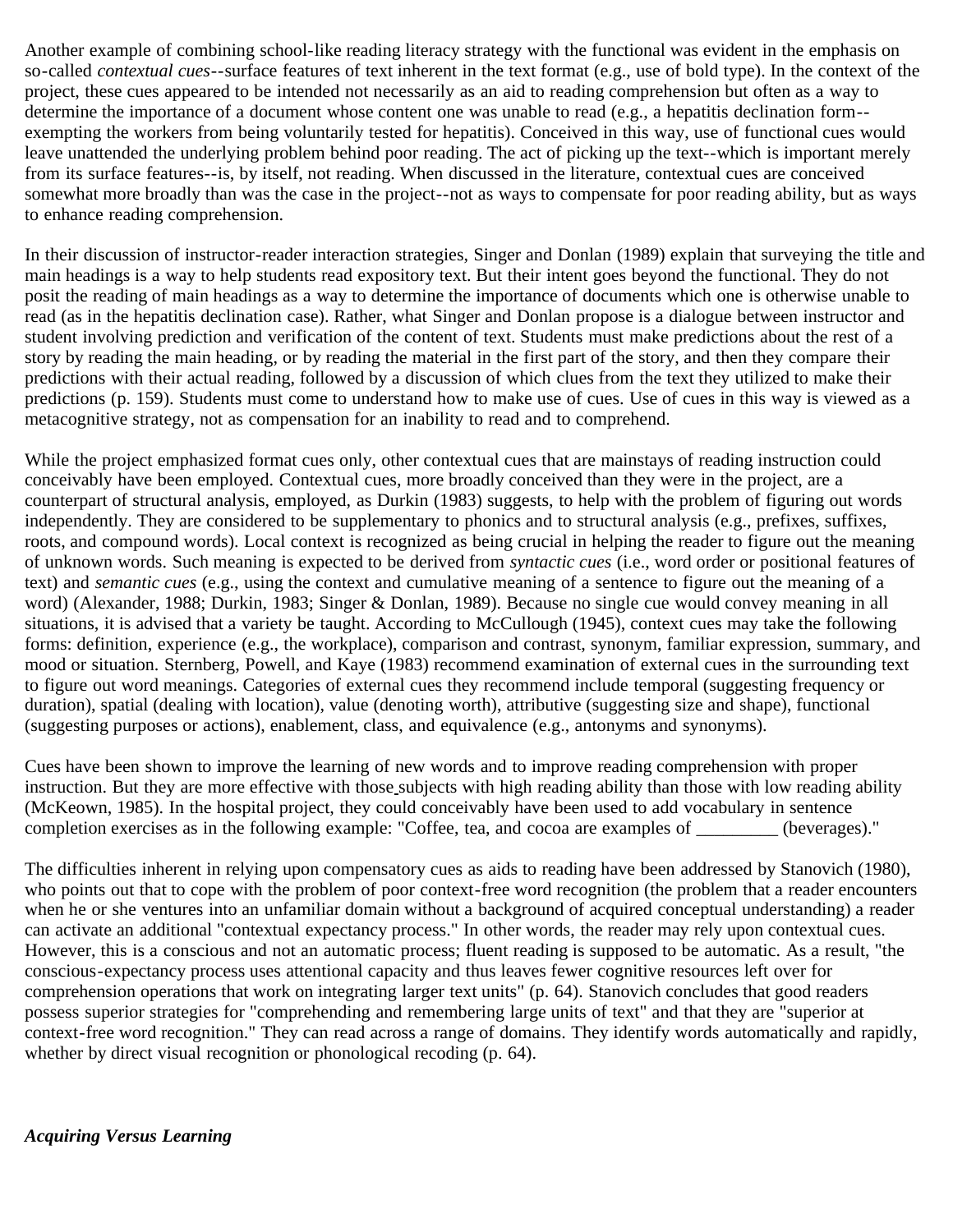Another example of combining school-like reading literacy strategy with the functional was evident in the emphasis on so-called *contextual cues*--surface features of text inherent in the text format (e.g., use of bold type). In the context of the project, these cues appeared to be intended not necessarily as an aid to reading comprehension but often as a way to determine the importance of a document whose content one was unable to read (e.g., a hepatitis declination form--exempting the workers from being voluntarily tested for hepatitis). Conceived in this way, use of functional cues would leave unattended the underlying problem behind poor reading. The act of picking up the text--which is important merely from its surface features--is, by itself, not reading. When discussed in the literature, contextual cues are conceived somewhat more broadly than was the case in the project--not as ways to compensate for poor reading ability, but as ways to enhance reading comprehension.

In their discussion of instructor-reader interaction strategies, Singer and Donlan (1989) explain that surveying the title and main headings is a way to help students read expository text. But their intent goes beyond the functional. They do not posit the reading of main headings as a way to determine the importance of documents which one is otherwise unable to read (as in the hepatitis declination case). Rather, what Singer and Donlan propose is a dialogue between instructor and student involving prediction and verification of the content of text. Students must make predictions about the rest of a story by reading the main heading, or by reading the material in the first part of the story, and then they compare their predictions with their actual reading, followed by a discussion of which clues from the text they utilized to make their predictions (p. 159). Students must come to understand how to make use of cues. Use of cues in this way is viewed as a metacognitive strategy, not as compensation for an inability to read and to comprehend.

While the project emphasized format cues only, other contextual cues that are mainstays of reading instruction could conceivably have been employed. Contextual cues, more broadly conceived than they were in the project, are a counterpart of structural analysis, employed, as Durkin (1983) suggests, to help with the problem of figuring out words independently. They are considered to be supplementary to phonics and to structural analysis (e.g., prefixes, suffixes, roots, and compound words). Local context is recognized as being crucial in helping the reader to figure out the meaning of unknown words. Such meaning is expected to be derived from *syntactic cues* (i.e., word order or positional features of text) and *semantic cues* (e.g., using the context and cumulative meaning of a sentence to figure out the meaning of a word) (Alexander, 1988; Durkin, 1983; Singer & Donlan, 1989). Because no single cue would convey meaning in all situations, it is advised that a variety be taught. According to McCullough (1945), context cues may take the following forms: definition, experience (e.g., the workplace), comparison and contrast, synonym, familiar expression, summary, and mood or situation. Sternberg, Powell, and Kaye (1983) recommend examination of external cues in the surrounding text to figure out word meanings. Categories of external cues they recommend include temporal (suggesting frequency or duration), spatial (dealing with location), value (denoting worth), attributive (suggesting size and shape), functional (suggesting purposes or actions), enablement, class, and equivalence (e.g., antonyms and synonyms).

Cues have been shown to improve the learning of new words and to improve reading comprehension with proper instruction. But they are more effective with those subjects with high reading ability than those with low reading ability (McKeown, 1985). In the hospital project, they could conceivably have been used to add vocabulary in sentence completion exercises as in the following example: "Coffee, tea, and cocoa are examples of _________ (beverages)."

The difficulties inherent in relying upon compensatory cues as aids to reading have been addressed by Stanovich (1980), who points out that to cope with the problem of poor context-free word recognition (the problem that a reader encounters when he or she ventures into an unfamiliar domain without a background of acquired conceptual understanding) a reader can activate an additional "contextual expectancy process." In other words, the reader may rely upon contextual cues. However, this is a conscious and not an automatic process; fluent reading is supposed to be automatic. As a result, "the conscious-expectancy process uses attentional capacity and thus leaves fewer cognitive resources left over for comprehension operations that work on integrating larger text units" (p. 64). Stanovich concludes that good readers possess superior strategies for "comprehending and remembering large units of text" and that they are "superior at context-free word recognition." They can read across a range of domains. They identify words automatically and rapidly, whether by direct visual recognition or phonological recoding (p. 64).

### *Acquiring Versus Learning*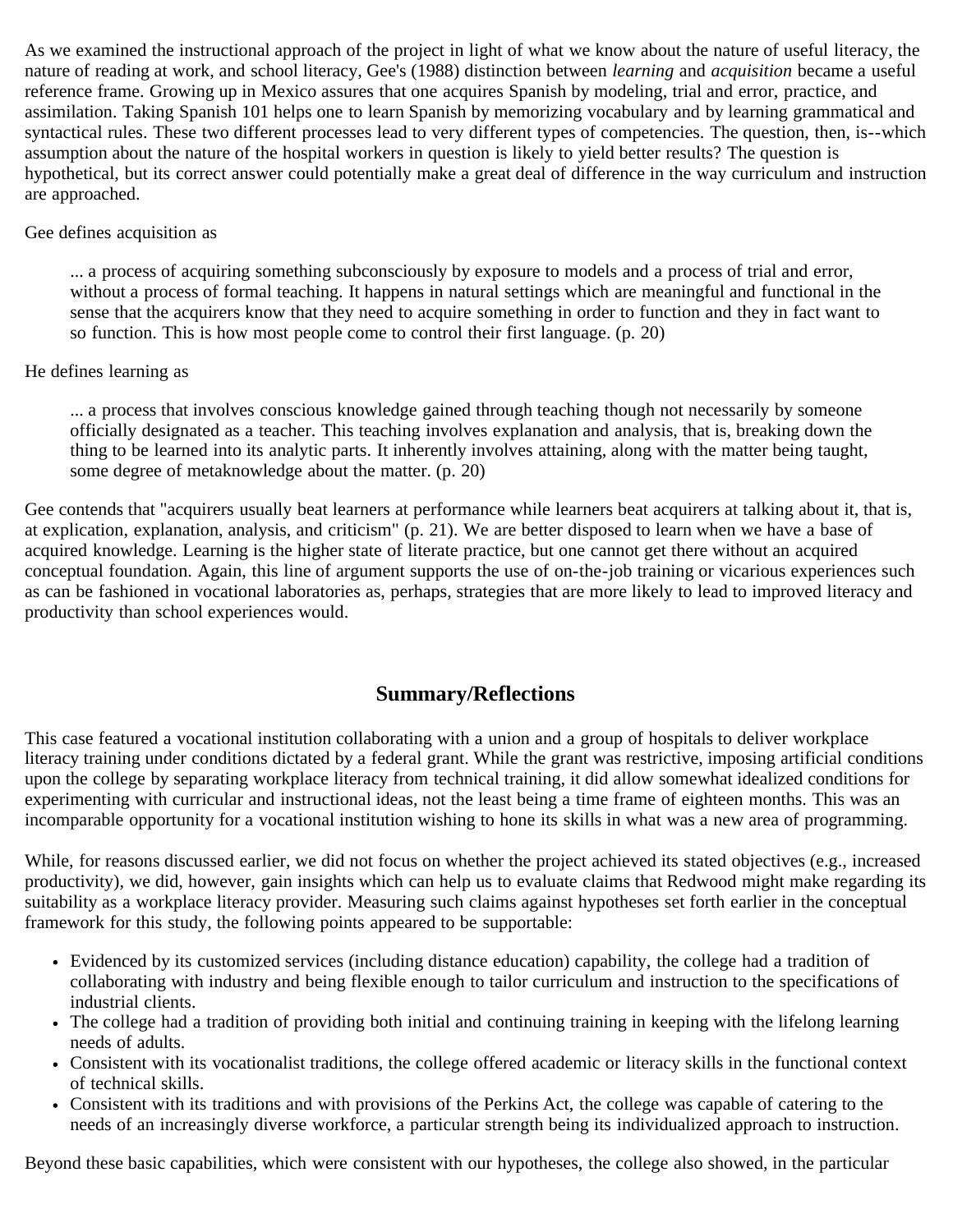As we examined the instructional approach of the project in light of what we know about the nature of useful literacy, the nature of reading at work, and school literacy, Gee's (1988) distinction between *learning* and *acquisition* became a useful reference frame. Growing up in Mexico assures that one acquires Spanish by modeling, trial and error, practice, and assimilation. Taking Spanish 101 helps one to learn Spanish by memorizing vocabulary and by learning grammatical and syntactical rules. These two different processes lead to very different types of competencies. The question, then, is--which assumption about the nature of the hospital workers in question is likely to yield better results? The question is hypothetical, but its correct answer could potentially make a great deal of difference in the way curriculum and instruction are approached.

Gee defines acquisition as

> ... a process of acquiring something subconsciously by exposure to models and a process of trial and error, without a process of formal teaching. It happens in natural settings which are meaningful and functional in the sense that the acquirers know that they need to acquire something in order to function and they in fact want to so function. This is how most people come to control their first language. (p. 20)

He defines learning as

> ... a process that involves conscious knowledge gained through teaching though not necessarily by someone officially designated as a teacher. This teaching involves explanation and analysis, that is, breaking down the thing to be learned into its analytic parts. It inherently involves attaining, along with the matter being taught, some degree of metaknowledge about the matter. (p. 20)

Gee contends that "acquirers usually beat learners at performance while learners beat acquirers at talking about it, that is, at explication, explanation, analysis, and criticism" (p. 21). We are better disposed to learn when we have a base of acquired knowledge. Learning is the higher state of literate practice, but one cannot get there without an acquired conceptual foundation. Again, this line of argument supports the use of on-the-job training or vicarious experiences such as can be fashioned in vocational laboratories as, perhaps, strategies that are more likely to lead to improved literacy and productivity than school experiences would.

## Summary/Reflections

This case featured a vocational institution collaborating with a union and a group of hospitals to deliver workplace literacy training under conditions dictated by a federal grant. While the grant was restrictive, imposing artificial conditions upon the college by separating workplace literacy from technical training, it did allow somewhat idealized conditions for experimenting with curricular and instructional ideas, not the least being a time frame of eighteen months. This was an incomparable opportunity for a vocational institution wishing to hone its skills in what was a new area of programming.

While, for reasons discussed earlier, we did not focus on whether the project achieved its stated objectives (e.g., increased productivity), we did, however, gain insights which can help us to evaluate claims that Redwood might make regarding its suitability as a workplace literacy provider. Measuring such claims against hypotheses set forth earlier in the conceptual framework for this study, the following points appeared to be supportable:

- Evidenced by its customized services (including distance education) capability, the college had a tradition of collaborating with industry and being flexible enough to tailor curriculum and instruction to the specifications of industrial clients.
- The college had a tradition of providing both initial and continuing training in keeping with the lifelong learning needs of adults.
- Consistent with its vocationalist traditions, the college offered academic or literacy skills in the functional context of technical skills.
- Consistent with its traditions and with provisions of the Perkins Act, the college was capable of catering to the needs of an increasingly diverse workforce, a particular strength being its individualized approach to instruction.

Beyond these basic capabilities, which were consistent with our hypotheses, the college also showed, in the particular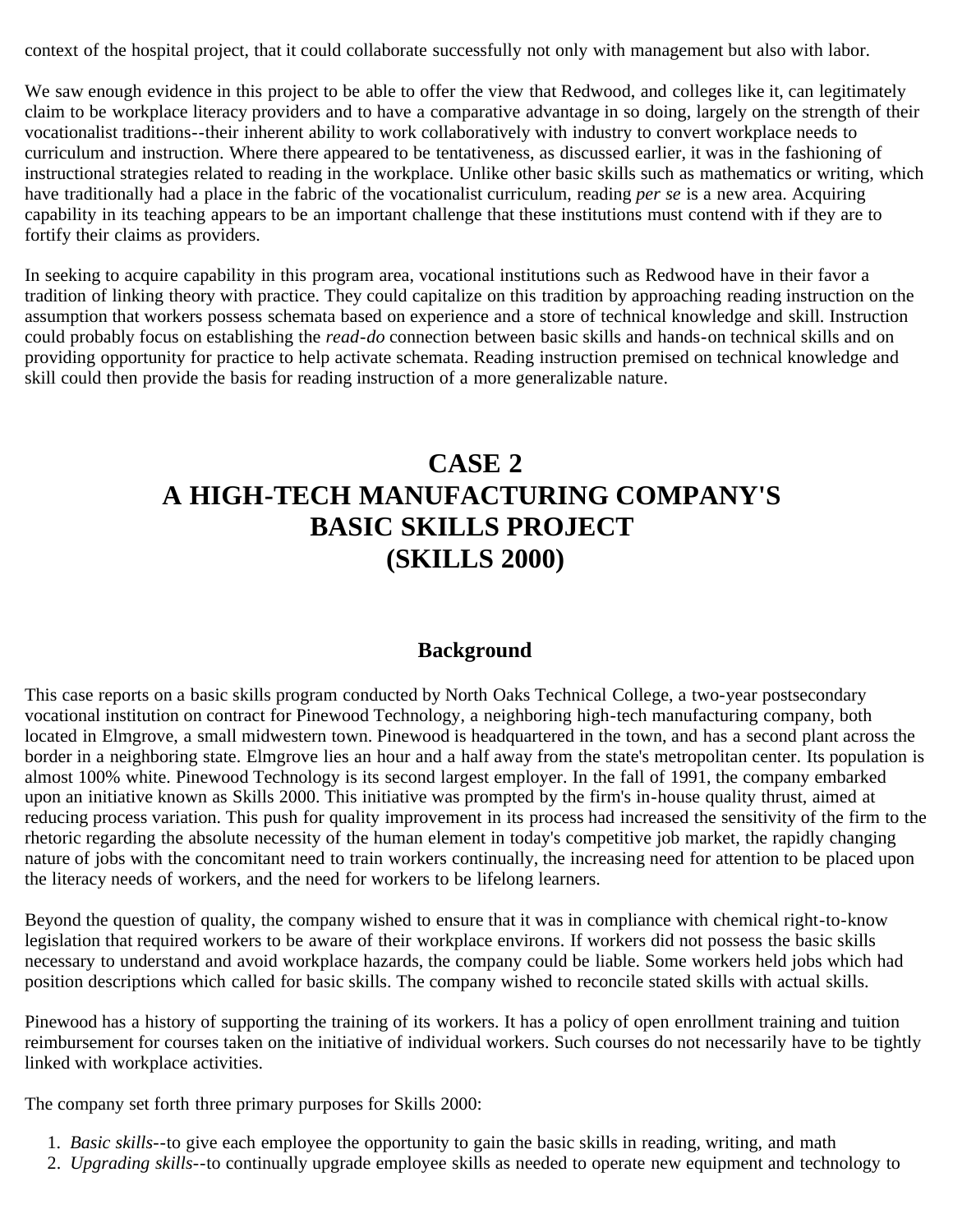context of the hospital project, that it could collaborate successfully not only with management but also with labor.

We saw enough evidence in this project to be able to offer the view that Redwood, and colleges like it, can legitimately claim to be workplace literacy providers and to have a comparative advantage in so doing, largely on the strength of their vocationalist traditions--their inherent ability to work collaboratively with industry to convert workplace needs to curriculum and instruction. Where there appeared to be tentativeness, as discussed earlier, it was in the fashioning of instructional strategies related to reading in the workplace. Unlike other basic skills such as mathematics or writing, which have traditionally had a place in the fabric of the vocationalist curriculum, reading *per se* is a new area. Acquiring capability in its teaching appears to be an important challenge that these institutions must contend with if they are to fortify their claims as providers.

In seeking to acquire capability in this program area, vocational institutions such as Redwood have in their favor a tradition of linking theory with practice. They could capitalize on this tradition by approaching reading instruction on the assumption that workers possess schemata based on experience and a store of technical knowledge and skill. Instruction could probably focus on establishing the *read-do* connection between basic skills and hands-on technical skills and on providing opportunity for practice to help activate schemata. Reading instruction premised on technical knowledge and skill could then provide the basis for reading instruction of a more generalizable nature.

# CASE 2
# A HIGH-TECH MANUFACTURING COMPANY'S BASIC SKILLS PROJECT (SKILLS 2000)

## Background

This case reports on a basic skills program conducted by North Oaks Technical College, a two-year postsecondary vocational institution on contract for Pinewood Technology, a neighboring high-tech manufacturing company, both located in Elmgrove, a small midwestern town. Pinewood is headquartered in the town, and has a second plant across the border in a neighboring state. Elmgrove lies an hour and a half away from the state's metropolitan center. Its population is almost 100% white. Pinewood Technology is its second largest employer. In the fall of 1991, the company embarked upon an initiative known as Skills 2000. This initiative was prompted by the firm's in-house quality thrust, aimed at reducing process variation. This push for quality improvement in its process had increased the sensitivity of the firm to the rhetoric regarding the absolute necessity of the human element in today's competitive job market, the rapidly changing nature of jobs with the concomitant need to train workers continually, the increasing need for attention to be placed upon the literacy needs of workers, and the need for workers to be lifelong learners.

Beyond the question of quality, the company wished to ensure that it was in compliance with chemical right-to-know legislation that required workers to be aware of their workplace environs. If workers did not possess the basic skills necessary to understand and avoid workplace hazards, the company could be liable. Some workers held jobs which had position descriptions which called for basic skills. The company wished to reconcile stated skills with actual skills.

Pinewood has a history of supporting the training of its workers. It has a policy of open enrollment training and tuition reimbursement for courses taken on the initiative of individual workers. Such courses do not necessarily have to be tightly linked with workplace activities.

The company set forth three primary purposes for Skills 2000:

1. *Basic skills*--to give each employee the opportunity to gain the basic skills in reading, writing, and math
2. *Upgrading skills*--to continually upgrade employee skills as needed to operate new equipment and technology to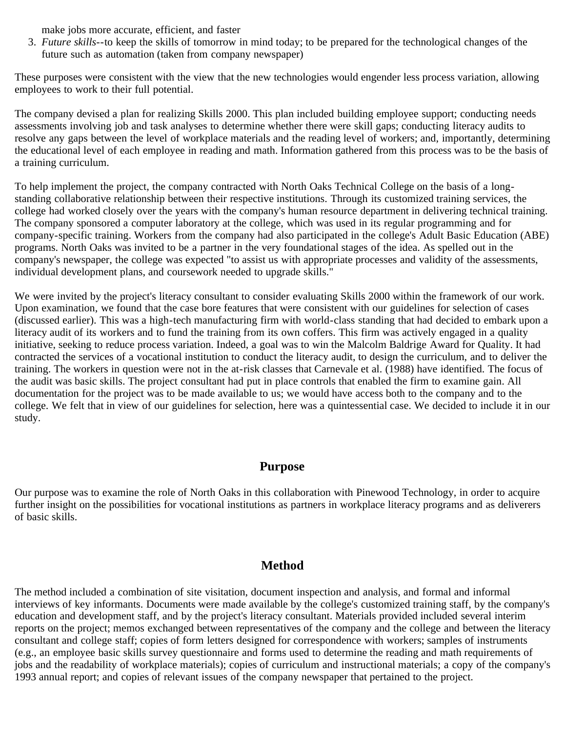make jobs more accurate, efficient, and faster

3. *Future skills*--to keep the skills of tomorrow in mind today; to be prepared for the technological changes of the future such as automation (taken from company newspaper)

These purposes were consistent with the view that the new technologies would engender less process variation, allowing employees to work to their full potential.

The company devised a plan for realizing Skills 2000. This plan included building employee support; conducting needs assessments involving job and task analyses to determine whether there were skill gaps; conducting literacy audits to resolve any gaps between the level of workplace materials and the reading level of workers; and, importantly, determining the educational level of each employee in reading and math. Information gathered from this process was to be the basis of a training curriculum.

To help implement the project, the company contracted with North Oaks Technical College on the basis of a long-standing collaborative relationship between their respective institutions. Through its customized training services, the college had worked closely over the years with the company's human resource department in delivering technical training. The company sponsored a computer laboratory at the college, which was used in its regular programming and for company-specific training. Workers from the company had also participated in the college's Adult Basic Education (ABE) programs. North Oaks was invited to be a partner in the very foundational stages of the idea. As spelled out in the company's newspaper, the college was expected "to assist us with appropriate processes and validity of the assessments, individual development plans, and coursework needed to upgrade skills."

We were invited by the project's literacy consultant to consider evaluating Skills 2000 within the framework of our work. Upon examination, we found that the case bore features that were consistent with our guidelines for selection of cases (discussed earlier). This was a high-tech manufacturing firm with world-class standing that had decided to embark upon a literacy audit of its workers and to fund the training from its own coffers. This firm was actively engaged in a quality initiative, seeking to reduce process variation. Indeed, a goal was to win the Malcolm Baldrige Award for Quality. It had contracted the services of a vocational institution to conduct the literacy audit, to design the curriculum, and to deliver the training. The workers in question were not in the at-risk classes that Carnevale et al. (1988) have identified. The focus of the audit was basic skills. The project consultant had put in place controls that enabled the firm to examine gain. All documentation for the project was to be made available to us; we would have access both to the company and to the college. We felt that in view of our guidelines for selection, here was a quintessential case. We decided to include it in our study.

## Purpose

Our purpose was to examine the role of North Oaks in this collaboration with Pinewood Technology, in order to acquire further insight on the possibilities for vocational institutions as partners in workplace literacy programs and as deliverers of basic skills.

## Method

The method included a combination of site visitation, document inspection and analysis, and formal and informal interviews of key informants. Documents were made available by the college's customized training staff, by the company's education and development staff, and by the project's literacy consultant. Materials provided included several interim reports on the project; memos exchanged between representatives of the company and the college and between the literacy consultant and college staff; copies of form letters designed for correspondence with workers; samples of instruments (e.g., an employee basic skills survey questionnaire and forms used to determine the reading and math requirements of jobs and the readability of workplace materials); copies of curriculum and instructional materials; a copy of the company's 1993 annual report; and copies of relevant issues of the company newspaper that pertained to the project.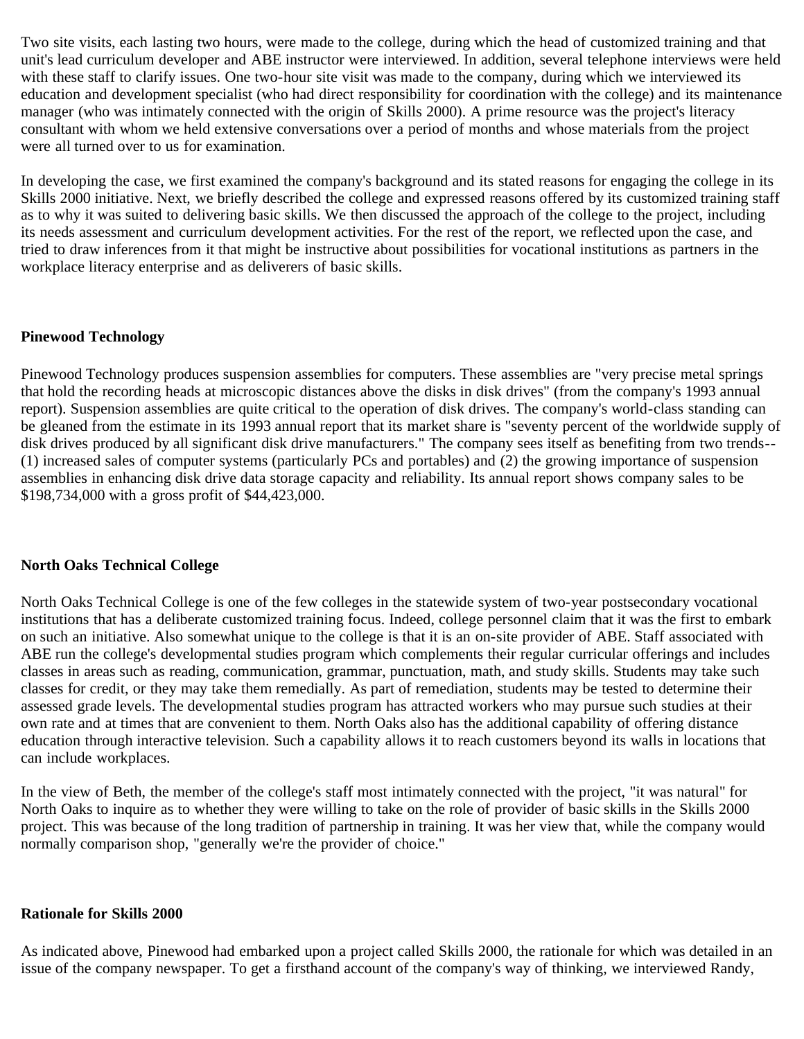Two site visits, each lasting two hours, were made to the college, during which the head of customized training and that unit's lead curriculum developer and ABE instructor were interviewed. In addition, several telephone interviews were held with these staff to clarify issues. One two-hour site visit was made to the company, during which we interviewed its education and development specialist (who had direct responsibility for coordination with the college) and its maintenance manager (who was intimately connected with the origin of Skills 2000). A prime resource was the project's literacy consultant with whom we held extensive conversations over a period of months and whose materials from the project were all turned over to us for examination.

In developing the case, we first examined the company's background and its stated reasons for engaging the college in its Skills 2000 initiative. Next, we briefly described the college and expressed reasons offered by its customized training staff as to why it was suited to delivering basic skills. We then discussed the approach of the college to the project, including its needs assessment and curriculum development activities. For the rest of the report, we reflected upon the case, and tried to draw inferences from it that might be instructive about possibilities for vocational institutions as partners in the workplace literacy enterprise and as deliverers of basic skills.

**Pinewood Technology**

Pinewood Technology produces suspension assemblies for computers. These assemblies are "very precise metal springs that hold the recording heads at microscopic distances above the disks in disk drives" (from the company's 1993 annual report). Suspension assemblies are quite critical to the operation of disk drives. The company's world-class standing can be gleaned from the estimate in its 1993 annual report that its market share is "seventy percent of the worldwide supply of disk drives produced by all significant disk drive manufacturers." The company sees itself as benefiting from two trends-- (1) increased sales of computer systems (particularly PCs and portables) and (2) the growing importance of suspension assemblies in enhancing disk drive data storage capacity and reliability. Its annual report shows company sales to be $198,734,000 with a gross profit of $44,423,000.

**North Oaks Technical College**

North Oaks Technical College is one of the few colleges in the statewide system of two-year postsecondary vocational institutions that has a deliberate customized training focus. Indeed, college personnel claim that it was the first to embark on such an initiative. Also somewhat unique to the college is that it is an on-site provider of ABE. Staff associated with ABE run the college's developmental studies program which complements their regular curricular offerings and includes classes in areas such as reading, communication, grammar, punctuation, math, and study skills. Students may take such classes for credit, or they may take them remedially. As part of remediation, students may be tested to determine their assessed grade levels. The developmental studies program has attracted workers who may pursue such studies at their own rate and at times that are convenient to them. North Oaks also has the additional capability of offering distance education through interactive television. Such a capability allows it to reach customers beyond its walls in locations that can include workplaces.

In the view of Beth, the member of the college's staff most intimately connected with the project, "it was natural" for North Oaks to inquire as to whether they were willing to take on the role of provider of basic skills in the Skills 2000 project. This was because of the long tradition of partnership in training. It was her view that, while the company would normally comparison shop, "generally we're the provider of choice."

**Rationale for Skills 2000**

As indicated above, Pinewood had embarked upon a project called Skills 2000, the rationale for which was detailed in an issue of the company newspaper. To get a firsthand account of the company's way of thinking, we interviewed Randy,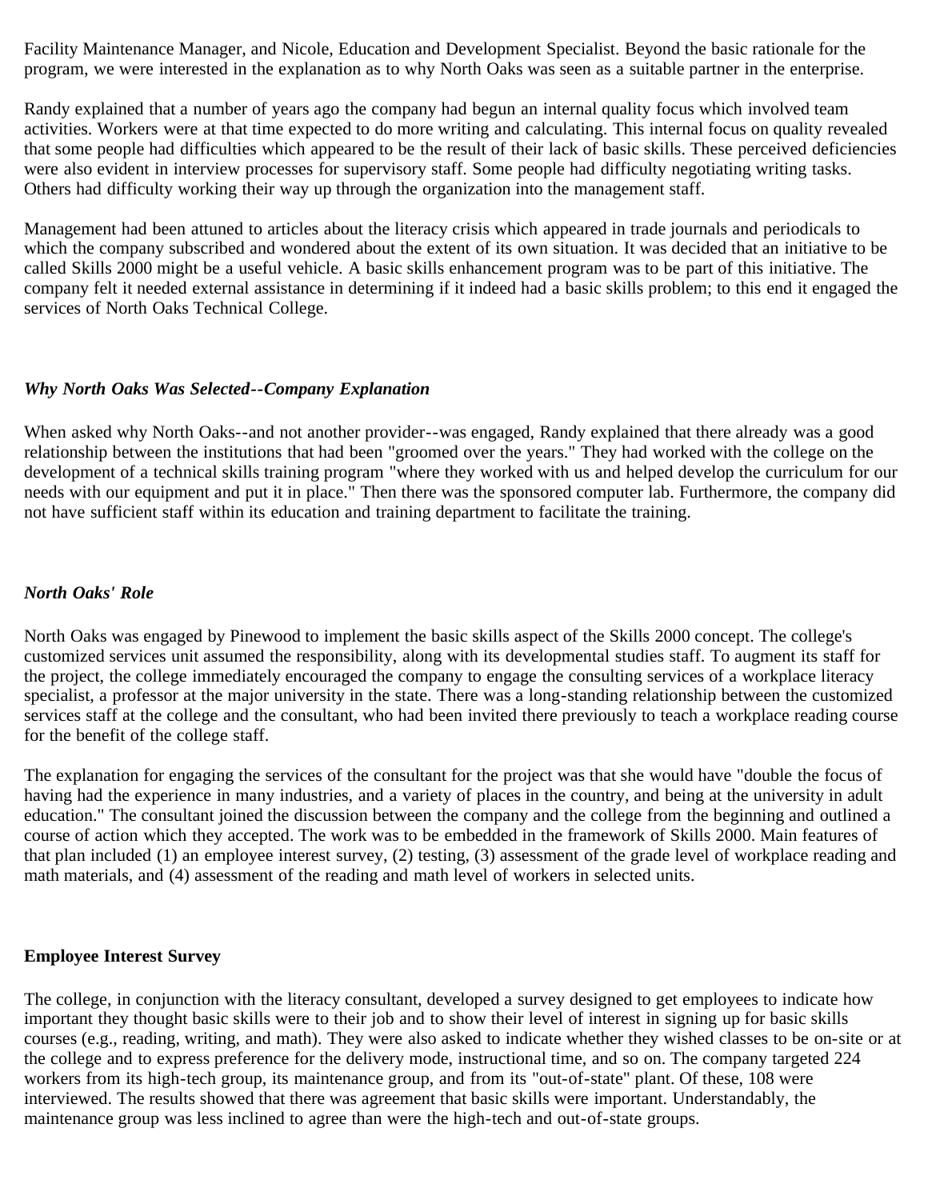Facility Maintenance Manager, and Nicole, Education and Development Specialist. Beyond the basic rationale for the program, we were interested in the explanation as to why North Oaks was seen as a suitable partner in the enterprise.

Randy explained that a number of years ago the company had begun an internal quality focus which involved team activities. Workers were at that time expected to do more writing and calculating. This internal focus on quality revealed that some people had difficulties which appeared to be the result of their lack of basic skills. These perceived deficiencies were also evident in interview processes for supervisory staff. Some people had difficulty negotiating writing tasks. Others had difficulty working their way up through the organization into the management staff.

Management had been attuned to articles about the literacy crisis which appeared in trade journals and periodicals to which the company subscribed and wondered about the extent of its own situation. It was decided that an initiative to be called Skills 2000 might be a useful vehicle. A basic skills enhancement program was to be part of this initiative. The company felt it needed external assistance in determining if it indeed had a basic skills problem; to this end it engaged the services of North Oaks Technical College.

### *Why North Oaks Was Selected--Company Explanation*

When asked why North Oaks--and not another provider--was engaged, Randy explained that there already was a good relationship between the institutions that had been "groomed over the years." They had worked with the college on the development of a technical skills training program "where they worked with us and helped develop the curriculum for our needs with our equipment and put it in place." Then there was the sponsored computer lab. Furthermore, the company did not have sufficient staff within its education and training department to facilitate the training.

### *North Oaks' Role*

North Oaks was engaged by Pinewood to implement the basic skills aspect of the Skills 2000 concept. The college's customized services unit assumed the responsibility, along with its developmental studies staff. To augment its staff for the project, the college immediately encouraged the company to engage the consulting services of a workplace literacy specialist, a professor at the major university in the state. There was a long-standing relationship between the customized services staff at the college and the consultant, who had been invited there previously to teach a workplace reading course for the benefit of the college staff.

The explanation for engaging the services of the consultant for the project was that she would have "double the focus of having had the experience in many industries, and a variety of places in the country, and being at the university in adult education." The consultant joined the discussion between the company and the college from the beginning and outlined a course of action which they accepted. The work was to be embedded in the framework of Skills 2000. Main features of that plan included (1) an employee interest survey, (2) testing, (3) assessment of the grade level of workplace reading and math materials, and (4) assessment of the reading and math level of workers in selected units.

### **Employee Interest Survey**

The college, in conjunction with the literacy consultant, developed a survey designed to get employees to indicate how important they thought basic skills were to their job and to show their level of interest in signing up for basic skills courses (e.g., reading, writing, and math). They were also asked to indicate whether they wished classes to be on-site or at the college and to express preference for the delivery mode, instructional time, and so on. The company targeted 224 workers from its high-tech group, its maintenance group, and from its "out-of-state" plant. Of these, 108 were interviewed. The results showed that there was agreement that basic skills were important. Understandably, the maintenance group was less inclined to agree than were the high-tech and out-of-state groups.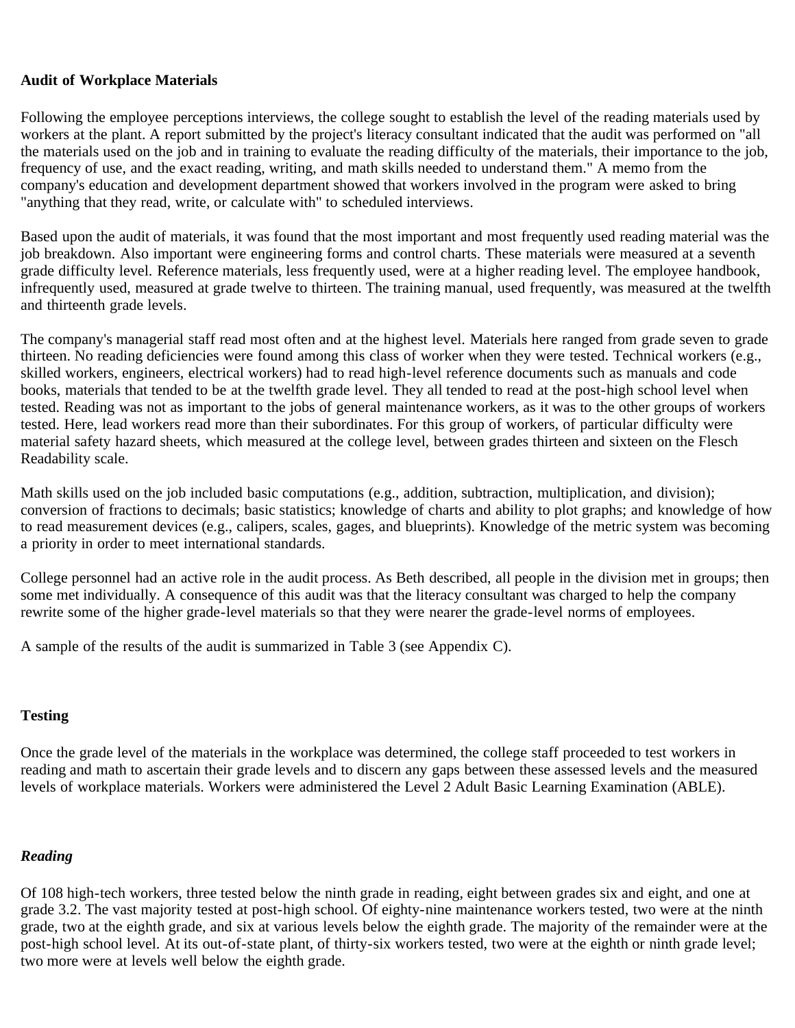**Audit of Workplace Materials**

Following the employee perceptions interviews, the college sought to establish the level of the reading materials used by workers at the plant. A report submitted by the project's literacy consultant indicated that the audit was performed on "all the materials used on the job and in training to evaluate the reading difficulty of the materials, their importance to the job, frequency of use, and the exact reading, writing, and math skills needed to understand them." A memo from the company's education and development department showed that workers involved in the program were asked to bring "anything that they read, write, or calculate with" to scheduled interviews.

Based upon the audit of materials, it was found that the most important and most frequently used reading material was the job breakdown. Also important were engineering forms and control charts. These materials were measured at a seventh grade difficulty level. Reference materials, less frequently used, were at a higher reading level. The employee handbook, infrequently used, measured at grade twelve to thirteen. The training manual, used frequently, was measured at the twelfth and thirteenth grade levels.

The company's managerial staff read most often and at the highest level. Materials here ranged from grade seven to grade thirteen. No reading deficiencies were found among this class of worker when they were tested. Technical workers (e.g., skilled workers, engineers, electrical workers) had to read high-level reference documents such as manuals and code books, materials that tended to be at the twelfth grade level. They all tended to read at the post-high school level when tested. Reading was not as important to the jobs of general maintenance workers, as it was to the other groups of workers tested. Here, lead workers read more than their subordinates. For this group of workers, of particular difficulty were material safety hazard sheets, which measured at the college level, between grades thirteen and sixteen on the Flesch Readability scale.

Math skills used on the job included basic computations (e.g., addition, subtraction, multiplication, and division); conversion of fractions to decimals; basic statistics; knowledge of charts and ability to plot graphs; and knowledge of how to read measurement devices (e.g., calipers, scales, gages, and blueprints). Knowledge of the metric system was becoming a priority in order to meet international standards.

College personnel had an active role in the audit process. As Beth described, all people in the division met in groups; then some met individually. A consequence of this audit was that the literacy consultant was charged to help the company rewrite some of the higher grade-level materials so that they were nearer the grade-level norms of employees.

A sample of the results of the audit is summarized in Table 3 (see Appendix C).

**Testing**

Once the grade level of the materials in the workplace was determined, the college staff proceeded to test workers in reading and math to ascertain their grade levels and to discern any gaps between these assessed levels and the measured levels of workplace materials. Workers were administered the Level 2 Adult Basic Learning Examination (ABLE).

***Reading***

Of 108 high-tech workers, three tested below the ninth grade in reading, eight between grades six and eight, and one at grade 3.2. The vast majority tested at post-high school. Of eighty-nine maintenance workers tested, two were at the ninth grade, two at the eighth grade, and six at various levels below the eighth grade. The majority of the remainder were at the post-high school level. At its out-of-state plant, of thirty-six workers tested, two were at the eighth or ninth grade level; two more were at levels well below the eighth grade.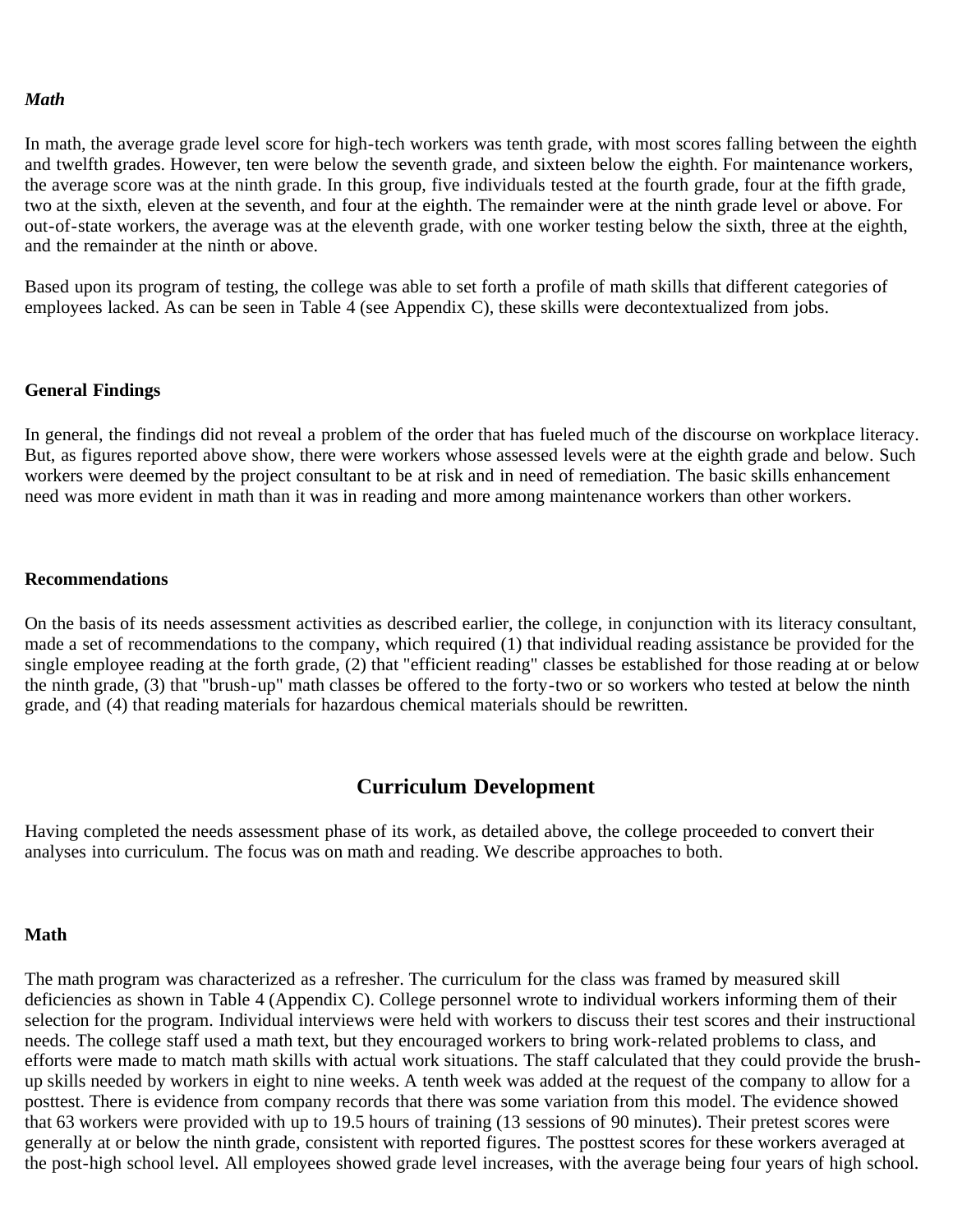### *Math*

In math, the average grade level score for high-tech workers was tenth grade, with most scores falling between the eighth and twelfth grades. However, ten were below the seventh grade, and sixteen below the eighth. For maintenance workers, the average score was at the ninth grade. In this group, five individuals tested at the fourth grade, four at the fifth grade, two at the sixth, eleven at the seventh, and four at the eighth. The remainder were at the ninth grade level or above. For out-of-state workers, the average was at the eleventh grade, with one worker testing below the sixth, three at the eighth, and the remainder at the ninth or above.

Based upon its program of testing, the college was able to set forth a profile of math skills that different categories of employees lacked. As can be seen in Table 4 (see Appendix C), these skills were decontextualized from jobs.

### General Findings

In general, the findings did not reveal a problem of the order that has fueled much of the discourse on workplace literacy. But, as figures reported above show, there were workers whose assessed levels were at the eighth grade and below. Such workers were deemed by the project consultant to be at risk and in need of remediation. The basic skills enhancement need was more evident in math than it was in reading and more among maintenance workers than other workers.

### Recommendations

On the basis of its needs assessment activities as described earlier, the college, in conjunction with its literacy consultant, made a set of recommendations to the company, which required (1) that individual reading assistance be provided for the single employee reading at the forth grade, (2) that "efficient reading" classes be established for those reading at or below the ninth grade, (3) that "brush-up" math classes be offered to the forty-two or so workers who tested at below the ninth grade, and (4) that reading materials for hazardous chemical materials should be rewritten.

## Curriculum Development

Having completed the needs assessment phase of its work, as detailed above, the college proceeded to convert their analyses into curriculum. The focus was on math and reading. We describe approaches to both.

### Math

The math program was characterized as a refresher. The curriculum for the class was framed by measured skill deficiencies as shown in Table 4 (Appendix C). College personnel wrote to individual workers informing them of their selection for the program. Individual interviews were held with workers to discuss their test scores and their instructional needs. The college staff used a math text, but they encouraged workers to bring work-related problems to class, and efforts were made to match math skills with actual work situations. The staff calculated that they could provide the brush-up skills needed by workers in eight to nine weeks. A tenth week was added at the request of the company to allow for a posttest. There is evidence from company records that there was some variation from this model. The evidence showed that 63 workers were provided with up to 19.5 hours of training (13 sessions of 90 minutes). Their pretest scores were generally at or below the ninth grade, consistent with reported figures. The posttest scores for these workers averaged at the post-high school level. All employees showed grade level increases, with the average being four years of high school.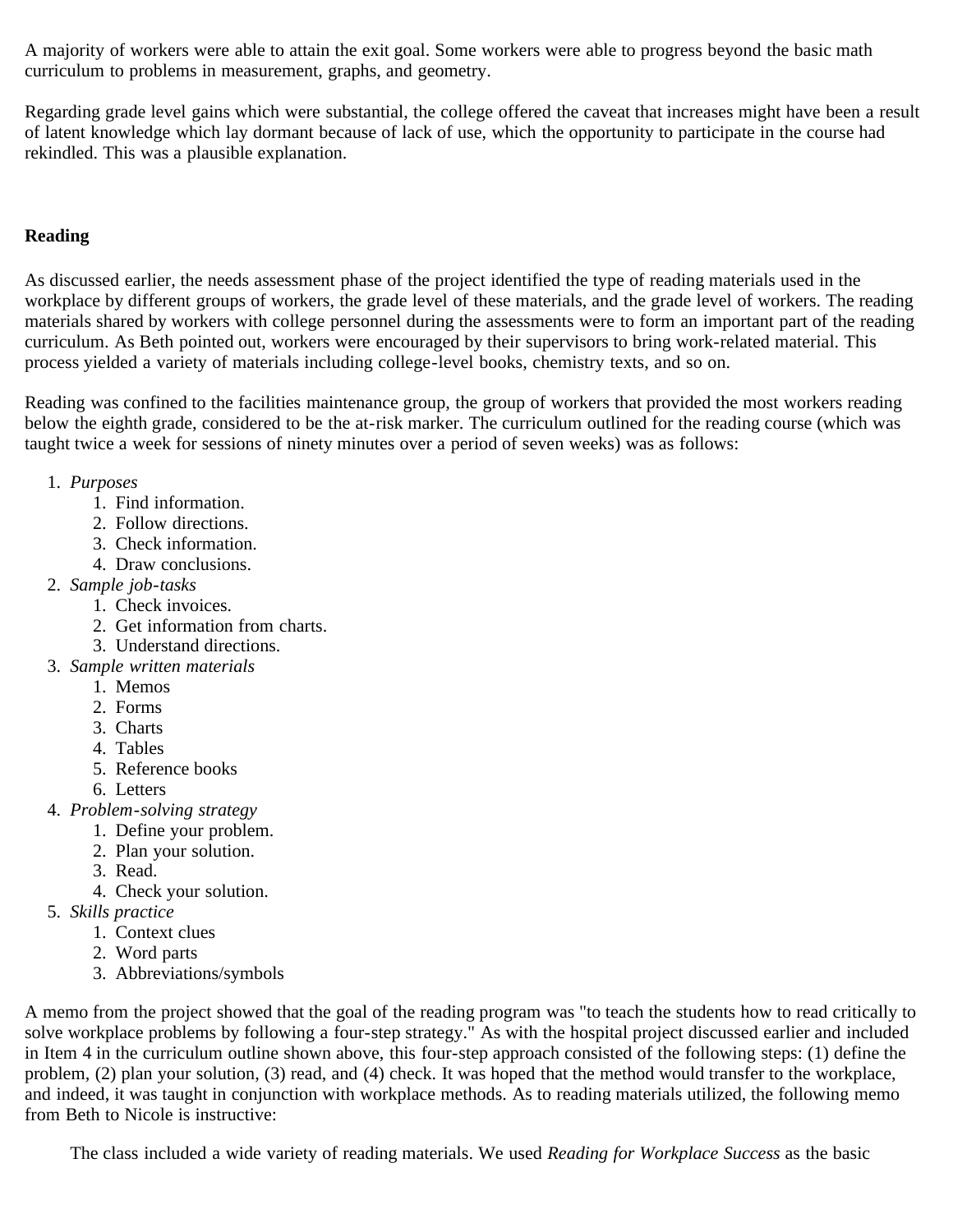A majority of workers were able to attain the exit goal. Some workers were able to progress beyond the basic math curriculum to problems in measurement, graphs, and geometry.

Regarding grade level gains which were substantial, the college offered the caveat that increases might have been a result of latent knowledge which lay dormant because of lack of use, which the opportunity to participate in the course had rekindled. This was a plausible explanation.

**Reading**

As discussed earlier, the needs assessment phase of the project identified the type of reading materials used in the workplace by different groups of workers, the grade level of these materials, and the grade level of workers. The reading materials shared by workers with college personnel during the assessments were to form an important part of the reading curriculum. As Beth pointed out, workers were encouraged by their supervisors to bring work-related material. This process yielded a variety of materials including college-level books, chemistry texts, and so on.

Reading was confined to the facilities maintenance group, the group of workers that provided the most workers reading below the eighth grade, considered to be the at-risk marker. The curriculum outlined for the reading course (which was taught twice a week for sessions of ninety minutes over a period of seven weeks) was as follows:

1. *Purposes*
   1. Find information.
   2. Follow directions.
   3. Check information.
   4. Draw conclusions.
2. *Sample job-tasks*
   1. Check invoices.
   2. Get information from charts.
   3. Understand directions.
3. *Sample written materials*
   1. Memos
   2. Forms
   3. Charts
   4. Tables
   5. Reference books
   6. Letters
4. *Problem-solving strategy*
   1. Define your problem.
   2. Plan your solution.
   3. Read.
   4. Check your solution.
5. *Skills practice*
   1. Context clues
   2. Word parts
   3. Abbreviations/symbols

A memo from the project showed that the goal of the reading program was "to teach the students how to read critically to solve workplace problems by following a four-step strategy." As with the hospital project discussed earlier and included in Item 4 in the curriculum outline shown above, this four-step approach consisted of the following steps: (1) define the problem, (2) plan your solution, (3) read, and (4) check. It was hoped that the method would transfer to the workplace, and indeed, it was taught in conjunction with workplace methods. As to reading materials utilized, the following memo from Beth to Nicole is instructive:

> The class included a wide variety of reading materials. We used *Reading for Workplace Success* as the basic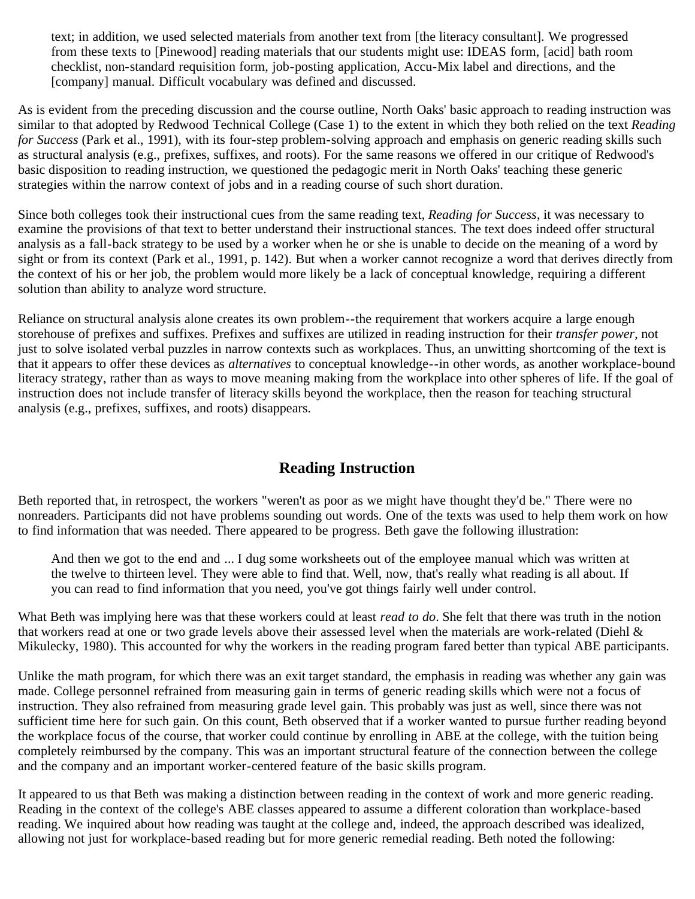> text; in addition, we used selected materials from another text from [the literacy consultant]. We progressed from these texts to [Pinewood] reading materials that our students might use: IDEAS form, [acid] bath room checklist, non-standard requisition form, job-posting application, Accu-Mix label and directions, and the [company] manual. Difficult vocabulary was defined and discussed.

As is evident from the preceding discussion and the course outline, North Oaks' basic approach to reading instruction was similar to that adopted by Redwood Technical College (Case 1) to the extent in which they both relied on the text *Reading for Success* (Park et al., 1991), with its four-step problem-solving approach and emphasis on generic reading skills such as structural analysis (e.g., prefixes, suffixes, and roots). For the same reasons we offered in our critique of Redwood's basic disposition to reading instruction, we questioned the pedagogic merit in North Oaks' teaching these generic strategies within the narrow context of jobs and in a reading course of such short duration.

Since both colleges took their instructional cues from the same reading text, *Reading for Success*, it was necessary to examine the provisions of that text to better understand their instructional stances. The text does indeed offer structural analysis as a fall-back strategy to be used by a worker when he or she is unable to decide on the meaning of a word by sight or from its context (Park et al., 1991, p. 142). But when a worker cannot recognize a word that derives directly from the context of his or her job, the problem would more likely be a lack of conceptual knowledge, requiring a different solution than ability to analyze word structure.

Reliance on structural analysis alone creates its own problem--the requirement that workers acquire a large enough storehouse of prefixes and suffixes. Prefixes and suffixes are utilized in reading instruction for their *transfer power*, not just to solve isolated verbal puzzles in narrow contexts such as workplaces. Thus, an unwitting shortcoming of the text is that it appears to offer these devices as *alternatives* to conceptual knowledge--in other words, as another workplace-bound literacy strategy, rather than as ways to move meaning making from the workplace into other spheres of life. If the goal of instruction does not include transfer of literacy skills beyond the workplace, then the reason for teaching structural analysis (e.g., prefixes, suffixes, and roots) disappears.

## Reading Instruction

Beth reported that, in retrospect, the workers "weren't as poor as we might have thought they'd be." There were no nonreaders. Participants did not have problems sounding out words. One of the texts was used to help them work on how to find information that was needed. There appeared to be progress. Beth gave the following illustration:

> And then we got to the end and ... I dug some worksheets out of the employee manual which was written at the twelve to thirteen level. They were able to find that. Well, now, that's really what reading is all about. If you can read to find information that you need, you've got things fairly well under control.

What Beth was implying here was that these workers could at least *read to do*. She felt that there was truth in the notion that workers read at one or two grade levels above their assessed level when the materials are work-related (Diehl & Mikulecky, 1980). This accounted for why the workers in the reading program fared better than typical ABE participants.

Unlike the math program, for which there was an exit target standard, the emphasis in reading was whether any gain was made. College personnel refrained from measuring gain in terms of generic reading skills which were not a focus of instruction. They also refrained from measuring grade level gain. This probably was just as well, since there was not sufficient time here for such gain. On this count, Beth observed that if a worker wanted to pursue further reading beyond the workplace focus of the course, that worker could continue by enrolling in ABE at the college, with the tuition being completely reimbursed by the company. This was an important structural feature of the connection between the college and the company and an important worker-centered feature of the basic skills program.

It appeared to us that Beth was making a distinction between reading in the context of work and more generic reading. Reading in the context of the college's ABE classes appeared to assume a different coloration than workplace-based reading. We inquired about how reading was taught at the college and, indeed, the approach described was idealized, allowing not just for workplace-based reading but for more generic remedial reading. Beth noted the following: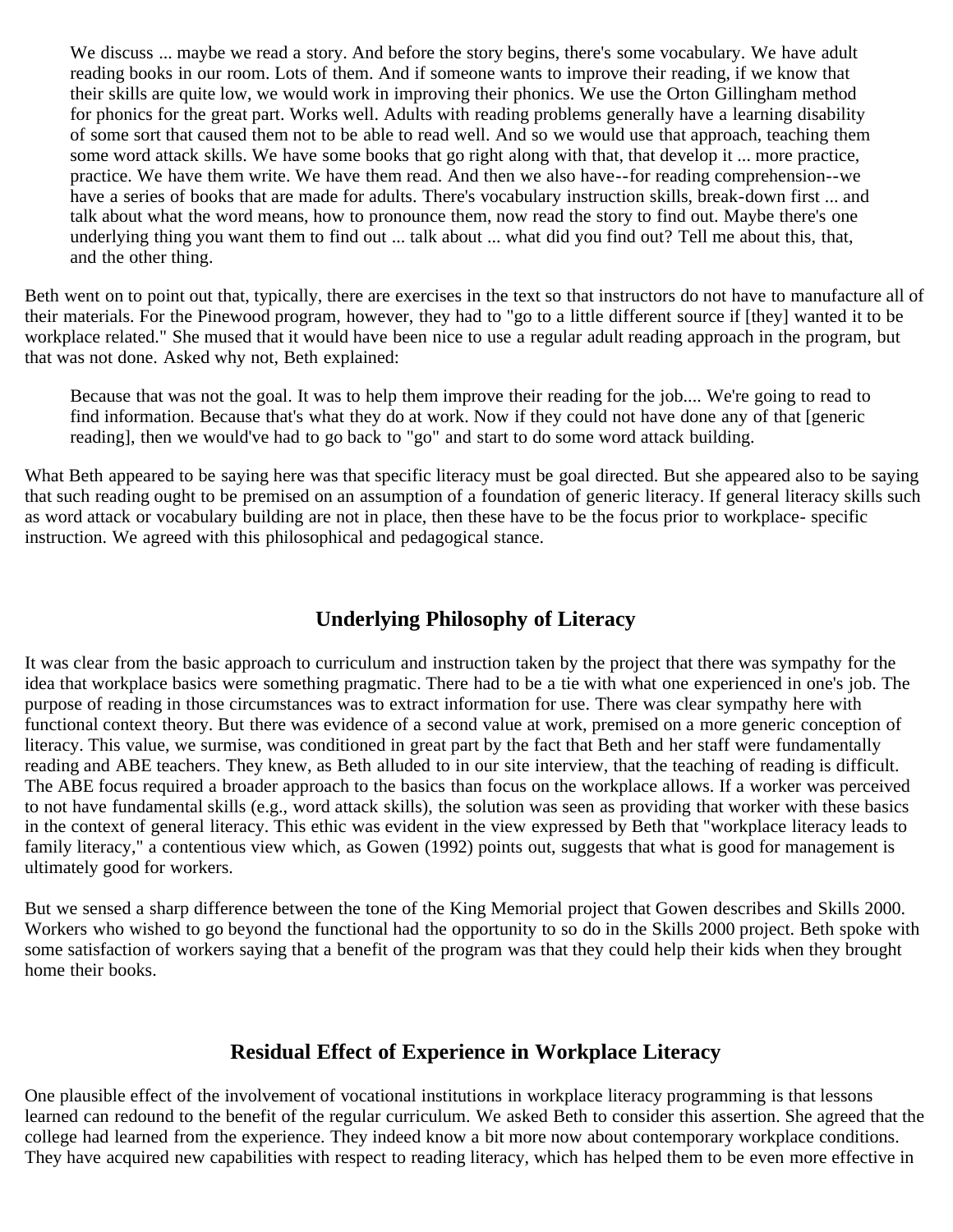> We discuss ... maybe we read a story. And before the story begins, there's some vocabulary. We have adult reading books in our room. Lots of them. And if someone wants to improve their reading, if we know that their skills are quite low, we would work in improving their phonics. We use the Orton Gillingham method for phonics for the great part. Works well. Adults with reading problems generally have a learning disability of some sort that caused them not to be able to read well. And so we would use that approach, teaching them some word attack skills. We have some books that go right along with that, that develop it ... more practice, practice. We have them write. We have them read. And then we also have--for reading comprehension--we have a series of books that are made for adults. There's vocabulary instruction skills, break-down first ... and talk about what the word means, how to pronounce them, now read the story to find out. Maybe there's one underlying thing you want them to find out ... talk about ... what did you find out? Tell me about this, that, and the other thing.

Beth went on to point out that, typically, there are exercises in the text so that instructors do not have to manufacture all of their materials. For the Pinewood program, however, they had to "go to a little different source if [they] wanted it to be workplace related." She mused that it would have been nice to use a regular adult reading approach in the program, but that was not done. Asked why not, Beth explained:

> Because that was not the goal. It was to help them improve their reading for the job.... We're going to read to find information. Because that's what they do at work. Now if they could not have done any of that [generic reading], then we would've had to go back to "go" and start to do some word attack building.

What Beth appeared to be saying here was that specific literacy must be goal directed. But she appeared also to be saying that such reading ought to be premised on an assumption of a foundation of generic literacy. If general literacy skills such as word attack or vocabulary building are not in place, then these have to be the focus prior to workplace- specific instruction. We agreed with this philosophical and pedagogical stance.

## Underlying Philosophy of Literacy

It was clear from the basic approach to curriculum and instruction taken by the project that there was sympathy for the idea that workplace basics were something pragmatic. There had to be a tie with what one experienced in one's job. The purpose of reading in those circumstances was to extract information for use. There was clear sympathy here with functional context theory. But there was evidence of a second value at work, premised on a more generic conception of literacy. This value, we surmise, was conditioned in great part by the fact that Beth and her staff were fundamentally reading and ABE teachers. They knew, as Beth alluded to in our site interview, that the teaching of reading is difficult. The ABE focus required a broader approach to the basics than focus on the workplace allows. If a worker was perceived to not have fundamental skills (e.g., word attack skills), the solution was seen as providing that worker with these basics in the context of general literacy. This ethic was evident in the view expressed by Beth that "workplace literacy leads to family literacy," a contentious view which, as Gowen (1992) points out, suggests that what is good for management is ultimately good for workers.

But we sensed a sharp difference between the tone of the King Memorial project that Gowen describes and Skills 2000. Workers who wished to go beyond the functional had the opportunity to so do in the Skills 2000 project. Beth spoke with some satisfaction of workers saying that a benefit of the program was that they could help their kids when they brought home their books.

## Residual Effect of Experience in Workplace Literacy

One plausible effect of the involvement of vocational institutions in workplace literacy programming is that lessons learned can redound to the benefit of the regular curriculum. We asked Beth to consider this assertion. She agreed that the college had learned from the experience. They indeed know a bit more now about contemporary workplace conditions. They have acquired new capabilities with respect to reading literacy, which has helped them to be even more effective in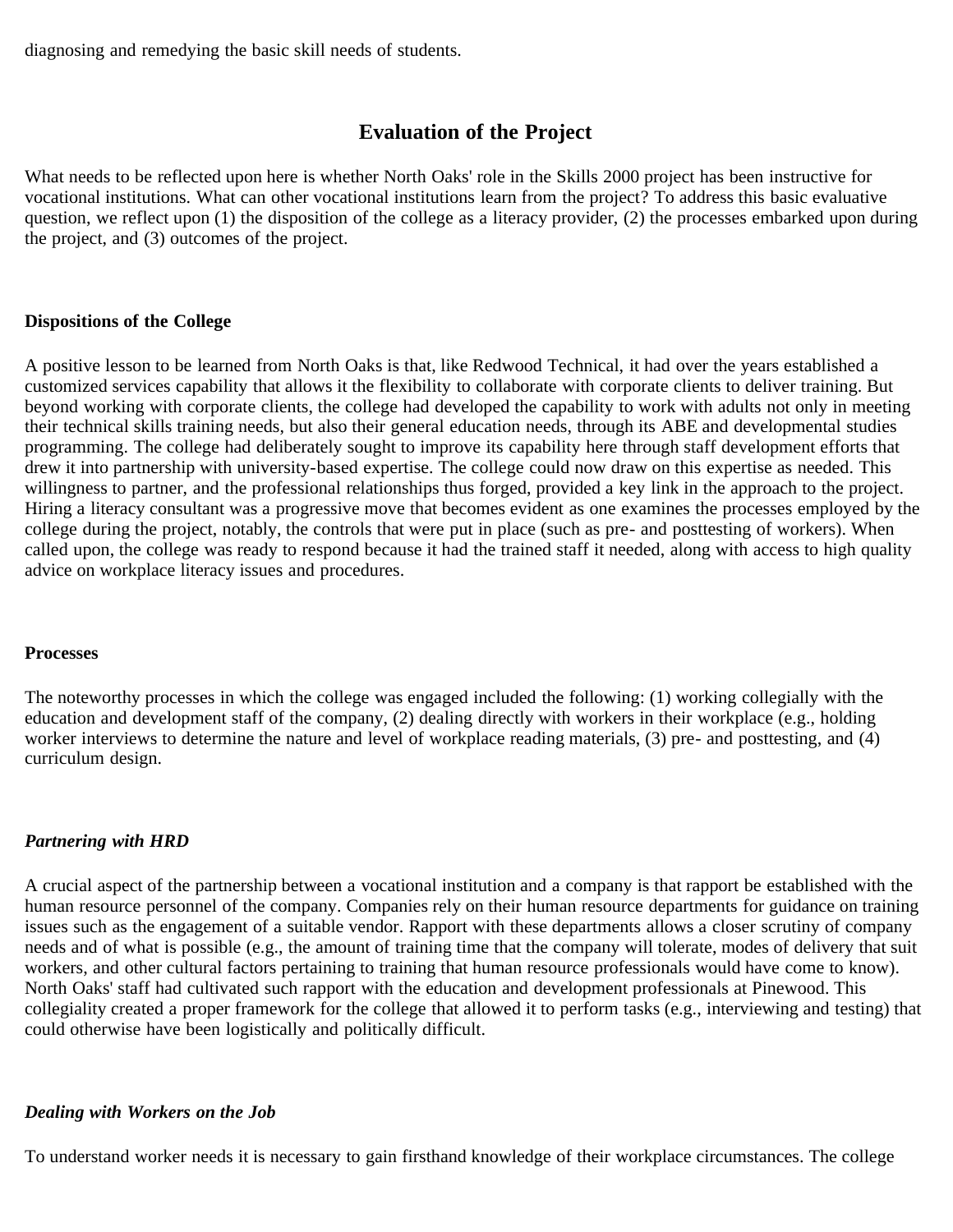diagnosing and remedying the basic skill needs of students.

## Evaluation of the Project

What needs to be reflected upon here is whether North Oaks' role in the Skills 2000 project has been instructive for vocational institutions. What can other vocational institutions learn from the project? To address this basic evaluative question, we reflect upon (1) the disposition of the college as a literacy provider, (2) the processes embarked upon during the project, and (3) outcomes of the project.

### Dispositions of the College

A positive lesson to be learned from North Oaks is that, like Redwood Technical, it had over the years established a customized services capability that allows it the flexibility to collaborate with corporate clients to deliver training. But beyond working with corporate clients, the college had developed the capability to work with adults not only in meeting their technical skills training needs, but also their general education needs, through its ABE and developmental studies programming. The college had deliberately sought to improve its capability here through staff development efforts that drew it into partnership with university-based expertise. The college could now draw on this expertise as needed. This willingness to partner, and the professional relationships thus forged, provided a key link in the approach to the project. Hiring a literacy consultant was a progressive move that becomes evident as one examines the processes employed by the college during the project, notably, the controls that were put in place (such as pre- and posttesting of workers). When called upon, the college was ready to respond because it had the trained staff it needed, along with access to high quality advice on workplace literacy issues and procedures.

### Processes

The noteworthy processes in which the college was engaged included the following: (1) working collegially with the education and development staff of the company, (2) dealing directly with workers in their workplace (e.g., holding worker interviews to determine the nature and level of workplace reading materials, (3) pre- and posttesting, and (4) curriculum design.

#### *Partnering with HRD*

A crucial aspect of the partnership between a vocational institution and a company is that rapport be established with the human resource personnel of the company. Companies rely on their human resource departments for guidance on training issues such as the engagement of a suitable vendor. Rapport with these departments allows a closer scrutiny of company needs and of what is possible (e.g., the amount of training time that the company will tolerate, modes of delivery that suit workers, and other cultural factors pertaining to training that human resource professionals would have come to know). North Oaks' staff had cultivated such rapport with the education and development professionals at Pinewood. This collegiality created a proper framework for the college that allowed it to perform tasks (e.g., interviewing and testing) that could otherwise have been logistically and politically difficult.

#### *Dealing with Workers on the Job*

To understand worker needs it is necessary to gain firsthand knowledge of their workplace circumstances. The college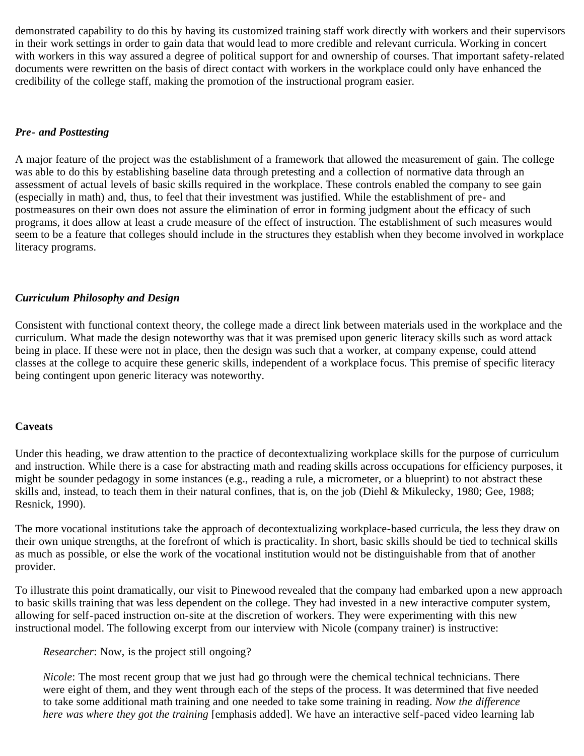demonstrated capability to do this by having its customized training staff work directly with workers and their supervisors in their work settings in order to gain data that would lead to more credible and relevant curricula. Working in concert with workers in this way assured a degree of political support for and ownership of courses. That important safety-related documents were rewritten on the basis of direct contact with workers in the workplace could only have enhanced the credibility of the college staff, making the promotion of the instructional program easier.

### *Pre- and Posttesting*

A major feature of the project was the establishment of a framework that allowed the measurement of gain. The college was able to do this by establishing baseline data through pretesting and a collection of normative data through an assessment of actual levels of basic skills required in the workplace. These controls enabled the company to see gain (especially in math) and, thus, to feel that their investment was justified. While the establishment of pre- and postmeasures on their own does not assure the elimination of error in forming judgment about the efficacy of such programs, it does allow at least a crude measure of the effect of instruction. The establishment of such measures would seem to be a feature that colleges should include in the structures they establish when they become involved in workplace literacy programs.

### *Curriculum Philosophy and Design*

Consistent with functional context theory, the college made a direct link between materials used in the workplace and the curriculum. What made the design noteworthy was that it was premised upon generic literacy skills such as word attack being in place. If these were not in place, then the design was such that a worker, at company expense, could attend classes at the college to acquire these generic skills, independent of a workplace focus. This premise of specific literacy being contingent upon generic literacy was noteworthy.

## Caveats

Under this heading, we draw attention to the practice of decontextualizing workplace skills for the purpose of curriculum and instruction. While there is a case for abstracting math and reading skills across occupations for efficiency purposes, it might be sounder pedagogy in some instances (e.g., reading a rule, a micrometer, or a blueprint) to not abstract these skills and, instead, to teach them in their natural confines, that is, on the job (Diehl & Mikulecky, 1980; Gee, 1988; Resnick, 1990).

The more vocational institutions take the approach of decontextualizing workplace-based curricula, the less they draw on their own unique strengths, at the forefront of which is practicality. In short, basic skills should be tied to technical skills as much as possible, or else the work of the vocational institution would not be distinguishable from that of another provider.

To illustrate this point dramatically, our visit to Pinewood revealed that the company had embarked upon a new approach to basic skills training that was less dependent on the college. They had invested in a new interactive computer system, allowing for self-paced instruction on-site at the discretion of workers. They were experimenting with this new instructional model. The following excerpt from our interview with Nicole (company trainer) is instructive:

> *Researcher*: Now, is the project still ongoing?
>
> *Nicole*: The most recent group that we just had go through were the chemical technical technicians. There were eight of them, and they went through each of the steps of the process. It was determined that five needed to take some additional math training and one needed to take some training in reading. *Now the difference here was where they got the training* [emphasis added]. We have an interactive self-paced video learning lab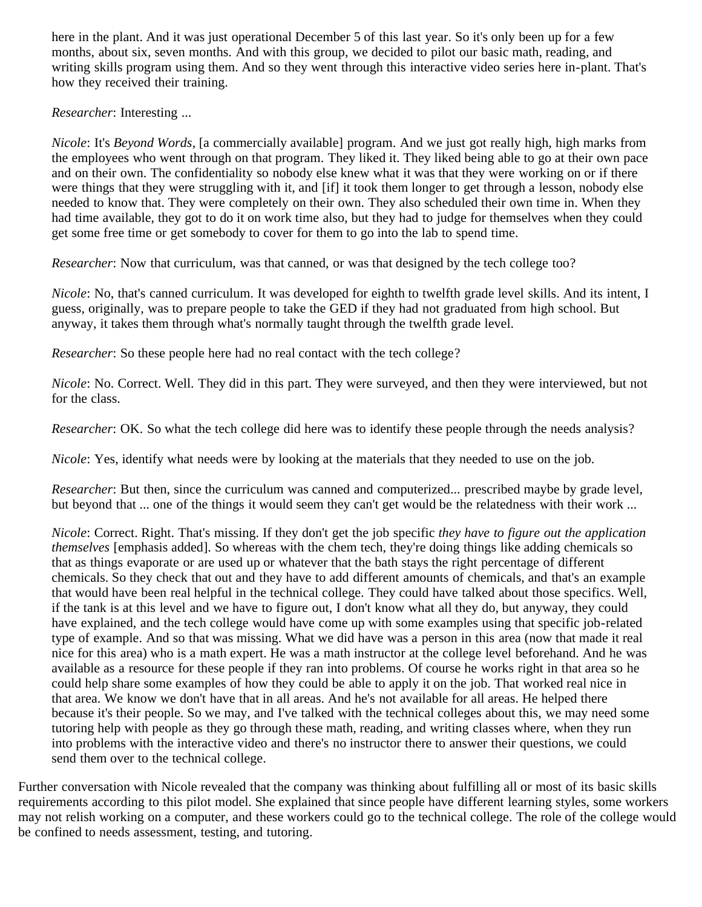here in the plant. And it was just operational December 5 of this last year. So it's only been up for a few months, about six, seven months. And with this group, we decided to pilot our basic math, reading, and writing skills program using them. And so they went through this interactive video series here in-plant. That's how they received their training.

*Researcher*: Interesting ...

*Nicole*: It's *Beyond Words*, [a commercially available] program. And we just got really high, high marks from the employees who went through on that program. They liked it. They liked being able to go at their own pace and on their own. The confidentiality so nobody else knew what it was that they were working on or if there were things that they were struggling with it, and [if] it took them longer to get through a lesson, nobody else needed to know that. They were completely on their own. They also scheduled their own time in. When they had time available, they got to do it on work time also, but they had to judge for themselves when they could get some free time or get somebody to cover for them to go into the lab to spend time.

*Researcher*: Now that curriculum, was that canned, or was that designed by the tech college too?

*Nicole*: No, that's canned curriculum. It was developed for eighth to twelfth grade level skills. And its intent, I guess, originally, was to prepare people to take the GED if they had not graduated from high school. But anyway, it takes them through what's normally taught through the twelfth grade level.

*Researcher*: So these people here had no real contact with the tech college?

*Nicole*: No. Correct. Well. They did in this part. They were surveyed, and then they were interviewed, but not for the class.

*Researcher*: OK. So what the tech college did here was to identify these people through the needs analysis?

*Nicole*: Yes, identify what needs were by looking at the materials that they needed to use on the job.

*Researcher*: But then, since the curriculum was canned and computerized... prescribed maybe by grade level, but beyond that ... one of the things it would seem they can't get would be the relatedness with their work ...

*Nicole*: Correct. Right. That's missing. If they don't get the job specific *they have to figure out the application themselves* [emphasis added]. So whereas with the chem tech, they're doing things like adding chemicals so that as things evaporate or are used up or whatever that the bath stays the right percentage of different chemicals. So they check that out and they have to add different amounts of chemicals, and that's an example that would have been real helpful in the technical college. They could have talked about those specifics. Well, if the tank is at this level and we have to figure out, I don't know what all they do, but anyway, they could have explained, and the tech college would have come up with some examples using that specific job-related type of example. And so that was missing. What we did have was a person in this area (now that made it real nice for this area) who is a math expert. He was a math instructor at the college level beforehand. And he was available as a resource for these people if they ran into problems. Of course he works right in that area so he could help share some examples of how they could be able to apply it on the job. That worked real nice in that area. We know we don't have that in all areas. And he's not available for all areas. He helped there because it's their people. So we may, and I've talked with the technical colleges about this, we may need some tutoring help with people as they go through these math, reading, and writing classes where, when they run into problems with the interactive video and there's no instructor there to answer their questions, we could send them over to the technical college.

Further conversation with Nicole revealed that the company was thinking about fulfilling all or most of its basic skills requirements according to this pilot model. She explained that since people have different learning styles, some workers may not relish working on a computer, and these workers could go to the technical college. The role of the college would be confined to needs assessment, testing, and tutoring.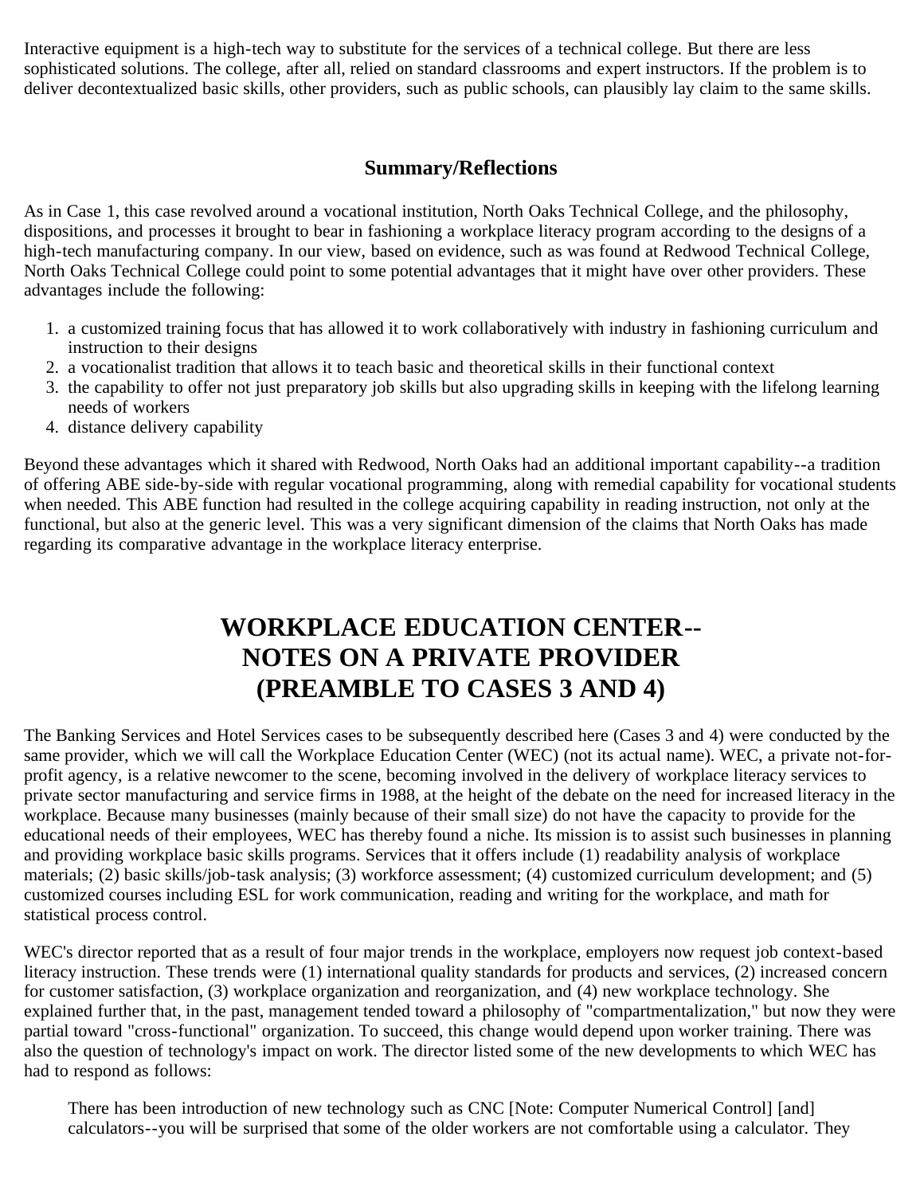Interactive equipment is a high-tech way to substitute for the services of a technical college. But there are less sophisticated solutions. The college, after all, relied on standard classrooms and expert instructors. If the problem is to deliver decontextualized basic skills, other providers, such as public schools, can plausibly lay claim to the same skills.

### Summary/Reflections

As in Case 1, this case revolved around a vocational institution, North Oaks Technical College, and the philosophy, dispositions, and processes it brought to bear in fashioning a workplace literacy program according to the designs of a high-tech manufacturing company. In our view, based on evidence, such as was found at Redwood Technical College, North Oaks Technical College could point to some potential advantages that it might have over other providers. These advantages include the following:

1. a customized training focus that has allowed it to work collaboratively with industry in fashioning curriculum and instruction to their designs
2. a vocationalist tradition that allows it to teach basic and theoretical skills in their functional context
3. the capability to offer not just preparatory job skills but also upgrading skills in keeping with the lifelong learning needs of workers
4. distance delivery capability

Beyond these advantages which it shared with Redwood, North Oaks had an additional important capability--a tradition of offering ABE side-by-side with regular vocational programming, along with remedial capability for vocational students when needed. This ABE function had resulted in the college acquiring capability in reading instruction, not only at the functional, but also at the generic level. This was a very significant dimension of the claims that North Oaks has made regarding its comparative advantage in the workplace literacy enterprise.

## WORKPLACE EDUCATION CENTER--NOTES ON A PRIVATE PROVIDER (PREAMBLE TO CASES 3 AND 4)

The Banking Services and Hotel Services cases to be subsequently described here (Cases 3 and 4) were conducted by the same provider, which we will call the Workplace Education Center (WEC) (not its actual name). WEC, a private not-for-profit agency, is a relative newcomer to the scene, becoming involved in the delivery of workplace literacy services to private sector manufacturing and service firms in 1988, at the height of the debate on the need for increased literacy in the workplace. Because many businesses (mainly because of their small size) do not have the capacity to provide for the educational needs of their employees, WEC has thereby found a niche. Its mission is to assist such businesses in planning and providing workplace basic skills programs. Services that it offers include (1) readability analysis of workplace materials; (2) basic skills/job-task analysis; (3) workforce assessment; (4) customized curriculum development; and (5) customized courses including ESL for work communication, reading and writing for the workplace, and math for statistical process control.

WEC's director reported that as a result of four major trends in the workplace, employers now request job context-based literacy instruction. These trends were (1) international quality standards for products and services, (2) increased concern for customer satisfaction, (3) workplace organization and reorganization, and (4) new workplace technology. She explained further that, in the past, management tended toward a philosophy of "compartmentalization," but now they were partial toward "cross-functional" organization. To succeed, this change would depend upon worker training. There was also the question of technology's impact on work. The director listed some of the new developments to which WEC has had to respond as follows:

> There has been introduction of new technology such as CNC [Note: Computer Numerical Control] [and] calculators--you will be surprised that some of the older workers are not comfortable using a calculator. They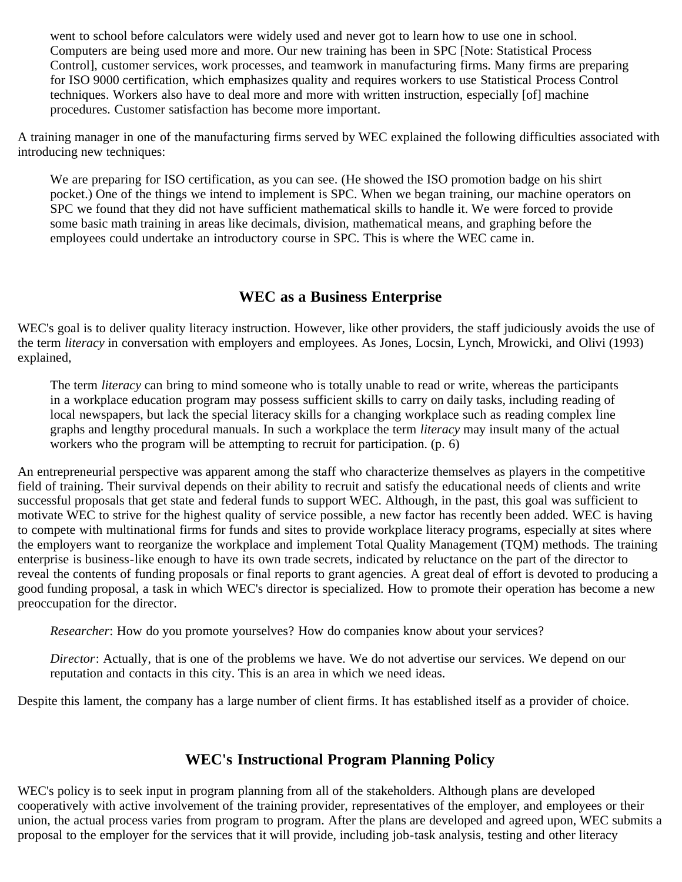> went to school before calculators were widely used and never got to learn how to use one in school. Computers are being used more and more. Our new training has been in SPC [Note: Statistical Process Control], customer services, work processes, and teamwork in manufacturing firms. Many firms are preparing for ISO 9000 certification, which emphasizes quality and requires workers to use Statistical Process Control techniques. Workers also have to deal more and more with written instruction, especially [of] machine procedures. Customer satisfaction has become more important.

A training manager in one of the manufacturing firms served by WEC explained the following difficulties associated with introducing new techniques:

> We are preparing for ISO certification, as you can see. (He showed the ISO promotion badge on his shirt pocket.) One of the things we intend to implement is SPC. When we began training, our machine operators on SPC we found that they did not have sufficient mathematical skills to handle it. We were forced to provide some basic math training in areas like decimals, division, mathematical means, and graphing before the employees could undertake an introductory course in SPC. This is where the WEC came in.

## WEC as a Business Enterprise

WEC's goal is to deliver quality literacy instruction. However, like other providers, the staff judiciously avoids the use of the term *literacy* in conversation with employers and employees. As Jones, Locsin, Lynch, Mrowicki, and Olivi (1993) explained,

> The term *literacy* can bring to mind someone who is totally unable to read or write, whereas the participants in a workplace education program may possess sufficient skills to carry on daily tasks, including reading of local newspapers, but lack the special literacy skills for a changing workplace such as reading complex line graphs and lengthy procedural manuals. In such a workplace the term *literacy* may insult many of the actual workers who the program will be attempting to recruit for participation. (p. 6)

An entrepreneurial perspective was apparent among the staff who characterize themselves as players in the competitive field of training. Their survival depends on their ability to recruit and satisfy the educational needs of clients and write successful proposals that get state and federal funds to support WEC. Although, in the past, this goal was sufficient to motivate WEC to strive for the highest quality of service possible, a new factor has recently been added. WEC is having to compete with multinational firms for funds and sites to provide workplace literacy programs, especially at sites where the employers want to reorganize the workplace and implement Total Quality Management (TQM) methods. The training enterprise is business-like enough to have its own trade secrets, indicated by reluctance on the part of the director to reveal the contents of funding proposals or final reports to grant agencies. A great deal of effort is devoted to producing a good funding proposal, a task in which WEC's director is specialized. How to promote their operation has become a new preoccupation for the director.

> *Researcher*: How do you promote yourselves? How do companies know about your services?
>
> *Director*: Actually, that is one of the problems we have. We do not advertise our services. We depend on our reputation and contacts in this city. This is an area in which we need ideas.

Despite this lament, the company has a large number of client firms. It has established itself as a provider of choice.

## WEC's Instructional Program Planning Policy

WEC's policy is to seek input in program planning from all of the stakeholders. Although plans are developed cooperatively with active involvement of the training provider, representatives of the employer, and employees or their union, the actual process varies from program to program. After the plans are developed and agreed upon, WEC submits a proposal to the employer for the services that it will provide, including job-task analysis, testing and other literacy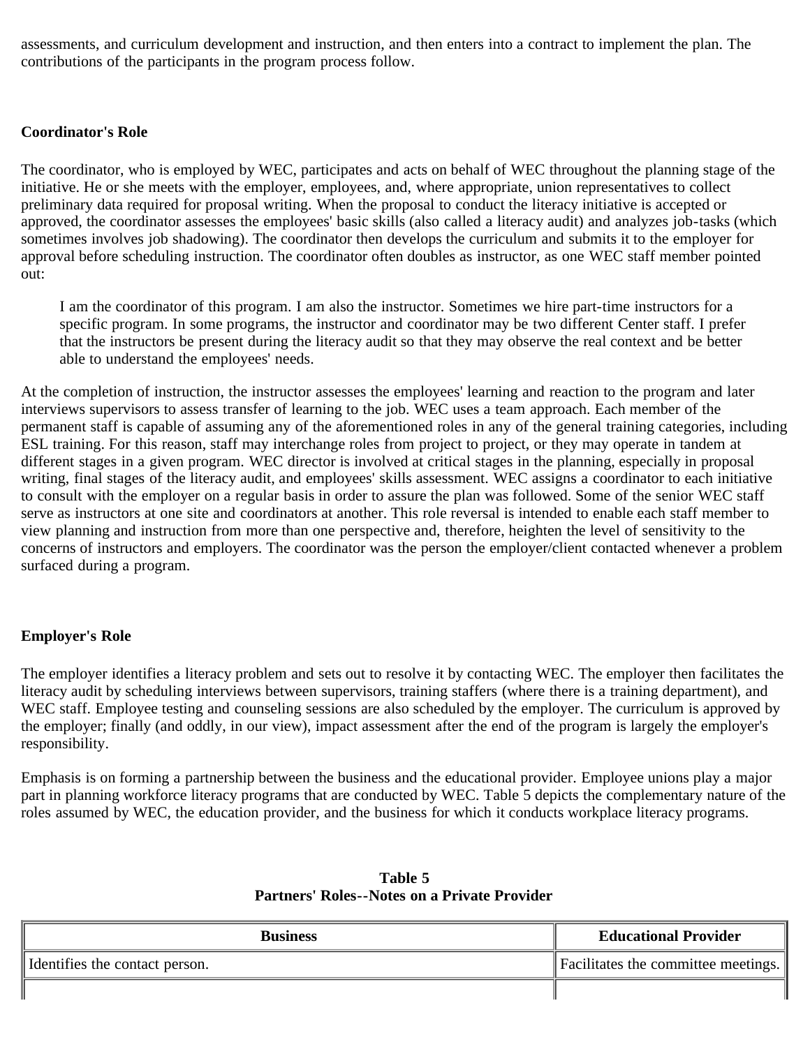assessments, and curriculum development and instruction, and then enters into a contract to implement the plan. The contributions of the participants in the program process follow.

### Coordinator's Role

The coordinator, who is employed by WEC, participates and acts on behalf of WEC throughout the planning stage of the initiative. He or she meets with the employer, employees, and, where appropriate, union representatives to collect preliminary data required for proposal writing. When the proposal to conduct the literacy initiative is accepted or approved, the coordinator assesses the employees' basic skills (also called a literacy audit) and analyzes job-tasks (which sometimes involves job shadowing). The coordinator then develops the curriculum and submits it to the employer for approval before scheduling instruction. The coordinator often doubles as instructor, as one WEC staff member pointed out:

> I am the coordinator of this program. I am also the instructor. Sometimes we hire part-time instructors for a specific program. In some programs, the instructor and coordinator may be two different Center staff. I prefer that the instructors be present during the literacy audit so that they may observe the real context and be better able to understand the employees' needs.

At the completion of instruction, the instructor assesses the employees' learning and reaction to the program and later interviews supervisors to assess transfer of learning to the job. WEC uses a team approach. Each member of the permanent staff is capable of assuming any of the aforementioned roles in any of the general training categories, including ESL training. For this reason, staff may interchange roles from project to project, or they may operate in tandem at different stages in a given program. WEC director is involved at critical stages in the planning, especially in proposal writing, final stages of the literacy audit, and employees' skills assessment. WEC assigns a coordinator to each initiative to consult with the employer on a regular basis in order to assure the plan was followed. Some of the senior WEC staff serve as instructors at one site and coordinators at another. This role reversal is intended to enable each staff member to view planning and instruction from more than one perspective and, therefore, heighten the level of sensitivity to the concerns of instructors and employers. The coordinator was the person the employer/client contacted whenever a problem surfaced during a program.

### Employer's Role

The employer identifies a literacy problem and sets out to resolve it by contacting WEC. The employer then facilitates the literacy audit by scheduling interviews between supervisors, training staffers (where there is a training department), and WEC staff. Employee testing and counseling sessions are also scheduled by the employer. The curriculum is approved by the employer; finally (and oddly, in our view), impact assessment after the end of the program is largely the employer's responsibility.

Emphasis is on forming a partnership between the business and the educational provider. Employee unions play a major part in planning workforce literacy programs that are conducted by WEC. Table 5 depicts the complementary nature of the roles assumed by WEC, the education provider, and the business for which it conducts workplace literacy programs.

**Table 5**
**Partners' Roles--Notes on a Private Provider**

| Business | Educational Provider |
|---|---|
| Identifies the contact person. | Facilitates the committee meetings. |
| | |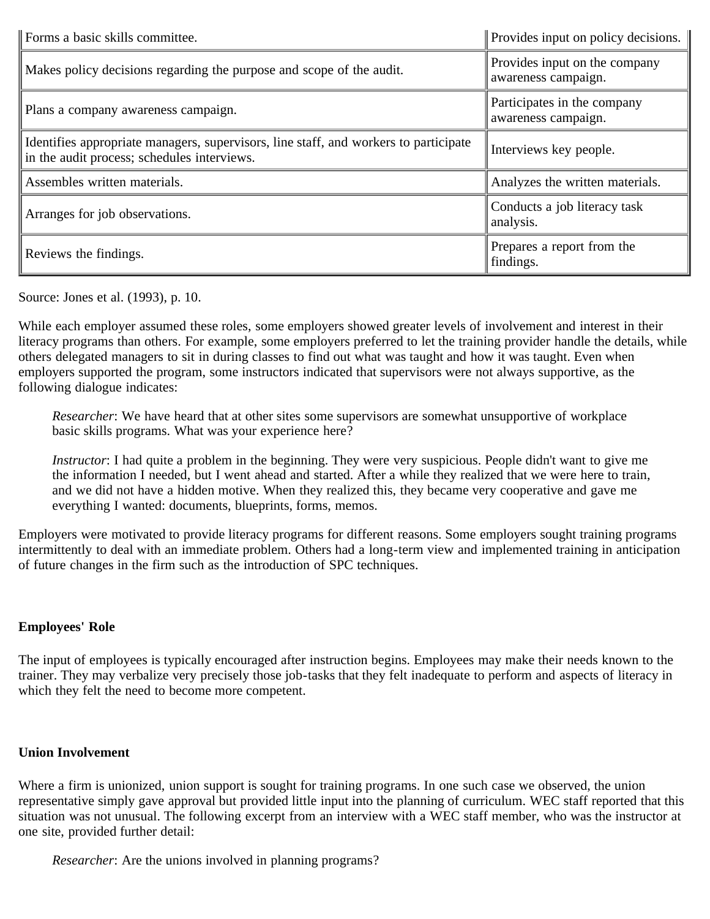| | |
|---|---|
| Forms a basic skills committee. | Provides input on policy decisions. |
| Makes policy decisions regarding the purpose and scope of the audit. | Provides input on the company awareness campaign. |
| Plans a company awareness campaign. | Participates in the company awareness campaign. |
| Identifies appropriate managers, supervisors, line staff, and workers to participate in the audit process; schedules interviews. | Interviews key people. |
| Assembles written materials. | Analyzes the written materials. |
| Arranges for job observations. | Conducts a job literacy task analysis. |
| Reviews the findings. | Prepares a report from the findings. |

Source: Jones et al. (1993), p. 10.

While each employer assumed these roles, some employers showed greater levels of involvement and interest in their literacy programs than others. For example, some employers preferred to let the training provider handle the details, while others delegated managers to sit in during classes to find out what was taught and how it was taught. Even when employers supported the program, some instructors indicated that supervisors were not always supportive, as the following dialogue indicates:

> *Researcher*: We have heard that at other sites some supervisors are somewhat unsupportive of workplace basic skills programs. What was your experience here?
>
> *Instructor*: I had quite a problem in the beginning. They were very suspicious. People didn't want to give me the information I needed, but I went ahead and started. After a while they realized that we were here to train, and we did not have a hidden motive. When they realized this, they became very cooperative and gave me everything I wanted: documents, blueprints, forms, memos.

Employers were motivated to provide literacy programs for different reasons. Some employers sought training programs intermittently to deal with an immediate problem. Others had a long-term view and implemented training in anticipation of future changes in the firm such as the introduction of SPC techniques.

**Employees' Role**

The input of employees is typically encouraged after instruction begins. Employees may make their needs known to the trainer. They may verbalize very precisely those job-tasks that they felt inadequate to perform and aspects of literacy in which they felt the need to become more competent.

**Union Involvement**

Where a firm is unionized, union support is sought for training programs. In one such case we observed, the union representative simply gave approval but provided little input into the planning of curriculum. WEC staff reported that this situation was not unusual. The following excerpt from an interview with a WEC staff member, who was the instructor at one site, provided further detail:

> *Researcher*: Are the unions involved in planning programs?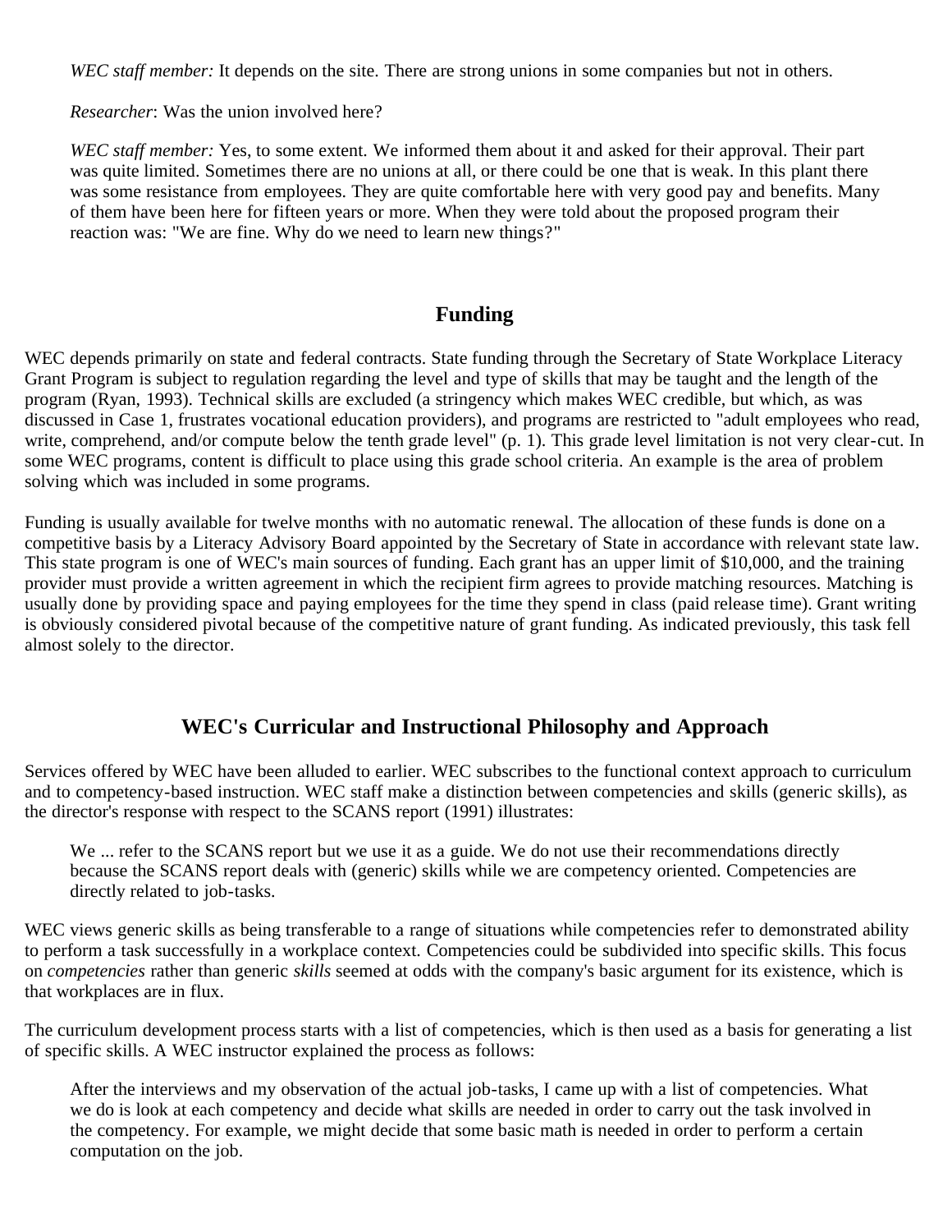*WEC staff member:* It depends on the site. There are strong unions in some companies but not in others.

*Researcher*: Was the union involved here?

*WEC staff member:* Yes, to some extent. We informed them about it and asked for their approval. Their part was quite limited. Sometimes there are no unions at all, or there could be one that is weak. In this plant there was some resistance from employees. They are quite comfortable here with very good pay and benefits. Many of them have been here for fifteen years or more. When they were told about the proposed program their reaction was: "We are fine. Why do we need to learn new things?"

## Funding

WEC depends primarily on state and federal contracts. State funding through the Secretary of State Workplace Literacy Grant Program is subject to regulation regarding the level and type of skills that may be taught and the length of the program (Ryan, 1993). Technical skills are excluded (a stringency which makes WEC credible, but which, as was discussed in Case 1, frustrates vocational education providers), and programs are restricted to "adult employees who read, write, comprehend, and/or compute below the tenth grade level" (p. 1). This grade level limitation is not very clear-cut. In some WEC programs, content is difficult to place using this grade school criteria. An example is the area of problem solving which was included in some programs.

Funding is usually available for twelve months with no automatic renewal. The allocation of these funds is done on a competitive basis by a Literacy Advisory Board appointed by the Secretary of State in accordance with relevant state law. This state program is one of WEC's main sources of funding. Each grant has an upper limit of $10,000, and the training provider must provide a written agreement in which the recipient firm agrees to provide matching resources. Matching is usually done by providing space and paying employees for the time they spend in class (paid release time). Grant writing is obviously considered pivotal because of the competitive nature of grant funding. As indicated previously, this task fell almost solely to the director.

## WEC's Curricular and Instructional Philosophy and Approach

Services offered by WEC have been alluded to earlier. WEC subscribes to the functional context approach to curriculum and to competency-based instruction. WEC staff make a distinction between competencies and skills (generic skills), as the director's response with respect to the SCANS report (1991) illustrates:

> We ... refer to the SCANS report but we use it as a guide. We do not use their recommendations directly because the SCANS report deals with (generic) skills while we are competency oriented. Competencies are directly related to job-tasks.

WEC views generic skills as being transferable to a range of situations while competencies refer to demonstrated ability to perform a task successfully in a workplace context. Competencies could be subdivided into specific skills. This focus on *competencies* rather than generic *skills* seemed at odds with the company's basic argument for its existence, which is that workplaces are in flux.

The curriculum development process starts with a list of competencies, which is then used as a basis for generating a list of specific skills. A WEC instructor explained the process as follows:

> After the interviews and my observation of the actual job-tasks, I came up with a list of competencies. What we do is look at each competency and decide what skills are needed in order to carry out the task involved in the competency. For example, we might decide that some basic math is needed in order to perform a certain computation on the job.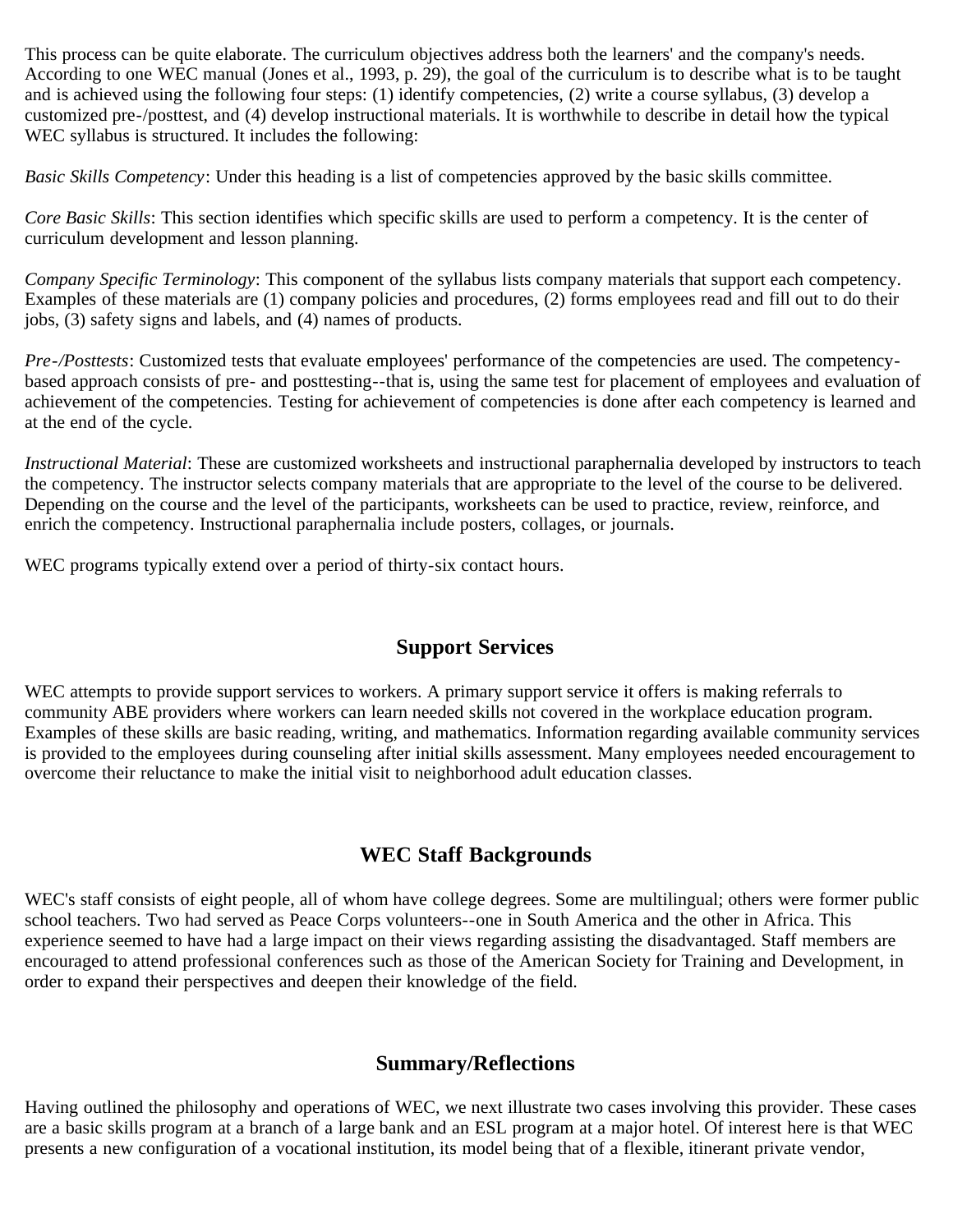This process can be quite elaborate. The curriculum objectives address both the learners' and the company's needs. According to one WEC manual (Jones et al., 1993, p. 29), the goal of the curriculum is to describe what is to be taught and is achieved using the following four steps: (1) identify competencies, (2) write a course syllabus, (3) develop a customized pre-/posttest, and (4) develop instructional materials. It is worthwhile to describe in detail how the typical WEC syllabus is structured. It includes the following:

*Basic Skills Competency*: Under this heading is a list of competencies approved by the basic skills committee.

*Core Basic Skills*: This section identifies which specific skills are used to perform a competency. It is the center of curriculum development and lesson planning.

*Company Specific Terminology*: This component of the syllabus lists company materials that support each competency. Examples of these materials are (1) company policies and procedures, (2) forms employees read and fill out to do their jobs, (3) safety signs and labels, and (4) names of products.

*Pre-/Posttests*: Customized tests that evaluate employees' performance of the competencies are used. The competency-based approach consists of pre- and posttesting--that is, using the same test for placement of employees and evaluation of achievement of the competencies. Testing for achievement of competencies is done after each competency is learned and at the end of the cycle.

*Instructional Material*: These are customized worksheets and instructional paraphernalia developed by instructors to teach the competency. The instructor selects company materials that are appropriate to the level of the course to be delivered. Depending on the course and the level of the participants, worksheets can be used to practice, review, reinforce, and enrich the competency. Instructional paraphernalia include posters, collages, or journals.

WEC programs typically extend over a period of thirty-six contact hours.

## Support Services

WEC attempts to provide support services to workers. A primary support service it offers is making referrals to community ABE providers where workers can learn needed skills not covered in the workplace education program. Examples of these skills are basic reading, writing, and mathematics. Information regarding available community services is provided to the employees during counseling after initial skills assessment. Many employees needed encouragement to overcome their reluctance to make the initial visit to neighborhood adult education classes.

## WEC Staff Backgrounds

WEC's staff consists of eight people, all of whom have college degrees. Some are multilingual; others were former public school teachers. Two had served as Peace Corps volunteers--one in South America and the other in Africa. This experience seemed to have had a large impact on their views regarding assisting the disadvantaged. Staff members are encouraged to attend professional conferences such as those of the American Society for Training and Development, in order to expand their perspectives and deepen their knowledge of the field.

## Summary/Reflections

Having outlined the philosophy and operations of WEC, we next illustrate two cases involving this provider. These cases are a basic skills program at a branch of a large bank and an ESL program at a major hotel. Of interest here is that WEC presents a new configuration of a vocational institution, its model being that of a flexible, itinerant private vendor,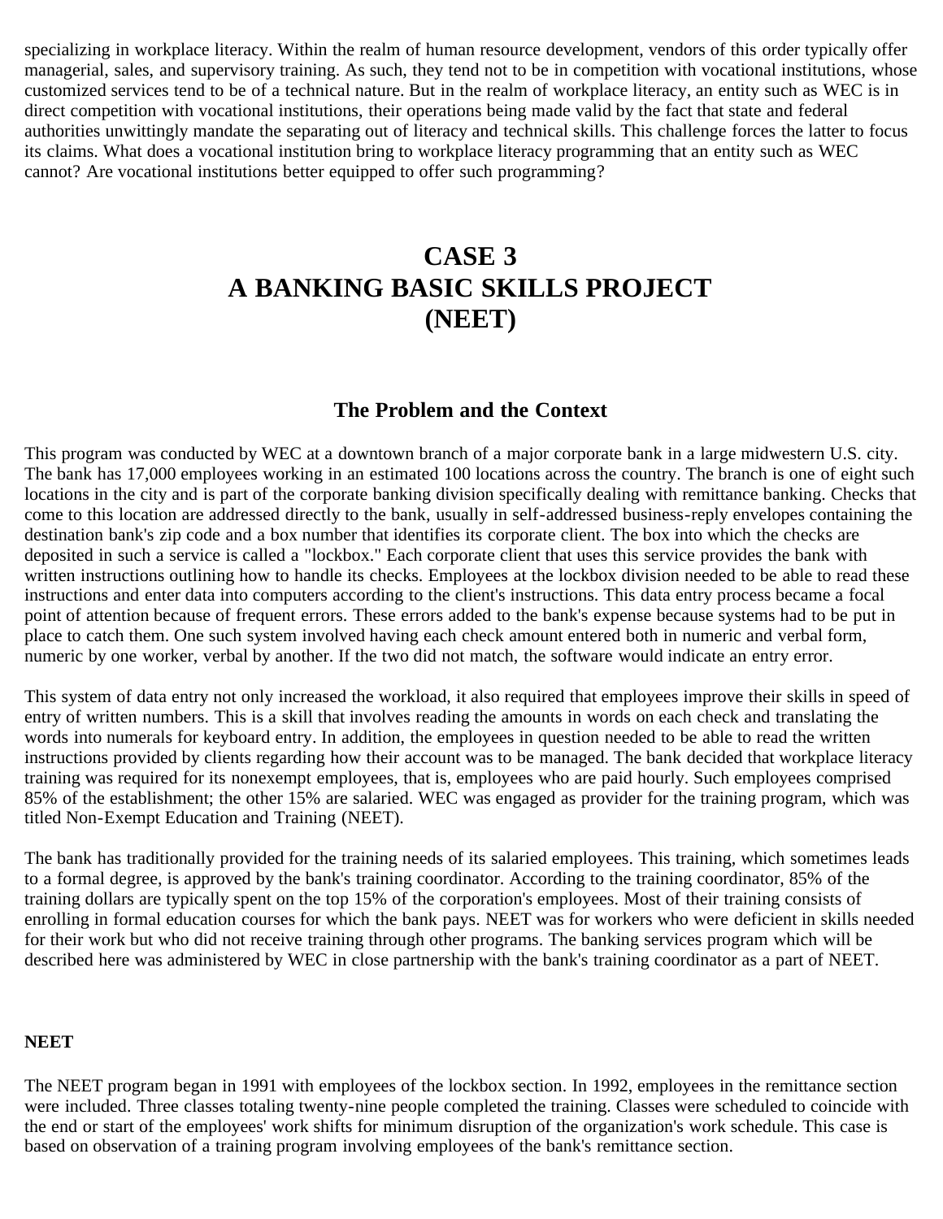specializing in workplace literacy. Within the realm of human resource development, vendors of this order typically offer managerial, sales, and supervisory training. As such, they tend not to be in competition with vocational institutions, whose customized services tend to be of a technical nature. But in the realm of workplace literacy, an entity such as WEC is in direct competition with vocational institutions, their operations being made valid by the fact that state and federal authorities unwittingly mandate the separating out of literacy and technical skills. This challenge forces the latter to focus its claims. What does a vocational institution bring to workplace literacy programming that an entity such as WEC cannot? Are vocational institutions better equipped to offer such programming?

# CASE 3 A BANKING BASIC SKILLS PROJECT (NEET)

## The Problem and the Context

This program was conducted by WEC at a downtown branch of a major corporate bank in a large midwestern U.S. city. The bank has 17,000 employees working in an estimated 100 locations across the country. The branch is one of eight such locations in the city and is part of the corporate banking division specifically dealing with remittance banking. Checks that come to this location are addressed directly to the bank, usually in self-addressed business-reply envelopes containing the destination bank's zip code and a box number that identifies its corporate client. The box into which the checks are deposited in such a service is called a "lockbox." Each corporate client that uses this service provides the bank with written instructions outlining how to handle its checks. Employees at the lockbox division needed to be able to read these instructions and enter data into computers according to the client's instructions. This data entry process became a focal point of attention because of frequent errors. These errors added to the bank's expense because systems had to be put in place to catch them. One such system involved having each check amount entered both in numeric and verbal form, numeric by one worker, verbal by another. If the two did not match, the software would indicate an entry error.

This system of data entry not only increased the workload, it also required that employees improve their skills in speed of entry of written numbers. This is a skill that involves reading the amounts in words on each check and translating the words into numerals for keyboard entry. In addition, the employees in question needed to be able to read the written instructions provided by clients regarding how their account was to be managed. The bank decided that workplace literacy training was required for its nonexempt employees, that is, employees who are paid hourly. Such employees comprised 85% of the establishment; the other 15% are salaried. WEC was engaged as provider for the training program, which was titled Non-Exempt Education and Training (NEET).

The bank has traditionally provided for the training needs of its salaried employees. This training, which sometimes leads to a formal degree, is approved by the bank's training coordinator. According to the training coordinator, 85% of the training dollars are typically spent on the top 15% of the corporation's employees. Most of their training consists of enrolling in formal education courses for which the bank pays. NEET was for workers who were deficient in skills needed for their work but who did not receive training through other programs. The banking services program which will be described here was administered by WEC in close partnership with the bank's training coordinator as a part of NEET.

### NEET

The NEET program began in 1991 with employees of the lockbox section. In 1992, employees in the remittance section were included. Three classes totaling twenty-nine people completed the training. Classes were scheduled to coincide with the end or start of the employees' work shifts for minimum disruption of the organization's work schedule. This case is based on observation of a training program involving employees of the bank's remittance section.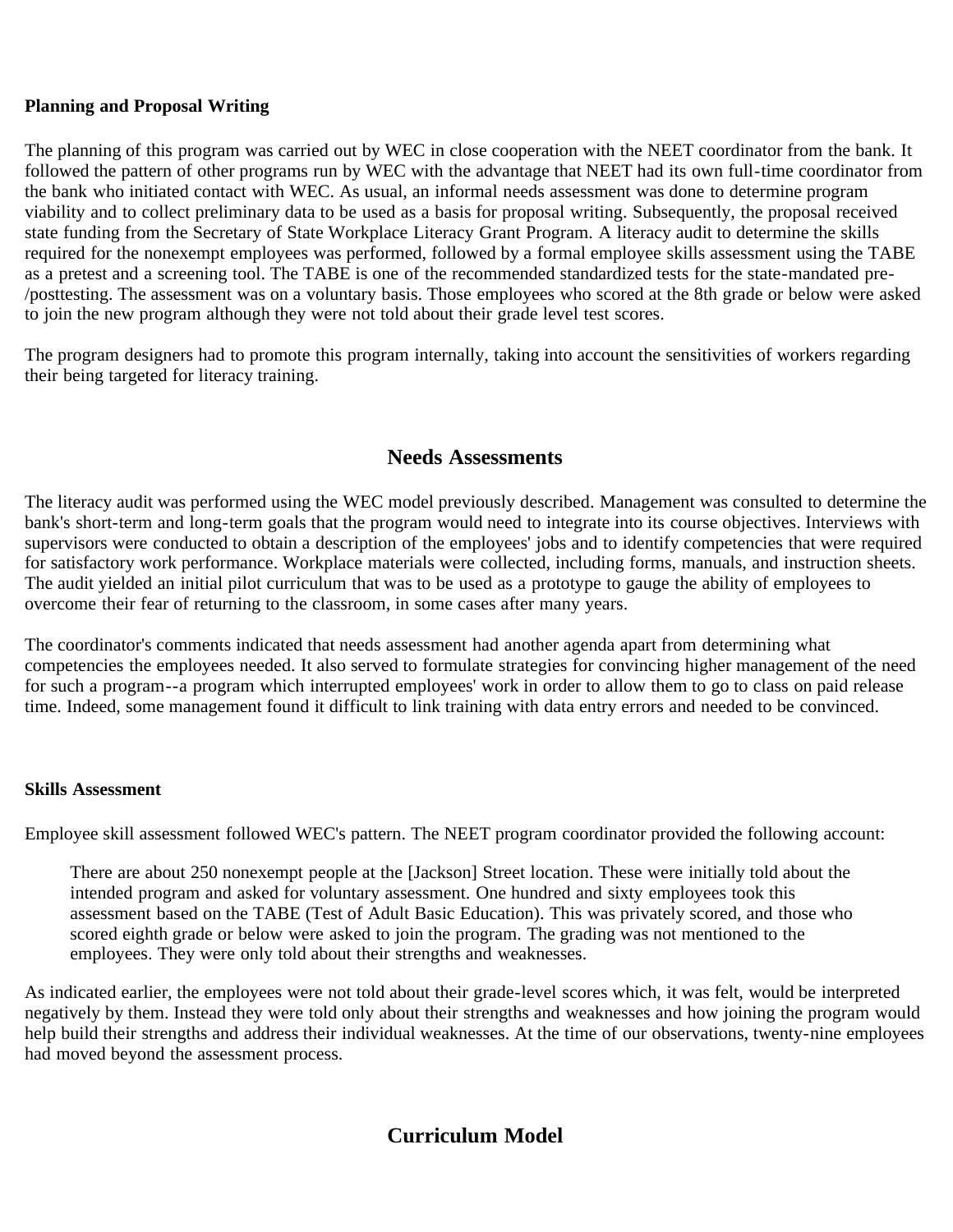**Planning and Proposal Writing**

The planning of this program was carried out by WEC in close cooperation with the NEET coordinator from the bank. It followed the pattern of other programs run by WEC with the advantage that NEET had its own full-time coordinator from the bank who initiated contact with WEC. As usual, an informal needs assessment was done to determine program viability and to collect preliminary data to be used as a basis for proposal writing. Subsequently, the proposal received state funding from the Secretary of State Workplace Literacy Grant Program. A literacy audit to determine the skills required for the nonexempt employees was performed, followed by a formal employee skills assessment using the TABE as a pretest and a screening tool. The TABE is one of the recommended standardized tests for the state-mandated pre-/posttesting. The assessment was on a voluntary basis. Those employees who scored at the 8th grade or below were asked to join the new program although they were not told about their grade level test scores.

The program designers had to promote this program internally, taking into account the sensitivities of workers regarding their being targeted for literacy training.

## Needs Assessments

The literacy audit was performed using the WEC model previously described. Management was consulted to determine the bank's short-term and long-term goals that the program would need to integrate into its course objectives. Interviews with supervisors were conducted to obtain a description of the employees' jobs and to identify competencies that were required for satisfactory work performance. Workplace materials were collected, including forms, manuals, and instruction sheets. The audit yielded an initial pilot curriculum that was to be used as a prototype to gauge the ability of employees to overcome their fear of returning to the classroom, in some cases after many years.

The coordinator's comments indicated that needs assessment had another agenda apart from determining what competencies the employees needed. It also served to formulate strategies for convincing higher management of the need for such a program--a program which interrupted employees' work in order to allow them to go to class on paid release time. Indeed, some management found it difficult to link training with data entry errors and needed to be convinced.

**Skills Assessment**

Employee skill assessment followed WEC's pattern. The NEET program coordinator provided the following account:

> There are about 250 nonexempt people at the [Jackson] Street location. These were initially told about the intended program and asked for voluntary assessment. One hundred and sixty employees took this assessment based on the TABE (Test of Adult Basic Education). This was privately scored, and those who scored eighth grade or below were asked to join the program. The grading was not mentioned to the employees. They were only told about their strengths and weaknesses.

As indicated earlier, the employees were not told about their grade-level scores which, it was felt, would be interpreted negatively by them. Instead they were told only about their strengths and weaknesses and how joining the program would help build their strengths and address their individual weaknesses. At the time of our observations, twenty-nine employees had moved beyond the assessment process.

## Curriculum Model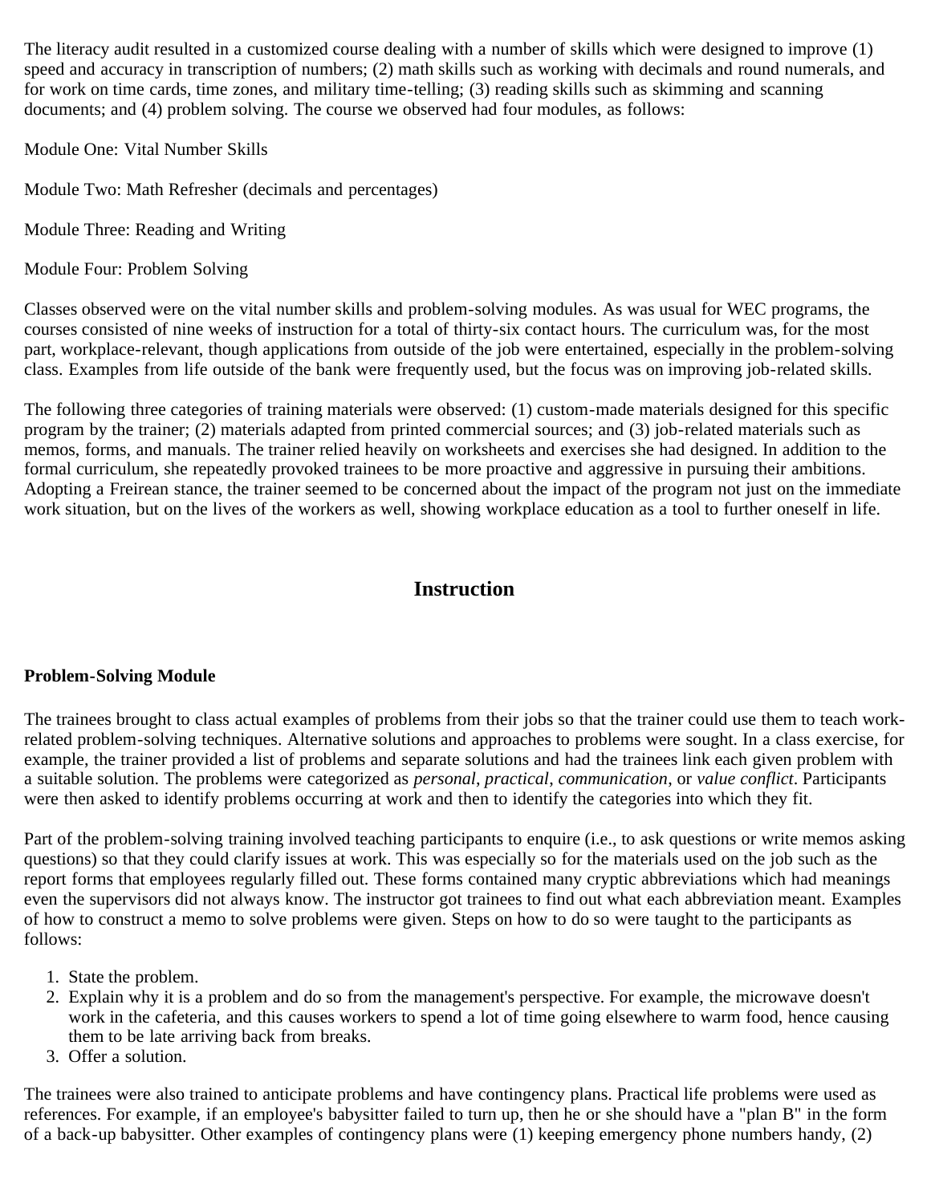The literacy audit resulted in a customized course dealing with a number of skills which were designed to improve (1) speed and accuracy in transcription of numbers; (2) math skills such as working with decimals and round numerals, and for work on time cards, time zones, and military time-telling; (3) reading skills such as skimming and scanning documents; and (4) problem solving. The course we observed had four modules, as follows:

Module One: Vital Number Skills

Module Two: Math Refresher (decimals and percentages)

Module Three: Reading and Writing

Module Four: Problem Solving

Classes observed were on the vital number skills and problem-solving modules. As was usual for WEC programs, the courses consisted of nine weeks of instruction for a total of thirty-six contact hours. The curriculum was, for the most part, workplace-relevant, though applications from outside of the job were entertained, especially in the problem-solving class. Examples from life outside of the bank were frequently used, but the focus was on improving job-related skills.

The following three categories of training materials were observed: (1) custom-made materials designed for this specific program by the trainer; (2) materials adapted from printed commercial sources; and (3) job-related materials such as memos, forms, and manuals. The trainer relied heavily on worksheets and exercises she had designed. In addition to the formal curriculum, she repeatedly provoked trainees to be more proactive and aggressive in pursuing their ambitions. Adopting a Freirean stance, the trainer seemed to be concerned about the impact of the program not just on the immediate work situation, but on the lives of the workers as well, showing workplace education as a tool to further oneself in life.

## Instruction

**Problem-Solving Module**

The trainees brought to class actual examples of problems from their jobs so that the trainer could use them to teach work-related problem-solving techniques. Alternative solutions and approaches to problems were sought. In a class exercise, for example, the trainer provided a list of problems and separate solutions and had the trainees link each given problem with a suitable solution. The problems were categorized as *personal*, *practical*, *communication*, or *value conflict*. Participants were then asked to identify problems occurring at work and then to identify the categories into which they fit.

Part of the problem-solving training involved teaching participants to enquire (i.e., to ask questions or write memos asking questions) so that they could clarify issues at work. This was especially so for the materials used on the job such as the report forms that employees regularly filled out. These forms contained many cryptic abbreviations which had meanings even the supervisors did not always know. The instructor got trainees to find out what each abbreviation meant. Examples of how to construct a memo to solve problems were given. Steps on how to do so were taught to the participants as follows:

1. State the problem.
2. Explain why it is a problem and do so from the management's perspective. For example, the microwave doesn't work in the cafeteria, and this causes workers to spend a lot of time going elsewhere to warm food, hence causing them to be late arriving back from breaks.
3. Offer a solution.

The trainees were also trained to anticipate problems and have contingency plans. Practical life problems were used as references. For example, if an employee's babysitter failed to turn up, then he or she should have a "plan B" in the form of a back-up babysitter. Other examples of contingency plans were (1) keeping emergency phone numbers handy, (2)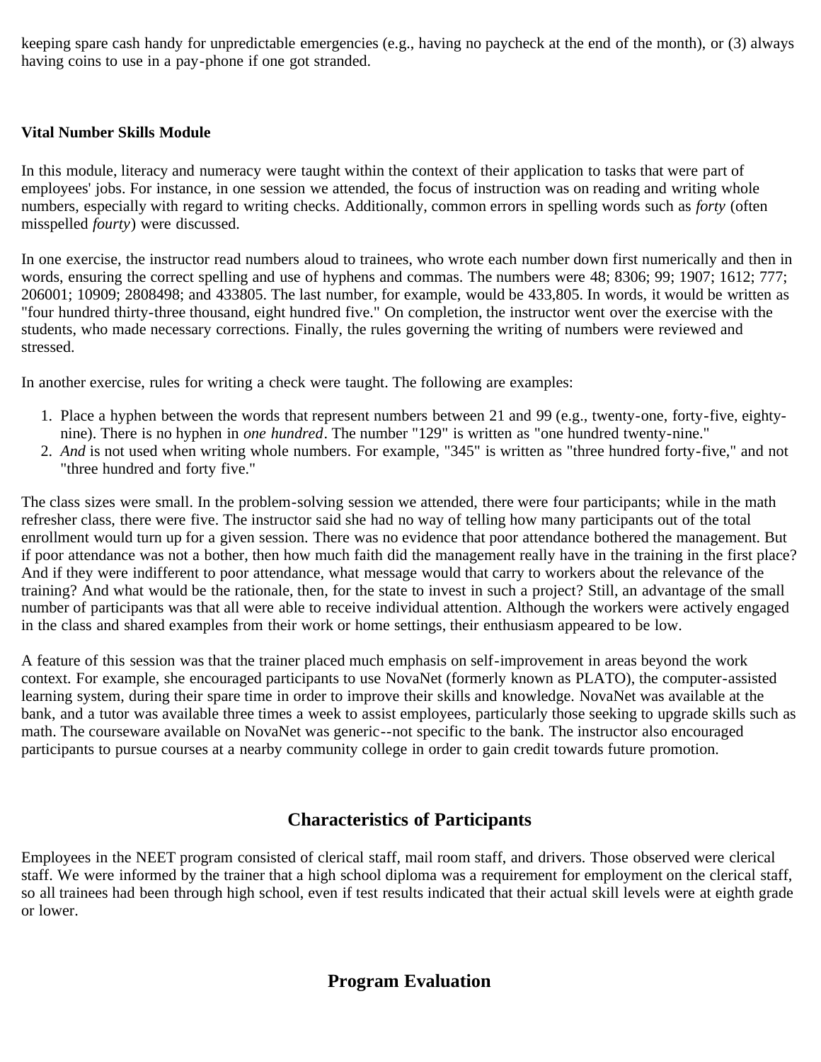keeping spare cash handy for unpredictable emergencies (e.g., having no paycheck at the end of the month), or (3) always having coins to use in a pay-phone if one got stranded.

**Vital Number Skills Module**

In this module, literacy and numeracy were taught within the context of their application to tasks that were part of employees' jobs. For instance, in one session we attended, the focus of instruction was on reading and writing whole numbers, especially with regard to writing checks. Additionally, common errors in spelling words such as *forty* (often misspelled *fourty*) were discussed.

In one exercise, the instructor read numbers aloud to trainees, who wrote each number down first numerically and then in words, ensuring the correct spelling and use of hyphens and commas. The numbers were 48; 8306; 99; 1907; 1612; 777; 206001; 10909; 2808498; and 433805. The last number, for example, would be 433,805. In words, it would be written as "four hundred thirty-three thousand, eight hundred five." On completion, the instructor went over the exercise with the students, who made necessary corrections. Finally, the rules governing the writing of numbers were reviewed and stressed.

In another exercise, rules for writing a check were taught. The following are examples:

1. Place a hyphen between the words that represent numbers between 21 and 99 (e.g., twenty-one, forty-five, eighty-nine). There is no hyphen in *one hundred*. The number "129" is written as "one hundred twenty-nine."
2. *And* is not used when writing whole numbers. For example, "345" is written as "three hundred forty-five," and not "three hundred and forty five."

The class sizes were small. In the problem-solving session we attended, there were four participants; while in the math refresher class, there were five. The instructor said she had no way of telling how many participants out of the total enrollment would turn up for a given session. There was no evidence that poor attendance bothered the management. But if poor attendance was not a bother, then how much faith did the management really have in the training in the first place? And if they were indifferent to poor attendance, what message would that carry to workers about the relevance of the training? And what would be the rationale, then, for the state to invest in such a project? Still, an advantage of the small number of participants was that all were able to receive individual attention. Although the workers were actively engaged in the class and shared examples from their work or home settings, their enthusiasm appeared to be low.

A feature of this session was that the trainer placed much emphasis on self-improvement in areas beyond the work context. For example, she encouraged participants to use NovaNet (formerly known as PLATO), the computer-assisted learning system, during their spare time in order to improve their skills and knowledge. NovaNet was available at the bank, and a tutor was available three times a week to assist employees, particularly those seeking to upgrade skills such as math. The courseware available on NovaNet was generic--not specific to the bank. The instructor also encouraged participants to pursue courses at a nearby community college in order to gain credit towards future promotion.

## Characteristics of Participants

Employees in the NEET program consisted of clerical staff, mail room staff, and drivers. Those observed were clerical staff. We were informed by the trainer that a high school diploma was a requirement for employment on the clerical staff, so all trainees had been through high school, even if test results indicated that their actual skill levels were at eighth grade or lower.

## Program Evaluation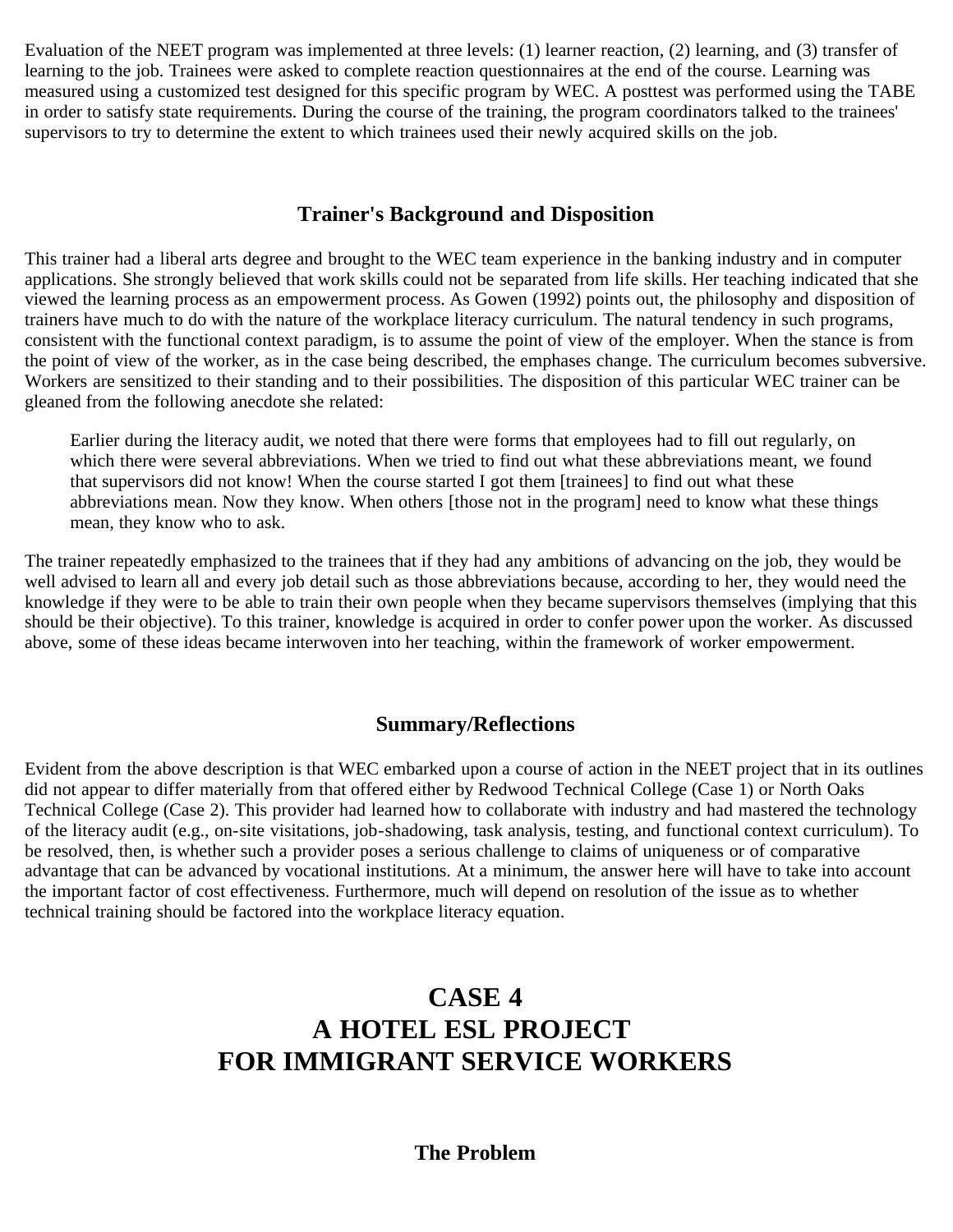Evaluation of the NEET program was implemented at three levels: (1) learner reaction, (2) learning, and (3) transfer of learning to the job. Trainees were asked to complete reaction questionnaires at the end of the course. Learning was measured using a customized test designed for this specific program by WEC. A posttest was performed using the TABE in order to satisfy state requirements. During the course of the training, the program coordinators talked to the trainees' supervisors to try to determine the extent to which trainees used their newly acquired skills on the job.

### Trainer's Background and Disposition

This trainer had a liberal arts degree and brought to the WEC team experience in the banking industry and in computer applications. She strongly believed that work skills could not be separated from life skills. Her teaching indicated that she viewed the learning process as an empowerment process. As Gowen (1992) points out, the philosophy and disposition of trainers have much to do with the nature of the workplace literacy curriculum. The natural tendency in such programs, consistent with the functional context paradigm, is to assume the point of view of the employer. When the stance is from the point of view of the worker, as in the case being described, the emphases change. The curriculum becomes subversive. Workers are sensitized to their standing and to their possibilities. The disposition of this particular WEC trainer can be gleaned from the following anecdote she related:

> Earlier during the literacy audit, we noted that there were forms that employees had to fill out regularly, on which there were several abbreviations. When we tried to find out what these abbreviations meant, we found that supervisors did not know! When the course started I got them [trainees] to find out what these abbreviations mean. Now they know. When others [those not in the program] need to know what these things mean, they know who to ask.

The trainer repeatedly emphasized to the trainees that if they had any ambitions of advancing on the job, they would be well advised to learn all and every job detail such as those abbreviations because, according to her, they would need the knowledge if they were to be able to train their own people when they became supervisors themselves (implying that this should be their objective). To this trainer, knowledge is acquired in order to confer power upon the worker. As discussed above, some of these ideas became interwoven into her teaching, within the framework of worker empowerment.

### Summary/Reflections

Evident from the above description is that WEC embarked upon a course of action in the NEET project that in its outlines did not appear to differ materially from that offered either by Redwood Technical College (Case 1) or North Oaks Technical College (Case 2). This provider had learned how to collaborate with industry and had mastered the technology of the literacy audit (e.g., on-site visitations, job-shadowing, task analysis, testing, and functional context curriculum). To be resolved, then, is whether such a provider poses a serious challenge to claims of uniqueness or of comparative advantage that can be advanced by vocational institutions. At a minimum, the answer here will have to take into account the important factor of cost effectiveness. Furthermore, much will depend on resolution of the issue as to whether technical training should be factored into the workplace literacy equation.

## CASE 4
## A HOTEL ESL PROJECT
## FOR IMMIGRANT SERVICE WORKERS

### The Problem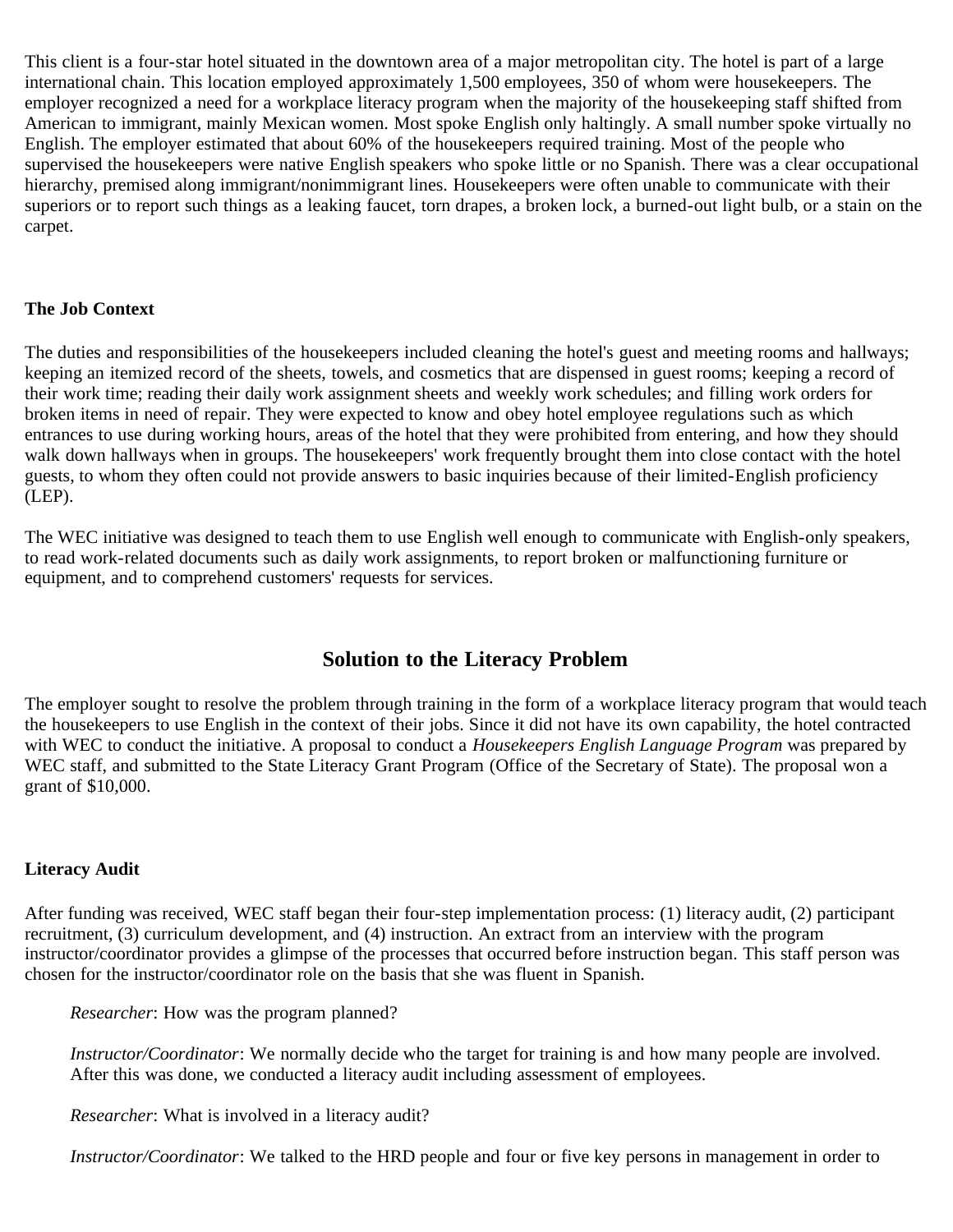This client is a four-star hotel situated in the downtown area of a major metropolitan city. The hotel is part of a large international chain. This location employed approximately 1,500 employees, 350 of whom were housekeepers. The employer recognized a need for a workplace literacy program when the majority of the housekeeping staff shifted from American to immigrant, mainly Mexican women. Most spoke English only haltingly. A small number spoke virtually no English. The employer estimated that about 60% of the housekeepers required training. Most of the people who supervised the housekeepers were native English speakers who spoke little or no Spanish. There was a clear occupational hierarchy, premised along immigrant/nonimmigrant lines. Housekeepers were often unable to communicate with their superiors or to report such things as a leaking faucet, torn drapes, a broken lock, a burned-out light bulb, or a stain on the carpet.

**The Job Context**

The duties and responsibilities of the housekeepers included cleaning the hotel's guest and meeting rooms and hallways; keeping an itemized record of the sheets, towels, and cosmetics that are dispensed in guest rooms; keeping a record of their work time; reading their daily work assignment sheets and weekly work schedules; and filling work orders for broken items in need of repair. They were expected to know and obey hotel employee regulations such as which entrances to use during working hours, areas of the hotel that they were prohibited from entering, and how they should walk down hallways when in groups. The housekeepers' work frequently brought them into close contact with the hotel guests, to whom they often could not provide answers to basic inquiries because of their limited-English proficiency (LEP).

The WEC initiative was designed to teach them to use English well enough to communicate with English-only speakers, to read work-related documents such as daily work assignments, to report broken or malfunctioning furniture or equipment, and to comprehend customers' requests for services.

## Solution to the Literacy Problem

The employer sought to resolve the problem through training in the form of a workplace literacy program that would teach the housekeepers to use English in the context of their jobs. Since it did not have its own capability, the hotel contracted with WEC to conduct the initiative. A proposal to conduct a *Housekeepers English Language Program* was prepared by WEC staff, and submitted to the State Literacy Grant Program (Office of the Secretary of State). The proposal won a grant of $10,000.

**Literacy Audit**

After funding was received, WEC staff began their four-step implementation process: (1) literacy audit, (2) participant recruitment, (3) curriculum development, and (4) instruction. An extract from an interview with the program instructor/coordinator provides a glimpse of the processes that occurred before instruction began. This staff person was chosen for the instructor/coordinator role on the basis that she was fluent in Spanish.

> *Researcher*: How was the program planned?
>
> *Instructor/Coordinator*: We normally decide who the target for training is and how many people are involved. After this was done, we conducted a literacy audit including assessment of employees.
>
> *Researcher*: What is involved in a literacy audit?
>
> *Instructor/Coordinator*: We talked to the HRD people and four or five key persons in management in order to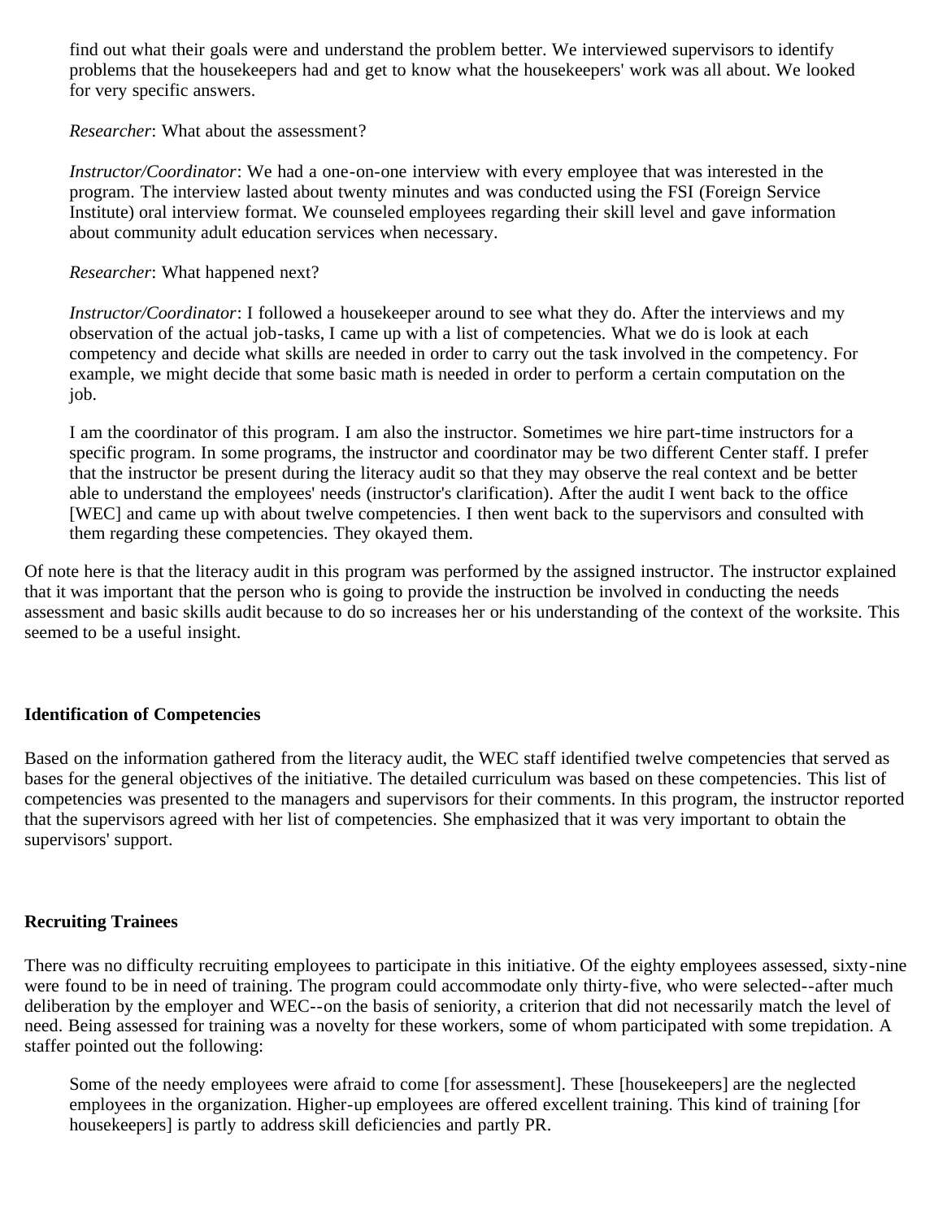find out what their goals were and understand the problem better. We interviewed supervisors to identify problems that the housekeepers had and get to know what the housekeepers' work was all about. We looked for very specific answers.

> *Researcher*: What about the assessment?
>
> *Instructor/Coordinator*: We had a one-on-one interview with every employee that was interested in the program. The interview lasted about twenty minutes and was conducted using the FSI (Foreign Service Institute) oral interview format. We counseled employees regarding their skill level and gave information about community adult education services when necessary.
>
> *Researcher*: What happened next?
>
> *Instructor/Coordinator*: I followed a housekeeper around to see what they do. After the interviews and my observation of the actual job-tasks, I came up with a list of competencies. What we do is look at each competency and decide what skills are needed in order to carry out the task involved in the competency. For example, we might decide that some basic math is needed in order to perform a certain computation on the job.
>
> I am the coordinator of this program. I am also the instructor. Sometimes we hire part-time instructors for a specific program. In some programs, the instructor and coordinator may be two different Center staff. I prefer that the instructor be present during the literacy audit so that they may observe the real context and be better able to understand the employees' needs (instructor's clarification). After the audit I went back to the office [WEC] and came up with about twelve competencies. I then went back to the supervisors and consulted with them regarding these competencies. They okayed them.

Of note here is that the literacy audit in this program was performed by the assigned instructor. The instructor explained that it was important that the person who is going to provide the instruction be involved in conducting the needs assessment and basic skills audit because to do so increases her or his understanding of the context of the worksite. This seemed to be a useful insight.

### Identification of Competencies

Based on the information gathered from the literacy audit, the WEC staff identified twelve competencies that served as bases for the general objectives of the initiative. The detailed curriculum was based on these competencies. This list of competencies was presented to the managers and supervisors for their comments. In this program, the instructor reported that the supervisors agreed with her list of competencies. She emphasized that it was very important to obtain the supervisors' support.

### Recruiting Trainees

There was no difficulty recruiting employees to participate in this initiative. Of the eighty employees assessed, sixty-nine were found to be in need of training. The program could accommodate only thirty-five, who were selected--after much deliberation by the employer and WEC--on the basis of seniority, a criterion that did not necessarily match the level of need. Being assessed for training was a novelty for these workers, some of whom participated with some trepidation. A staffer pointed out the following:

> Some of the needy employees were afraid to come [for assessment]. These [housekeepers] are the neglected employees in the organization. Higher-up employees are offered excellent training. This kind of training [for housekeepers] is partly to address skill deficiencies and partly PR.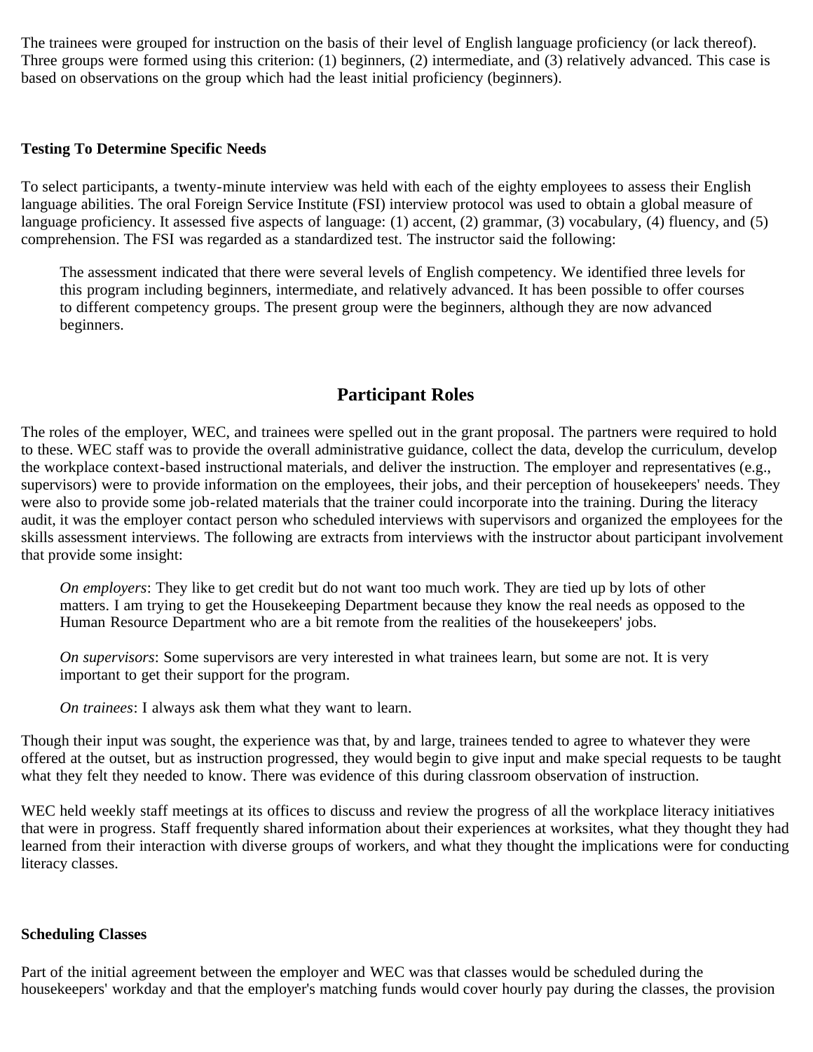The trainees were grouped for instruction on the basis of their level of English language proficiency (or lack thereof). Three groups were formed using this criterion: (1) beginners, (2) intermediate, and (3) relatively advanced. This case is based on observations on the group which had the least initial proficiency (beginners).

#### Testing To Determine Specific Needs

To select participants, a twenty-minute interview was held with each of the eighty employees to assess their English language abilities. The oral Foreign Service Institute (FSI) interview protocol was used to obtain a global measure of language proficiency. It assessed five aspects of language: (1) accent, (2) grammar, (3) vocabulary, (4) fluency, and (5) comprehension. The FSI was regarded as a standardized test. The instructor said the following:

> The assessment indicated that there were several levels of English competency. We identified three levels for this program including beginners, intermediate, and relatively advanced. It has been possible to offer courses to different competency groups. The present group were the beginners, although they are now advanced beginners.

## Participant Roles

The roles of the employer, WEC, and trainees were spelled out in the grant proposal. The partners were required to hold to these. WEC staff was to provide the overall administrative guidance, collect the data, develop the curriculum, develop the workplace context-based instructional materials, and deliver the instruction. The employer and representatives (e.g., supervisors) were to provide information on the employees, their jobs, and their perception of housekeepers' needs. They were also to provide some job-related materials that the trainer could incorporate into the training. During the literacy audit, it was the employer contact person who scheduled interviews with supervisors and organized the employees for the skills assessment interviews. The following are extracts from interviews with the instructor about participant involvement that provide some insight:

> *On employers*: They like to get credit but do not want too much work. They are tied up by lots of other matters. I am trying to get the Housekeeping Department because they know the real needs as opposed to the Human Resource Department who are a bit remote from the realities of the housekeepers' jobs.
>
> *On supervisors*: Some supervisors are very interested in what trainees learn, but some are not. It is very important to get their support for the program.
>
> *On trainees*: I always ask them what they want to learn.

Though their input was sought, the experience was that, by and large, trainees tended to agree to whatever they were offered at the outset, but as instruction progressed, they would begin to give input and make special requests to be taught what they felt they needed to know. There was evidence of this during classroom observation of instruction.

WEC held weekly staff meetings at its offices to discuss and review the progress of all the workplace literacy initiatives that were in progress. Staff frequently shared information about their experiences at worksites, what they thought they had learned from their interaction with diverse groups of workers, and what they thought the implications were for conducting literacy classes.

#### Scheduling Classes

Part of the initial agreement between the employer and WEC was that classes would be scheduled during the housekeepers' workday and that the employer's matching funds would cover hourly pay during the classes, the provision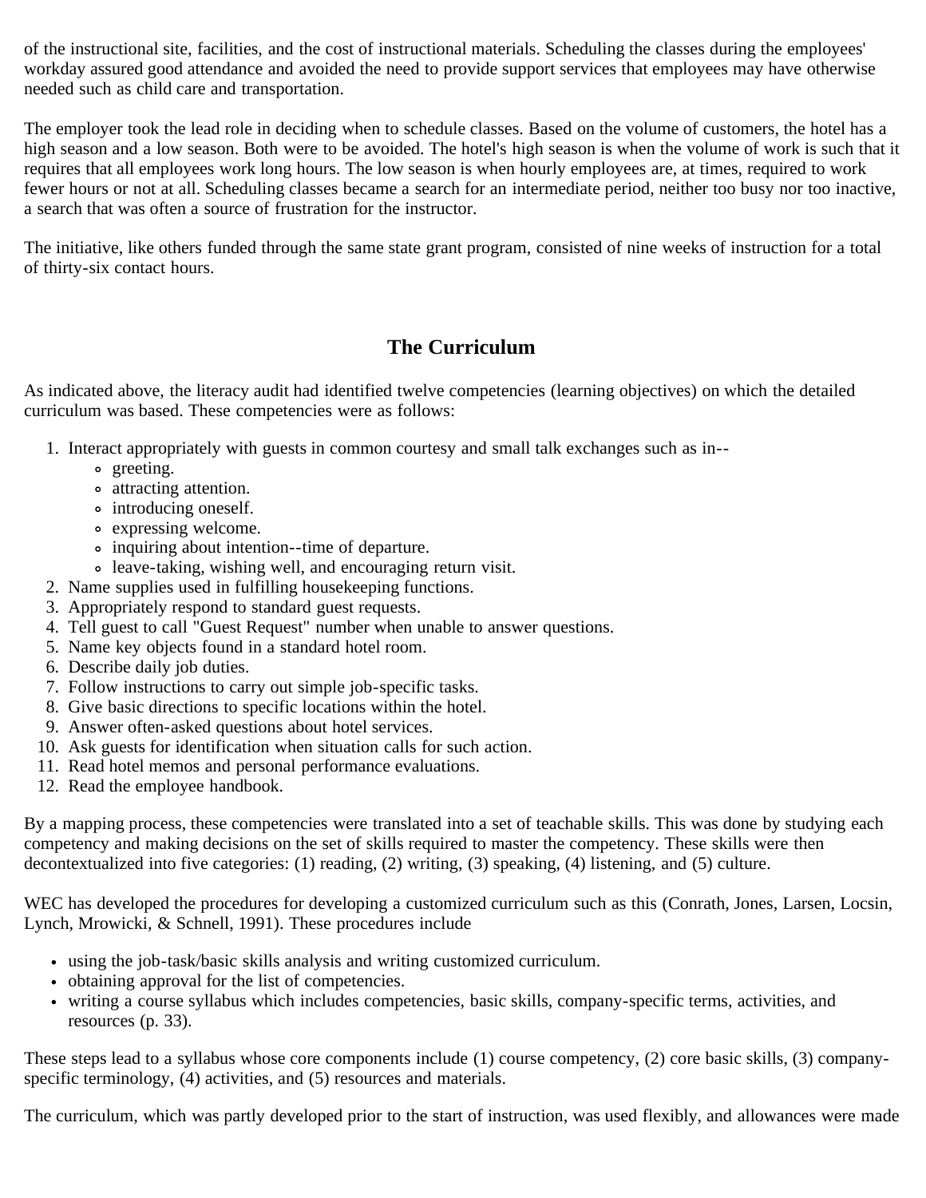of the instructional site, facilities, and the cost of instructional materials. Scheduling the classes during the employees' workday assured good attendance and avoided the need to provide support services that employees may have otherwise needed such as child care and transportation.

The employer took the lead role in deciding when to schedule classes. Based on the volume of customers, the hotel has a high season and a low season. Both were to be avoided. The hotel's high season is when the volume of work is such that it requires that all employees work long hours. The low season is when hourly employees are, at times, required to work fewer hours or not at all. Scheduling classes became a search for an intermediate period, neither too busy nor too inactive, a search that was often a source of frustration for the instructor.

The initiative, like others funded through the same state grant program, consisted of nine weeks of instruction for a total of thirty-six contact hours.

## The Curriculum

As indicated above, the literacy audit had identified twelve competencies (learning objectives) on which the detailed curriculum was based. These competencies were as follows:

1. Interact appropriately with guests in common courtesy and small talk exchanges such as in--
   - greeting.
   - attracting attention.
   - introducing oneself.
   - expressing welcome.
   - inquiring about intention--time of departure.
   - leave-taking, wishing well, and encouraging return visit.
2. Name supplies used in fulfilling housekeeping functions.
3. Appropriately respond to standard guest requests.
4. Tell guest to call "Guest Request" number when unable to answer questions.
5. Name key objects found in a standard hotel room.
6. Describe daily job duties.
7. Follow instructions to carry out simple job-specific tasks.
8. Give basic directions to specific locations within the hotel.
9. Answer often-asked questions about hotel services.
10. Ask guests for identification when situation calls for such action.
11. Read hotel memos and personal performance evaluations.
12. Read the employee handbook.

By a mapping process, these competencies were translated into a set of teachable skills. This was done by studying each competency and making decisions on the set of skills required to master the competency. These skills were then decontextualized into five categories: (1) reading, (2) writing, (3) speaking, (4) listening, and (5) culture.

WEC has developed the procedures for developing a customized curriculum such as this (Conrath, Jones, Larsen, Locsin, Lynch, Mrowicki, & Schnell, 1991). These procedures include

- using the job-task/basic skills analysis and writing customized curriculum.
- obtaining approval for the list of competencies.
- writing a course syllabus which includes competencies, basic skills, company-specific terms, activities, and resources (p. 33).

These steps lead to a syllabus whose core components include (1) course competency, (2) core basic skills, (3) company-specific terminology, (4) activities, and (5) resources and materials.

The curriculum, which was partly developed prior to the start of instruction, was used flexibly, and allowances were made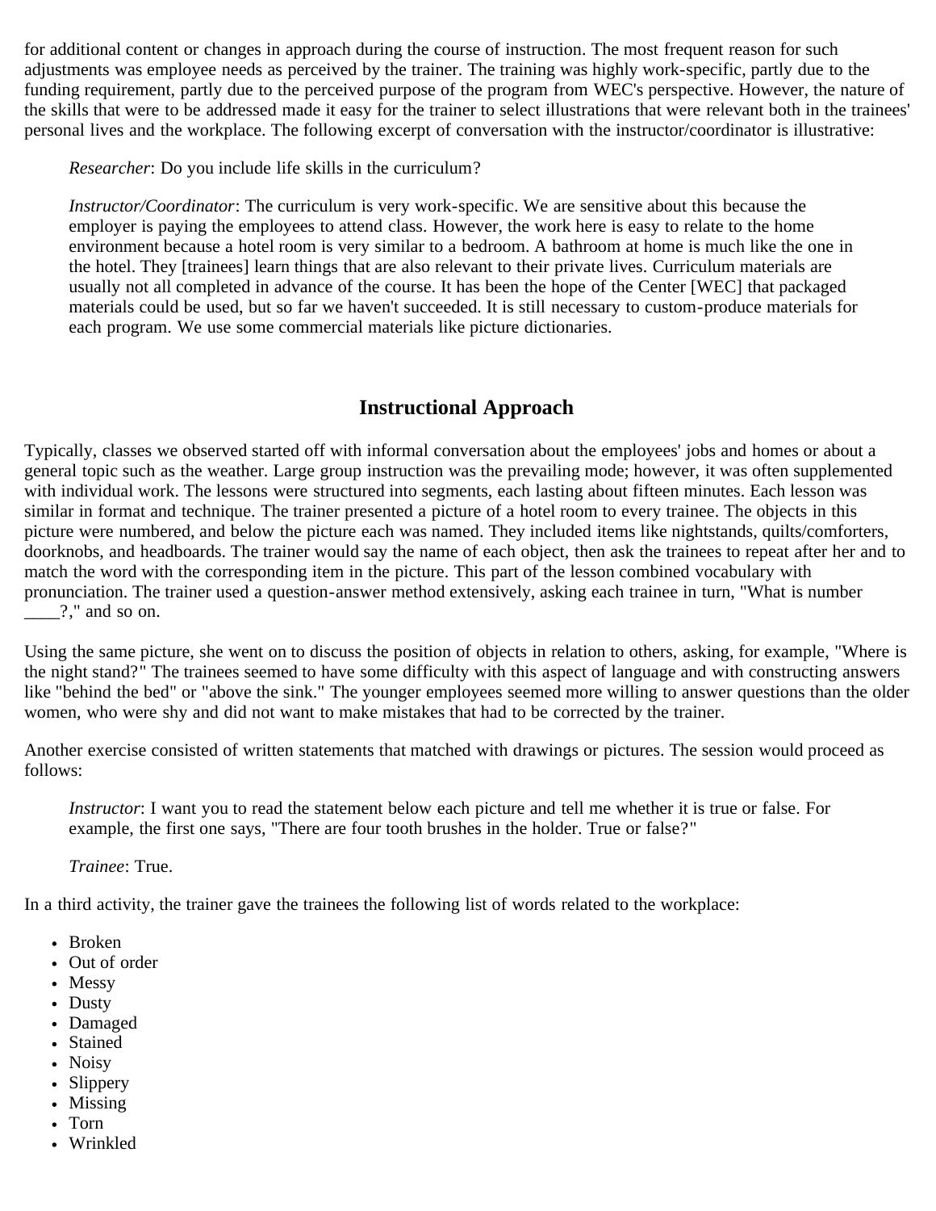for additional content or changes in approach during the course of instruction. The most frequent reason for such adjustments was employee needs as perceived by the trainer. The training was highly work-specific, partly due to the funding requirement, partly due to the perceived purpose of the program from WEC's perspective. However, the nature of the skills that were to be addressed made it easy for the trainer to select illustrations that were relevant both in the trainees' personal lives and the workplace. The following excerpt of conversation with the instructor/coordinator is illustrative:

> *Researcher*: Do you include life skills in the curriculum?
>
> *Instructor/Coordinator*: The curriculum is very work-specific. We are sensitive about this because the employer is paying the employees to attend class. However, the work here is easy to relate to the home environment because a hotel room is very similar to a bedroom. A bathroom at home is much like the one in the hotel. They [trainees] learn things that are also relevant to their private lives. Curriculum materials are usually not all completed in advance of the course. It has been the hope of the Center [WEC] that packaged materials could be used, but so far we haven't succeeded. It is still necessary to custom-produce materials for each program. We use some commercial materials like picture dictionaries.

## Instructional Approach

Typically, classes we observed started off with informal conversation about the employees' jobs and homes or about a general topic such as the weather. Large group instruction was the prevailing mode; however, it was often supplemented with individual work. The lessons were structured into segments, each lasting about fifteen minutes. Each lesson was similar in format and technique. The trainer presented a picture of a hotel room to every trainee. The objects in this picture were numbered, and below the picture each was named. They included items like nightstands, quilts/comforters, doorknobs, and headboards. The trainer would say the name of each object, then ask the trainees to repeat after her and to match the word with the corresponding item in the picture. This part of the lesson combined vocabulary with pronunciation. The trainer used a question-answer method extensively, asking each trainee in turn, "What is number ____?," and so on.

Using the same picture, she went on to discuss the position of objects in relation to others, asking, for example, "Where is the night stand?" The trainees seemed to have some difficulty with this aspect of language and with constructing answers like "behind the bed" or "above the sink." The younger employees seemed more willing to answer questions than the older women, who were shy and did not want to make mistakes that had to be corrected by the trainer.

Another exercise consisted of written statements that matched with drawings or pictures. The session would proceed as follows:

> *Instructor*: I want you to read the statement below each picture and tell me whether it is true or false. For example, the first one says, "There are four tooth brushes in the holder. True or false?"
>
> *Trainee*: True.

In a third activity, the trainer gave the trainees the following list of words related to the workplace:

- Broken
- Out of order
- Messy
- Dusty
- Damaged
- Stained
- Noisy
- Slippery
- Missing
- Torn
- Wrinkled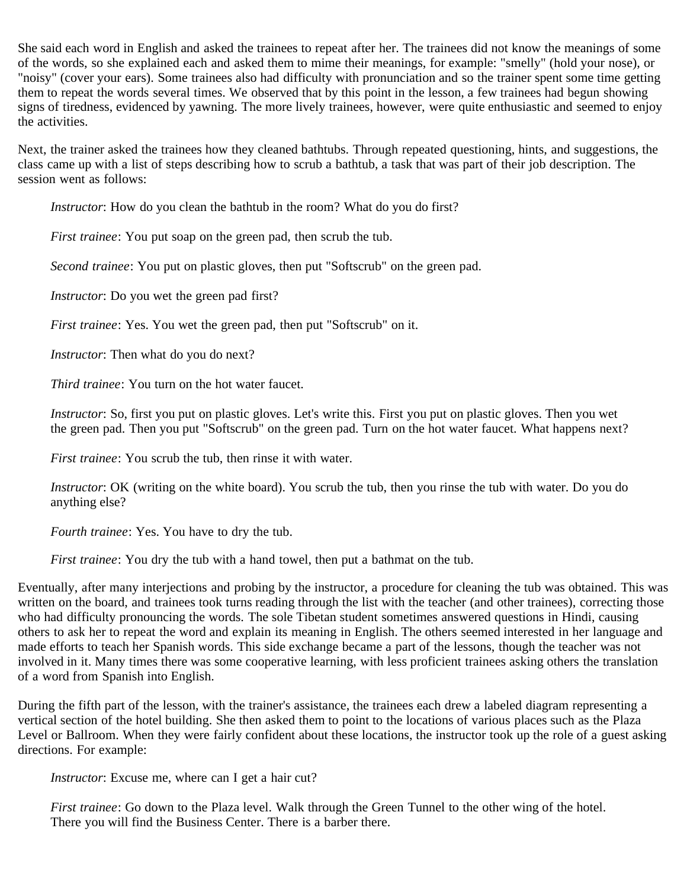She said each word in English and asked the trainees to repeat after her. The trainees did not know the meanings of some of the words, so she explained each and asked them to mime their meanings, for example: "smelly" (hold your nose), or "noisy" (cover your ears). Some trainees also had difficulty with pronunciation and so the trainer spent some time getting them to repeat the words several times. We observed that by this point in the lesson, a few trainees had begun showing signs of tiredness, evidenced by yawning. The more lively trainees, however, were quite enthusiastic and seemed to enjoy the activities.

Next, the trainer asked the trainees how they cleaned bathtubs. Through repeated questioning, hints, and suggestions, the class came up with a list of steps describing how to scrub a bathtub, a task that was part of their job description. The session went as follows:

> *Instructor*: How do you clean the bathtub in the room? What do you do first?
>
> *First trainee*: You put soap on the green pad, then scrub the tub.
>
> *Second trainee*: You put on plastic gloves, then put "Softscrub" on the green pad.
>
> *Instructor*: Do you wet the green pad first?
>
> *First trainee*: Yes. You wet the green pad, then put "Softscrub" on it.
>
> *Instructor*: Then what do you do next?
>
> *Third trainee*: You turn on the hot water faucet.
>
> *Instructor*: So, first you put on plastic gloves. Let's write this. First you put on plastic gloves. Then you wet the green pad. Then you put "Softscrub" on the green pad. Turn on the hot water faucet. What happens next?
>
> *First trainee*: You scrub the tub, then rinse it with water.
>
> *Instructor*: OK (writing on the white board). You scrub the tub, then you rinse the tub with water. Do you do anything else?
>
> *Fourth trainee*: Yes. You have to dry the tub.
>
> *First trainee*: You dry the tub with a hand towel, then put a bathmat on the tub.

Eventually, after many interjections and probing by the instructor, a procedure for cleaning the tub was obtained. This was written on the board, and trainees took turns reading through the list with the teacher (and other trainees), correcting those who had difficulty pronouncing the words. The sole Tibetan student sometimes answered questions in Hindi, causing others to ask her to repeat the word and explain its meaning in English. The others seemed interested in her language and made efforts to teach her Spanish words. This side exchange became a part of the lessons, though the teacher was not involved in it. Many times there was some cooperative learning, with less proficient trainees asking others the translation of a word from Spanish into English.

During the fifth part of the lesson, with the trainer's assistance, the trainees each drew a labeled diagram representing a vertical section of the hotel building. She then asked them to point to the locations of various places such as the Plaza Level or Ballroom. When they were fairly confident about these locations, the instructor took up the role of a guest asking directions. For example:

> *Instructor*: Excuse me, where can I get a hair cut?
>
> *First trainee*: Go down to the Plaza level. Walk through the Green Tunnel to the other wing of the hotel. There you will find the Business Center. There is a barber there.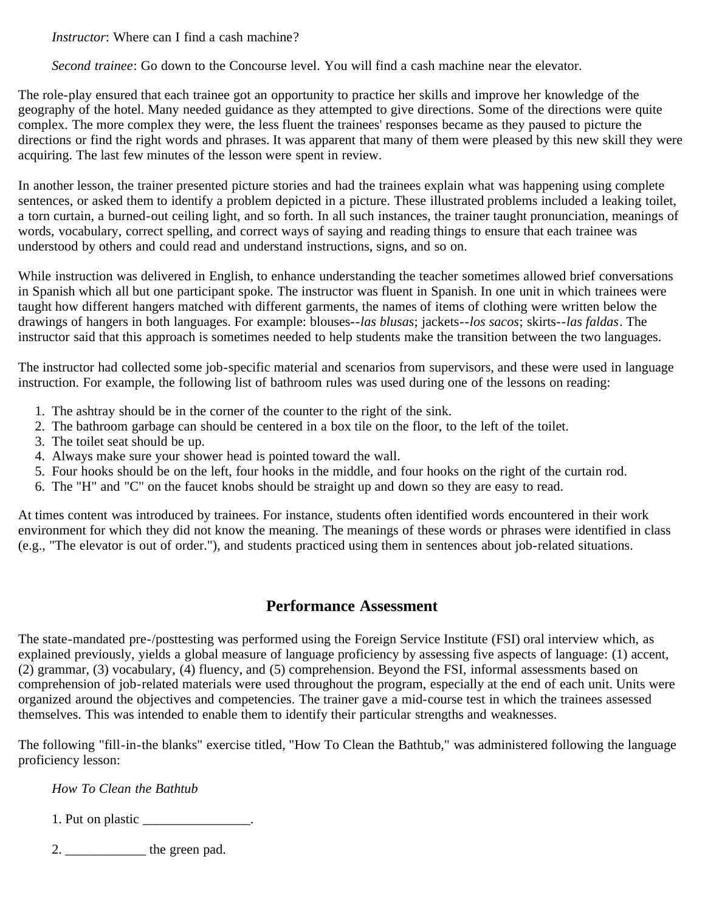*Instructor*: Where can I find a cash machine?

*Second trainee*: Go down to the Concourse level. You will find a cash machine near the elevator.

The role-play ensured that each trainee got an opportunity to practice her skills and improve her knowledge of the geography of the hotel. Many needed guidance as they attempted to give directions. Some of the directions were quite complex. The more complex they were, the less fluent the trainees' responses became as they paused to picture the directions or find the right words and phrases. It was apparent that many of them were pleased by this new skill they were acquiring. The last few minutes of the lesson were spent in review.

In another lesson, the trainer presented picture stories and had the trainees explain what was happening using complete sentences, or asked them to identify a problem depicted in a picture. These illustrated problems included a leaking toilet, a torn curtain, a burned-out ceiling light, and so forth. In all such instances, the trainer taught pronunciation, meanings of words, vocabulary, correct spelling, and correct ways of saying and reading things to ensure that each trainee was understood by others and could read and understand instructions, signs, and so on.

While instruction was delivered in English, to enhance understanding the teacher sometimes allowed brief conversations in Spanish which all but one participant spoke. The instructor was fluent in Spanish. In one unit in which trainees were taught how different hangers matched with different garments, the names of items of clothing were written below the drawings of hangers in both languages. For example: blouses--*las blusas*; jackets--*los sacos*; skirts--*las faldas*. The instructor said that this approach is sometimes needed to help students make the transition between the two languages.

The instructor had collected some job-specific material and scenarios from supervisors, and these were used in language instruction. For example, the following list of bathroom rules was used during one of the lessons on reading:

1. The ashtray should be in the corner of the counter to the right of the sink.
2. The bathroom garbage can should be centered in a box tile on the floor, to the left of the toilet.
3. The toilet seat should be up.
4. Always make sure your shower head is pointed toward the wall.
5. Four hooks should be on the left, four hooks in the middle, and four hooks on the right of the curtain rod.
6. The "H" and "C" on the faucet knobs should be straight up and down so they are easy to read.

At times content was introduced by trainees. For instance, students often identified words encountered in their work environment for which they did not know the meaning. The meanings of these words or phrases were identified in class (e.g., "The elevator is out of order."), and students practiced using them in sentences about job-related situations.

## Performance Assessment

The state-mandated pre-/posttesting was performed using the Foreign Service Institute (FSI) oral interview which, as explained previously, yields a global measure of language proficiency by assessing five aspects of language: (1) accent, (2) grammar, (3) vocabulary, (4) fluency, and (5) comprehension. Beyond the FSI, informal assessments based on comprehension of job-related materials were used throughout the program, especially at the end of each unit. Units were organized around the objectives and competencies. The trainer gave a mid-course test in which the trainees assessed themselves. This was intended to enable them to identify their particular strengths and weaknesses.

The following "fill-in-the blanks" exercise titled, "How To Clean the Bathtub," was administered following the language proficiency lesson:

*How To Clean the Bathtub*

1. Put on plastic ________________.

2. ____________ the green pad.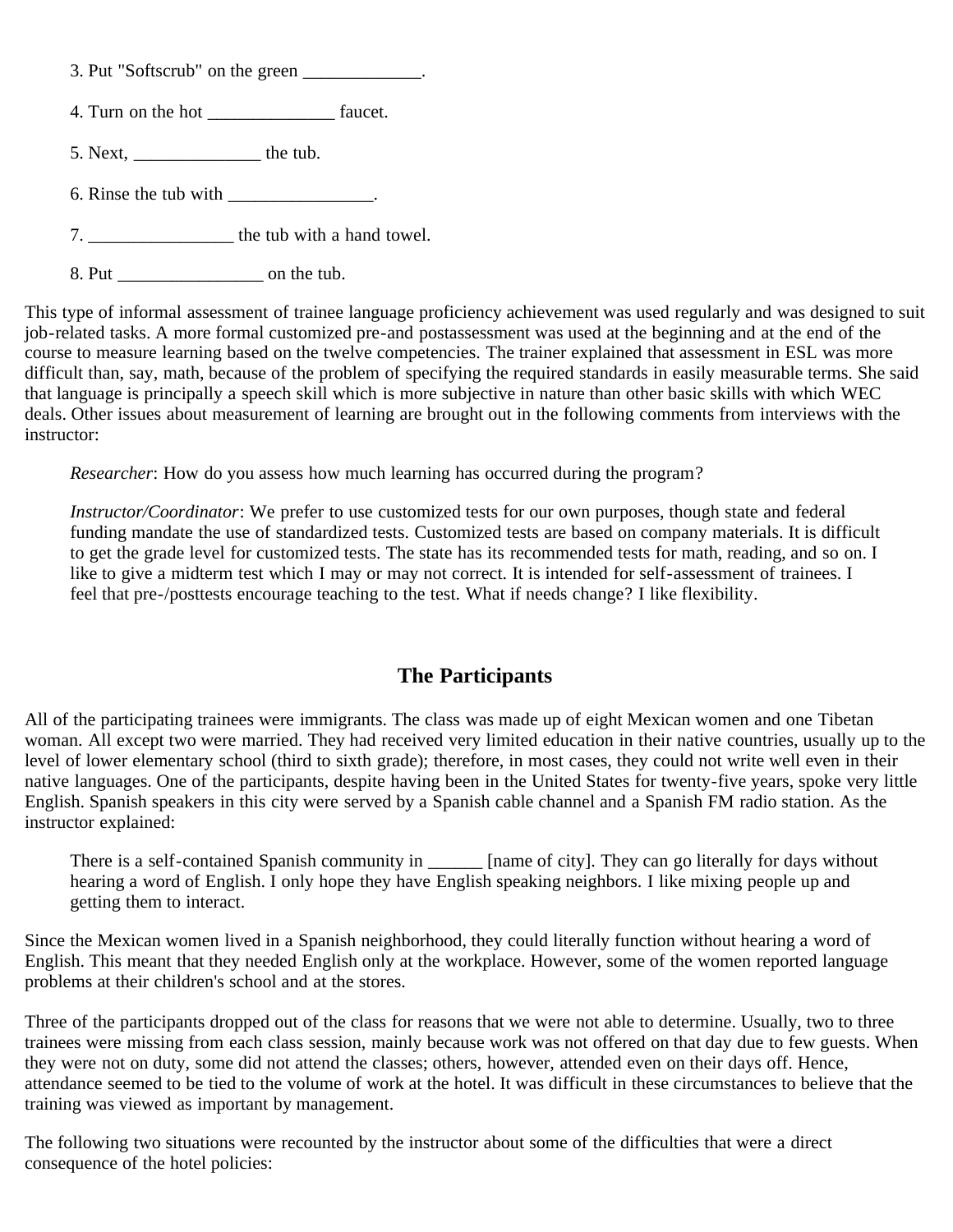3. Put "Softscrub" on the green _____________.

4. Turn on the hot ______________ faucet.

5. Next, ______________ the tub.

6. Rinse the tub with ________________.

7. ________________ the tub with a hand towel.

8. Put ________________ on the tub.

This type of informal assessment of trainee language proficiency achievement was used regularly and was designed to suit job-related tasks. A more formal customized pre-and postassessment was used at the beginning and at the end of the course to measure learning based on the twelve competencies. The trainer explained that assessment in ESL was more difficult than, say, math, because of the problem of specifying the required standards in easily measurable terms. She said that language is principally a speech skill which is more subjective in nature than other basic skills with which WEC deals. Other issues about measurement of learning are brought out in the following comments from interviews with the instructor:

> *Researcher*: How do you assess how much learning has occurred during the program?
>
> *Instructor/Coordinator*: We prefer to use customized tests for our own purposes, though state and federal funding mandate the use of standardized tests. Customized tests are based on company materials. It is difficult to get the grade level for customized tests. The state has its recommended tests for math, reading, and so on. I like to give a midterm test which I may or may not correct. It is intended for self-assessment of trainees. I feel that pre-/posttests encourage teaching to the test. What if needs change? I like flexibility.

## The Participants

All of the participating trainees were immigrants. The class was made up of eight Mexican women and one Tibetan woman. All except two were married. They had received very limited education in their native countries, usually up to the level of lower elementary school (third to sixth grade); therefore, in most cases, they could not write well even in their native languages. One of the participants, despite having been in the United States for twenty-five years, spoke very little English. Spanish speakers in this city were served by a Spanish cable channel and a Spanish FM radio station. As the instructor explained:

> There is a self-contained Spanish community in ______ [name of city]. They can go literally for days without hearing a word of English. I only hope they have English speaking neighbors. I like mixing people up and getting them to interact.

Since the Mexican women lived in a Spanish neighborhood, they could literally function without hearing a word of English. This meant that they needed English only at the workplace. However, some of the women reported language problems at their children's school and at the stores.

Three of the participants dropped out of the class for reasons that we were not able to determine. Usually, two to three trainees were missing from each class session, mainly because work was not offered on that day due to few guests. When they were not on duty, some did not attend the classes; others, however, attended even on their days off. Hence, attendance seemed to be tied to the volume of work at the hotel. It was difficult in these circumstances to believe that the training was viewed as important by management.

The following two situations were recounted by the instructor about some of the difficulties that were a direct consequence of the hotel policies: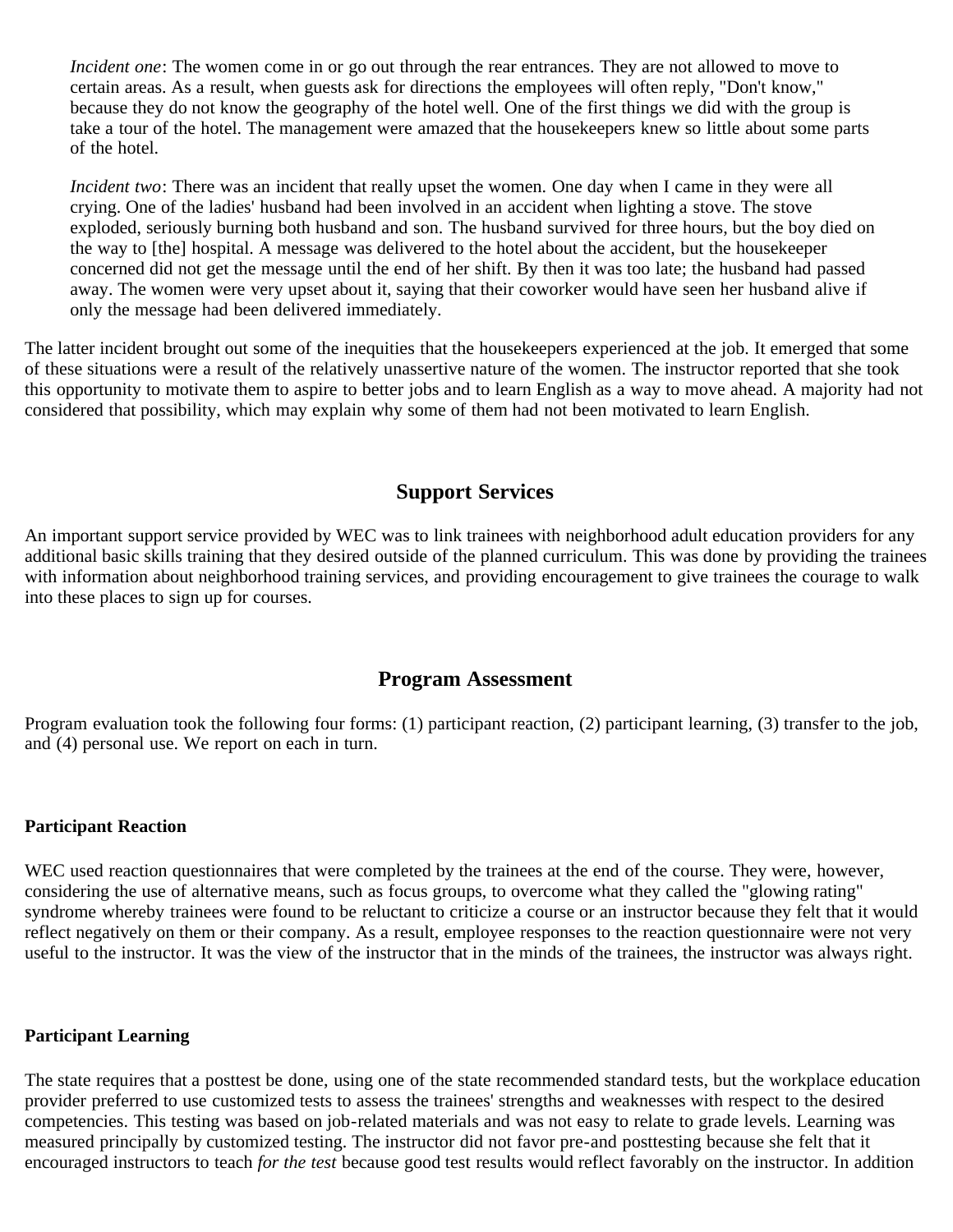> *Incident one*: The women come in or go out through the rear entrances. They are not allowed to move to certain areas. As a result, when guests ask for directions the employees will often reply, "Don't know," because they do not know the geography of the hotel well. One of the first things we did with the group is take a tour of the hotel. The management were amazed that the housekeepers knew so little about some parts of the hotel.
>
> *Incident two*: There was an incident that really upset the women. One day when I came in they were all crying. One of the ladies' husband had been involved in an accident when lighting a stove. The stove exploded, seriously burning both husband and son. The husband survived for three hours, but the boy died on the way to [the] hospital. A message was delivered to the hotel about the accident, but the housekeeper concerned did not get the message until the end of her shift. By then it was too late; the husband had passed away. The women were very upset about it, saying that their coworker would have seen her husband alive if only the message had been delivered immediately.

The latter incident brought out some of the inequities that the housekeepers experienced at the job. It emerged that some of these situations were a result of the relatively unassertive nature of the women. The instructor reported that she took this opportunity to motivate them to aspire to better jobs and to learn English as a way to move ahead. A majority had not considered that possibility, which may explain why some of them had not been motivated to learn English.

## Support Services

An important support service provided by WEC was to link trainees with neighborhood adult education providers for any additional basic skills training that they desired outside of the planned curriculum. This was done by providing the trainees with information about neighborhood training services, and providing encouragement to give trainees the courage to walk into these places to sign up for courses.

## Program Assessment

Program evaluation took the following four forms: (1) participant reaction, (2) participant learning, (3) transfer to the job, and (4) personal use. We report on each in turn.

### Participant Reaction

WEC used reaction questionnaires that were completed by the trainees at the end of the course. They were, however, considering the use of alternative means, such as focus groups, to overcome what they called the "glowing rating" syndrome whereby trainees were found to be reluctant to criticize a course or an instructor because they felt that it would reflect negatively on them or their company. As a result, employee responses to the reaction questionnaire were not very useful to the instructor. It was the view of the instructor that in the minds of the trainees, the instructor was always right.

### Participant Learning

The state requires that a posttest be done, using one of the state recommended standard tests, but the workplace education provider preferred to use customized tests to assess the trainees' strengths and weaknesses with respect to the desired competencies. This testing was based on job-related materials and was not easy to relate to grade levels. Learning was measured principally by customized testing. The instructor did not favor pre-and posttesting because she felt that it encouraged instructors to teach *for the test* because good test results would reflect favorably on the instructor. In addition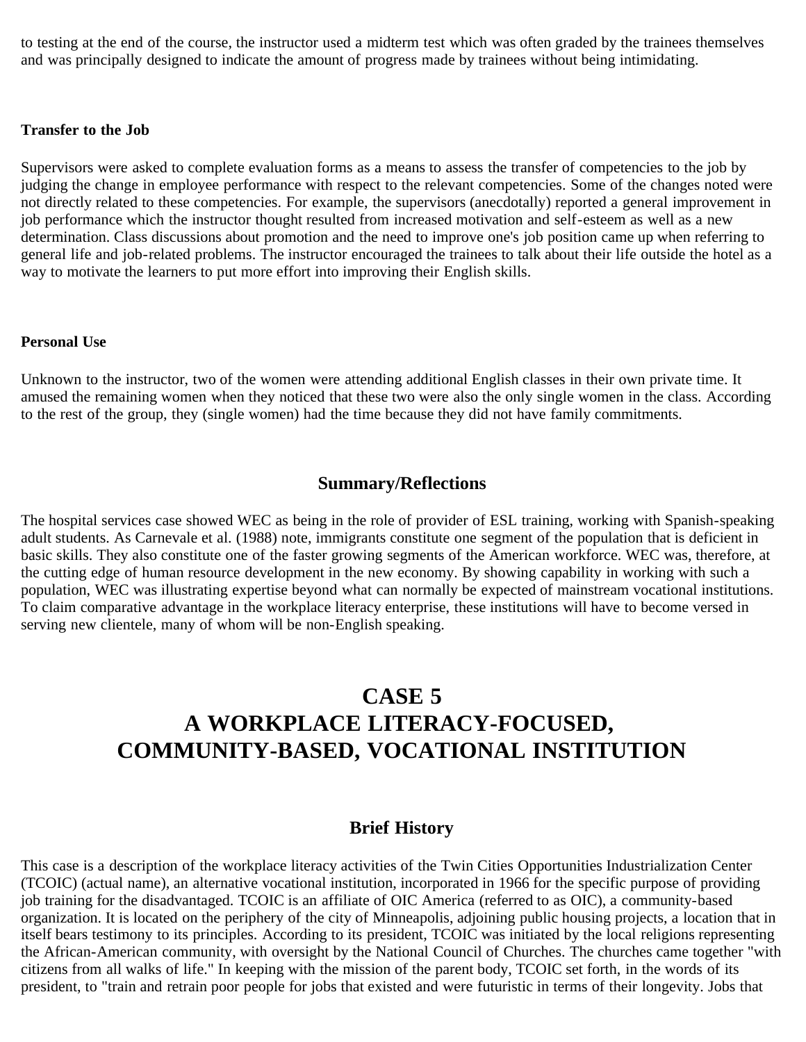to testing at the end of the course, the instructor used a midterm test which was often graded by the trainees themselves and was principally designed to indicate the amount of progress made by trainees without being intimidating.

#### Transfer to the Job

Supervisors were asked to complete evaluation forms as a means to assess the transfer of competencies to the job by judging the change in employee performance with respect to the relevant competencies. Some of the changes noted were not directly related to these competencies. For example, the supervisors (anecdotally) reported a general improvement in job performance which the instructor thought resulted from increased motivation and self-esteem as well as a new determination. Class discussions about promotion and the need to improve one's job position came up when referring to general life and job-related problems. The instructor encouraged the trainees to talk about their life outside the hotel as a way to motivate the learners to put more effort into improving their English skills.

#### Personal Use

Unknown to the instructor, two of the women were attending additional English classes in their own private time. It amused the remaining women when they noticed that these two were also the only single women in the class. According to the rest of the group, they (single women) had the time because they did not have family commitments.

### Summary/Reflections

The hospital services case showed WEC as being in the role of provider of ESL training, working with Spanish-speaking adult students. As Carnevale et al. (1988) note, immigrants constitute one segment of the population that is deficient in basic skills. They also constitute one of the faster growing segments of the American workforce. WEC was, therefore, at the cutting edge of human resource development in the new economy. By showing capability in working with such a population, WEC was illustrating expertise beyond what can normally be expected of mainstream vocational institutions. To claim comparative advantage in the workplace literacy enterprise, these institutions will have to become versed in serving new clientele, many of whom will be non-English speaking.

## CASE 5
## A WORKPLACE LITERACY-FOCUSED, COMMUNITY-BASED, VOCATIONAL INSTITUTION

### Brief History

This case is a description of the workplace literacy activities of the Twin Cities Opportunities Industrialization Center (TCOIC) (actual name), an alternative vocational institution, incorporated in 1966 for the specific purpose of providing job training for the disadvantaged. TCOIC is an affiliate of OIC America (referred to as OIC), a community-based organization. It is located on the periphery of the city of Minneapolis, adjoining public housing projects, a location that in itself bears testimony to its principles. According to its president, TCOIC was initiated by the local religions representing the African-American community, with oversight by the National Council of Churches. The churches came together "with citizens from all walks of life." In keeping with the mission of the parent body, TCOIC set forth, in the words of its president, to "train and retrain poor people for jobs that existed and were futuristic in terms of their longevity. Jobs that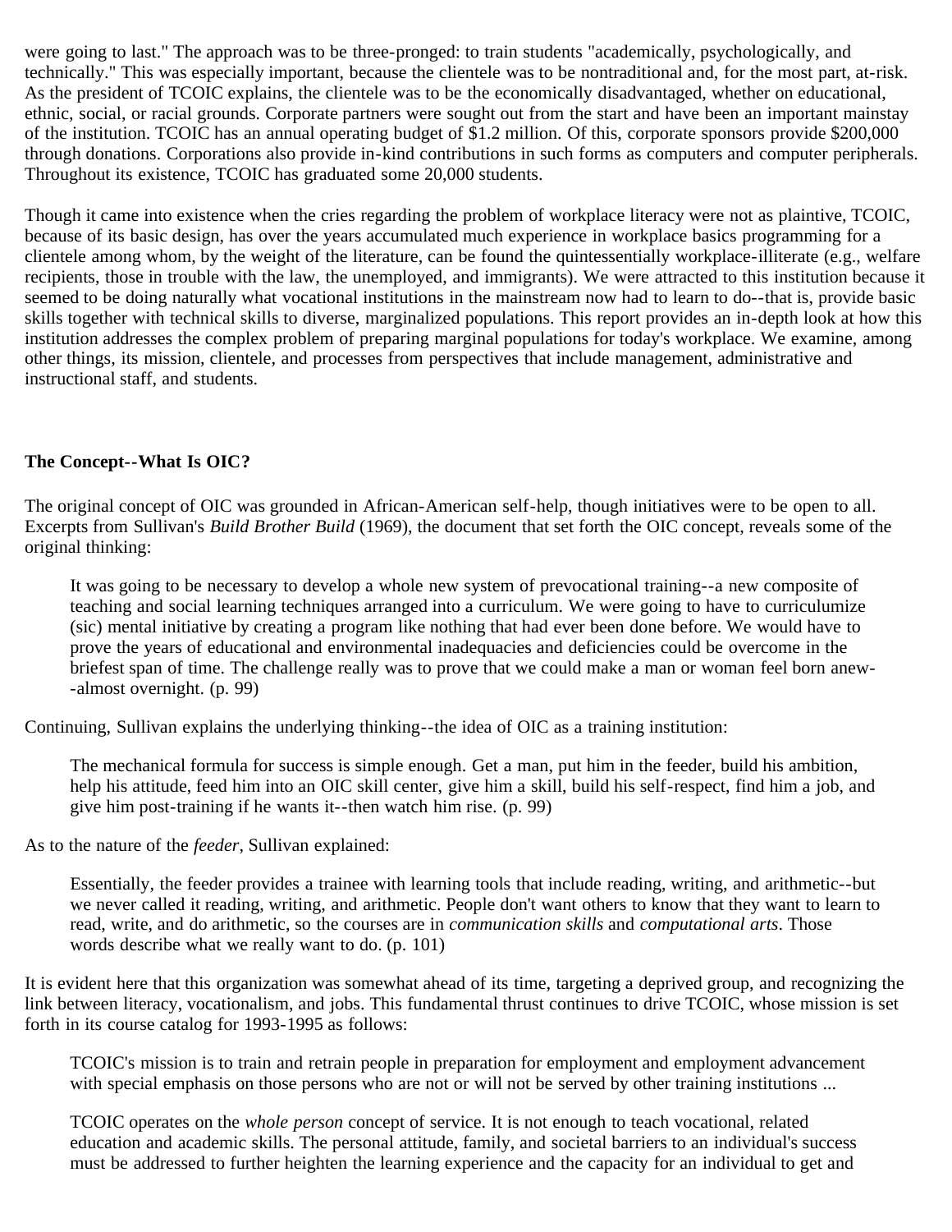were going to last." The approach was to be three-pronged: to train students "academically, psychologically, and technically." This was especially important, because the clientele was to be nontraditional and, for the most part, at-risk. As the president of TCOIC explains, the clientele was to be the economically disadvantaged, whether on educational, ethnic, social, or racial grounds. Corporate partners were sought out from the start and have been an important mainstay of the institution. TCOIC has an annual operating budget of $1.2 million. Of this, corporate sponsors provide $200,000 through donations. Corporations also provide in-kind contributions in such forms as computers and computer peripherals. Throughout its existence, TCOIC has graduated some 20,000 students.

Though it came into existence when the cries regarding the problem of workplace literacy were not as plaintive, TCOIC, because of its basic design, has over the years accumulated much experience in workplace basics programming for a clientele among whom, by the weight of the literature, can be found the quintessentially workplace-illiterate (e.g., welfare recipients, those in trouble with the law, the unemployed, and immigrants). We were attracted to this institution because it seemed to be doing naturally what vocational institutions in the mainstream now had to learn to do--that is, provide basic skills together with technical skills to diverse, marginalized populations. This report provides an in-depth look at how this institution addresses the complex problem of preparing marginal populations for today's workplace. We examine, among other things, its mission, clientele, and processes from perspectives that include management, administrative and instructional staff, and students.

**The Concept--What Is OIC?**

The original concept of OIC was grounded in African-American self-help, though initiatives were to be open to all. Excerpts from Sullivan's *Build Brother Build* (1969), the document that set forth the OIC concept, reveals some of the original thinking:

> It was going to be necessary to develop a whole new system of prevocational training--a new composite of teaching and social learning techniques arranged into a curriculum. We were going to have to curriculumize (sic) mental initiative by creating a program like nothing that had ever been done before. We would have to prove the years of educational and environmental inadequacies and deficiencies could be overcome in the briefest span of time. The challenge really was to prove that we could make a man or woman feel born anew--almost overnight. (p. 99)

Continuing, Sullivan explains the underlying thinking--the idea of OIC as a training institution:

> The mechanical formula for success is simple enough. Get a man, put him in the feeder, build his ambition, help his attitude, feed him into an OIC skill center, give him a skill, build his self-respect, find him a job, and give him post-training if he wants it--then watch him rise. (p. 99)

As to the nature of the *feeder*, Sullivan explained:

> Essentially, the feeder provides a trainee with learning tools that include reading, writing, and arithmetic--but we never called it reading, writing, and arithmetic. People don't want others to know that they want to learn to read, write, and do arithmetic, so the courses are in *communication skills* and *computational arts*. Those words describe what we really want to do. (p. 101)

It is evident here that this organization was somewhat ahead of its time, targeting a deprived group, and recognizing the link between literacy, vocationalism, and jobs. This fundamental thrust continues to drive TCOIC, whose mission is set forth in its course catalog for 1993-1995 as follows:

> TCOIC's mission is to train and retrain people in preparation for employment and employment advancement with special emphasis on those persons who are not or will not be served by other training institutions ...
>
> TCOIC operates on the *whole person* concept of service. It is not enough to teach vocational, related education and academic skills. The personal attitude, family, and societal barriers to an individual's success must be addressed to further heighten the learning experience and the capacity for an individual to get and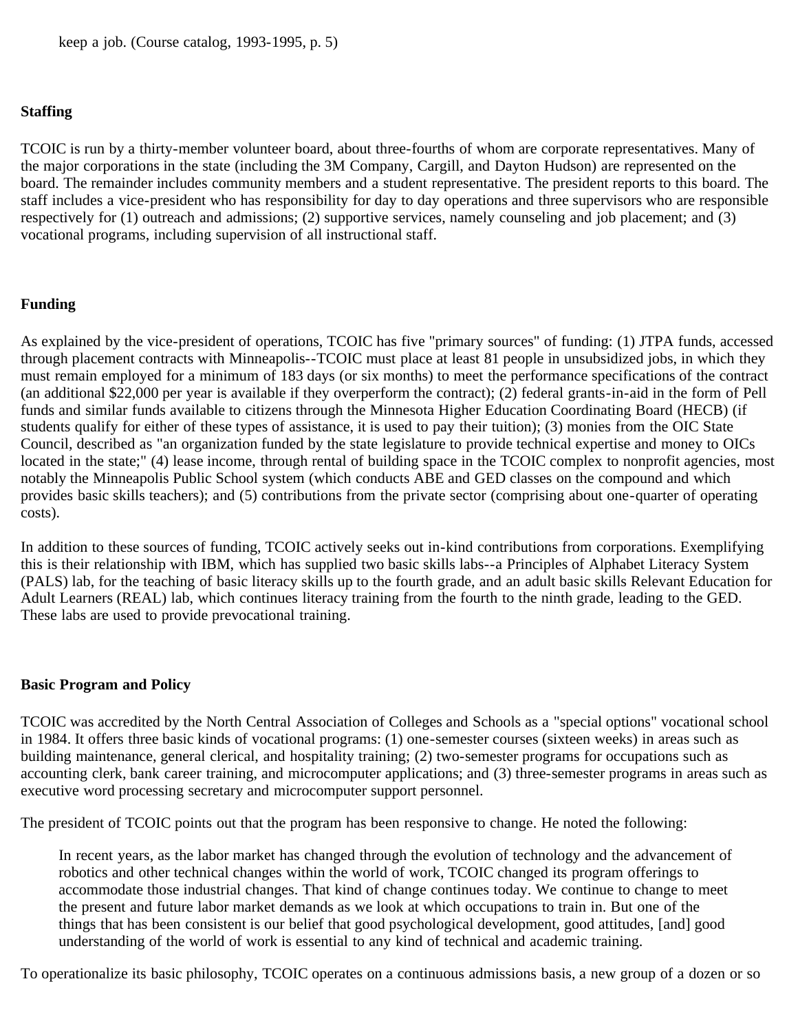keep a job. (Course catalog, 1993-1995, p. 5)

### Staffing

TCOIC is run by a thirty-member volunteer board, about three-fourths of whom are corporate representatives. Many of the major corporations in the state (including the 3M Company, Cargill, and Dayton Hudson) are represented on the board. The remainder includes community members and a student representative. The president reports to this board. The staff includes a vice-president who has responsibility for day to day operations and three supervisors who are responsible respectively for (1) outreach and admissions; (2) supportive services, namely counseling and job placement; and (3) vocational programs, including supervision of all instructional staff.

### Funding

As explained by the vice-president of operations, TCOIC has five "primary sources" of funding: (1) JTPA funds, accessed through placement contracts with Minneapolis--TCOIC must place at least 81 people in unsubsidized jobs, in which they must remain employed for a minimum of 183 days (or six months) to meet the performance specifications of the contract (an additional $22,000 per year is available if they overperform the contract); (2) federal grants-in-aid in the form of Pell funds and similar funds available to citizens through the Minnesota Higher Education Coordinating Board (HECB) (if students qualify for either of these types of assistance, it is used to pay their tuition); (3) monies from the OIC State Council, described as "an organization funded by the state legislature to provide technical expertise and money to OICs located in the state;" (4) lease income, through rental of building space in the TCOIC complex to nonprofit agencies, most notably the Minneapolis Public School system (which conducts ABE and GED classes on the compound and which provides basic skills teachers); and (5) contributions from the private sector (comprising about one-quarter of operating costs).

In addition to these sources of funding, TCOIC actively seeks out in-kind contributions from corporations. Exemplifying this is their relationship with IBM, which has supplied two basic skills labs--a Principles of Alphabet Literacy System (PALS) lab, for the teaching of basic literacy skills up to the fourth grade, and an adult basic skills Relevant Education for Adult Learners (REAL) lab, which continues literacy training from the fourth to the ninth grade, leading to the GED. These labs are used to provide prevocational training.

### Basic Program and Policy

TCOIC was accredited by the North Central Association of Colleges and Schools as a "special options" vocational school in 1984. It offers three basic kinds of vocational programs: (1) one-semester courses (sixteen weeks) in areas such as building maintenance, general clerical, and hospitality training; (2) two-semester programs for occupations such as accounting clerk, bank career training, and microcomputer applications; and (3) three-semester programs in areas such as executive word processing secretary and microcomputer support personnel.

The president of TCOIC points out that the program has been responsive to change. He noted the following:

> In recent years, as the labor market has changed through the evolution of technology and the advancement of robotics and other technical changes within the world of work, TCOIC changed its program offerings to accommodate those industrial changes. That kind of change continues today. We continue to change to meet the present and future labor market demands as we look at which occupations to train in. But one of the things that has been consistent is our belief that good psychological development, good attitudes, [and] good understanding of the world of work is essential to any kind of technical and academic training.

To operationalize its basic philosophy, TCOIC operates on a continuous admissions basis, a new group of a dozen or so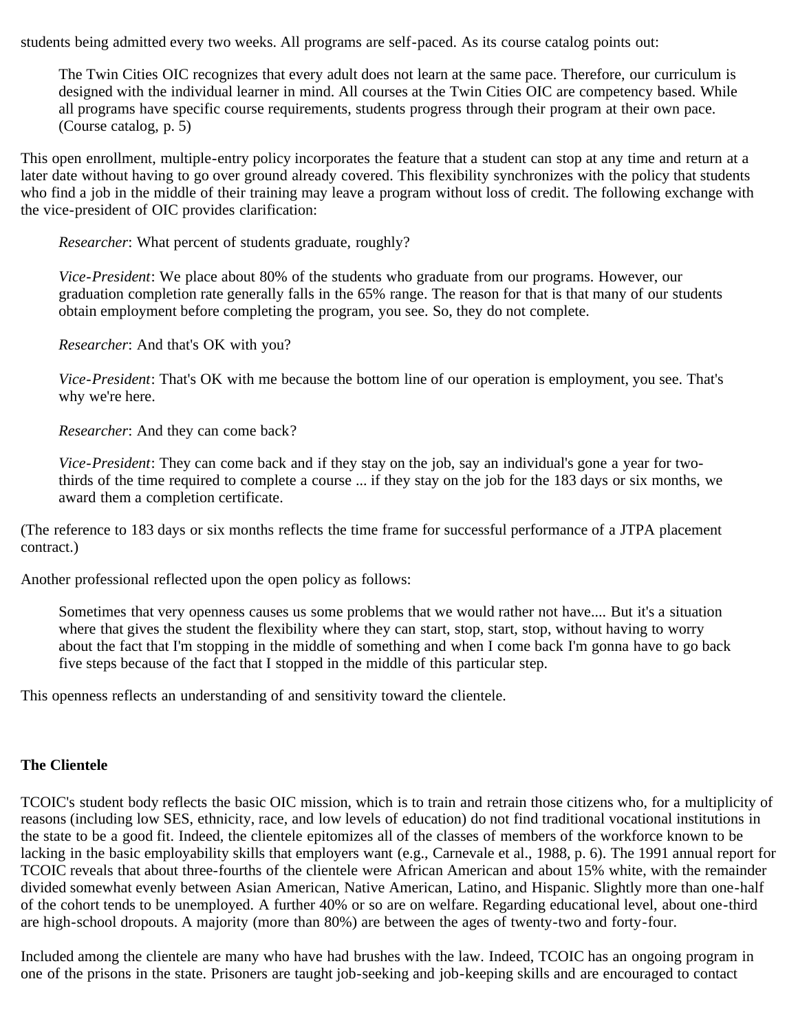students being admitted every two weeks. All programs are self-paced. As its course catalog points out:

> The Twin Cities OIC recognizes that every adult does not learn at the same pace. Therefore, our curriculum is designed with the individual learner in mind. All courses at the Twin Cities OIC are competency based. While all programs have specific course requirements, students progress through their program at their own pace. (Course catalog, p. 5)

This open enrollment, multiple-entry policy incorporates the feature that a student can stop at any time and return at a later date without having to go over ground already covered. This flexibility synchronizes with the policy that students who find a job in the middle of their training may leave a program without loss of credit. The following exchange with the vice-president of OIC provides clarification:

> *Researcher*: What percent of students graduate, roughly?
>
> *Vice-President*: We place about 80% of the students who graduate from our programs. However, our graduation completion rate generally falls in the 65% range. The reason for that is that many of our students obtain employment before completing the program, you see. So, they do not complete.
>
> *Researcher*: And that's OK with you?
>
> *Vice-President*: That's OK with me because the bottom line of our operation is employment, you see. That's why we're here.
>
> *Researcher*: And they can come back?
>
> *Vice-President*: They can come back and if they stay on the job, say an individual's gone a year for two-thirds of the time required to complete a course ... if they stay on the job for the 183 days or six months, we award them a completion certificate.

(The reference to 183 days or six months reflects the time frame for successful performance of a JTPA placement contract.)

Another professional reflected upon the open policy as follows:

> Sometimes that very openness causes us some problems that we would rather not have.... But it's a situation where that gives the student the flexibility where they can start, stop, start, stop, without having to worry about the fact that I'm stopping in the middle of something and when I come back I'm gonna have to go back five steps because of the fact that I stopped in the middle of this particular step.

This openness reflects an understanding of and sensitivity toward the clientele.

**The Clientele**

TCOIC's student body reflects the basic OIC mission, which is to train and retrain those citizens who, for a multiplicity of reasons (including low SES, ethnicity, race, and low levels of education) do not find traditional vocational institutions in the state to be a good fit. Indeed, the clientele epitomizes all of the classes of members of the workforce known to be lacking in the basic employability skills that employers want (e.g., Carnevale et al., 1988, p. 6). The 1991 annual report for TCOIC reveals that about three-fourths of the clientele were African American and about 15% white, with the remainder divided somewhat evenly between Asian American, Native American, Latino, and Hispanic. Slightly more than one-half of the cohort tends to be unemployed. A further 40% or so are on welfare. Regarding educational level, about one-third are high-school dropouts. A majority (more than 80%) are between the ages of twenty-two and forty-four.

Included among the clientele are many who have had brushes with the law. Indeed, TCOIC has an ongoing program in one of the prisons in the state. Prisoners are taught job-seeking and job-keeping skills and are encouraged to contact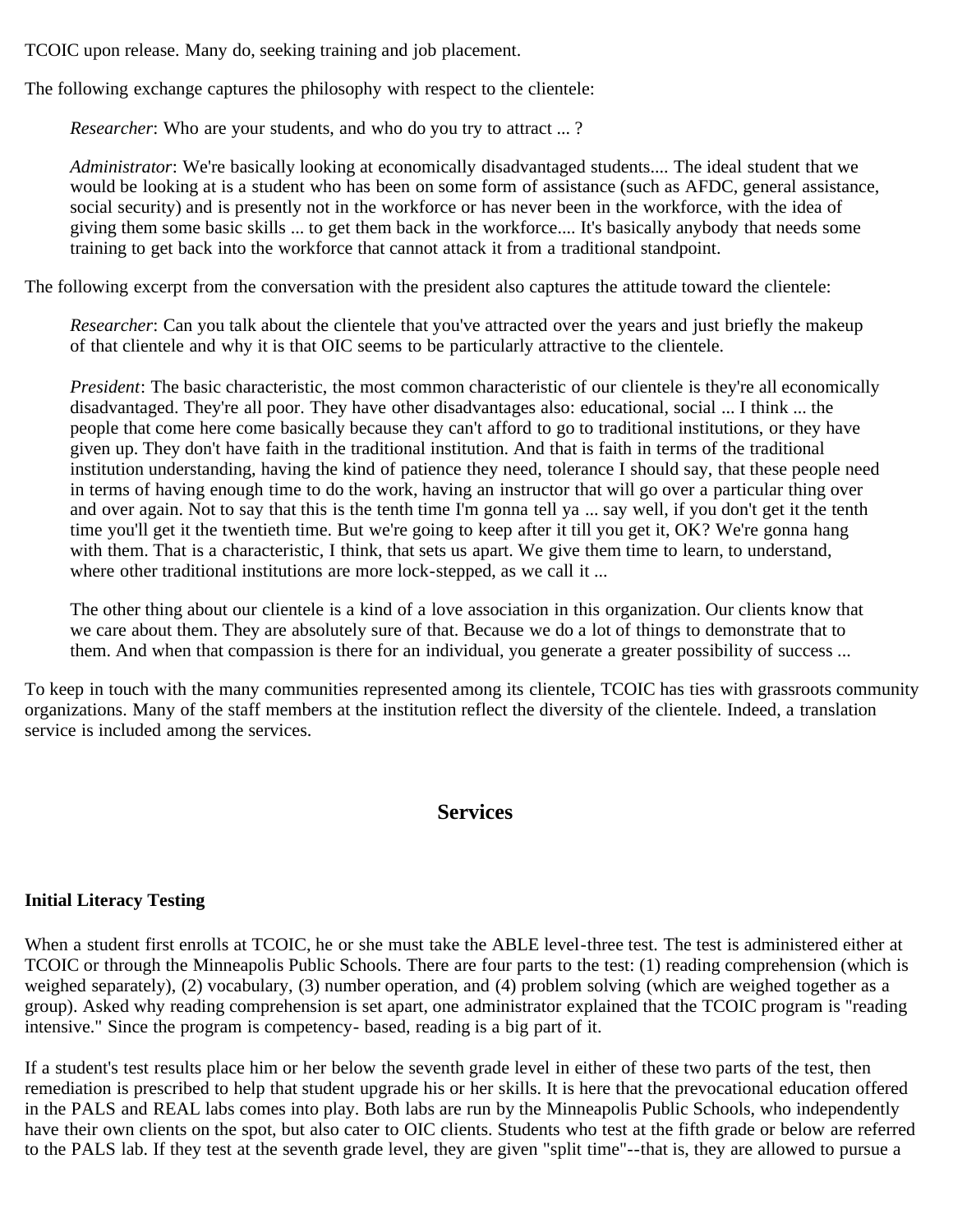TCOIC upon release. Many do, seeking training and job placement.

The following exchange captures the philosophy with respect to the clientele:

> *Researcher*: Who are your students, and who do you try to attract ... ?
>
> *Administrator*: We're basically looking at economically disadvantaged students.... The ideal student that we would be looking at is a student who has been on some form of assistance (such as AFDC, general assistance, social security) and is presently not in the workforce or has never been in the workforce, with the idea of giving them some basic skills ... to get them back in the workforce.... It's basically anybody that needs some training to get back into the workforce that cannot attack it from a traditional standpoint.

The following excerpt from the conversation with the president also captures the attitude toward the clientele:

> *Researcher*: Can you talk about the clientele that you've attracted over the years and just briefly the makeup of that clientele and why it is that OIC seems to be particularly attractive to the clientele.
>
> *President*: The basic characteristic, the most common characteristic of our clientele is they're all economically disadvantaged. They're all poor. They have other disadvantages also: educational, social ... I think ... the people that come here come basically because they can't afford to go to traditional institutions, or they have given up. They don't have faith in the traditional institution. And that is faith in terms of the traditional institution understanding, having the kind of patience they need, tolerance I should say, that these people need in terms of having enough time to do the work, having an instructor that will go over a particular thing over and over again. Not to say that this is the tenth time I'm gonna tell ya ... say well, if you don't get it the tenth time you'll get it the twentieth time. But we're going to keep after it till you get it, OK? We're gonna hang with them. That is a characteristic, I think, that sets us apart. We give them time to learn, to understand, where other traditional institutions are more lock-stepped, as we call it ...
>
> The other thing about our clientele is a kind of a love association in this organization. Our clients know that we care about them. They are absolutely sure of that. Because we do a lot of things to demonstrate that to them. And when that compassion is there for an individual, you generate a greater possibility of success ...

To keep in touch with the many communities represented among its clientele, TCOIC has ties with grassroots community organizations. Many of the staff members at the institution reflect the diversity of the clientele. Indeed, a translation service is included among the services.

## Services

### Initial Literacy Testing

When a student first enrolls at TCOIC, he or she must take the ABLE level-three test. The test is administered either at TCOIC or through the Minneapolis Public Schools. There are four parts to the test: (1) reading comprehension (which is weighed separately), (2) vocabulary, (3) number operation, and (4) problem solving (which are weighed together as a group). Asked why reading comprehension is set apart, one administrator explained that the TCOIC program is "reading intensive." Since the program is competency- based, reading is a big part of it.

If a student's test results place him or her below the seventh grade level in either of these two parts of the test, then remediation is prescribed to help that student upgrade his or her skills. It is here that the prevocational education offered in the PALS and REAL labs comes into play. Both labs are run by the Minneapolis Public Schools, who independently have their own clients on the spot, but also cater to OIC clients. Students who test at the fifth grade or below are referred to the PALS lab. If they test at the seventh grade level, they are given "split time"--that is, they are allowed to pursue a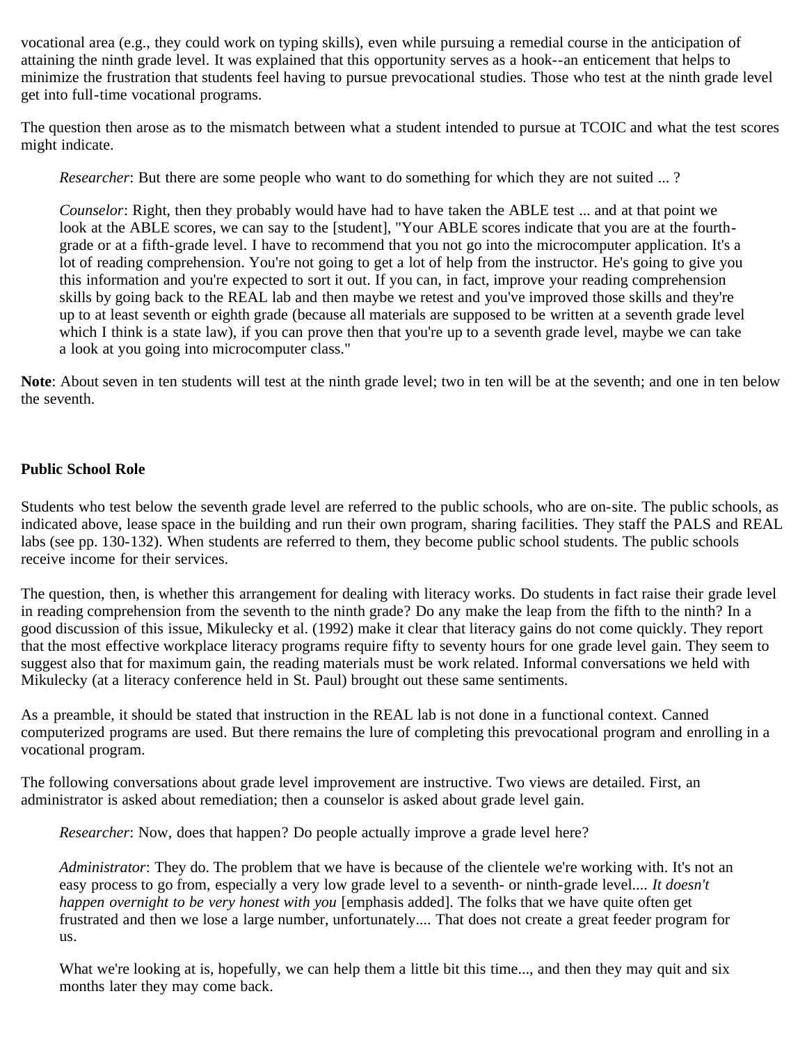vocational area (e.g., they could work on typing skills), even while pursuing a remedial course in the anticipation of attaining the ninth grade level. It was explained that this opportunity serves as a hook--an enticement that helps to minimize the frustration that students feel having to pursue prevocational studies. Those who test at the ninth grade level get into full-time vocational programs.

The question then arose as to the mismatch between what a student intended to pursue at TCOIC and what the test scores might indicate.

> *Researcher*: But there are some people who want to do something for which they are not suited ... ?
>
> *Counselor*: Right, then they probably would have had to have taken the ABLE test ... and at that point we look at the ABLE scores, we can say to the [student], "Your ABLE scores indicate that you are at the fourth-grade or at a fifth-grade level. I have to recommend that you not go into the microcomputer application. It's a lot of reading comprehension. You're not going to get a lot of help from the instructor. He's going to give you this information and you're expected to sort it out. If you can, in fact, improve your reading comprehension skills by going back to the REAL lab and then maybe we retest and you've improved those skills and they're up to at least seventh or eighth grade (because all materials are supposed to be written at a seventh grade level which I think is a state law), if you can prove then that you're up to a seventh grade level, maybe we can take a look at you going into microcomputer class."

**Note**: About seven in ten students will test at the ninth grade level; two in ten will be at the seventh; and one in ten below the seventh.

### Public School Role

Students who test below the seventh grade level are referred to the public schools, who are on-site. The public schools, as indicated above, lease space in the building and run their own program, sharing facilities. They staff the PALS and REAL labs (see pp. 130-132). When students are referred to them, they become public school students. The public schools receive income for their services.

The question, then, is whether this arrangement for dealing with literacy works. Do students in fact raise their grade level in reading comprehension from the seventh to the ninth grade? Do any make the leap from the fifth to the ninth? In a good discussion of this issue, Mikulecky et al. (1992) make it clear that literacy gains do not come quickly. They report that the most effective workplace literacy programs require fifty to seventy hours for one grade level gain. They seem to suggest also that for maximum gain, the reading materials must be work related. Informal conversations we held with Mikulecky (at a literacy conference held in St. Paul) brought out these same sentiments.

As a preamble, it should be stated that instruction in the REAL lab is not done in a functional context. Canned computerized programs are used. But there remains the lure of completing this prevocational program and enrolling in a vocational program.

The following conversations about grade level improvement are instructive. Two views are detailed. First, an administrator is asked about remediation; then a counselor is asked about grade level gain.

> *Researcher*: Now, does that happen? Do people actually improve a grade level here?
>
> *Administrator*: They do. The problem that we have is because of the clientele we're working with. It's not an easy process to go from, especially a very low grade level to a seventh- or ninth-grade level.... *It doesn't happen overnight to be very honest with you* [emphasis added]. The folks that we have quite often get frustrated and then we lose a large number, unfortunately.... That does not create a great feeder program for us.
>
> What we're looking at is, hopefully, we can help them a little bit this time..., and then they may quit and six months later they may come back.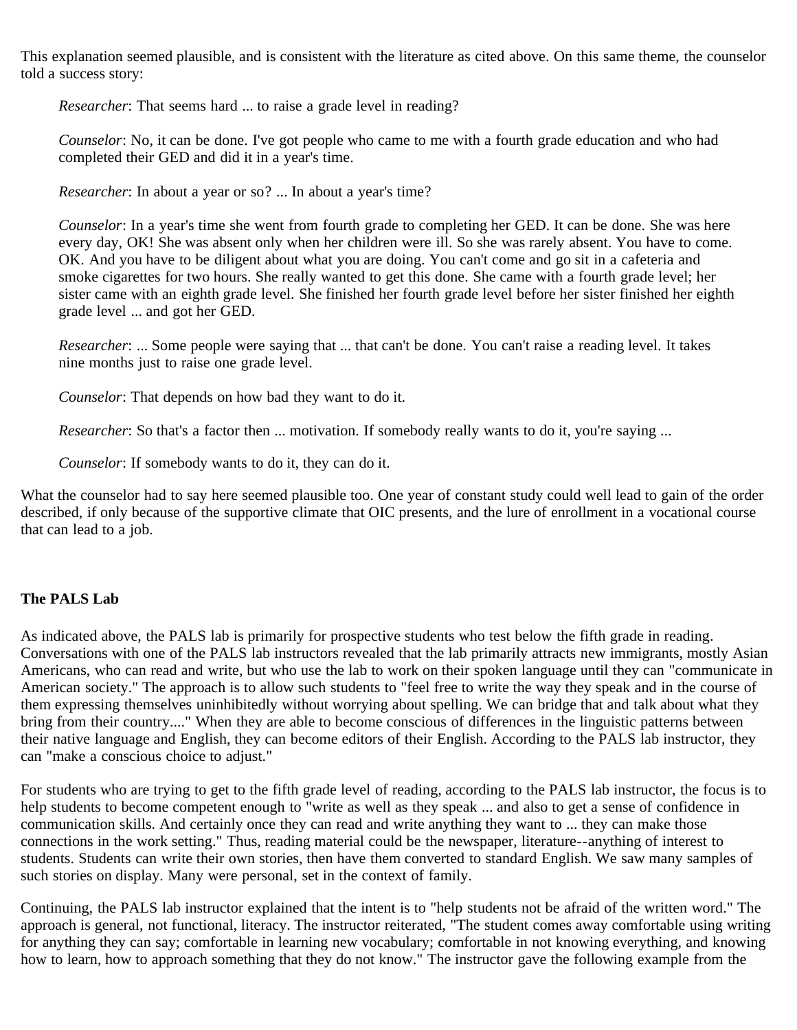This explanation seemed plausible, and is consistent with the literature as cited above. On this same theme, the counselor told a success story:

> *Researcher*: That seems hard ... to raise a grade level in reading?
>
> *Counselor*: No, it can be done. I've got people who came to me with a fourth grade education and who had completed their GED and did it in a year's time.
>
> *Researcher*: In about a year or so? ... In about a year's time?
>
> *Counselor*: In a year's time she went from fourth grade to completing her GED. It can be done. She was here every day, OK! She was absent only when her children were ill. So she was rarely absent. You have to come. OK. And you have to be diligent about what you are doing. You can't come and go sit in a cafeteria and smoke cigarettes for two hours. She really wanted to get this done. She came with a fourth grade level; her sister came with an eighth grade level. She finished her fourth grade level before her sister finished her eighth grade level ... and got her GED.
>
> *Researcher*: ... Some people were saying that ... that can't be done. You can't raise a reading level. It takes nine months just to raise one grade level.
>
> *Counselor*: That depends on how bad they want to do it.
>
> *Researcher*: So that's a factor then ... motivation. If somebody really wants to do it, you're saying ...
>
> *Counselor*: If somebody wants to do it, they can do it.

What the counselor had to say here seemed plausible too. One year of constant study could well lead to gain of the order described, if only because of the supportive climate that OIC presents, and the lure of enrollment in a vocational course that can lead to a job.

### The PALS Lab

As indicated above, the PALS lab is primarily for prospective students who test below the fifth grade in reading. Conversations with one of the PALS lab instructors revealed that the lab primarily attracts new immigrants, mostly Asian Americans, who can read and write, but who use the lab to work on their spoken language until they can "communicate in American society." The approach is to allow such students to "feel free to write the way they speak and in the course of them expressing themselves uninhibitedly without worrying about spelling. We can bridge that and talk about what they bring from their country...." When they are able to become conscious of differences in the linguistic patterns between their native language and English, they can become editors of their English. According to the PALS lab instructor, they can "make a conscious choice to adjust."

For students who are trying to get to the fifth grade level of reading, according to the PALS lab instructor, the focus is to help students to become competent enough to "write as well as they speak ... and also to get a sense of confidence in communication skills. And certainly once they can read and write anything they want to ... they can make those connections in the work setting." Thus, reading material could be the newspaper, literature--anything of interest to students. Students can write their own stories, then have them converted to standard English. We saw many samples of such stories on display. Many were personal, set in the context of family.

Continuing, the PALS lab instructor explained that the intent is to "help students not be afraid of the written word." The approach is general, not functional, literacy. The instructor reiterated, "The student comes away comfortable using writing for anything they can say; comfortable in learning new vocabulary; comfortable in not knowing everything, and knowing how to learn, how to approach something that they do not know." The instructor gave the following example from the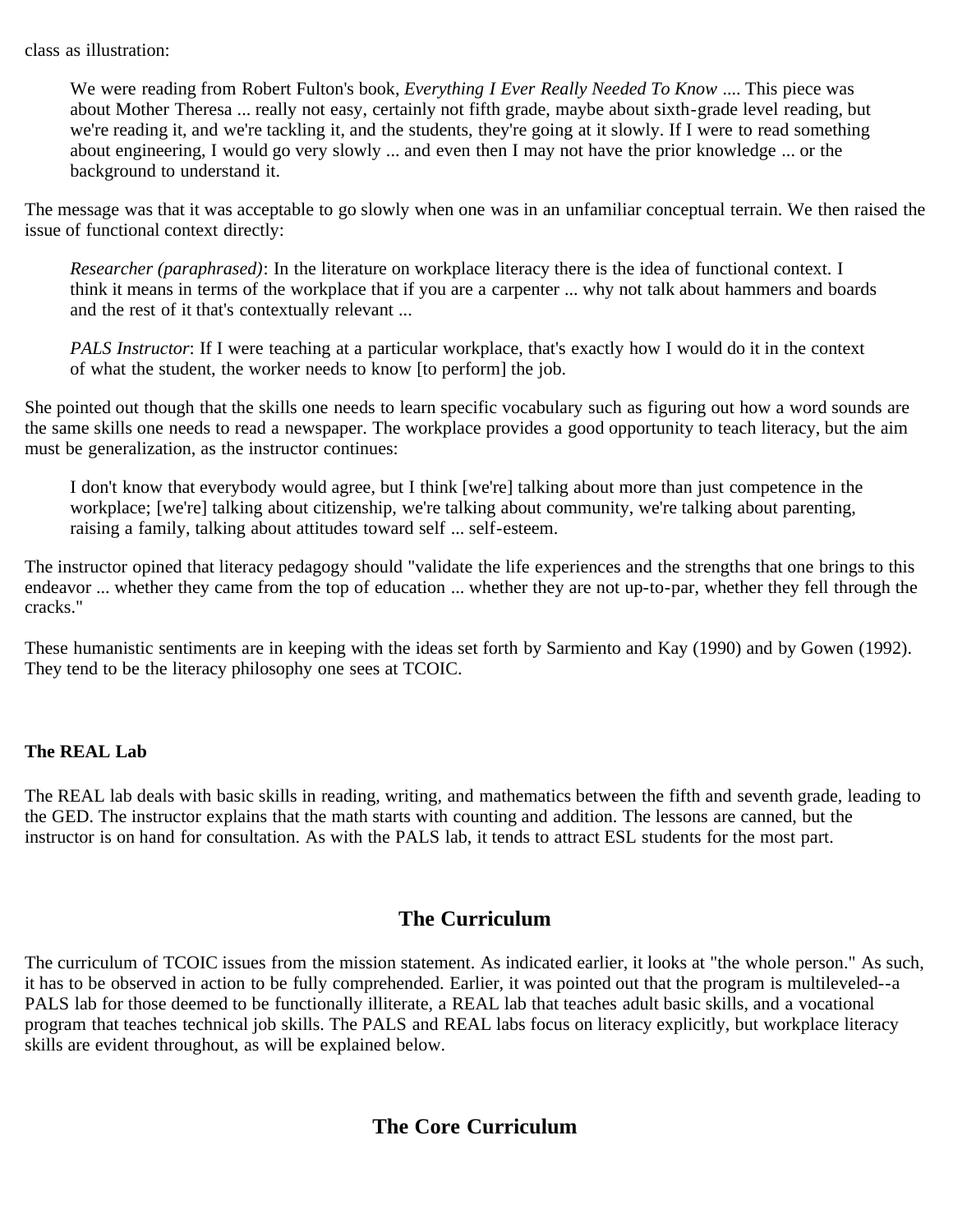class as illustration:

> We were reading from Robert Fulton's book, *Everything I Ever Really Needed To Know* .... This piece was about Mother Theresa ... really not easy, certainly not fifth grade, maybe about sixth-grade level reading, but we're reading it, and we're tackling it, and the students, they're going at it slowly. If I were to read something about engineering, I would go very slowly ... and even then I may not have the prior knowledge ... or the background to understand it.

The message was that it was acceptable to go slowly when one was in an unfamiliar conceptual terrain. We then raised the issue of functional context directly:

> *Researcher (paraphrased)*: In the literature on workplace literacy there is the idea of functional context. I think it means in terms of the workplace that if you are a carpenter ... why not talk about hammers and boards and the rest of it that's contextually relevant ...
>
> *PALS Instructor*: If I were teaching at a particular workplace, that's exactly how I would do it in the context of what the student, the worker needs to know [to perform] the job.

She pointed out though that the skills one needs to learn specific vocabulary such as figuring out how a word sounds are the same skills one needs to read a newspaper. The workplace provides a good opportunity to teach literacy, but the aim must be generalization, as the instructor continues:

> I don't know that everybody would agree, but I think [we're] talking about more than just competence in the workplace; [we're] talking about citizenship, we're talking about community, we're talking about parenting, raising a family, talking about attitudes toward self ... self-esteem.

The instructor opined that literacy pedagogy should "validate the life experiences and the strengths that one brings to this endeavor ... whether they came from the top of education ... whether they are not up-to-par, whether they fell through the cracks."

These humanistic sentiments are in keeping with the ideas set forth by Sarmiento and Kay (1990) and by Gowen (1992). They tend to be the literacy philosophy one sees at TCOIC.

**The REAL Lab**

The REAL lab deals with basic skills in reading, writing, and mathematics between the fifth and seventh grade, leading to the GED. The instructor explains that the math starts with counting and addition. The lessons are canned, but the instructor is on hand for consultation. As with the PALS lab, it tends to attract ESL students for the most part.

## The Curriculum

The curriculum of TCOIC issues from the mission statement. As indicated earlier, it looks at "the whole person." As such, it has to be observed in action to be fully comprehended. Earlier, it was pointed out that the program is multileveled--a PALS lab for those deemed to be functionally illiterate, a REAL lab that teaches adult basic skills, and a vocational program that teaches technical job skills. The PALS and REAL labs focus on literacy explicitly, but workplace literacy skills are evident throughout, as will be explained below.

## The Core Curriculum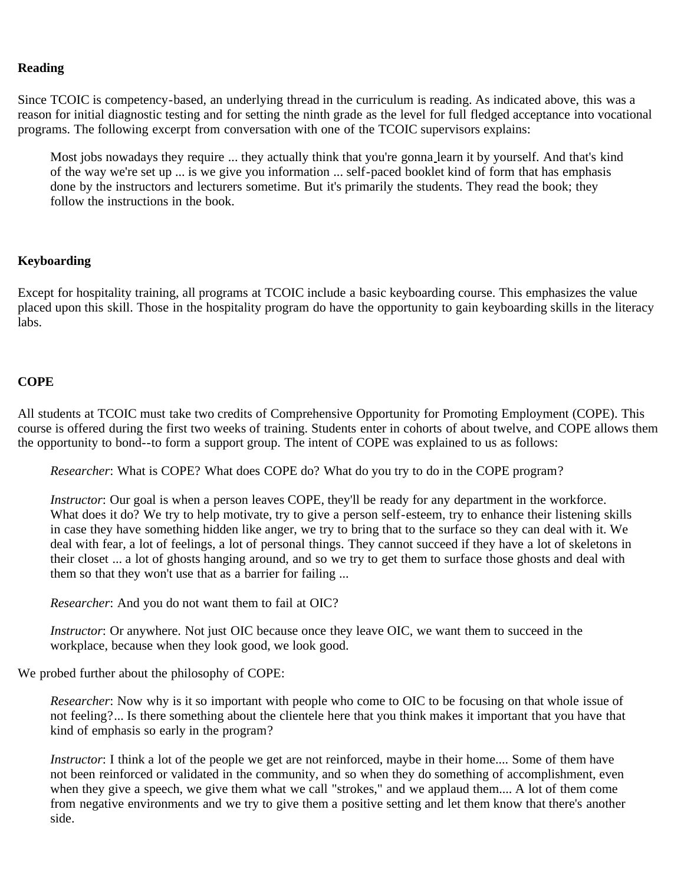### Reading

Since TCOIC is competency-based, an underlying thread in the curriculum is reading. As indicated above, this was a reason for initial diagnostic testing and for setting the ninth grade as the level for full fledged acceptance into vocational programs. The following excerpt from conversation with one of the TCOIC supervisors explains:

> Most jobs nowadays they require ... they actually think that you're gonna learn it by yourself. And that's kind of the way we're set up ... is we give you information ... self-paced booklet kind of form that has emphasis done by the instructors and lecturers sometime. But it's primarily the students. They read the book; they follow the instructions in the book.

### Keyboarding

Except for hospitality training, all programs at TCOIC include a basic keyboarding course. This emphasizes the value placed upon this skill. Those in the hospitality program do have the opportunity to gain keyboarding skills in the literacy labs.

### COPE

All students at TCOIC must take two credits of Comprehensive Opportunity for Promoting Employment (COPE). This course is offered during the first two weeks of training. Students enter in cohorts of about twelve, and COPE allows them the opportunity to bond--to form a support group. The intent of COPE was explained to us as follows:

> *Researcher*: What is COPE? What does COPE do? What do you try to do in the COPE program?
>
> *Instructor*: Our goal is when a person leaves COPE, they'll be ready for any department in the workforce. What does it do? We try to help motivate, try to give a person self-esteem, try to enhance their listening skills in case they have something hidden like anger, we try to bring that to the surface so they can deal with it. We deal with fear, a lot of feelings, a lot of personal things. They cannot succeed if they have a lot of skeletons in their closet ... a lot of ghosts hanging around, and so we try to get them to surface those ghosts and deal with them so that they won't use that as a barrier for failing ...
>
> *Researcher*: And you do not want them to fail at OIC?
>
> *Instructor*: Or anywhere. Not just OIC because once they leave OIC, we want them to succeed in the workplace, because when they look good, we look good.

We probed further about the philosophy of COPE:

> *Researcher*: Now why is it so important with people who come to OIC to be focusing on that whole issue of not feeling?... Is there something about the clientele here that you think makes it important that you have that kind of emphasis so early in the program?
>
> *Instructor*: I think a lot of the people we get are not reinforced, maybe in their home.... Some of them have not been reinforced or validated in the community, and so when they do something of accomplishment, even when they give a speech, we give them what we call "strokes," and we applaud them.... A lot of them come from negative environments and we try to give them a positive setting and let them know that there's another side.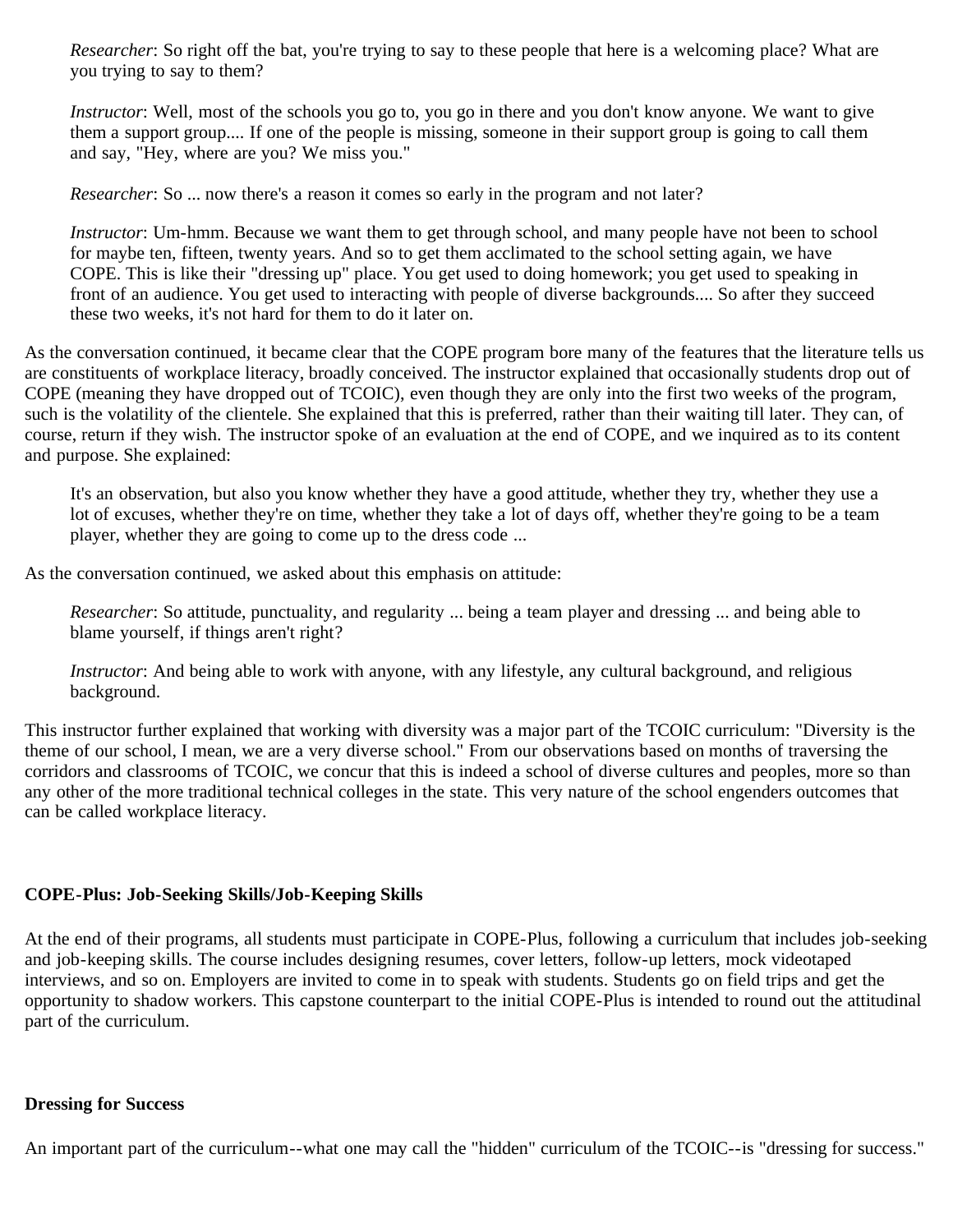*Researcher*: So right off the bat, you're trying to say to these people that here is a welcoming place? What are you trying to say to them?

*Instructor*: Well, most of the schools you go to, you go in there and you don't know anyone. We want to give them a support group.... If one of the people is missing, someone in their support group is going to call them and say, "Hey, where are you? We miss you."

*Researcher*: So ... now there's a reason it comes so early in the program and not later?

*Instructor*: Um-hmm. Because we want them to get through school, and many people have not been to school for maybe ten, fifteen, twenty years. And so to get them acclimated to the school setting again, we have COPE. This is like their "dressing up" place. You get used to doing homework; you get used to speaking in front of an audience. You get used to interacting with people of diverse backgrounds.... So after they succeed these two weeks, it's not hard for them to do it later on.

As the conversation continued, it became clear that the COPE program bore many of the features that the literature tells us are constituents of workplace literacy, broadly conceived. The instructor explained that occasionally students drop out of COPE (meaning they have dropped out of TCOIC), even though they are only into the first two weeks of the program, such is the volatility of the clientele. She explained that this is preferred, rather than their waiting till later. They can, of course, return if they wish. The instructor spoke of an evaluation at the end of COPE, and we inquired as to its content and purpose. She explained:

> It's an observation, but also you know whether they have a good attitude, whether they try, whether they use a lot of excuses, whether they're on time, whether they take a lot of days off, whether they're going to be a team player, whether they are going to come up to the dress code ...

As the conversation continued, we asked about this emphasis on attitude:

*Researcher*: So attitude, punctuality, and regularity ... being a team player and dressing ... and being able to blame yourself, if things aren't right?

*Instructor*: And being able to work with anyone, with any lifestyle, any cultural background, and religious background.

This instructor further explained that working with diversity was a major part of the TCOIC curriculum: "Diversity is the theme of our school, I mean, we are a very diverse school." From our observations based on months of traversing the corridors and classrooms of TCOIC, we concur that this is indeed a school of diverse cultures and peoples, more so than any other of the more traditional technical colleges in the state. This very nature of the school engenders outcomes that can be called workplace literacy.

### COPE-Plus: Job-Seeking Skills/Job-Keeping Skills

At the end of their programs, all students must participate in COPE-Plus, following a curriculum that includes job-seeking and job-keeping skills. The course includes designing resumes, cover letters, follow-up letters, mock videotaped interviews, and so on. Employers are invited to come in to speak with students. Students go on field trips and get the opportunity to shadow workers. This capstone counterpart to the initial COPE-Plus is intended to round out the attitudinal part of the curriculum.

### Dressing for Success

An important part of the curriculum--what one may call the "hidden" curriculum of the TCOIC--is "dressing for success."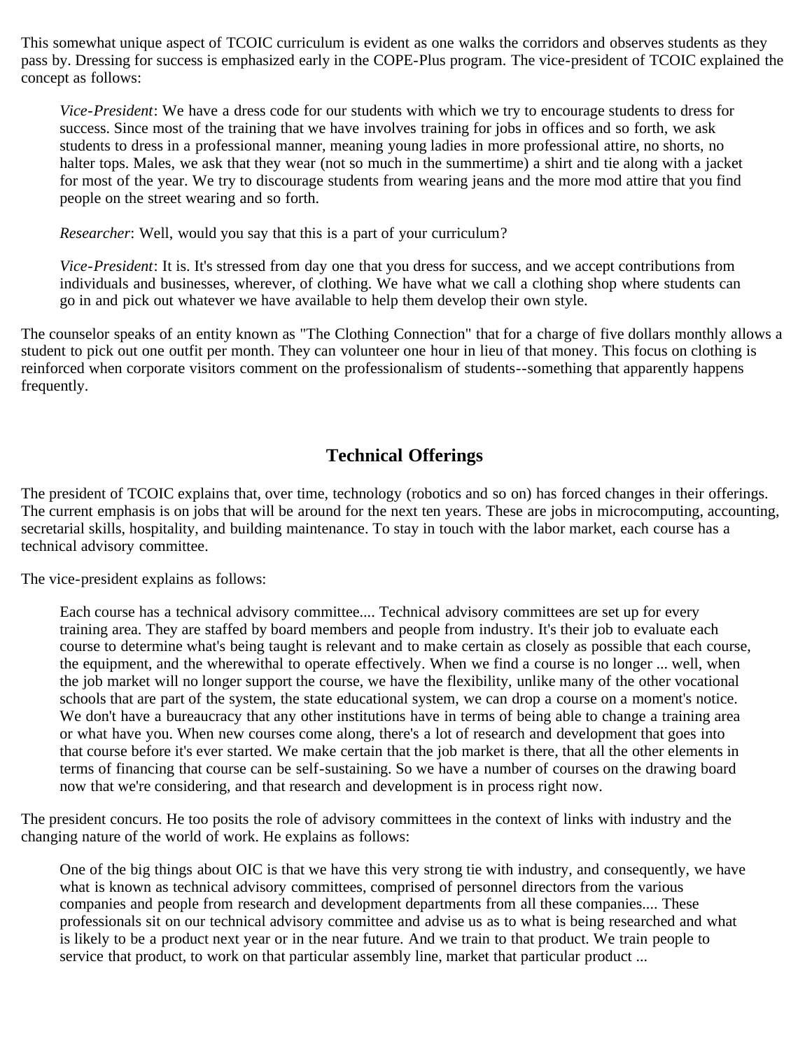This somewhat unique aspect of TCOIC curriculum is evident as one walks the corridors and observes students as they pass by. Dressing for success is emphasized early in the COPE-Plus program. The vice-president of TCOIC explained the concept as follows:

> *Vice-President*: We have a dress code for our students with which we try to encourage students to dress for success. Since most of the training that we have involves training for jobs in offices and so forth, we ask students to dress in a professional manner, meaning young ladies in more professional attire, no shorts, no halter tops. Males, we ask that they wear (not so much in the summertime) a shirt and tie along with a jacket for most of the year. We try to discourage students from wearing jeans and the more mod attire that you find people on the street wearing and so forth.
>
> *Researcher*: Well, would you say that this is a part of your curriculum?
>
> *Vice-President*: It is. It's stressed from day one that you dress for success, and we accept contributions from individuals and businesses, wherever, of clothing. We have what we call a clothing shop where students can go in and pick out whatever we have available to help them develop their own style.

The counselor speaks of an entity known as "The Clothing Connection" that for a charge of five dollars monthly allows a student to pick out one outfit per month. They can volunteer one hour in lieu of that money. This focus on clothing is reinforced when corporate visitors comment on the professionalism of students--something that apparently happens frequently.

## Technical Offerings

The president of TCOIC explains that, over time, technology (robotics and so on) has forced changes in their offerings. The current emphasis is on jobs that will be around for the next ten years. These are jobs in microcomputing, accounting, secretarial skills, hospitality, and building maintenance. To stay in touch with the labor market, each course has a technical advisory committee.

The vice-president explains as follows:

> Each course has a technical advisory committee.... Technical advisory committees are set up for every training area. They are staffed by board members and people from industry. It's their job to evaluate each course to determine what's being taught is relevant and to make certain as closely as possible that each course, the equipment, and the wherewithal to operate effectively. When we find a course is no longer ... well, when the job market will no longer support the course, we have the flexibility, unlike many of the other vocational schools that are part of the system, the state educational system, we can drop a course on a moment's notice. We don't have a bureaucracy that any other institutions have in terms of being able to change a training area or what have you. When new courses come along, there's a lot of research and development that goes into that course before it's ever started. We make certain that the job market is there, that all the other elements in terms of financing that course can be self-sustaining. So we have a number of courses on the drawing board now that we're considering, and that research and development is in process right now.

The president concurs. He too posits the role of advisory committees in the context of links with industry and the changing nature of the world of work. He explains as follows:

> One of the big things about OIC is that we have this very strong tie with industry, and consequently, we have what is known as technical advisory committees, comprised of personnel directors from the various companies and people from research and development departments from all these companies.... These professionals sit on our technical advisory committee and advise us as to what is being researched and what is likely to be a product next year or in the near future. And we train to that product. We train people to service that product, to work on that particular assembly line, market that particular product ...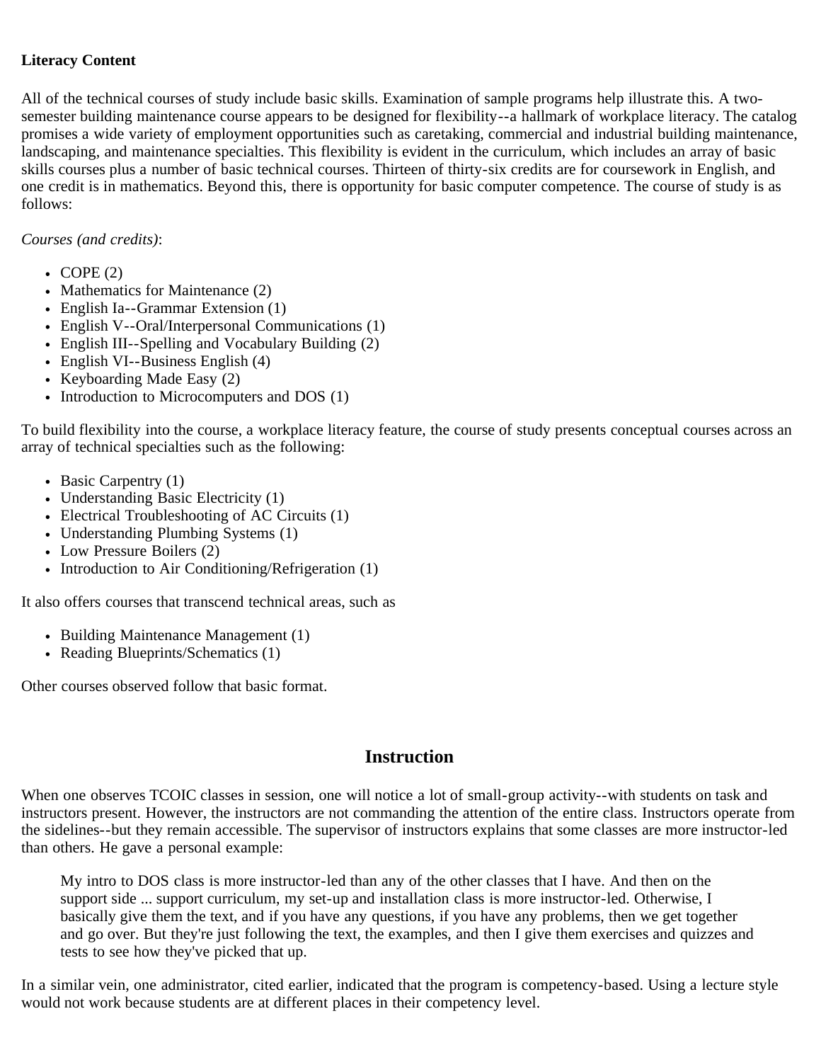**Literacy Content**

All of the technical courses of study include basic skills. Examination of sample programs help illustrate this. A two-semester building maintenance course appears to be designed for flexibility--a hallmark of workplace literacy. The catalog promises a wide variety of employment opportunities such as caretaking, commercial and industrial building maintenance, landscaping, and maintenance specialties. This flexibility is evident in the curriculum, which includes an array of basic skills courses plus a number of basic technical courses. Thirteen of thirty-six credits are for coursework in English, and one credit is in mathematics. Beyond this, there is opportunity for basic computer competence. The course of study is as follows:

*Courses (and credits)*:

- COPE (2)
- Mathematics for Maintenance (2)
- English Ia--Grammar Extension (1)
- English V--Oral/Interpersonal Communications (1)
- English III--Spelling and Vocabulary Building (2)
- English VI--Business English (4)
- Keyboarding Made Easy (2)
- Introduction to Microcomputers and DOS (1)

To build flexibility into the course, a workplace literacy feature, the course of study presents conceptual courses across an array of technical specialties such as the following:

- Basic Carpentry (1)
- Understanding Basic Electricity (1)
- Electrical Troubleshooting of AC Circuits (1)
- Understanding Plumbing Systems (1)
- Low Pressure Boilers (2)
- Introduction to Air Conditioning/Refrigeration (1)

It also offers courses that transcend technical areas, such as

- Building Maintenance Management (1)
- Reading Blueprints/Schematics (1)

Other courses observed follow that basic format.

## Instruction

When one observes TCOIC classes in session, one will notice a lot of small-group activity--with students on task and instructors present. However, the instructors are not commanding the attention of the entire class. Instructors operate from the sidelines--but they remain accessible. The supervisor of instructors explains that some classes are more instructor-led than others. He gave a personal example:

> My intro to DOS class is more instructor-led than any of the other classes that I have. And then on the support side ... support curriculum, my set-up and installation class is more instructor-led. Otherwise, I basically give them the text, and if you have any questions, if you have any problems, then we get together and go over. But they're just following the text, the examples, and then I give them exercises and quizzes and tests to see how they've picked that up.

In a similar vein, one administrator, cited earlier, indicated that the program is competency-based. Using a lecture style would not work because students are at different places in their competency level.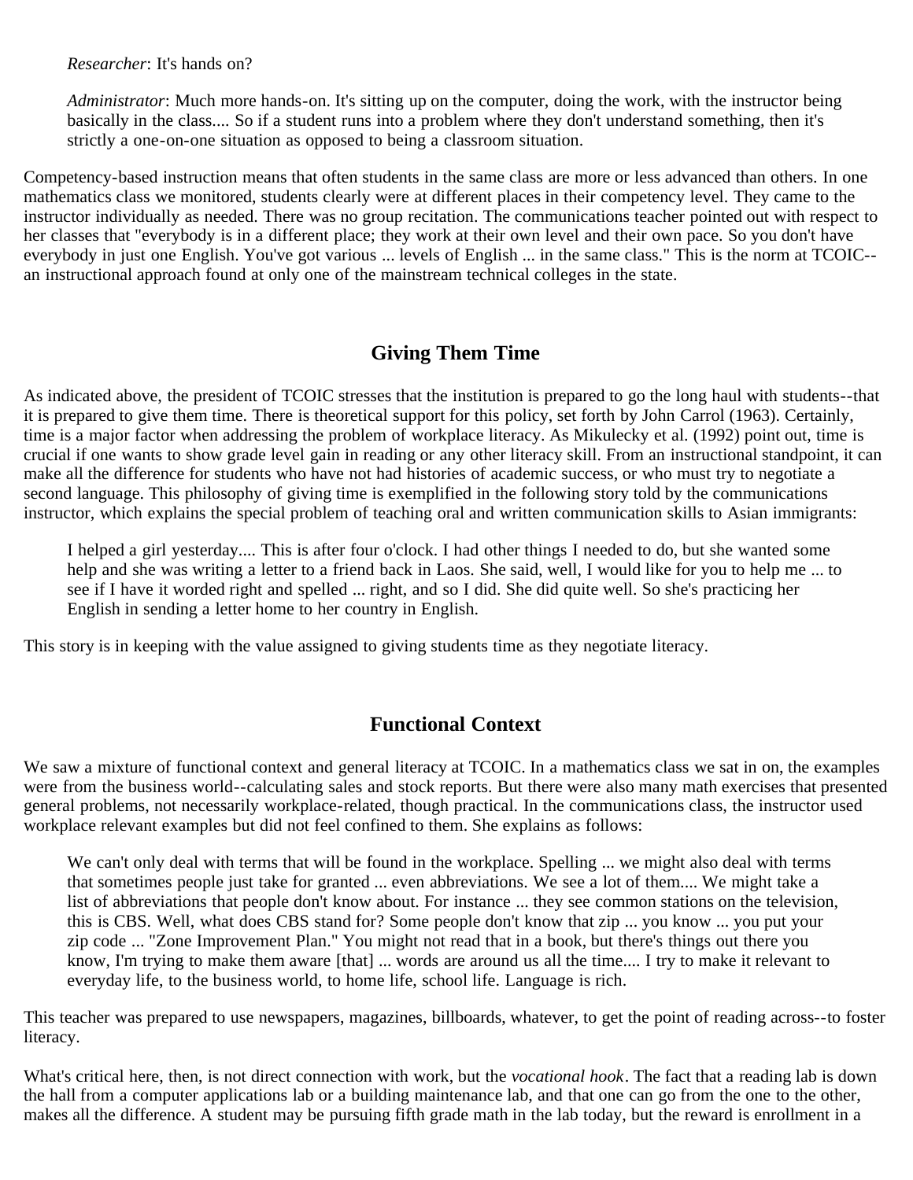> *Researcher*: It's hands on?
>
> *Administrator*: Much more hands-on. It's sitting up on the computer, doing the work, with the instructor being basically in the class.... So if a student runs into a problem where they don't understand something, then it's strictly a one-on-one situation as opposed to being a classroom situation.

Competency-based instruction means that often students in the same class are more or less advanced than others. In one mathematics class we monitored, students clearly were at different places in their competency level. They came to the instructor individually as needed. There was no group recitation. The communications teacher pointed out with respect to her classes that "everybody is in a different place; they work at their own level and their own pace. So you don't have everybody in just one English. You've got various ... levels of English ... in the same class." This is the norm at TCOIC--an instructional approach found at only one of the mainstream technical colleges in the state.

## Giving Them Time

As indicated above, the president of TCOIC stresses that the institution is prepared to go the long haul with students--that it is prepared to give them time. There is theoretical support for this policy, set forth by John Carrol (1963). Certainly, time is a major factor when addressing the problem of workplace literacy. As Mikulecky et al. (1992) point out, time is crucial if one wants to show grade level gain in reading or any other literacy skill. From an instructional standpoint, it can make all the difference for students who have not had histories of academic success, or who must try to negotiate a second language. This philosophy of giving time is exemplified in the following story told by the communications instructor, which explains the special problem of teaching oral and written communication skills to Asian immigrants:

> I helped a girl yesterday.... This is after four o'clock. I had other things I needed to do, but she wanted some help and she was writing a letter to a friend back in Laos. She said, well, I would like for you to help me ... to see if I have it worded right and spelled ... right, and so I did. She did quite well. So she's practicing her English in sending a letter home to her country in English.

This story is in keeping with the value assigned to giving students time as they negotiate literacy.

## Functional Context

We saw a mixture of functional context and general literacy at TCOIC. In a mathematics class we sat in on, the examples were from the business world--calculating sales and stock reports. But there were also many math exercises that presented general problems, not necessarily workplace-related, though practical. In the communications class, the instructor used workplace relevant examples but did not feel confined to them. She explains as follows:

> We can't only deal with terms that will be found in the workplace. Spelling ... we might also deal with terms that sometimes people just take for granted ... even abbreviations. We see a lot of them.... We might take a list of abbreviations that people don't know about. For instance ... they see common stations on the television, this is CBS. Well, what does CBS stand for? Some people don't know that zip ... you know ... you put your zip code ... "Zone Improvement Plan." You might not read that in a book, but there's things out there you know, I'm trying to make them aware [that] ... words are around us all the time.... I try to make it relevant to everyday life, to the business world, to home life, school life. Language is rich.

This teacher was prepared to use newspapers, magazines, billboards, whatever, to get the point of reading across--to foster literacy.

What's critical here, then, is not direct connection with work, but the *vocational hook*. The fact that a reading lab is down the hall from a computer applications lab or a building maintenance lab, and that one can go from the one to the other, makes all the difference. A student may be pursuing fifth grade math in the lab today, but the reward is enrollment in a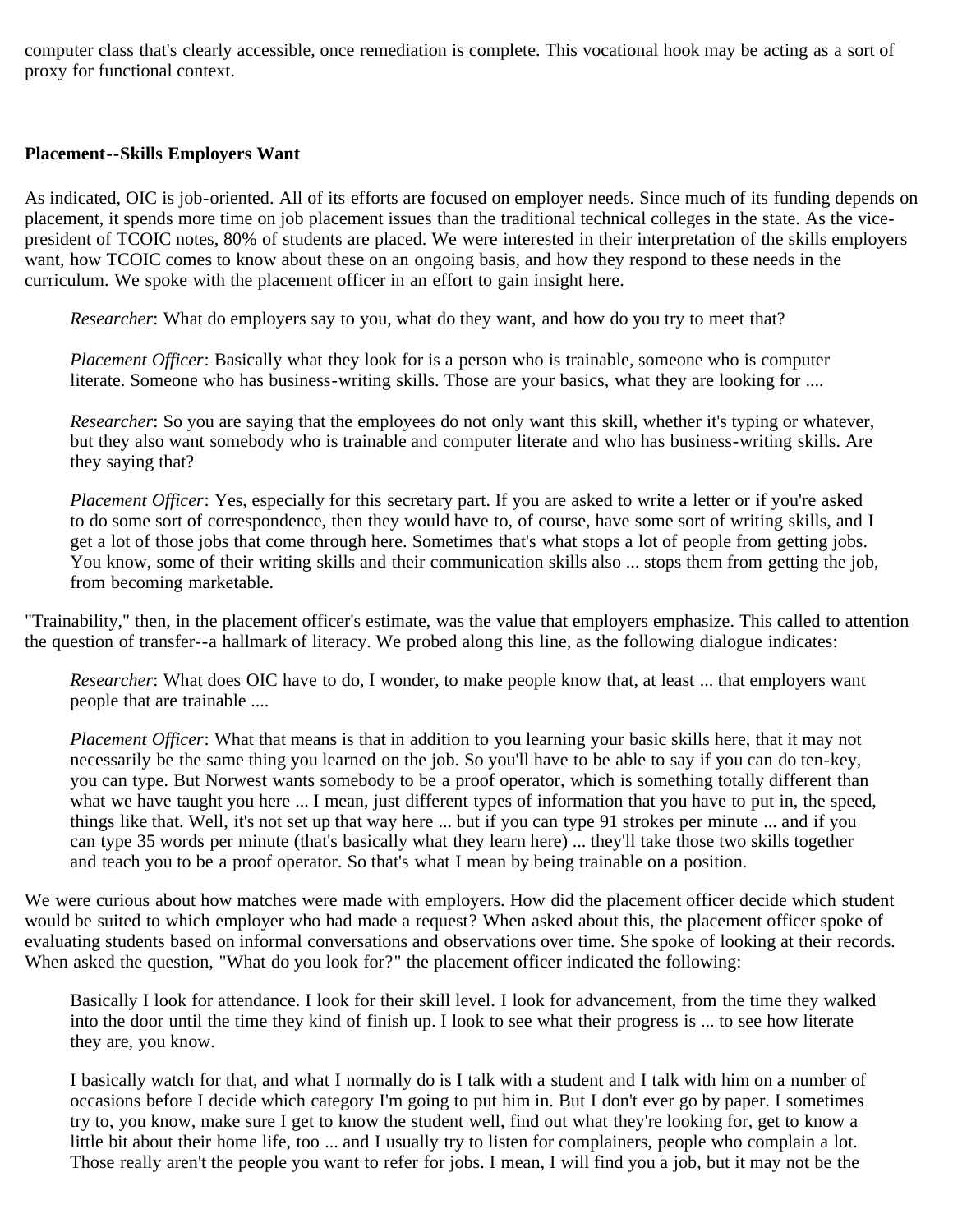computer class that's clearly accessible, once remediation is complete. This vocational hook may be acting as a sort of proxy for functional context.

**Placement--Skills Employers Want**

As indicated, OIC is job-oriented. All of its efforts are focused on employer needs. Since much of its funding depends on placement, it spends more time on job placement issues than the traditional technical colleges in the state. As the vice-president of TCOIC notes, 80% of students are placed. We were interested in their interpretation of the skills employers want, how TCOIC comes to know about these on an ongoing basis, and how they respond to these needs in the curriculum. We spoke with the placement officer in an effort to gain insight here.

> *Researcher*: What do employers say to you, what do they want, and how do you try to meet that?
>
> *Placement Officer*: Basically what they look for is a person who is trainable, someone who is computer literate. Someone who has business-writing skills. Those are your basics, what they are looking for ....
>
> *Researcher*: So you are saying that the employees do not only want this skill, whether it's typing or whatever, but they also want somebody who is trainable and computer literate and who has business-writing skills. Are they saying that?
>
> *Placement Officer*: Yes, especially for this secretary part. If you are asked to write a letter or if you're asked to do some sort of correspondence, then they would have to, of course, have some sort of writing skills, and I get a lot of those jobs that come through here. Sometimes that's what stops a lot of people from getting jobs. You know, some of their writing skills and their communication skills also ... stops them from getting the job, from becoming marketable.

"Trainability," then, in the placement officer's estimate, was the value that employers emphasize. This called to attention the question of transfer--a hallmark of literacy. We probed along this line, as the following dialogue indicates:

> *Researcher*: What does OIC have to do, I wonder, to make people know that, at least ... that employers want people that are trainable ....
>
> *Placement Officer*: What that means is that in addition to you learning your basic skills here, that it may not necessarily be the same thing you learned on the job. So you'll have to be able to say if you can do ten-key, you can type. But Norwest wants somebody to be a proof operator, which is something totally different than what we have taught you here ... I mean, just different types of information that you have to put in, the speed, things like that. Well, it's not set up that way here ... but if you can type 91 strokes per minute ... and if you can type 35 words per minute (that's basically what they learn here) ... they'll take those two skills together and teach you to be a proof operator. So that's what I mean by being trainable on a position.

We were curious about how matches were made with employers. How did the placement officer decide which student would be suited to which employer who had made a request? When asked about this, the placement officer spoke of evaluating students based on informal conversations and observations over time. She spoke of looking at their records. When asked the question, "What do you look for?" the placement officer indicated the following:

> Basically I look for attendance. I look for their skill level. I look for advancement, from the time they walked into the door until the time they kind of finish up. I look to see what their progress is ... to see how literate they are, you know.
>
> I basically watch for that, and what I normally do is I talk with a student and I talk with him on a number of occasions before I decide which category I'm going to put him in. But I don't ever go by paper. I sometimes try to, you know, make sure I get to know the student well, find out what they're looking for, get to know a little bit about their home life, too ... and I usually try to listen for complainers, people who complain a lot. Those really aren't the people you want to refer for jobs. I mean, I will find you a job, but it may not be the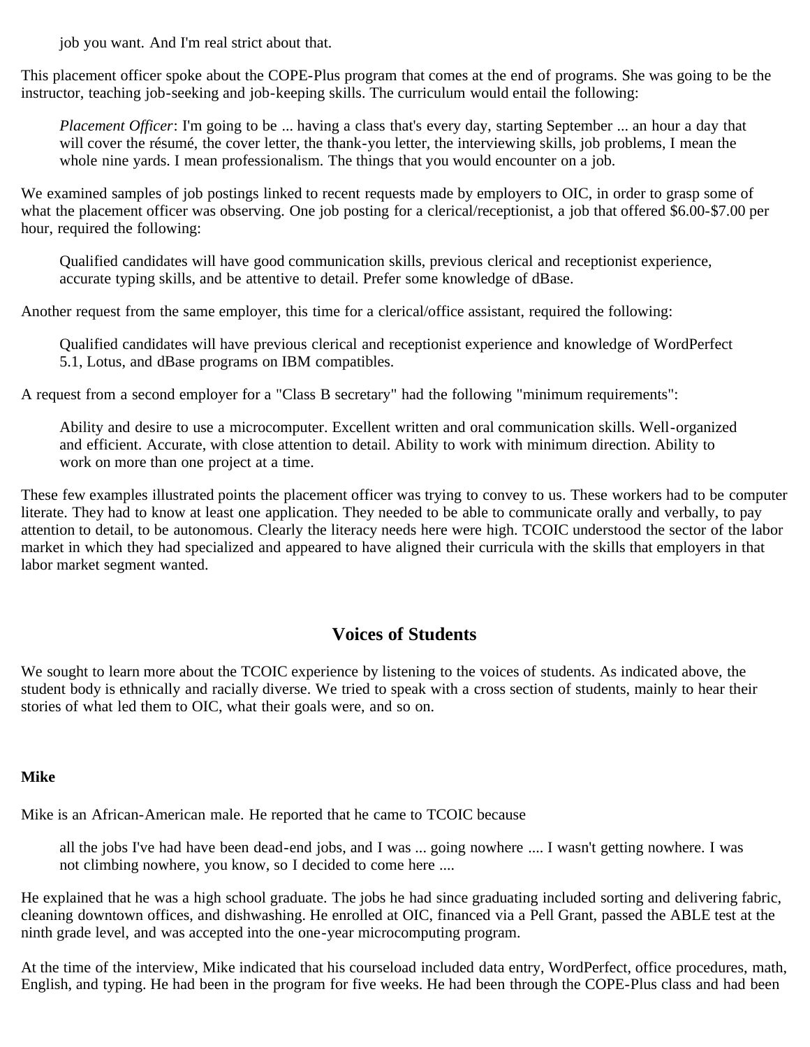> job you want. And I'm real strict about that.

This placement officer spoke about the COPE-Plus program that comes at the end of programs. She was going to be the instructor, teaching job-seeking and job-keeping skills. The curriculum would entail the following:

> *Placement Officer*: I'm going to be ... having a class that's every day, starting September ... an hour a day that will cover the résumé, the cover letter, the thank-you letter, the interviewing skills, job problems, I mean the whole nine yards. I mean professionalism. The things that you would encounter on a job.

We examined samples of job postings linked to recent requests made by employers to OIC, in order to grasp some of what the placement officer was observing. One job posting for a clerical/receptionist, a job that offered $6.00-$7.00 per hour, required the following:

> Qualified candidates will have good communication skills, previous clerical and receptionist experience, accurate typing skills, and be attentive to detail. Prefer some knowledge of dBase.

Another request from the same employer, this time for a clerical/office assistant, required the following:

> Qualified candidates will have previous clerical and receptionist experience and knowledge of WordPerfect 5.1, Lotus, and dBase programs on IBM compatibles.

A request from a second employer for a "Class B secretary" had the following "minimum requirements":

> Ability and desire to use a microcomputer. Excellent written and oral communication skills. Well-organized and efficient. Accurate, with close attention to detail. Ability to work with minimum direction. Ability to work on more than one project at a time.

These few examples illustrated points the placement officer was trying to convey to us. These workers had to be computer literate. They had to know at least one application. They needed to be able to communicate orally and verbally, to pay attention to detail, to be autonomous. Clearly the literacy needs here were high. TCOIC understood the sector of the labor market in which they had specialized and appeared to have aligned their curricula with the skills that employers in that labor market segment wanted.

## Voices of Students

We sought to learn more about the TCOIC experience by listening to the voices of students. As indicated above, the student body is ethnically and racially diverse. We tried to speak with a cross section of students, mainly to hear their stories of what led them to OIC, what their goals were, and so on.

**Mike**

Mike is an African-American male. He reported that he came to TCOIC because

> all the jobs I've had have been dead-end jobs, and I was ... going nowhere .... I wasn't getting nowhere. I was not climbing nowhere, you know, so I decided to come here ....

He explained that he was a high school graduate. The jobs he had since graduating included sorting and delivering fabric, cleaning downtown offices, and dishwashing. He enrolled at OIC, financed via a Pell Grant, passed the ABLE test at the ninth grade level, and was accepted into the one-year microcomputing program.

At the time of the interview, Mike indicated that his courseload included data entry, WordPerfect, office procedures, math, English, and typing. He had been in the program for five weeks. He had been through the COPE-Plus class and had been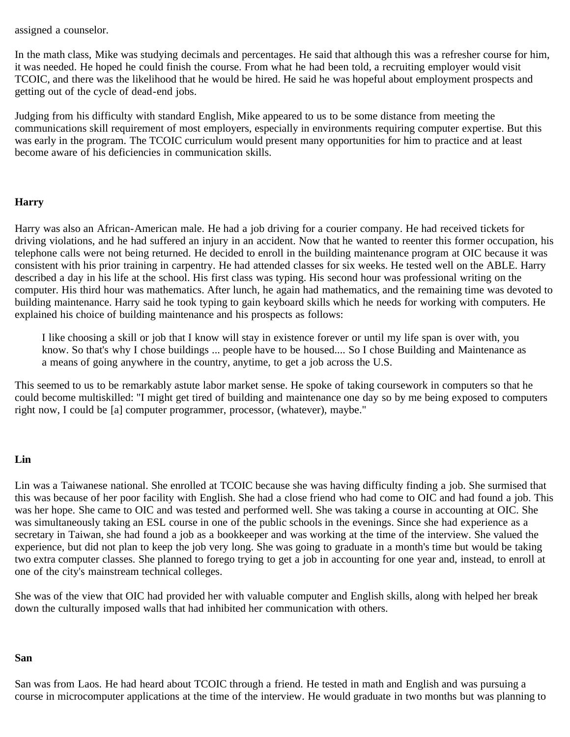assigned a counselor.

In the math class, Mike was studying decimals and percentages. He said that although this was a refresher course for him, it was needed. He hoped he could finish the course. From what he had been told, a recruiting employer would visit TCOIC, and there was the likelihood that he would be hired. He said he was hopeful about employment prospects and getting out of the cycle of dead-end jobs.

Judging from his difficulty with standard English, Mike appeared to us to be some distance from meeting the communications skill requirement of most employers, especially in environments requiring computer expertise. But this was early in the program. The TCOIC curriculum would present many opportunities for him to practice and at least become aware of his deficiencies in communication skills.

**Harry**

Harry was also an African-American male. He had a job driving for a courier company. He had received tickets for driving violations, and he had suffered an injury in an accident. Now that he wanted to reenter this former occupation, his telephone calls were not being returned. He decided to enroll in the building maintenance program at OIC because it was consistent with his prior training in carpentry. He had attended classes for six weeks. He tested well on the ABLE. Harry described a day in his life at the school. His first class was typing. His second hour was professional writing on the computer. His third hour was mathematics. After lunch, he again had mathematics, and the remaining time was devoted to building maintenance. Harry said he took typing to gain keyboard skills which he needs for working with computers. He explained his choice of building maintenance and his prospects as follows:

> I like choosing a skill or job that I know will stay in existence forever or until my life span is over with, you know. So that's why I chose buildings ... people have to be housed.... So I chose Building and Maintenance as a means of going anywhere in the country, anytime, to get a job across the U.S.

This seemed to us to be remarkably astute labor market sense. He spoke of taking coursework in computers so that he could become multiskilled: "I might get tired of building and maintenance one day so by me being exposed to computers right now, I could be [a] computer programmer, processor, (whatever), maybe."

**Lin**

Lin was a Taiwanese national. She enrolled at TCOIC because she was having difficulty finding a job. She surmised that this was because of her poor facility with English. She had a close friend who had come to OIC and had found a job. This was her hope. She came to OIC and was tested and performed well. She was taking a course in accounting at OIC. She was simultaneously taking an ESL course in one of the public schools in the evenings. Since she had experience as a secretary in Taiwan, she had found a job as a bookkeeper and was working at the time of the interview. She valued the experience, but did not plan to keep the job very long. She was going to graduate in a month's time but would be taking two extra computer classes. She planned to forego trying to get a job in accounting for one year and, instead, to enroll at one of the city's mainstream technical colleges.

She was of the view that OIC had provided her with valuable computer and English skills, along with helped her break down the culturally imposed walls that had inhibited her communication with others.

**San**

San was from Laos. He had heard about TCOIC through a friend. He tested in math and English and was pursuing a course in microcomputer applications at the time of the interview. He would graduate in two months but was planning to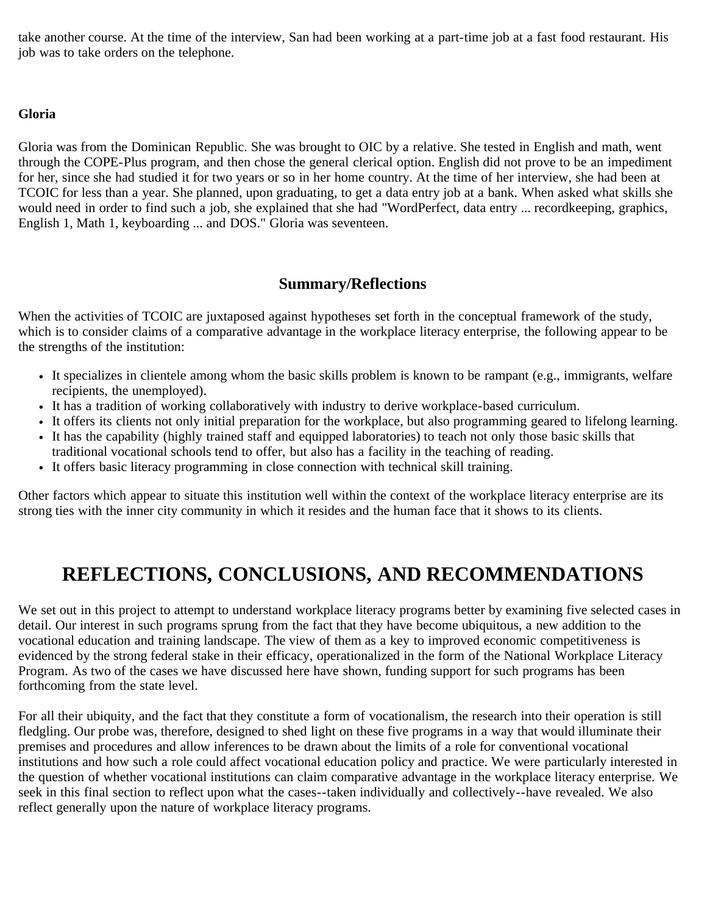take another course. At the time of the interview, San had been working at a part-time job at a fast food restaurant. His job was to take orders on the telephone.

**Gloria**

Gloria was from the Dominican Republic. She was brought to OIC by a relative. She tested in English and math, went through the COPE-Plus program, and then chose the general clerical option. English did not prove to be an impediment for her, since she had studied it for two years or so in her home country. At the time of her interview, she had been at TCOIC for less than a year. She planned, upon graduating, to get a data entry job at a bank. When asked what skills she would need in order to find such a job, she explained that she had "WordPerfect, data entry ... recordkeeping, graphics, English 1, Math 1, keyboarding ... and DOS." Gloria was seventeen.

### Summary/Reflections

When the activities of TCOIC are juxtaposed against hypotheses set forth in the conceptual framework of the study, which is to consider claims of a comparative advantage in the workplace literacy enterprise, the following appear to be the strengths of the institution:

- It specializes in clientele among whom the basic skills problem is known to be rampant (e.g., immigrants, welfare recipients, the unemployed).
- It has a tradition of working collaboratively with industry to derive workplace-based curriculum.
- It offers its clients not only initial preparation for the workplace, but also programming geared to lifelong learning.
- It has the capability (highly trained staff and equipped laboratories) to teach not only those basic skills that traditional vocational schools tend to offer, but also has a facility in the teaching of reading.
- It offers basic literacy programming in close connection with technical skill training.

Other factors which appear to situate this institution well within the context of the workplace literacy enterprise are its strong ties with the inner city community in which it resides and the human face that it shows to its clients.

# REFLECTIONS, CONCLUSIONS, AND RECOMMENDATIONS

We set out in this project to attempt to understand workplace literacy programs better by examining five selected cases in detail. Our interest in such programs sprung from the fact that they have become ubiquitous, a new addition to the vocational education and training landscape. The view of them as a key to improved economic competitiveness is evidenced by the strong federal stake in their efficacy, operationalized in the form of the National Workplace Literacy Program. As two of the cases we have discussed here have shown, funding support for such programs has been forthcoming from the state level.

For all their ubiquity, and the fact that they constitute a form of vocationalism, the research into their operation is still fledgling. Our probe was, therefore, designed to shed light on these five programs in a way that would illuminate their premises and procedures and allow inferences to be drawn about the limits of a role for conventional vocational institutions and how such a role could affect vocational education policy and practice. We were particularly interested in the question of whether vocational institutions can claim comparative advantage in the workplace literacy enterprise. We seek in this final section to reflect upon what the cases--taken individually and collectively--have revealed. We also reflect generally upon the nature of workplace literacy programs.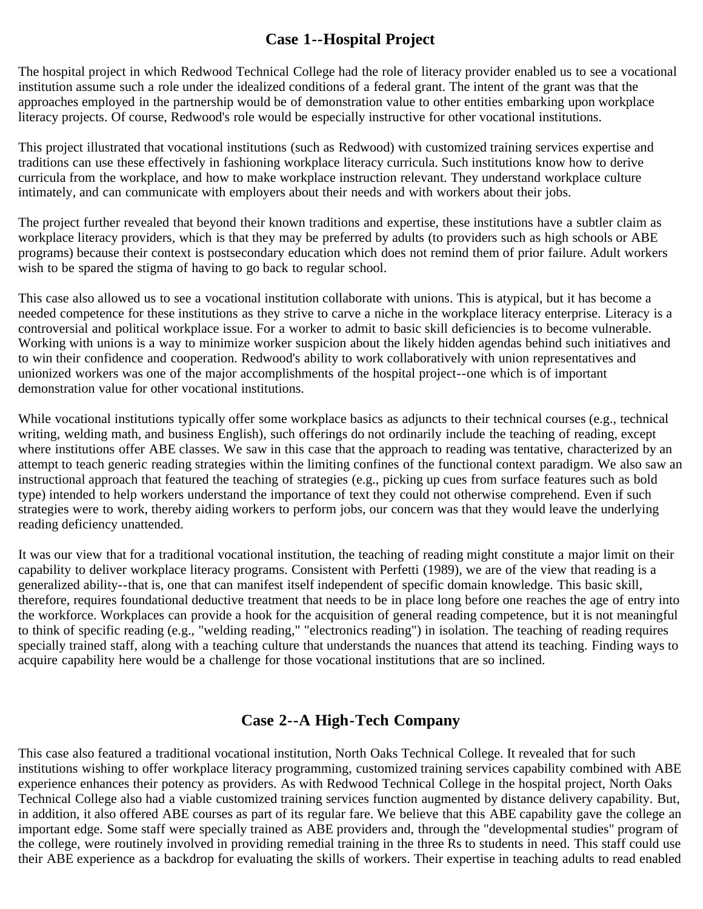## Case 1--Hospital Project

The hospital project in which Redwood Technical College had the role of literacy provider enabled us to see a vocational institution assume such a role under the idealized conditions of a federal grant. The intent of the grant was that the approaches employed in the partnership would be of demonstration value to other entities embarking upon workplace literacy projects. Of course, Redwood's role would be especially instructive for other vocational institutions.

This project illustrated that vocational institutions (such as Redwood) with customized training services expertise and traditions can use these effectively in fashioning workplace literacy curricula. Such institutions know how to derive curricula from the workplace, and how to make workplace instruction relevant. They understand workplace culture intimately, and can communicate with employers about their needs and with workers about their jobs.

The project further revealed that beyond their known traditions and expertise, these institutions have a subtler claim as workplace literacy providers, which is that they may be preferred by adults (to providers such as high schools or ABE programs) because their context is postsecondary education which does not remind them of prior failure. Adult workers wish to be spared the stigma of having to go back to regular school.

This case also allowed us to see a vocational institution collaborate with unions. This is atypical, but it has become a needed competence for these institutions as they strive to carve a niche in the workplace literacy enterprise. Literacy is a controversial and political workplace issue. For a worker to admit to basic skill deficiencies is to become vulnerable. Working with unions is a way to minimize worker suspicion about the likely hidden agendas behind such initiatives and to win their confidence and cooperation. Redwood's ability to work collaboratively with union representatives and unionized workers was one of the major accomplishments of the hospital project--one which is of important demonstration value for other vocational institutions.

While vocational institutions typically offer some workplace basics as adjuncts to their technical courses (e.g., technical writing, welding math, and business English), such offerings do not ordinarily include the teaching of reading, except where institutions offer ABE classes. We saw in this case that the approach to reading was tentative, characterized by an attempt to teach generic reading strategies within the limiting confines of the functional context paradigm. We also saw an instructional approach that featured the teaching of strategies (e.g., picking up cues from surface features such as bold type) intended to help workers understand the importance of text they could not otherwise comprehend. Even if such strategies were to work, thereby aiding workers to perform jobs, our concern was that they would leave the underlying reading deficiency unattended.

It was our view that for a traditional vocational institution, the teaching of reading might constitute a major limit on their capability to deliver workplace literacy programs. Consistent with Perfetti (1989), we are of the view that reading is a generalized ability--that is, one that can manifest itself independent of specific domain knowledge. This basic skill, therefore, requires foundational deductive treatment that needs to be in place long before one reaches the age of entry into the workforce. Workplaces can provide a hook for the acquisition of general reading competence, but it is not meaningful to think of specific reading (e.g., "welding reading," "electronics reading") in isolation. The teaching of reading requires specially trained staff, along with a teaching culture that understands the nuances that attend its teaching. Finding ways to acquire capability here would be a challenge for those vocational institutions that are so inclined.

## Case 2--A High-Tech Company

This case also featured a traditional vocational institution, North Oaks Technical College. It revealed that for such institutions wishing to offer workplace literacy programming, customized training services capability combined with ABE experience enhances their potency as providers. As with Redwood Technical College in the hospital project, North Oaks Technical College also had a viable customized training services function augmented by distance delivery capability. But, in addition, it also offered ABE courses as part of its regular fare. We believe that this ABE capability gave the college an important edge. Some staff were specially trained as ABE providers and, through the "developmental studies" program of the college, were routinely involved in providing remedial training in the three Rs to students in need. This staff could use their ABE experience as a backdrop for evaluating the skills of workers. Their expertise in teaching adults to read enabled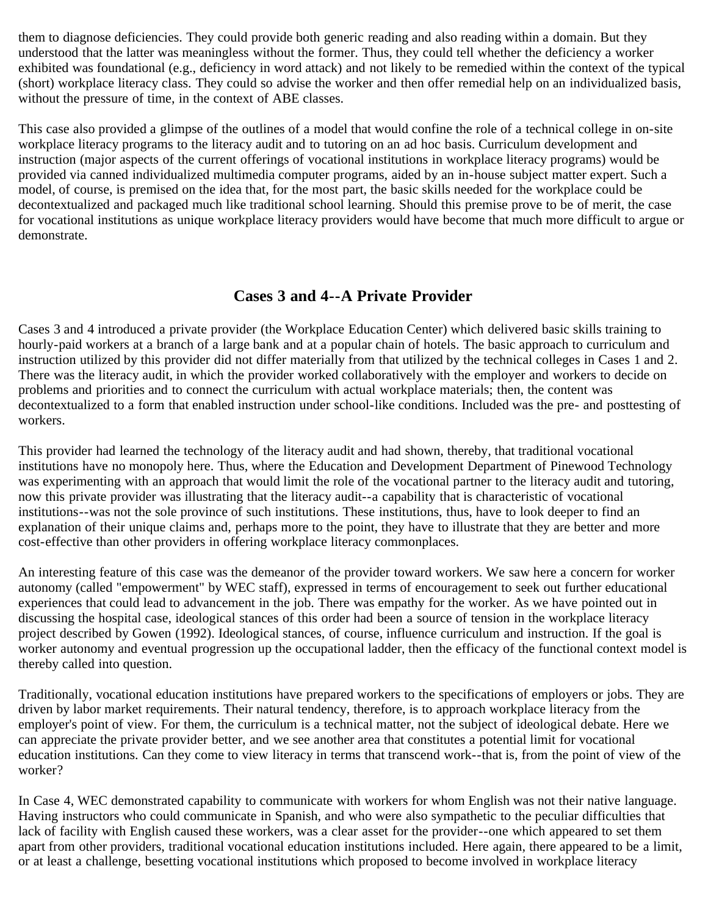them to diagnose deficiencies. They could provide both generic reading and also reading within a domain. But they understood that the latter was meaningless without the former. Thus, they could tell whether the deficiency a worker exhibited was foundational (e.g., deficiency in word attack) and not likely to be remedied within the context of the typical (short) workplace literacy class. They could so advise the worker and then offer remedial help on an individualized basis, without the pressure of time, in the context of ABE classes.

This case also provided a glimpse of the outlines of a model that would confine the role of a technical college in on-site workplace literacy programs to the literacy audit and to tutoring on an ad hoc basis. Curriculum development and instruction (major aspects of the current offerings of vocational institutions in workplace literacy programs) would be provided via canned individualized multimedia computer programs, aided by an in-house subject matter expert. Such a model, of course, is premised on the idea that, for the most part, the basic skills needed for the workplace could be decontextualized and packaged much like traditional school learning. Should this premise prove to be of merit, the case for vocational institutions as unique workplace literacy providers would have become that much more difficult to argue or demonstrate.

## Cases 3 and 4--A Private Provider

Cases 3 and 4 introduced a private provider (the Workplace Education Center) which delivered basic skills training to hourly-paid workers at a branch of a large bank and at a popular chain of hotels. The basic approach to curriculum and instruction utilized by this provider did not differ materially from that utilized by the technical colleges in Cases 1 and 2. There was the literacy audit, in which the provider worked collaboratively with the employer and workers to decide on problems and priorities and to connect the curriculum with actual workplace materials; then, the content was decontextualized to a form that enabled instruction under school-like conditions. Included was the pre- and posttesting of workers.

This provider had learned the technology of the literacy audit and had shown, thereby, that traditional vocational institutions have no monopoly here. Thus, where the Education and Development Department of Pinewood Technology was experimenting with an approach that would limit the role of the vocational partner to the literacy audit and tutoring, now this private provider was illustrating that the literacy audit--a capability that is characteristic of vocational institutions--was not the sole province of such institutions. These institutions, thus, have to look deeper to find an explanation of their unique claims and, perhaps more to the point, they have to illustrate that they are better and more cost-effective than other providers in offering workplace literacy commonplaces.

An interesting feature of this case was the demeanor of the provider toward workers. We saw here a concern for worker autonomy (called "empowerment" by WEC staff), expressed in terms of encouragement to seek out further educational experiences that could lead to advancement in the job. There was empathy for the worker. As we have pointed out in discussing the hospital case, ideological stances of this order had been a source of tension in the workplace literacy project described by Gowen (1992). Ideological stances, of course, influence curriculum and instruction. If the goal is worker autonomy and eventual progression up the occupational ladder, then the efficacy of the functional context model is thereby called into question.

Traditionally, vocational education institutions have prepared workers to the specifications of employers or jobs. They are driven by labor market requirements. Their natural tendency, therefore, is to approach workplace literacy from the employer's point of view. For them, the curriculum is a technical matter, not the subject of ideological debate. Here we can appreciate the private provider better, and we see another area that constitutes a potential limit for vocational education institutions. Can they come to view literacy in terms that transcend work--that is, from the point of view of the worker?

In Case 4, WEC demonstrated capability to communicate with workers for whom English was not their native language. Having instructors who could communicate in Spanish, and who were also sympathetic to the peculiar difficulties that lack of facility with English caused these workers, was a clear asset for the provider--one which appeared to set them apart from other providers, traditional vocational education institutions included. Here again, there appeared to be a limit, or at least a challenge, besetting vocational institutions which proposed to become involved in workplace literacy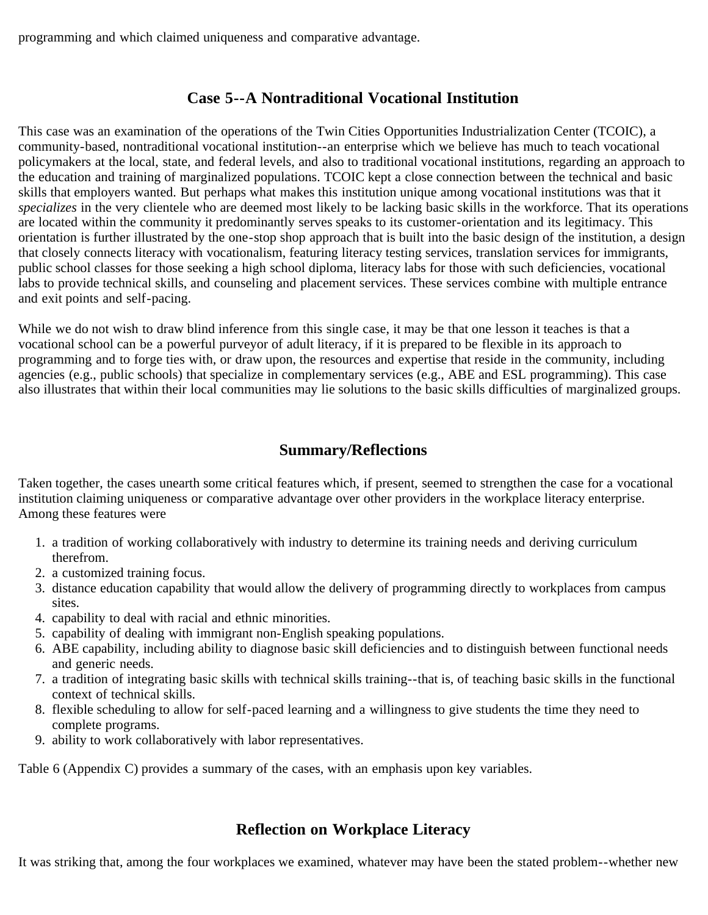programming and which claimed uniqueness and comparative advantage.

## Case 5--A Nontraditional Vocational Institution

This case was an examination of the operations of the Twin Cities Opportunities Industrialization Center (TCOIC), a community-based, nontraditional vocational institution--an enterprise which we believe has much to teach vocational policymakers at the local, state, and federal levels, and also to traditional vocational institutions, regarding an approach to the education and training of marginalized populations. TCOIC kept a close connection between the technical and basic skills that employers wanted. But perhaps what makes this institution unique among vocational institutions was that it *specializes* in the very clientele who are deemed most likely to be lacking basic skills in the workforce. That its operations are located within the community it predominantly serves speaks to its customer-orientation and its legitimacy. This orientation is further illustrated by the one-stop shop approach that is built into the basic design of the institution, a design that closely connects literacy with vocationalism, featuring literacy testing services, translation services for immigrants, public school classes for those seeking a high school diploma, literacy labs for those with such deficiencies, vocational labs to provide technical skills, and counseling and placement services. These services combine with multiple entrance and exit points and self-pacing.

While we do not wish to draw blind inference from this single case, it may be that one lesson it teaches is that a vocational school can be a powerful purveyor of adult literacy, if it is prepared to be flexible in its approach to programming and to forge ties with, or draw upon, the resources and expertise that reside in the community, including agencies (e.g., public schools) that specialize in complementary services (e.g., ABE and ESL programming). This case also illustrates that within their local communities may lie solutions to the basic skills difficulties of marginalized groups.

## Summary/Reflections

Taken together, the cases unearth some critical features which, if present, seemed to strengthen the case for a vocational institution claiming uniqueness or comparative advantage over other providers in the workplace literacy enterprise. Among these features were

1. a tradition of working collaboratively with industry to determine its training needs and deriving curriculum therefrom.
2. a customized training focus.
3. distance education capability that would allow the delivery of programming directly to workplaces from campus sites.
4. capability to deal with racial and ethnic minorities.
5. capability of dealing with immigrant non-English speaking populations.
6. ABE capability, including ability to diagnose basic skill deficiencies and to distinguish between functional needs and generic needs.
7. a tradition of integrating basic skills with technical skills training--that is, of teaching basic skills in the functional context of technical skills.
8. flexible scheduling to allow for self-paced learning and a willingness to give students the time they need to complete programs.
9. ability to work collaboratively with labor representatives.

Table 6 (Appendix C) provides a summary of the cases, with an emphasis upon key variables.

## Reflection on Workplace Literacy

It was striking that, among the four workplaces we examined, whatever may have been the stated problem--whether new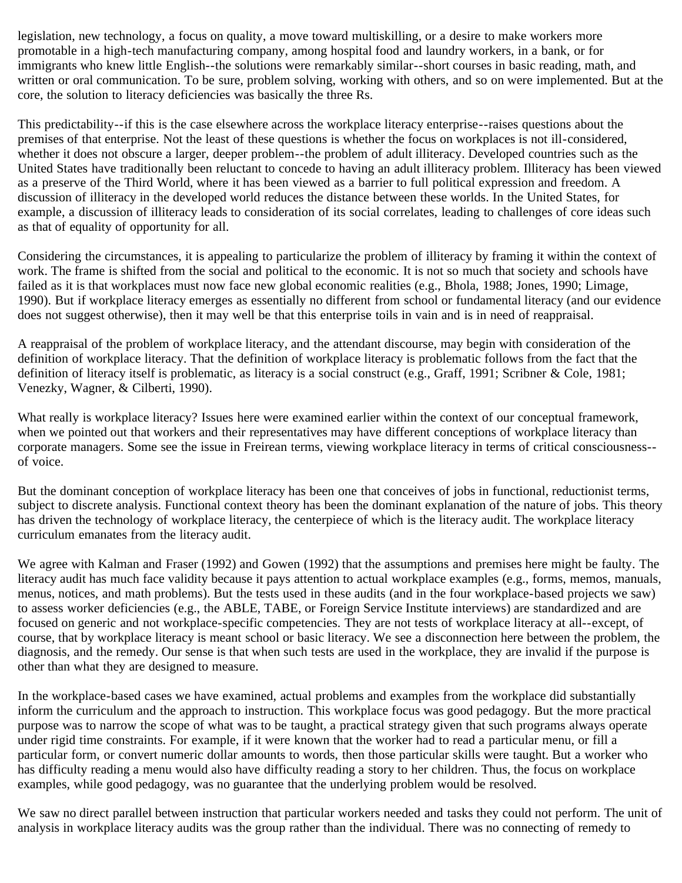legislation, new technology, a focus on quality, a move toward multiskilling, or a desire to make workers more promotable in a high-tech manufacturing company, among hospital food and laundry workers, in a bank, or for immigrants who knew little English--the solutions were remarkably similar--short courses in basic reading, math, and written or oral communication. To be sure, problem solving, working with others, and so on were implemented. But at the core, the solution to literacy deficiencies was basically the three Rs.

This predictability--if this is the case elsewhere across the workplace literacy enterprise--raises questions about the premises of that enterprise. Not the least of these questions is whether the focus on workplaces is not ill-considered, whether it does not obscure a larger, deeper problem--the problem of adult illiteracy. Developed countries such as the United States have traditionally been reluctant to concede to having an adult illiteracy problem. Illiteracy has been viewed as a preserve of the Third World, where it has been viewed as a barrier to full political expression and freedom. A discussion of illiteracy in the developed world reduces the distance between these worlds. In the United States, for example, a discussion of illiteracy leads to consideration of its social correlates, leading to challenges of core ideas such as that of equality of opportunity for all.

Considering the circumstances, it is appealing to particularize the problem of illiteracy by framing it within the context of work. The frame is shifted from the social and political to the economic. It is not so much that society and schools have failed as it is that workplaces must now face new global economic realities (e.g., Bhola, 1988; Jones, 1990; Limage, 1990). But if workplace literacy emerges as essentially no different from school or fundamental literacy (and our evidence does not suggest otherwise), then it may well be that this enterprise toils in vain and is in need of reappraisal.

A reappraisal of the problem of workplace literacy, and the attendant discourse, may begin with consideration of the definition of workplace literacy. That the definition of workplace literacy is problematic follows from the fact that the definition of literacy itself is problematic, as literacy is a social construct (e.g., Graff, 1991; Scribner & Cole, 1981; Venezky, Wagner, & Cilberti, 1990).

What really is workplace literacy? Issues here were examined earlier within the context of our conceptual framework, when we pointed out that workers and their representatives may have different conceptions of workplace literacy than corporate managers. Some see the issue in Freirean terms, viewing workplace literacy in terms of critical consciousness--of voice.

But the dominant conception of workplace literacy has been one that conceives of jobs in functional, reductionist terms, subject to discrete analysis. Functional context theory has been the dominant explanation of the nature of jobs. This theory has driven the technology of workplace literacy, the centerpiece of which is the literacy audit. The workplace literacy curriculum emanates from the literacy audit.

We agree with Kalman and Fraser (1992) and Gowen (1992) that the assumptions and premises here might be faulty. The literacy audit has much face validity because it pays attention to actual workplace examples (e.g., forms, memos, manuals, menus, notices, and math problems). But the tests used in these audits (and in the four workplace-based projects we saw) to assess worker deficiencies (e.g., the ABLE, TABE, or Foreign Service Institute interviews) are standardized and are focused on generic and not workplace-specific competencies. They are not tests of workplace literacy at all--except, of course, that by workplace literacy is meant school or basic literacy. We see a disconnection here between the problem, the diagnosis, and the remedy. Our sense is that when such tests are used in the workplace, they are invalid if the purpose is other than what they are designed to measure.

In the workplace-based cases we have examined, actual problems and examples from the workplace did substantially inform the curriculum and the approach to instruction. This workplace focus was good pedagogy. But the more practical purpose was to narrow the scope of what was to be taught, a practical strategy given that such programs always operate under rigid time constraints. For example, if it were known that the worker had to read a particular menu, or fill a particular form, or convert numeric dollar amounts to words, then those particular skills were taught. But a worker who has difficulty reading a menu would also have difficulty reading a story to her children. Thus, the focus on workplace examples, while good pedagogy, was no guarantee that the underlying problem would be resolved.

We saw no direct parallel between instruction that particular workers needed and tasks they could not perform. The unit of analysis in workplace literacy audits was the group rather than the individual. There was no connecting of remedy to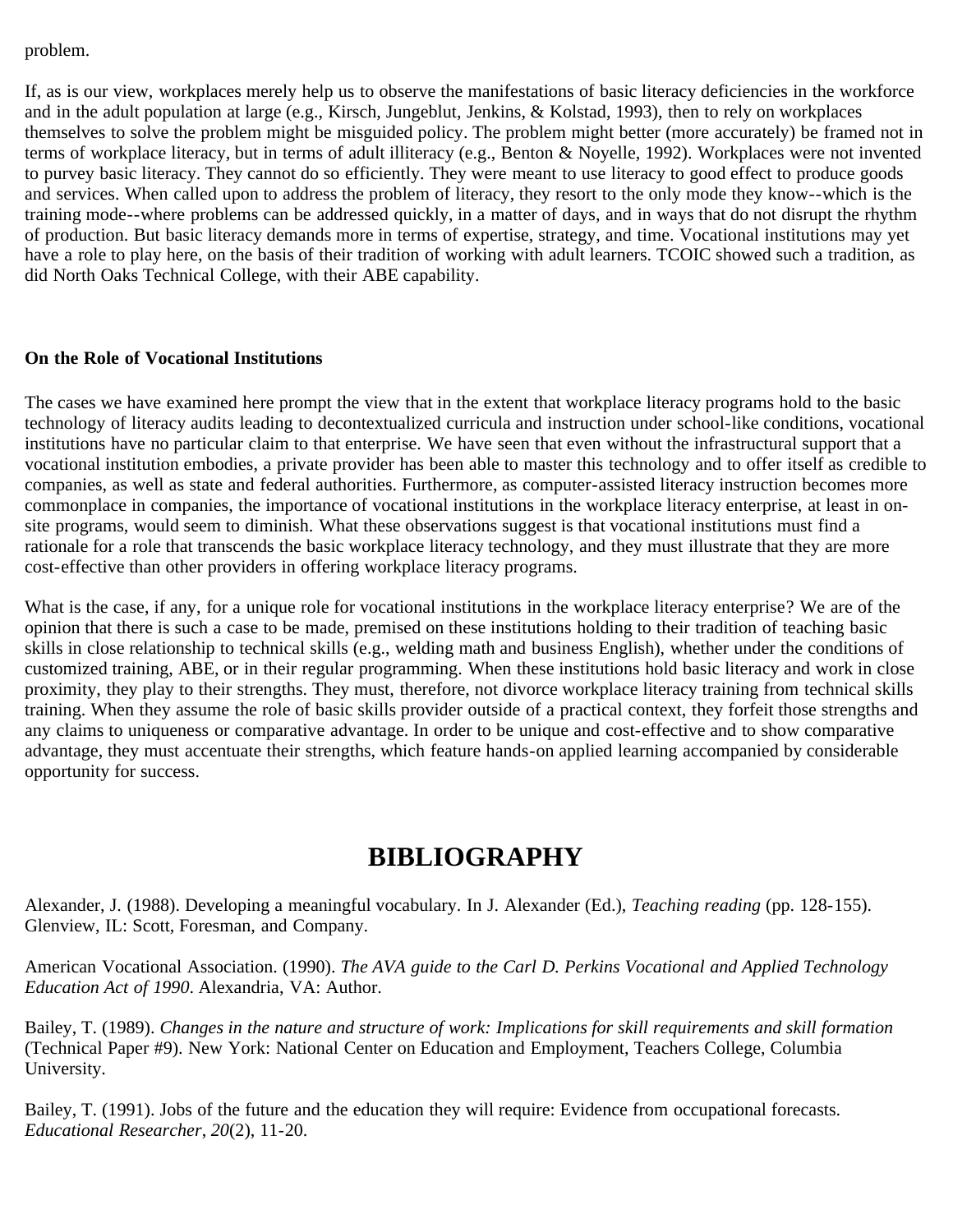problem.

If, as is our view, workplaces merely help us to observe the manifestations of basic literacy deficiencies in the workforce and in the adult population at large (e.g., Kirsch, Jungeblut, Jenkins, & Kolstad, 1993), then to rely on workplaces themselves to solve the problem might be misguided policy. The problem might better (more accurately) be framed not in terms of workplace literacy, but in terms of adult illiteracy (e.g., Benton & Noyelle, 1992). Workplaces were not invented to purvey basic literacy. They cannot do so efficiently. They were meant to use literacy to good effect to produce goods and services. When called upon to address the problem of literacy, they resort to the only mode they know--which is the training mode--where problems can be addressed quickly, in a matter of days, and in ways that do not disrupt the rhythm of production. But basic literacy demands more in terms of expertise, strategy, and time. Vocational institutions may yet have a role to play here, on the basis of their tradition of working with adult learners. TCOIC showed such a tradition, as did North Oaks Technical College, with their ABE capability.

**On the Role of Vocational Institutions**

The cases we have examined here prompt the view that in the extent that workplace literacy programs hold to the basic technology of literacy audits leading to decontextualized curricula and instruction under school-like conditions, vocational institutions have no particular claim to that enterprise. We have seen that even without the infrastructural support that a vocational institution embodies, a private provider has been able to master this technology and to offer itself as credible to companies, as well as state and federal authorities. Furthermore, as computer-assisted literacy instruction becomes more commonplace in companies, the importance of vocational institutions in the workplace literacy enterprise, at least in on-site programs, would seem to diminish. What these observations suggest is that vocational institutions must find a rationale for a role that transcends the basic workplace literacy technology, and they must illustrate that they are more cost-effective than other providers in offering workplace literacy programs.

What is the case, if any, for a unique role for vocational institutions in the workplace literacy enterprise? We are of the opinion that there is such a case to be made, premised on these institutions holding to their tradition of teaching basic skills in close relationship to technical skills (e.g., welding math and business English), whether under the conditions of customized training, ABE, or in their regular programming. When these institutions hold basic literacy and work in close proximity, they play to their strengths. They must, therefore, not divorce workplace literacy training from technical skills training. When they assume the role of basic skills provider outside of a practical context, they forfeit those strengths and any claims to uniqueness or comparative advantage. In order to be unique and cost-effective and to show comparative advantage, they must accentuate their strengths, which feature hands-on applied learning accompanied by considerable opportunity for success.

# BIBLIOGRAPHY

Alexander, J. (1988). Developing a meaningful vocabulary. In J. Alexander (Ed.), *Teaching reading* (pp. 128-155). Glenview, IL: Scott, Foresman, and Company.

American Vocational Association. (1990). *The AVA guide to the Carl D. Perkins Vocational and Applied Technology Education Act of 1990*. Alexandria, VA: Author.

Bailey, T. (1989). *Changes in the nature and structure of work: Implications for skill requirements and skill formation* (Technical Paper #9). New York: National Center on Education and Employment, Teachers College, Columbia University.

Bailey, T. (1991). Jobs of the future and the education they will require: Evidence from occupational forecasts. *Educational Researcher*, *20*(2), 11-20.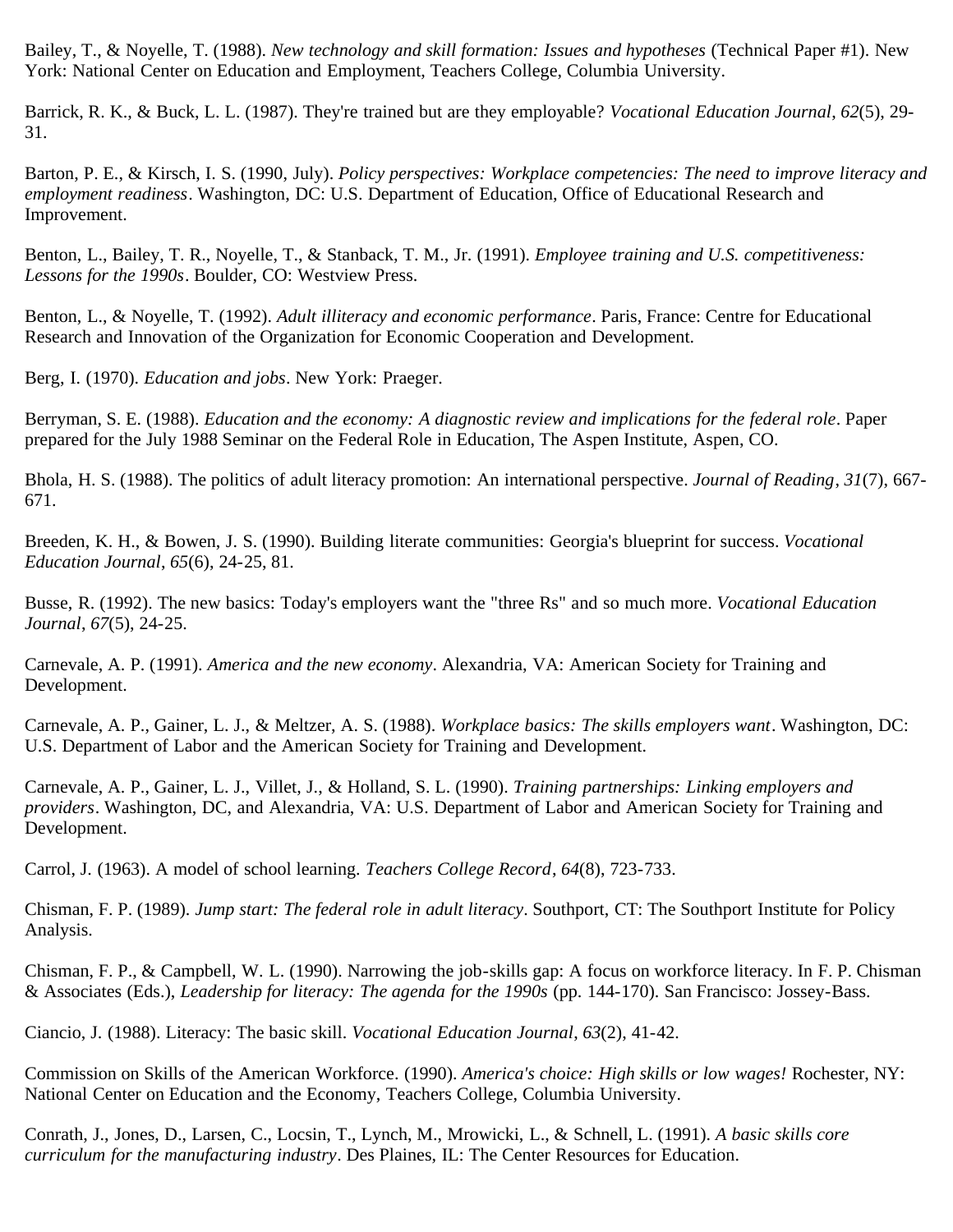Bailey, T., & Noyelle, T. (1988). *New technology and skill formation: Issues and hypotheses* (Technical Paper #1). New York: National Center on Education and Employment, Teachers College, Columbia University.

Barrick, R. K., & Buck, L. L. (1987). They're trained but are they employable? *Vocational Education Journal*, *62*(5), 29-31.

Barton, P. E., & Kirsch, I. S. (1990, July). *Policy perspectives: Workplace competencies: The need to improve literacy and employment readiness*. Washington, DC: U.S. Department of Education, Office of Educational Research and Improvement.

Benton, L., Bailey, T. R., Noyelle, T., & Stanback, T. M., Jr. (1991). *Employee training and U.S. competitiveness: Lessons for the 1990s*. Boulder, CO: Westview Press.

Benton, L., & Noyelle, T. (1992). *Adult illiteracy and economic performance*. Paris, France: Centre for Educational Research and Innovation of the Organization for Economic Cooperation and Development.

Berg, I. (1970). *Education and jobs*. New York: Praeger.

Berryman, S. E. (1988). *Education and the economy: A diagnostic review and implications for the federal role*. Paper prepared for the July 1988 Seminar on the Federal Role in Education, The Aspen Institute, Aspen, CO.

Bhola, H. S. (1988). The politics of adult literacy promotion: An international perspective. *Journal of Reading*, *31*(7), 667-671.

Breeden, K. H., & Bowen, J. S. (1990). Building literate communities: Georgia's blueprint for success. *Vocational Education Journal*, *65*(6), 24-25, 81.

Busse, R. (1992). The new basics: Today's employers want the "three Rs" and so much more. *Vocational Education Journal*, *67*(5), 24-25.

Carnevale, A. P. (1991). *America and the new economy*. Alexandria, VA: American Society for Training and Development.

Carnevale, A. P., Gainer, L. J., & Meltzer, A. S. (1988). *Workplace basics: The skills employers want*. Washington, DC: U.S. Department of Labor and the American Society for Training and Development.

Carnevale, A. P., Gainer, L. J., Villet, J., & Holland, S. L. (1990). *Training partnerships: Linking employers and providers*. Washington, DC, and Alexandria, VA: U.S. Department of Labor and American Society for Training and Development.

Carrol, J. (1963). A model of school learning. *Teachers College Record*, *64*(8), 723-733.

Chisman, F. P. (1989). *Jump start: The federal role in adult literacy*. Southport, CT: The Southport Institute for Policy Analysis.

Chisman, F. P., & Campbell, W. L. (1990). Narrowing the job-skills gap: A focus on workforce literacy. In F. P. Chisman & Associates (Eds.), *Leadership for literacy: The agenda for the 1990s* (pp. 144-170). San Francisco: Jossey-Bass.

Ciancio, J. (1988). Literacy: The basic skill. *Vocational Education Journal*, *63*(2), 41-42.

Commission on Skills of the American Workforce. (1990). *America's choice: High skills or low wages!* Rochester, NY: National Center on Education and the Economy, Teachers College, Columbia University.

Conrath, J., Jones, D., Larsen, C., Locsin, T., Lynch, M., Mrowicki, L., & Schnell, L. (1991). *A basic skills core curriculum for the manufacturing industry*. Des Plaines, IL: The Center Resources for Education.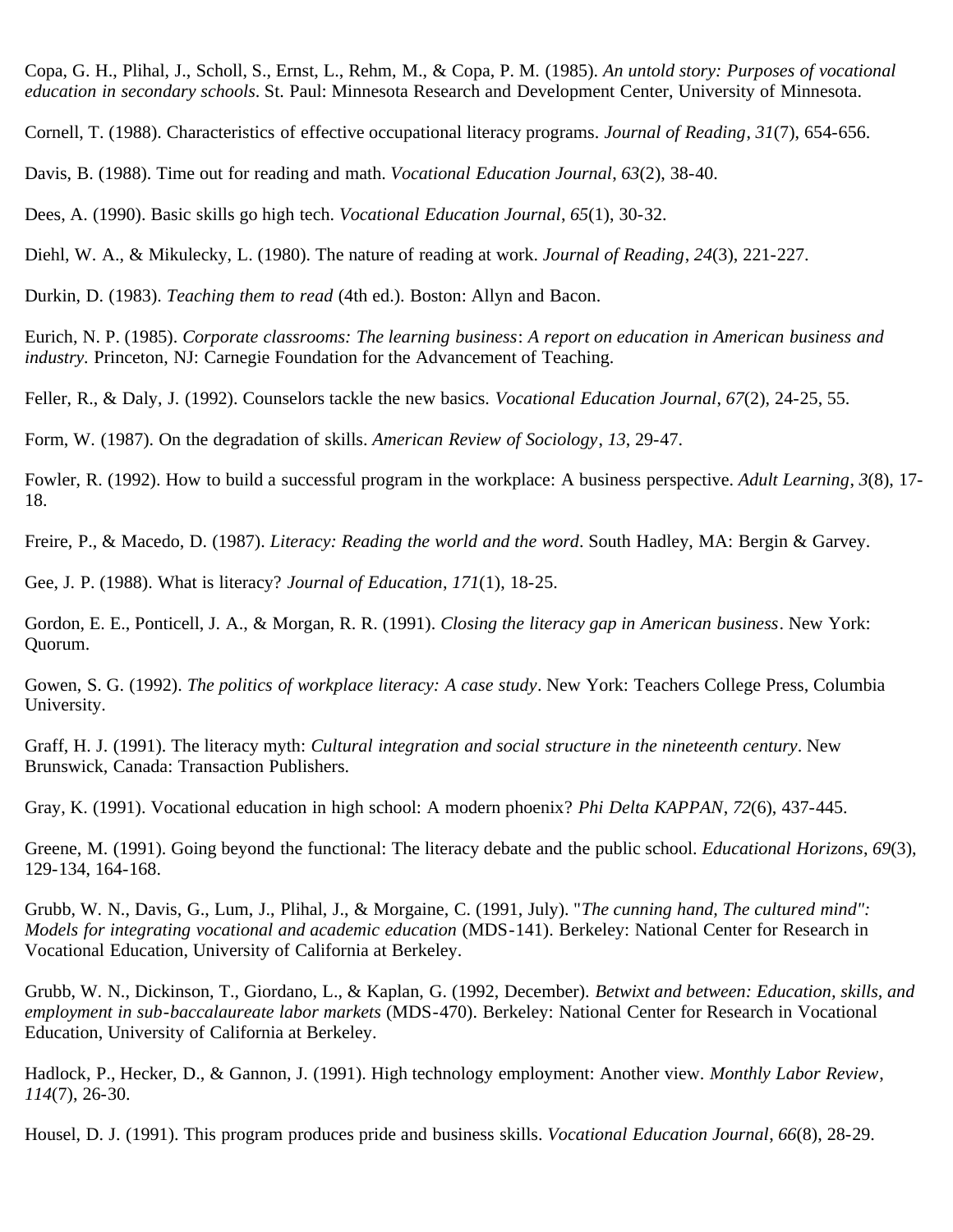Copa, G. H., Plihal, J., Scholl, S., Ernst, L., Rehm, M., & Copa, P. M. (1985). *An untold story: Purposes of vocational education in secondary schools*. St. Paul: Minnesota Research and Development Center, University of Minnesota.

Cornell, T. (1988). Characteristics of effective occupational literacy programs. *Journal of Reading*, *31*(7), 654-656.

Davis, B. (1988). Time out for reading and math. *Vocational Education Journal*, *63*(2), 38-40.

Dees, A. (1990). Basic skills go high tech. *Vocational Education Journal*, *65*(1), 30-32.

Diehl, W. A., & Mikulecky, L. (1980). The nature of reading at work. *Journal of Reading*, *24*(3), 221-227.

Durkin, D. (1983). *Teaching them to read* (4th ed.). Boston: Allyn and Bacon.

Eurich, N. P. (1985). *Corporate classrooms: The learning business*: *A report on education in American business and industry.* Princeton, NJ: Carnegie Foundation for the Advancement of Teaching.

Feller, R., & Daly, J. (1992). Counselors tackle the new basics. *Vocational Education Journal*, *67*(2), 24-25, 55.

Form, W. (1987). On the degradation of skills. *American Review of Sociology*, *13*, 29-47.

Fowler, R. (1992). How to build a successful program in the workplace: A business perspective. *Adult Learning*, *3*(8), 17-18.

Freire, P., & Macedo, D. (1987). *Literacy: Reading the world and the word*. South Hadley, MA: Bergin & Garvey.

Gee, J. P. (1988). What is literacy? *Journal of Education*, *171*(1), 18-25.

Gordon, E. E., Ponticell, J. A., & Morgan, R. R. (1991). *Closing the literacy gap in American business*. New York: Quorum.

Gowen, S. G. (1992). *The politics of workplace literacy: A case study*. New York: Teachers College Press, Columbia University.

Graff, H. J. (1991). The literacy myth: *Cultural integration and social structure in the nineteenth century*. New Brunswick, Canada: Transaction Publishers.

Gray, K. (1991). Vocational education in high school: A modern phoenix? *Phi Delta KAPPAN*, *72*(6), 437-445.

Greene, M. (1991). Going beyond the functional: The literacy debate and the public school. *Educational Horizons*, *69*(3), 129-134, 164-168.

Grubb, W. N., Davis, G., Lum, J., Plihal, J., & Morgaine, C. (1991, July). "*The cunning hand, The cultured mind": Models for integrating vocational and academic education* (MDS-141). Berkeley: National Center for Research in Vocational Education, University of California at Berkeley.

Grubb, W. N., Dickinson, T., Giordano, L., & Kaplan, G. (1992, December). *Betwixt and between: Education, skills, and employment in sub-baccalaureate labor markets* (MDS-470). Berkeley: National Center for Research in Vocational Education, University of California at Berkeley.

Hadlock, P., Hecker, D., & Gannon, J. (1991). High technology employment: Another view. *Monthly Labor Review*, *114*(7), 26-30.

Housel, D. J. (1991). This program produces pride and business skills. *Vocational Education Journal*, *66*(8), 28-29.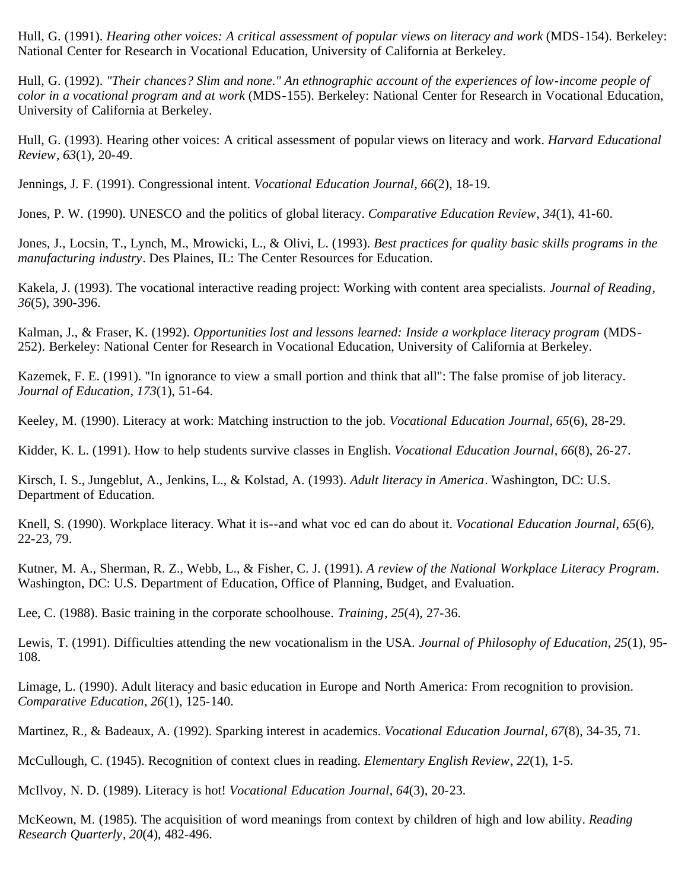Hull, G. (1991). *Hearing other voices: A critical assessment of popular views on literacy and work* (MDS-154). Berkeley: National Center for Research in Vocational Education, University of California at Berkeley.

Hull, G. (1992). *"Their chances? Slim and none." An ethnographic account of the experiences of low-income people of color in a vocational program and at work* (MDS-155). Berkeley: National Center for Research in Vocational Education, University of California at Berkeley.

Hull, G. (1993). Hearing other voices: A critical assessment of popular views on literacy and work. *Harvard Educational Review*, *63*(1), 20-49.

Jennings, J. F. (1991). Congressional intent. *Vocational Education Journal*, *66*(2), 18-19.

Jones, P. W. (1990). UNESCO and the politics of global literacy. *Comparative Education Review*, *34*(1), 41-60.

Jones, J., Locsin, T., Lynch, M., Mrowicki, L., & Olivi, L. (1993). *Best practices for quality basic skills programs in the manufacturing industry*. Des Plaines, IL: The Center Resources for Education.

Kakela, J. (1993). The vocational interactive reading project: Working with content area specialists. *Journal of Reading*, *36*(5), 390-396.

Kalman, J., & Fraser, K. (1992). *Opportunities lost and lessons learned: Inside a workplace literacy program* (MDS-252). Berkeley: National Center for Research in Vocational Education, University of California at Berkeley.

Kazemek, F. E. (1991). "In ignorance to view a small portion and think that all": The false promise of job literacy. *Journal of Education*, *173*(1), 51-64.

Keeley, M. (1990). Literacy at work: Matching instruction to the job. *Vocational Education Journal*, *65*(6), 28-29.

Kidder, K. L. (1991). How to help students survive classes in English. *Vocational Education Journal*, *66*(8), 26-27.

Kirsch, I. S., Jungeblut, A., Jenkins, L., & Kolstad, A. (1993). *Adult literacy in America*. Washington, DC: U.S. Department of Education.

Knell, S. (1990). Workplace literacy. What it is--and what voc ed can do about it. *Vocational Education Journal*, *65*(6), 22-23, 79.

Kutner, M. A., Sherman, R. Z., Webb, L., & Fisher, C. J. (1991). *A review of the National Workplace Literacy Program*. Washington, DC: U.S. Department of Education, Office of Planning, Budget, and Evaluation.

Lee, C. (1988). Basic training in the corporate schoolhouse. *Training*, *25*(4), 27-36.

Lewis, T. (1991). Difficulties attending the new vocationalism in the USA. *Journal of Philosophy of Education*, *25*(1), 95-108.

Limage, L. (1990). Adult literacy and basic education in Europe and North America: From recognition to provision. *Comparative Education*, *26*(1), 125-140.

Martinez, R., & Badeaux, A. (1992). Sparking interest in academics. *Vocational Education Journal*, *67*(8), 34-35, 71.

McCullough, C. (1945). Recognition of context clues in reading. *Elementary English Review*, *22*(1), 1-5.

McIlvoy, N. D. (1989). Literacy is hot! *Vocational Education Journal*, *64*(3), 20-23.

McKeown, M. (1985). The acquisition of word meanings from context by children of high and low ability. *Reading Research Quarterly*, *20*(4), 482-496.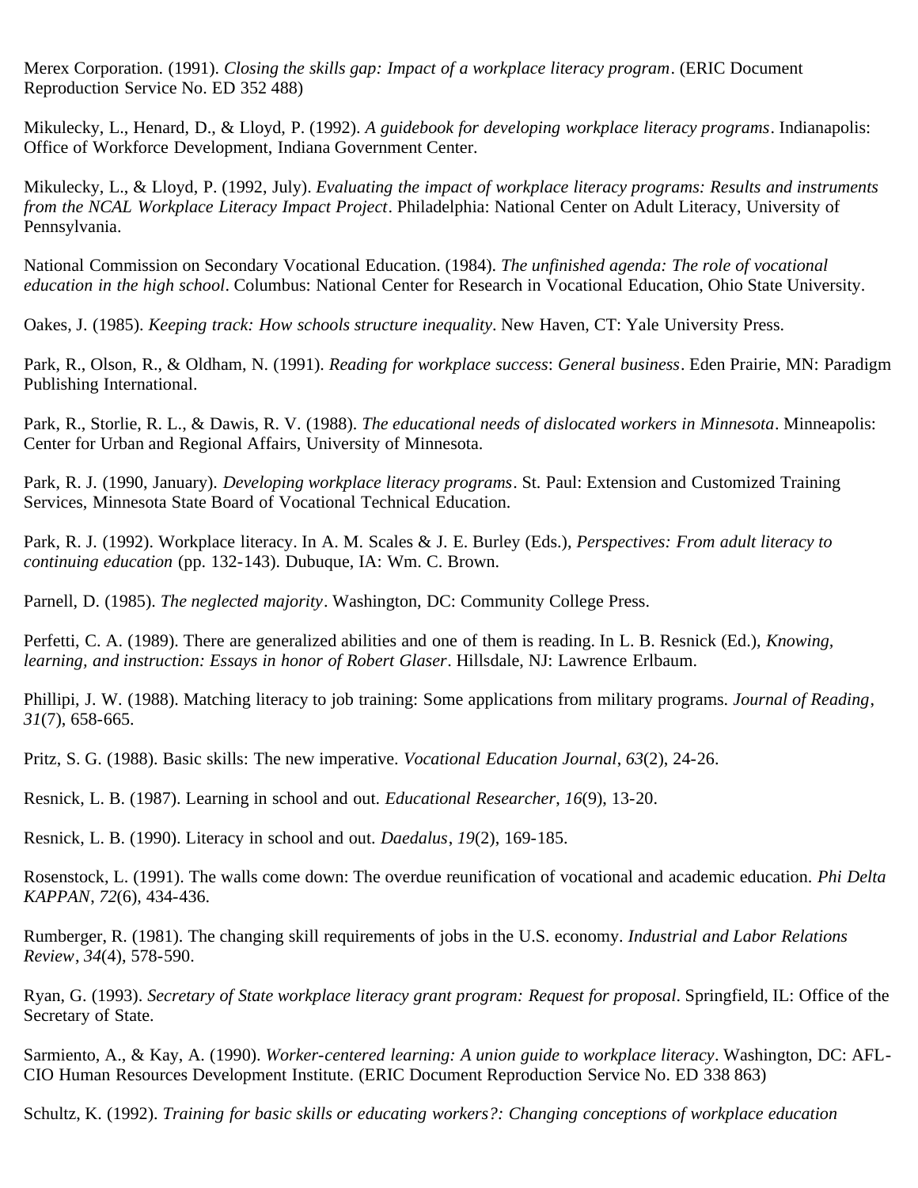Merex Corporation. (1991). *Closing the skills gap: Impact of a workplace literacy program*. (ERIC Document Reproduction Service No. ED 352 488)

Mikulecky, L., Henard, D., & Lloyd, P. (1992). *A guidebook for developing workplace literacy programs*. Indianapolis: Office of Workforce Development, Indiana Government Center.

Mikulecky, L., & Lloyd, P. (1992, July). *Evaluating the impact of workplace literacy programs: Results and instruments from the NCAL Workplace Literacy Impact Project*. Philadelphia: National Center on Adult Literacy, University of Pennsylvania.

National Commission on Secondary Vocational Education. (1984). *The unfinished agenda: The role of vocational education in the high school*. Columbus: National Center for Research in Vocational Education, Ohio State University.

Oakes, J. (1985). *Keeping track: How schools structure inequality*. New Haven, CT: Yale University Press.

Park, R., Olson, R., & Oldham, N. (1991). *Reading for workplace success*: *General business*. Eden Prairie, MN: Paradigm Publishing International.

Park, R., Storlie, R. L., & Dawis, R. V. (1988). *The educational needs of dislocated workers in Minnesota*. Minneapolis: Center for Urban and Regional Affairs, University of Minnesota.

Park, R. J. (1990, January). *Developing workplace literacy programs*. St. Paul: Extension and Customized Training Services, Minnesota State Board of Vocational Technical Education.

Park, R. J. (1992). Workplace literacy. In A. M. Scales & J. E. Burley (Eds.), *Perspectives: From adult literacy to continuing education* (pp. 132-143). Dubuque, IA: Wm. C. Brown.

Parnell, D. (1985). *The neglected majority*. Washington, DC: Community College Press.

Perfetti, C. A. (1989). There are generalized abilities and one of them is reading. In L. B. Resnick (Ed.), *Knowing, learning, and instruction: Essays in honor of Robert Glaser*. Hillsdale, NJ: Lawrence Erlbaum.

Phillipi, J. W. (1988). Matching literacy to job training: Some applications from military programs. *Journal of Reading*, *31*(7), 658-665.

Pritz, S. G. (1988). Basic skills: The new imperative. *Vocational Education Journal*, *63*(2), 24-26.

Resnick, L. B. (1987). Learning in school and out. *Educational Researcher*, *16*(9), 13-20.

Resnick, L. B. (1990). Literacy in school and out. *Daedalus*, *19*(2), 169-185.

Rosenstock, L. (1991). The walls come down: The overdue reunification of vocational and academic education. *Phi Delta KAPPAN*, *72*(6), 434-436.

Rumberger, R. (1981). The changing skill requirements of jobs in the U.S. economy. *Industrial and Labor Relations Review*, *34*(4), 578-590.

Ryan, G. (1993). *Secretary of State workplace literacy grant program: Request for proposal*. Springfield, IL: Office of the Secretary of State.

Sarmiento, A., & Kay, A. (1990). *Worker-centered learning: A union guide to workplace literacy*. Washington, DC: AFL-CIO Human Resources Development Institute. (ERIC Document Reproduction Service No. ED 338 863)

Schultz, K. (1992). *Training for basic skills or educating workers?: Changing conceptions of workplace education*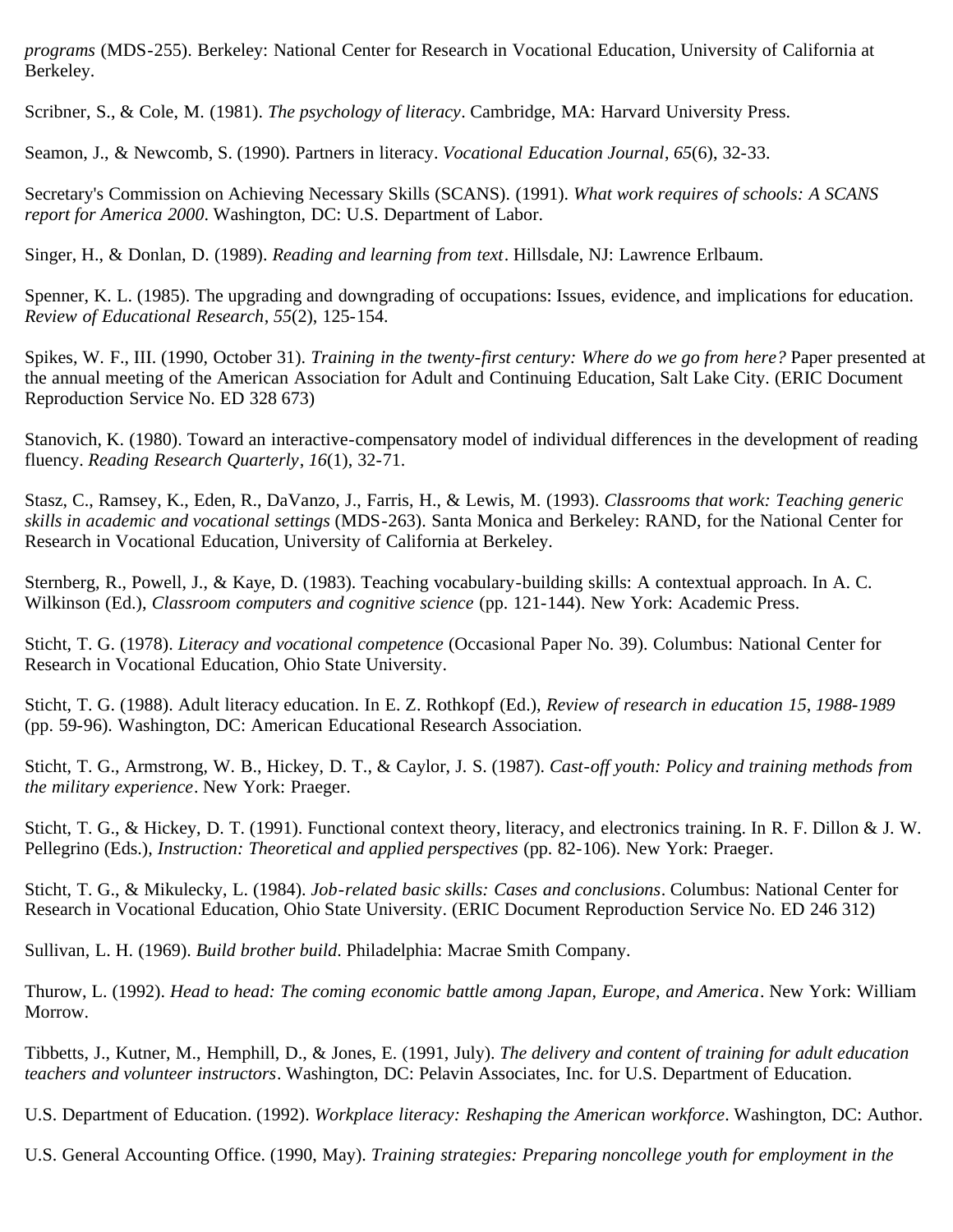*programs* (MDS-255). Berkeley: National Center for Research in Vocational Education, University of California at Berkeley.

Scribner, S., & Cole, M. (1981). *The psychology of literacy*. Cambridge, MA: Harvard University Press.

Seamon, J., & Newcomb, S. (1990). Partners in literacy. *Vocational Education Journal*, *65*(6), 32-33.

Secretary's Commission on Achieving Necessary Skills (SCANS). (1991). *What work requires of schools: A SCANS report for America 2000*. Washington, DC: U.S. Department of Labor.

Singer, H., & Donlan, D. (1989). *Reading and learning from text*. Hillsdale, NJ: Lawrence Erlbaum.

Spenner, K. L. (1985). The upgrading and downgrading of occupations: Issues, evidence, and implications for education. *Review of Educational Research*, *55*(2), 125-154.

Spikes, W. F., III. (1990, October 31). *Training in the twenty-first century: Where do we go from here?* Paper presented at the annual meeting of the American Association for Adult and Continuing Education, Salt Lake City. (ERIC Document Reproduction Service No. ED 328 673)

Stanovich, K. (1980). Toward an interactive-compensatory model of individual differences in the development of reading fluency. *Reading Research Quarterly*, *16*(1), 32-71.

Stasz, C., Ramsey, K., Eden, R., DaVanzo, J., Farris, H., & Lewis, M. (1993). *Classrooms that work: Teaching generic skills in academic and vocational settings* (MDS-263). Santa Monica and Berkeley: RAND, for the National Center for Research in Vocational Education, University of California at Berkeley.

Sternberg, R., Powell, J., & Kaye, D. (1983). Teaching vocabulary-building skills: A contextual approach. In A. C. Wilkinson (Ed.), *Classroom computers and cognitive science* (pp. 121-144). New York: Academic Press.

Sticht, T. G. (1978). *Literacy and vocational competence* (Occasional Paper No. 39). Columbus: National Center for Research in Vocational Education, Ohio State University.

Sticht, T. G. (1988). Adult literacy education. In E. Z. Rothkopf (Ed.), *Review of research in education 15*, *1988-1989* (pp. 59-96). Washington, DC: American Educational Research Association.

Sticht, T. G., Armstrong, W. B., Hickey, D. T., & Caylor, J. S. (1987). *Cast-off youth: Policy and training methods from the military experience*. New York: Praeger.

Sticht, T. G., & Hickey, D. T. (1991). Functional context theory, literacy, and electronics training. In R. F. Dillon & J. W. Pellegrino (Eds.), *Instruction: Theoretical and applied perspectives* (pp. 82-106). New York: Praeger.

Sticht, T. G., & Mikulecky, L. (1984). *Job-related basic skills: Cases and conclusions*. Columbus: National Center for Research in Vocational Education, Ohio State University. (ERIC Document Reproduction Service No. ED 246 312)

Sullivan, L. H. (1969). *Build brother build*. Philadelphia: Macrae Smith Company.

Thurow, L. (1992). *Head to head: The coming economic battle among Japan, Europe, and America*. New York: William Morrow.

Tibbetts, J., Kutner, M., Hemphill, D., & Jones, E. (1991, July). *The delivery and content of training for adult education teachers and volunteer instructors*. Washington, DC: Pelavin Associates, Inc. for U.S. Department of Education.

U.S. Department of Education. (1992). *Workplace literacy: Reshaping the American workforce*. Washington, DC: Author.

U.S. General Accounting Office. (1990, May). *Training strategies: Preparing noncollege youth for employment in the*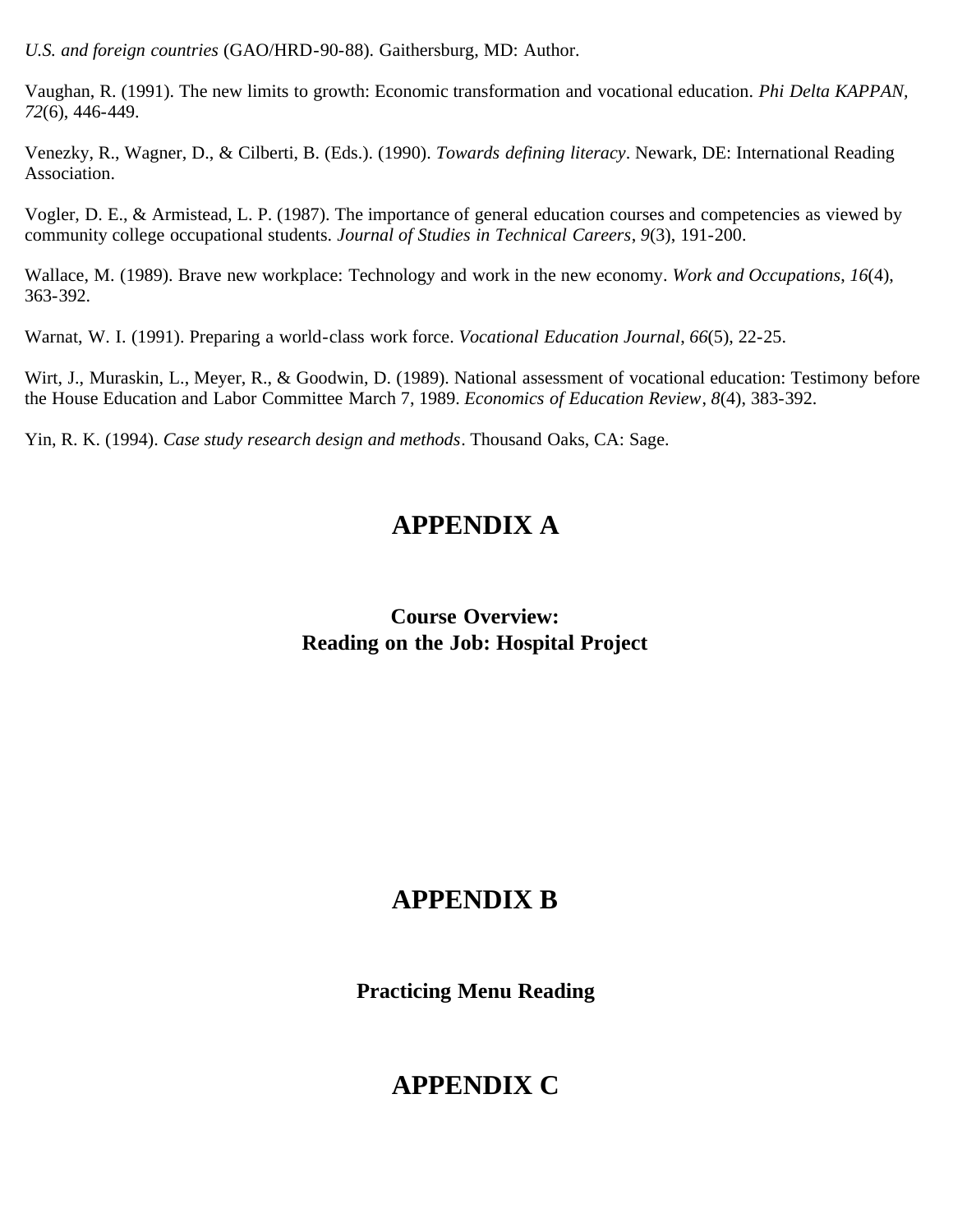*U.S. and foreign countries* (GAO/HRD-90-88). Gaithersburg, MD: Author.

Vaughan, R. (1991). The new limits to growth: Economic transformation and vocational education. *Phi Delta KAPPAN, 72*(6), 446-449.

Venezky, R., Wagner, D., & Cilberti, B. (Eds.). (1990). *Towards defining literacy*. Newark, DE: International Reading Association.

Vogler, D. E., & Armistead, L. P. (1987). The importance of general education courses and competencies as viewed by community college occupational students. *Journal of Studies in Technical Careers*, *9*(3), 191-200.

Wallace, M. (1989). Brave new workplace: Technology and work in the new economy. *Work and Occupations*, *16*(4), 363-392.

Warnat, W. I. (1991). Preparing a world-class work force. *Vocational Education Journal*, *66*(5), 22-25.

Wirt, J., Muraskin, L., Meyer, R., & Goodwin, D. (1989). National assessment of vocational education: Testimony before the House Education and Labor Committee March 7, 1989. *Economics of Education Review*, *8*(4), 383-392.

Yin, R. K. (1994). *Case study research design and methods*. Thousand Oaks, CA: Sage.

# APPENDIX A

**Course Overview:**
**Reading on the Job: Hospital Project**

# APPENDIX B

**Practicing Menu Reading**

# APPENDIX C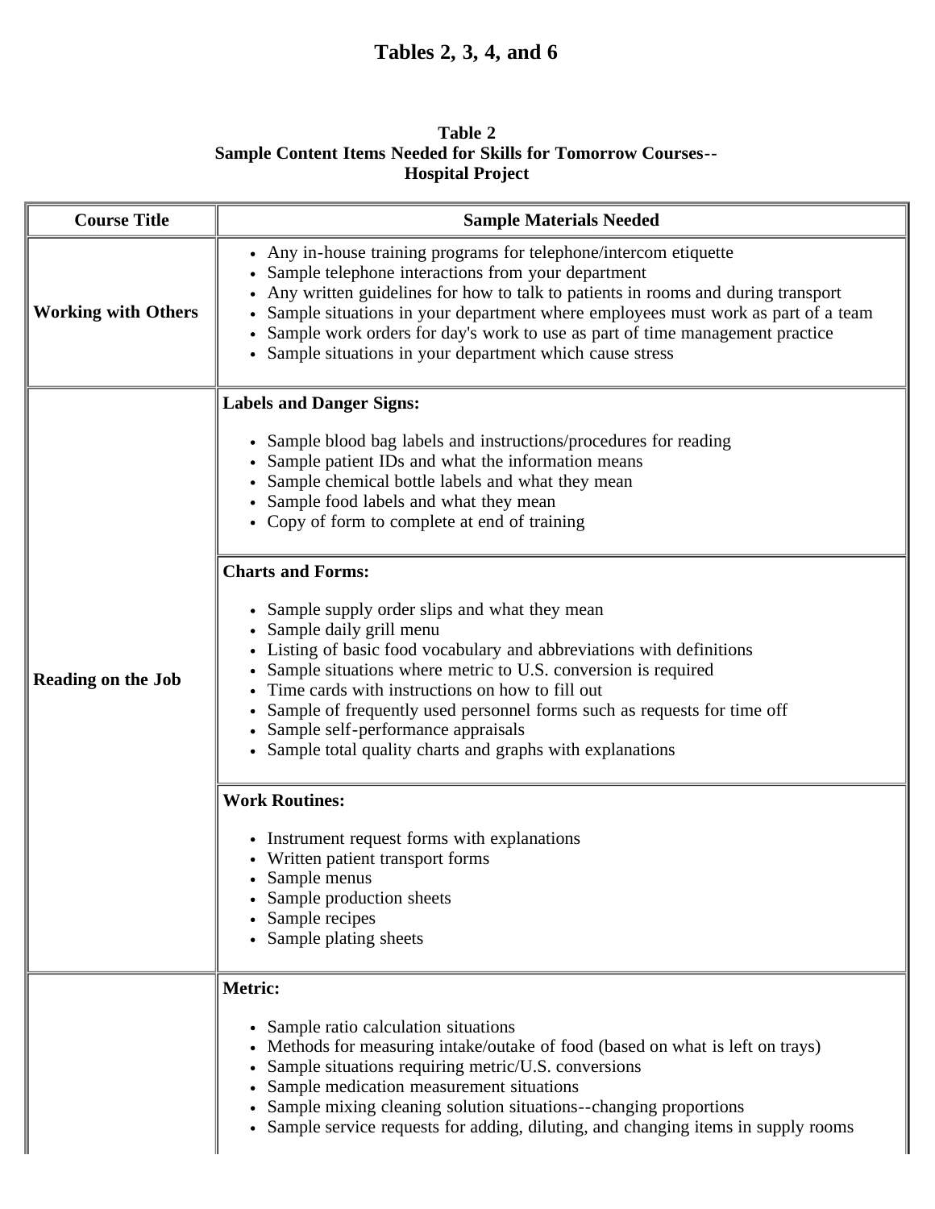# Tables 2, 3, 4, and 6

**Table 2**
**Sample Content Items Needed for Skills for Tomorrow Courses--**
**Hospital Project**

| Course Title | Sample Materials Needed |
|---|---|
| **Working with Others** | • Any in-house training programs for telephone/intercom etiquette<br>• Sample telephone interactions from your department<br>• Any written guidelines for how to talk to patients in rooms and during transport<br>• Sample situations in your department where employees must work as part of a team<br>• Sample work orders for day's work to use as part of time management practice<br>• Sample situations in your department which cause stress |
| **Reading on the Job** | **Labels and Danger Signs:**<br>• Sample blood bag labels and instructions/procedures for reading<br>• Sample patient IDs and what the information means<br>• Sample chemical bottle labels and what they mean<br>• Sample food labels and what they mean<br>• Copy of form to complete at end of training |
| | **Charts and Forms:**<br>• Sample supply order slips and what they mean<br>• Sample daily grill menu<br>• Listing of basic food vocabulary and abbreviations with definitions<br>• Sample situations where metric to U.S. conversion is required<br>• Time cards with instructions on how to fill out<br>• Sample of frequently used personnel forms such as requests for time off<br>• Sample self-performance appraisals<br>• Sample total quality charts and graphs with explanations |
| | **Work Routines:**<br>• Instrument request forms with explanations<br>• Written patient transport forms<br>• Sample menus<br>• Sample production sheets<br>• Sample recipes<br>• Sample plating sheets |
| | **Metric:**<br>• Sample ratio calculation situations<br>• Methods for measuring intake/outake of food (based on what is left on trays)<br>• Sample situations requiring metric/U.S. conversions<br>• Sample medication measurement situations<br>• Sample mixing cleaning solution situations--changing proportions<br>• Sample service requests for adding, diluting, and changing items in supply rooms |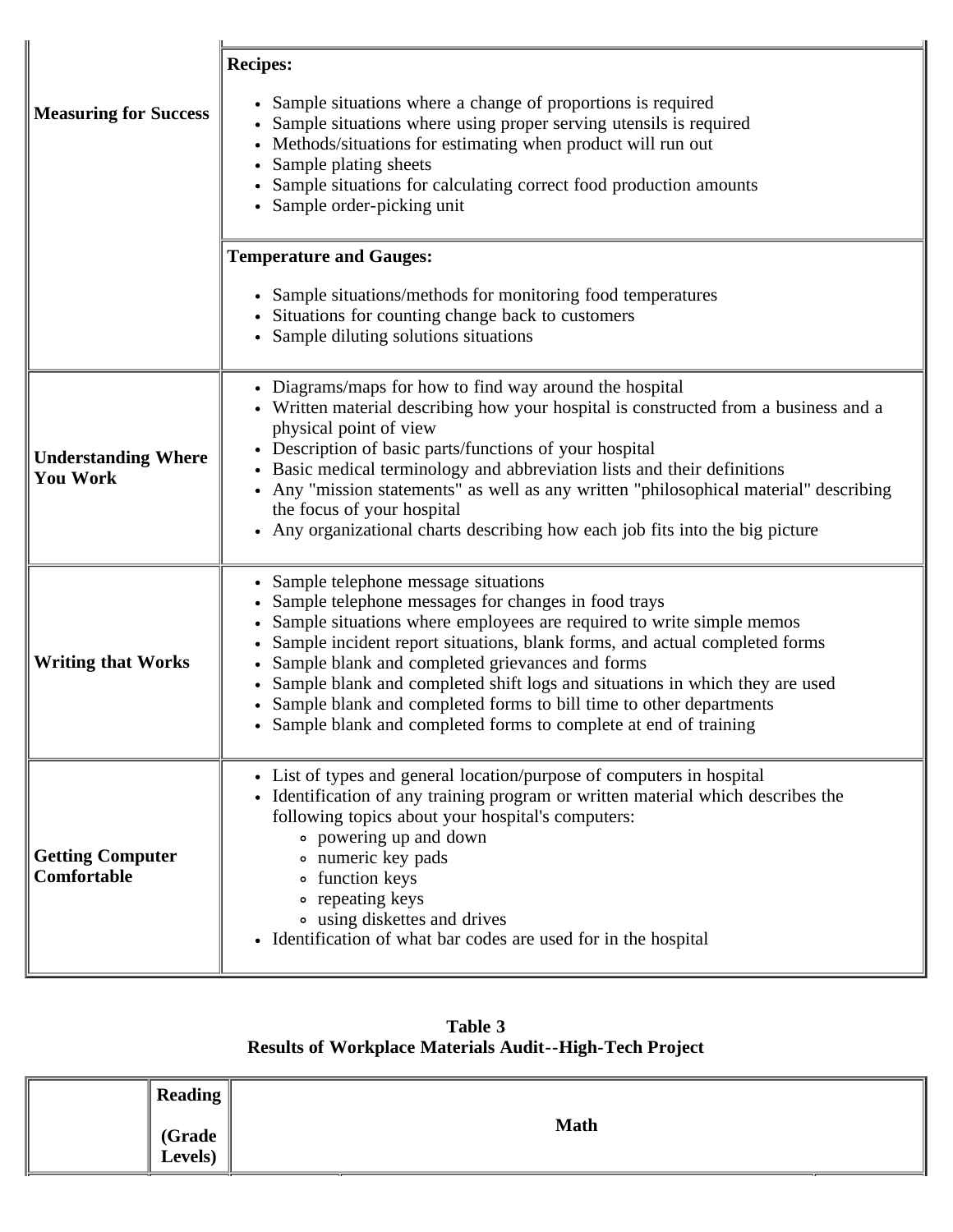| | |
|---|---|
| **Measuring for Success** | **Recipes:**<br><br>• Sample situations where a change of proportions is required<br>• Sample situations where using proper serving utensils is required<br>• Methods/situations for estimating when product will run out<br>• Sample plating sheets<br>• Sample situations for calculating correct food production amounts<br>• Sample order-picking unit |
| | **Temperature and Gauges:**<br><br>• Sample situations/methods for monitoring food temperatures<br>• Situations for counting change back to customers<br>• Sample diluting solutions situations |
| **Understanding Where You Work** | • Diagrams/maps for how to find way around the hospital<br>• Written material describing how your hospital is constructed from a business and a physical point of view<br>• Description of basic parts/functions of your hospital<br>• Basic medical terminology and abbreviation lists and their definitions<br>• Any "mission statements" as well as any written "philosophical material" describing the focus of your hospital<br>• Any organizational charts describing how each job fits into the big picture |
| **Writing that Works** | • Sample telephone message situations<br>• Sample telephone messages for changes in food trays<br>• Sample situations where employees are required to write simple memos<br>• Sample incident report situations, blank forms, and actual completed forms<br>• Sample blank and completed grievances and forms<br>• Sample blank and completed shift logs and situations in which they are used<br>• Sample blank and completed forms to bill time to other departments<br>• Sample blank and completed forms to complete at end of training |
| **Getting Computer Comfortable** | • List of types and general location/purpose of computers in hospital<br>• Identification of any training program or written material which describes the following topics about your hospital's computers:<br>&nbsp;&nbsp;&nbsp;&nbsp;◦ powering up and down<br>&nbsp;&nbsp;&nbsp;&nbsp;◦ numeric key pads<br>&nbsp;&nbsp;&nbsp;&nbsp;◦ function keys<br>&nbsp;&nbsp;&nbsp;&nbsp;◦ repeating keys<br>&nbsp;&nbsp;&nbsp;&nbsp;◦ using diskettes and drives<br>• Identification of what bar codes are used for in the hospital |

**Table 3**
**Results of Workplace Materials Audit--High-Tech Project**

| | **Reading (Grade Levels)** | **Math** |
|---|---|---|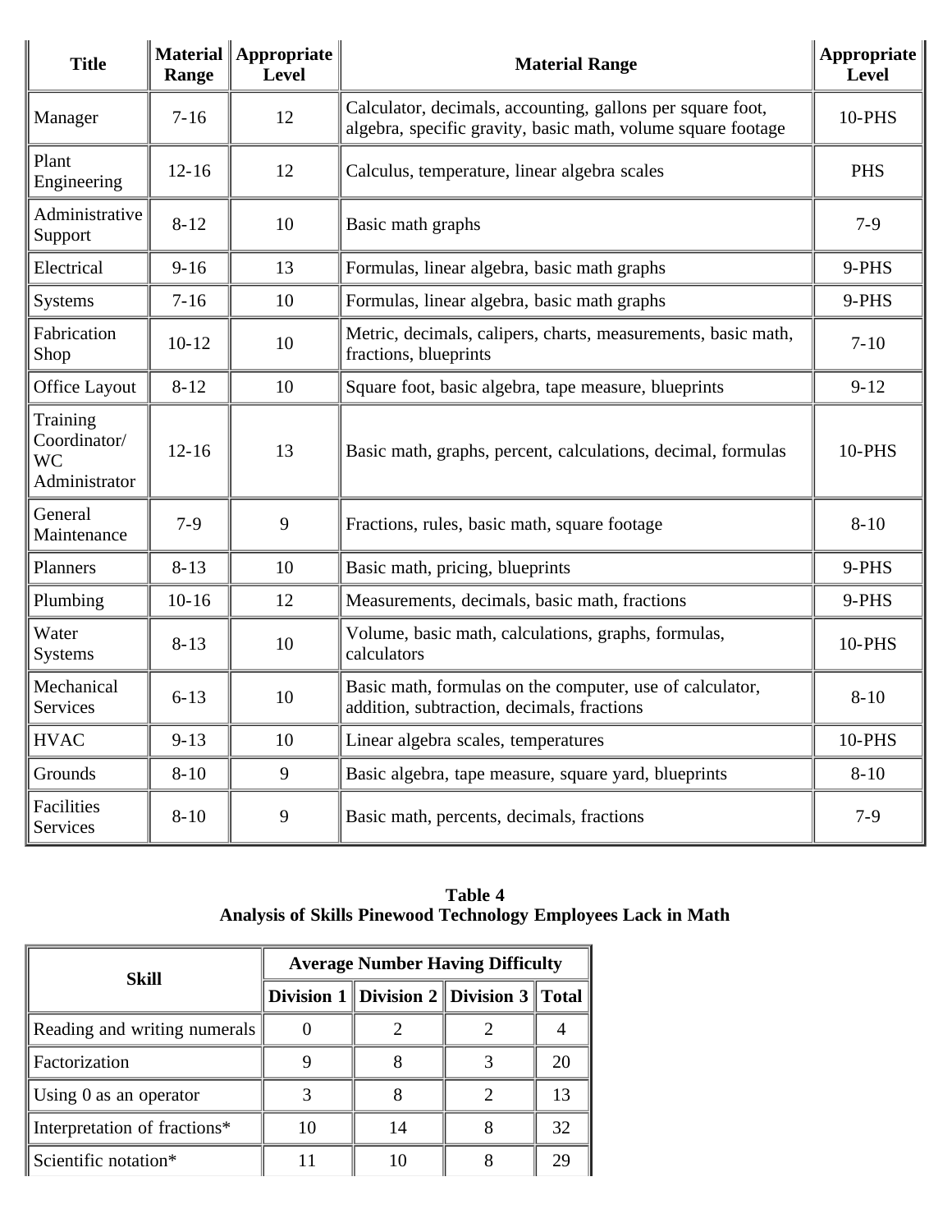| Title | Material Range | Appropriate Level | Material Range | Appropriate Level |
|---|---|---|---|---|
| Manager | 7-16 | 12 | Calculator, decimals, accounting, gallons per square foot, algebra, specific gravity, basic math, volume square footage | 10-PHS |
| Plant Engineering | 12-16 | 12 | Calculus, temperature, linear algebra scales | PHS |
| Administrative Support | 8-12 | 10 | Basic math graphs | 7-9 |
| Electrical | 9-16 | 13 | Formulas, linear algebra, basic math graphs | 9-PHS |
| Systems | 7-16 | 10 | Formulas, linear algebra, basic math graphs | 9-PHS |
| Fabrication Shop | 10-12 | 10 | Metric, decimals, calipers, charts, measurements, basic math, fractions, blueprints | 7-10 |
| Office Layout | 8-12 | 10 | Square foot, basic algebra, tape measure, blueprints | 9-12 |
| Training Coordinator/ WC Administrator | 12-16 | 13 | Basic math, graphs, percent, calculations, decimal, formulas | 10-PHS |
| General Maintenance | 7-9 | 9 | Fractions, rules, basic math, square footage | 8-10 |
| Planners | 8-13 | 10 | Basic math, pricing, blueprints | 9-PHS |
| Plumbing | 10-16 | 12 | Measurements, decimals, basic math, fractions | 9-PHS |
| Water Systems | 8-13 | 10 | Volume, basic math, calculations, graphs, formulas, calculators | 10-PHS |
| Mechanical Services | 6-13 | 10 | Basic math, formulas on the computer, use of calculator, addition, subtraction, decimals, fractions | 8-10 |
| HVAC | 9-13 | 10 | Linear algebra scales, temperatures | 10-PHS |
| Grounds | 8-10 | 9 | Basic algebra, tape measure, square yard, blueprints | 8-10 |
| Facilities Services | 8-10 | 9 | Basic math, percents, decimals, fractions | 7-9 |

**Table 4**
**Analysis of Skills Pinewood Technology Employees Lack in Math**

| Skill | Average Number Having Difficulty | | | |
|---|---|---|---|---|
| | Division 1 | Division 2 | Division 3 | Total |
| Reading and writing numerals | 0 | 2 | 2 | 4 |
| Factorization | 9 | 8 | 3 | 20 |
| Using 0 as an operator | 3 | 8 | 2 | 13 |
| Interpretation of fractions* | 10 | 14 | 8 | 32 |
| Scientific notation* | 11 | 10 | 8 | 29 |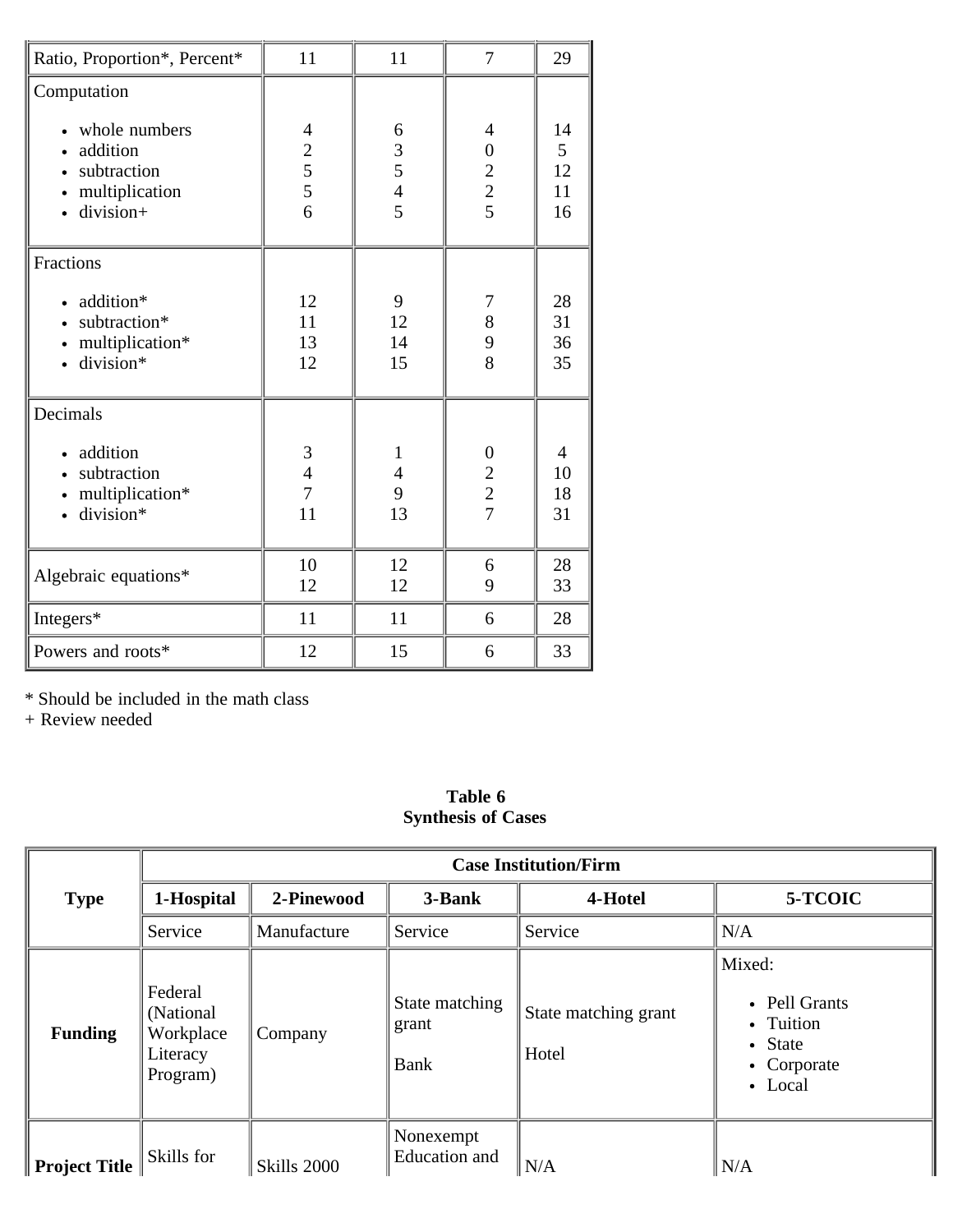| Ratio, Proportion*, Percent* | 11 | 11 | 7 | 29 |
|---|---|---|---|---|
| Computation | | | | |
| • whole numbers | 4 | 6 | 4 | 14 |
| • addition | 2 | 3 | 0 | 5 |
| • subtraction | 5 | 5 | 2 | 12 |
| • multiplication | 5 | 4 | 2 | 11 |
| • division+ | 6 | 5 | 5 | 16 |
| Fractions | | | | |
| • addition* | 12 | 9 | 7 | 28 |
| • subtraction* | 11 | 12 | 8 | 31 |
| • multiplication* | 13 | 14 | 9 | 36 |
| • division* | 12 | 15 | 8 | 35 |
| Decimals | | | | |
| • addition | 3 | 1 | 0 | 4 |
| • subtraction | 4 | 4 | 2 | 10 |
| • multiplication* | 7 | 9 | 2 | 18 |
| • division* | 11 | 13 | 7 | 31 |
| Algebraic equations* | 10<br>12 | 12<br>12 | 6<br>9 | 28<br>33 |
| Integers* | 11 | 11 | 6 | 28 |
| Powers and roots* | 12 | 15 | 6 | 33 |

\* Should be included in the math class
\+ Review needed

**Table 6**
**Synthesis of Cases**

| Type | Case Institution/Firm | | | | |
|---|---|---|---|---|---|
| | **1-Hospital** | **2-Pinewood** | **3-Bank** | **4-Hotel** | **5-TCOIC** |
| | Service | Manufacture | Service | Service | N/A |
| **Funding** | Federal (National Workplace Literacy Program) | Company | State matching grant<br>Bank | State matching grant<br>Hotel | Mixed:<br>• Pell Grants<br>• Tuition<br>• State<br>• Corporate<br>• Local |
| **Project Title** | Skills for | Skills 2000 | Nonexempt Education and | N/A | N/A |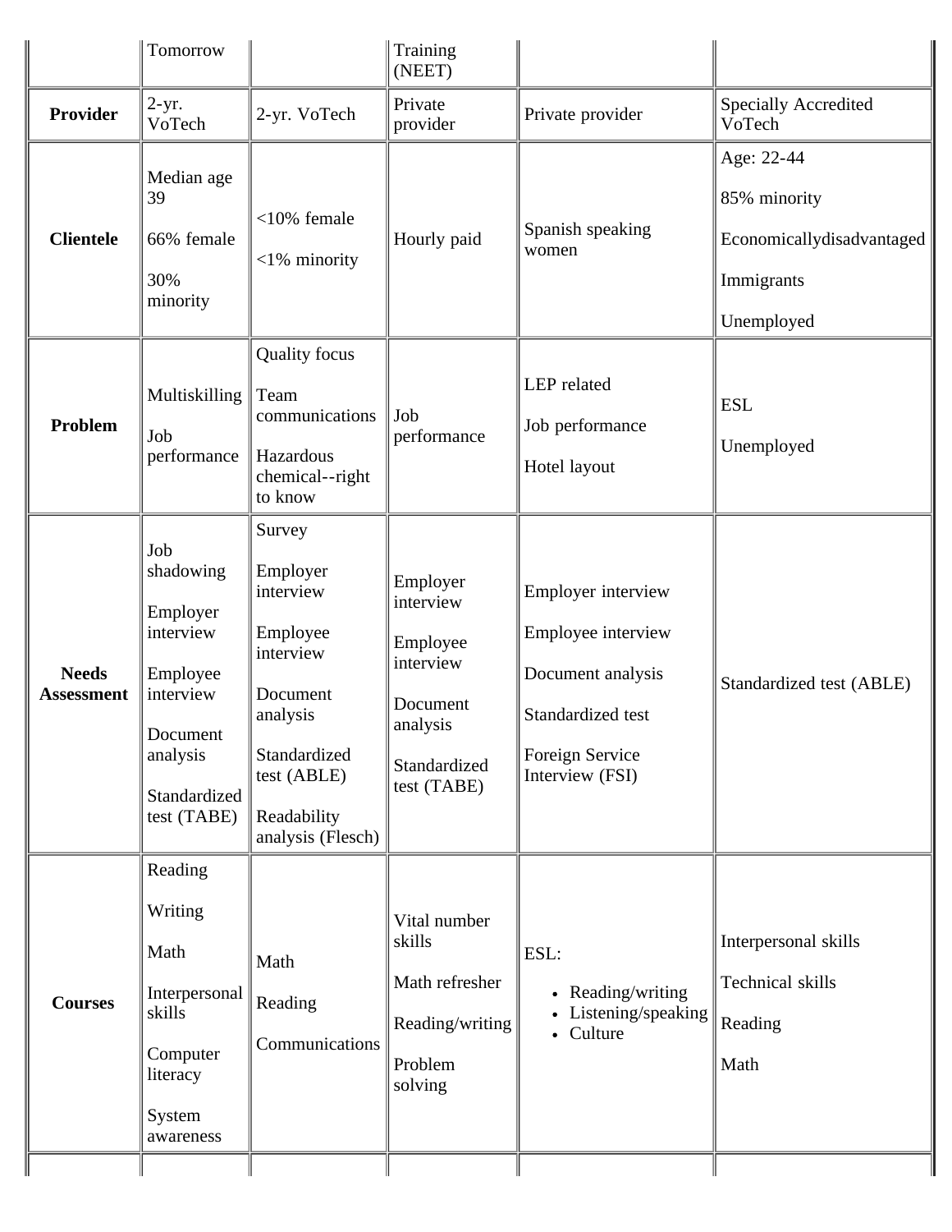| | Tomorrow | | Training (NEET) | | |
|---|---|---|---|---|---|
| **Provider** | 2-yr. VoTech | 2-yr. VoTech | Private provider | Private provider | Specially Accredited VoTech |
| **Clientele** | Median age 39<br><br>66% female<br><br>30% minority | <10% female<br><br><1% minority | Hourly paid | Spanish speaking women | Age: 22-44<br><br>85% minority<br><br>Economicallydisadvantaged<br><br>Immigrants<br><br>Unemployed |
| **Problem** | Multiskilling<br><br>Job performance | Quality focus<br><br>Team communications<br><br>Hazardous chemical--right to know | Job performance | LEP related<br><br>Job performance<br><br>Hotel layout | ESL<br><br>Unemployed |
| **Needs Assessment** | Job shadowing<br><br>Employer interview<br><br>Employee interview<br><br>Document analysis<br><br>Standardized test (TABE) | Survey<br><br>Employer interview<br><br>Employee interview<br><br>Document analysis<br><br>Standardized test (ABLE)<br><br>Readability analysis (Flesch) | Employer interview<br><br>Employee interview<br><br>Document analysis<br><br>Standardized test (TABE) | Employer interview<br><br>Employee interview<br><br>Document analysis<br><br>Standardized test<br><br>Foreign Service Interview (FSI) | Standardized test (ABLE) |
| **Courses** | Reading<br><br>Writing<br><br>Math<br><br>Interpersonal skills<br><br>Computer literacy<br><br>System awareness | Math<br><br>Reading<br><br>Communications | Vital number skills<br><br>Math refresher<br><br>Reading/writing<br><br>Problem solving | ESL:<br>• Reading/writing<br>• Listening/speaking<br>• Culture | Interpersonal skills<br><br>Technical skills<br><br>Reading<br><br>Math |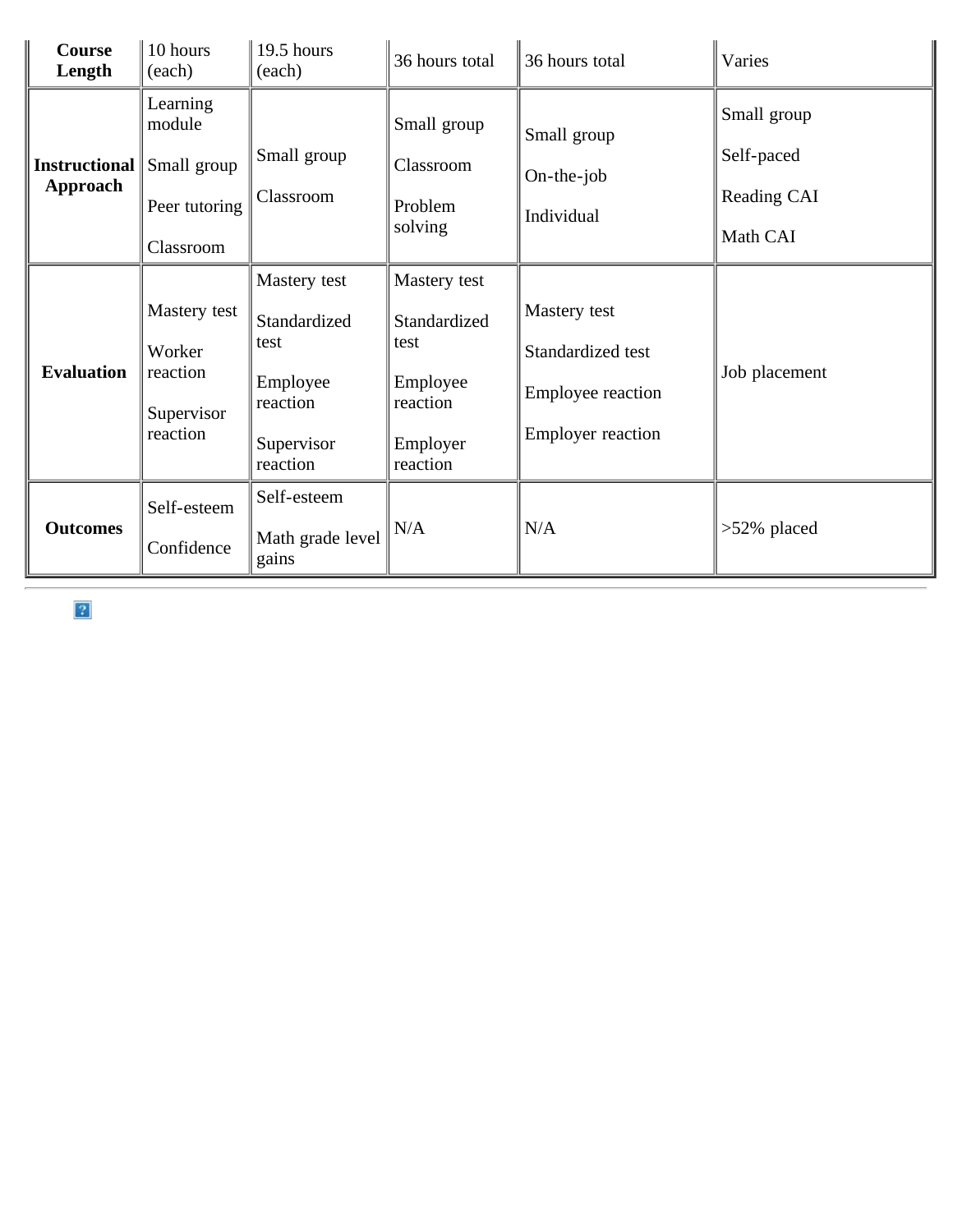| | | | | | |
|---|---|---|---|---|---|
| **Course Length** | 10 hours (each) | 19.5 hours (each) | 36 hours total | 36 hours total | Varies |
| **Instructional Approach** | Learning module<br><br>Small group<br><br>Peer tutoring<br><br>Classroom | Small group<br><br>Classroom | Small group<br><br>Classroom<br><br>Problem solving | Small group<br><br>On-the-job<br><br>Individual | Small group<br><br>Self-paced<br><br>Reading CAI<br><br>Math CAI |
| **Evaluation** | Mastery test<br><br>Worker reaction<br><br>Supervisor reaction | Mastery test<br><br>Standardized test<br><br>Employee reaction<br><br>Supervisor reaction | Mastery test<br><br>Standardized test<br><br>Employee reaction<br><br>Employer reaction | Mastery test<br><br>Standardized test<br><br>Employee reaction<br><br>Employer reaction | Job placement |
| **Outcomes** | Self-esteem<br><br>Confidence | Self-esteem<br><br>Math grade level gains | N/A | N/A | >52% placed |